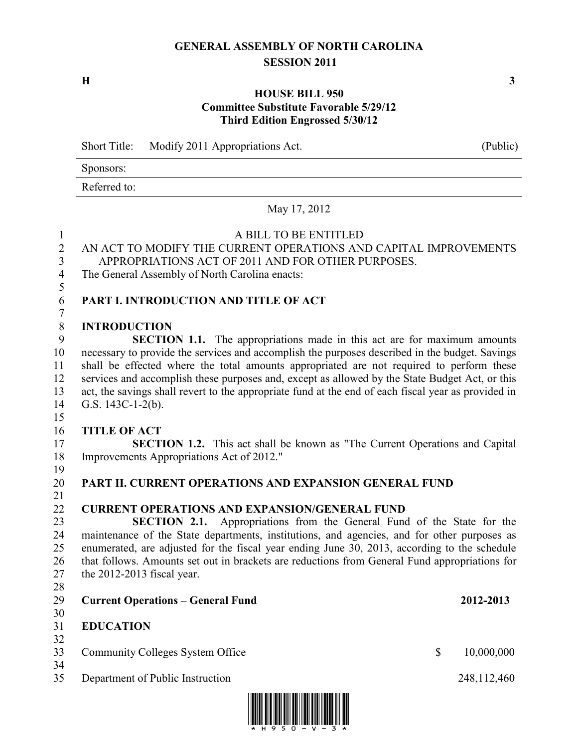# GENERAL ASSEMBLY OF NORTH CAROLINA
## SESSION 2011

**H** **3**

## HOUSE BILL 950
**Committee Substitute Favorable 5/29/12**
**Third Edition Engrossed 5/30/12**

| Short Title: | Modify 2011 Appropriations Act. | (Public) |
|---|---|---|
| Sponsors: | | |
| Referred to: | | |

May 17, 2012

A BILL TO BE ENTITLED

AN ACT TO MODIFY THE CURRENT OPERATIONS AND CAPITAL IMPROVEMENTS APPROPRIATIONS ACT OF 2011 AND FOR OTHER PURPOSES.

The General Assembly of North Carolina enacts:

**PART I. INTRODUCTION AND TITLE OF ACT**

**INTRODUCTION**

**SECTION 1.1.** The appropriations made in this act are for maximum amounts necessary to provide the services and accomplish the purposes described in the budget. Savings shall be effected where the total amounts appropriated are not required to perform these services and accomplish these purposes and, except as allowed by the State Budget Act, or this act, the savings shall revert to the appropriate fund at the end of each fiscal year as provided in G.S. 143C-1-2(b).

**TITLE OF ACT**

**SECTION 1.2.** This act shall be known as "The Current Operations and Capital Improvements Appropriations Act of 2012."

**PART II. CURRENT OPERATIONS AND EXPANSION GENERAL FUND**

**CURRENT OPERATIONS AND EXPANSION/GENERAL FUND**

**SECTION 2.1.** Appropriations from the General Fund of the State for the maintenance of the State departments, institutions, and agencies, and for other purposes as enumerated, are adjusted for the fiscal year ending June 30, 2013, according to the schedule that follows. Amounts set out in brackets are reductions from General Fund appropriations for the 2012-2013 fiscal year.

| **Current Operations – General Fund** | **2012-2013** |
|---|---|
| **EDUCATION** | |
| Community Colleges System Office | $ 10,000,000 |
| Department of Public Instruction | 248,112,460 |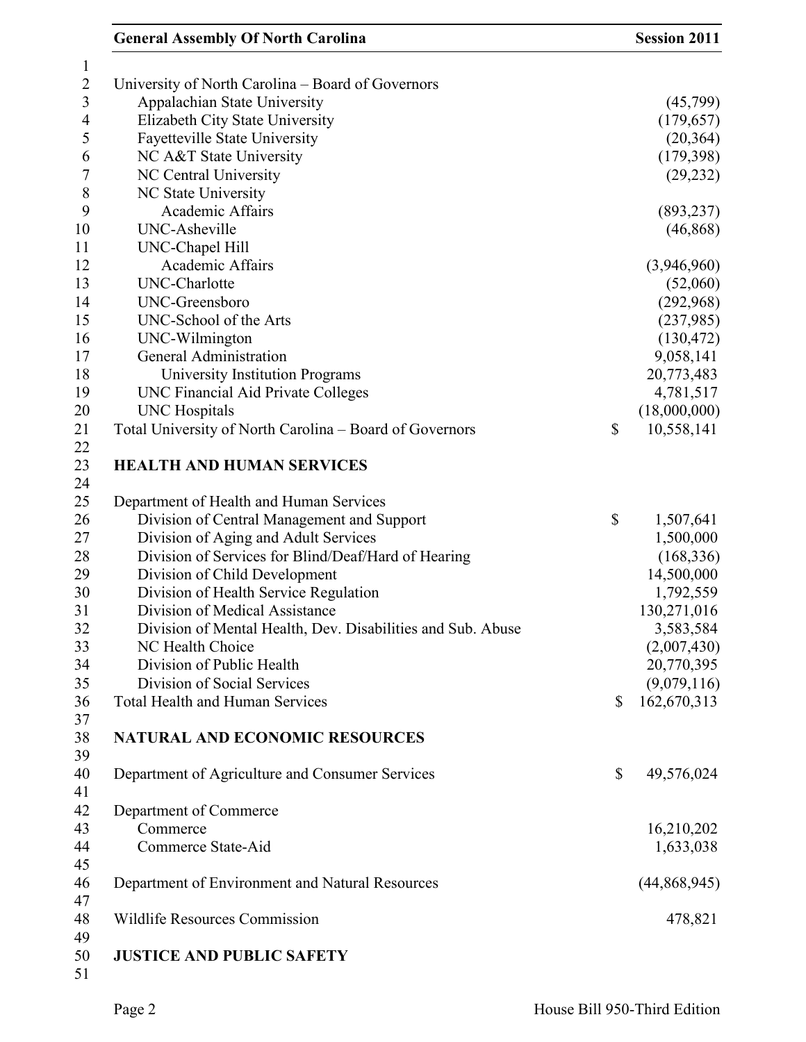| | |
|---|---|
| University of North Carolina – Board of Governors | |
| Appalachian State University | (45,799) |
| Elizabeth City State University | (179,657) |
| Fayetteville State University | (20,364) |
| NC A&T State University | (179,398) |
| NC Central University | (29,232) |
| NC State University | |
| Academic Affairs | (893,237) |
| UNC-Asheville | (46,868) |
| UNC-Chapel Hill | |
| Academic Affairs | (3,946,960) |
| UNC-Charlotte | (52,060) |
| UNC-Greensboro | (292,968) |
| UNC-School of the Arts | (237,985) |
| UNC-Wilmington | (130,472) |
| General Administration | 9,058,141 |
| University Institution Programs | 20,773,483 |
| UNC Financial Aid Private Colleges | 4,781,517 |
| UNC Hospitals | (18,000,000) |
| Total University of North Carolina – Board of Governors | $ 10,558,141 |

## HEALTH AND HUMAN SERVICES

| | |
|---|---|
| Department of Health and Human Services | |
| Division of Central Management and Support | $ 1,507,641 |
| Division of Aging and Adult Services | 1,500,000 |
| Division of Services for Blind/Deaf/Hard of Hearing | (168,336) |
| Division of Child Development | 14,500,000 |
| Division of Health Service Regulation | 1,792,559 |
| Division of Medical Assistance | 130,271,016 |
| Division of Mental Health, Dev. Disabilities and Sub. Abuse | 3,583,584 |
| NC Health Choice | (2,007,430) |
| Division of Public Health | 20,770,395 |
| Division of Social Services | (9,079,116) |
| Total Health and Human Services | $ 162,670,313 |

## NATURAL AND ECONOMIC RESOURCES

| | |
|---|---|
| Department of Agriculture and Consumer Services | $ 49,576,024 |
| Department of Commerce | |
| Commerce | 16,210,202 |
| Commerce State-Aid | 1,633,038 |
| Department of Environment and Natural Resources | (44,868,945) |
| Wildlife Resources Commission | 478,821 |

## JUSTICE AND PUBLIC SAFETY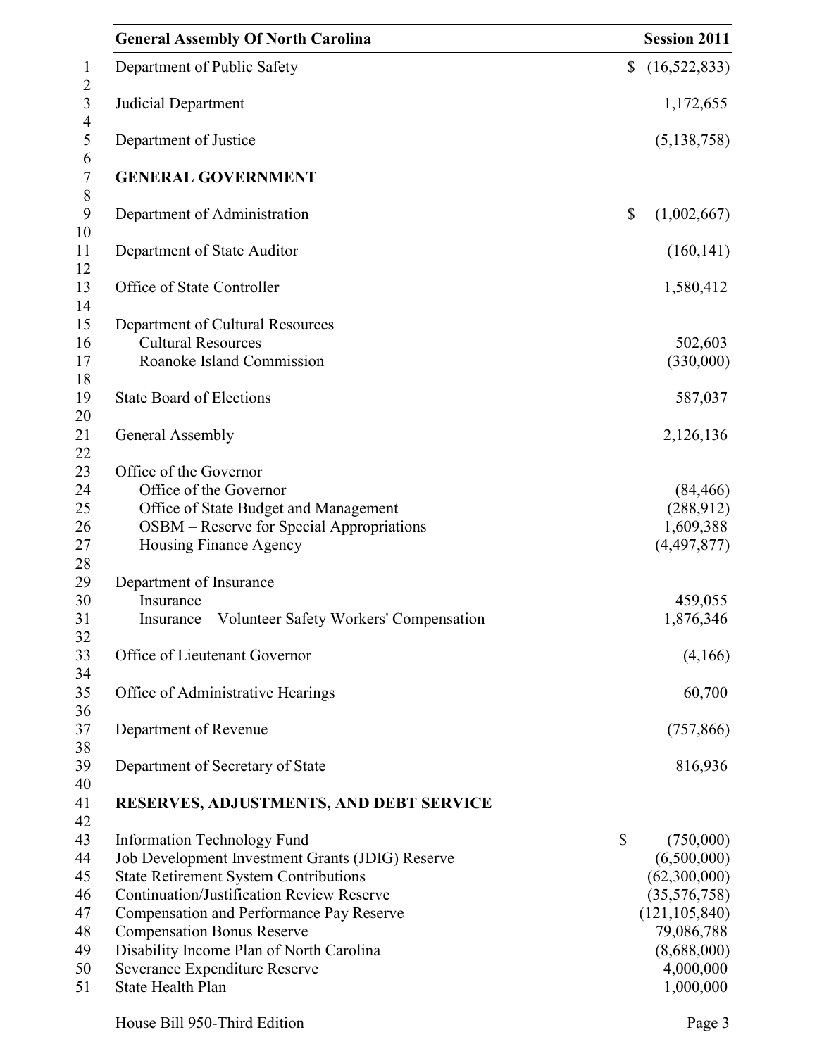| | |
|---|---|
| Department of Public Safety | $ (16,522,833) |
| Judicial Department | 1,172,655 |
| Department of Justice | (5,138,758) |
| **GENERAL GOVERNMENT** | |
| Department of Administration | $ (1,002,667) |
| Department of State Auditor | (160,141) |
| Office of State Controller | 1,580,412 |
| Department of Cultural Resources | |
| Cultural Resources | 502,603 |
| Roanoke Island Commission | (330,000) |
| State Board of Elections | 587,037 |
| General Assembly | 2,126,136 |
| Office of the Governor | |
| Office of the Governor | (84,466) |
| Office of State Budget and Management | (288,912) |
| OSBM – Reserve for Special Appropriations | 1,609,388 |
| Housing Finance Agency | (4,497,877) |
| Department of Insurance | |
| Insurance | 459,055 |
| Insurance – Volunteer Safety Workers' Compensation | 1,876,346 |
| Office of Lieutenant Governor | (4,166) |
| Office of Administrative Hearings | 60,700 |
| Department of Revenue | (757,866) |
| Department of Secretary of State | 816,936 |
| **RESERVES, ADJUSTMENTS, AND DEBT SERVICE** | |
| Information Technology Fund | $ (750,000) |
| Job Development Investment Grants (JDIG) Reserve | (6,500,000) |
| State Retirement System Contributions | (62,300,000) |
| Continuation/Justification Review Reserve | (35,576,758) |
| Compensation and Performance Pay Reserve | (121,105,840) |
| Compensation Bonus Reserve | 79,086,788 |
| Disability Income Plan of North Carolina | (8,688,000) |
| Severance Expenditure Reserve | 4,000,000 |
| State Health Plan | 1,000,000 |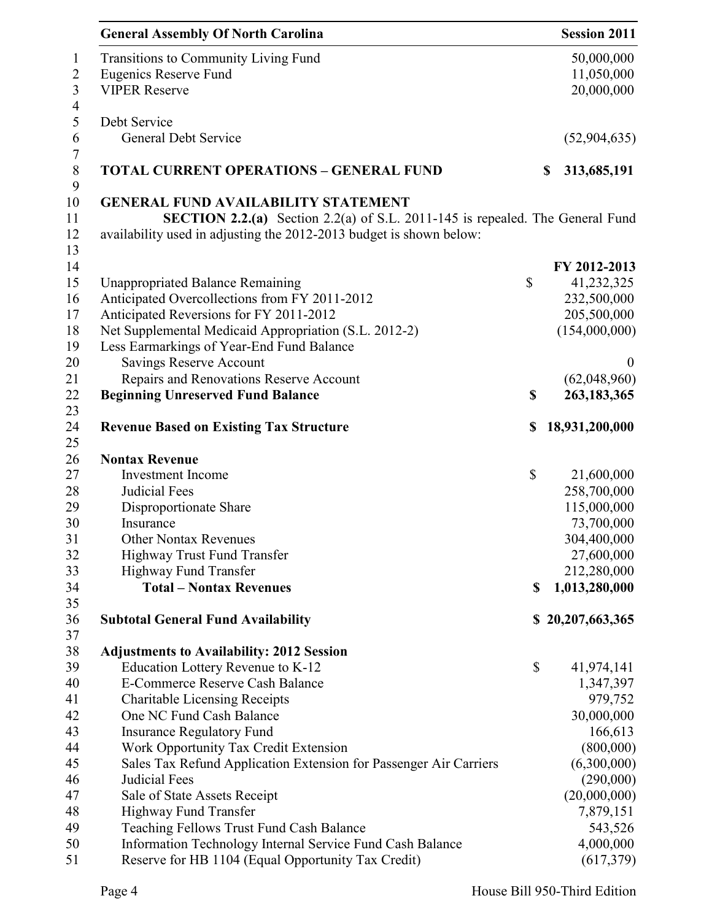| | |
|---|---|
| Transitions to Community Living Fund | 50,000,000 |
| Eugenics Reserve Fund | 11,050,000 |
| VIPER Reserve | 20,000,000 |
| | |
| Debt Service | |
| General Debt Service | (52,904,635) |
| | |
| **TOTAL CURRENT OPERATIONS – GENERAL FUND** | **$ 313,685,191** |

**GENERAL FUND AVAILABILITY STATEMENT**

**SECTION 2.2.(a)** Section 2.2(a) of S.L. 2011-145 is repealed. The General Fund availability used in adjusting the 2012-2013 budget is shown below:

| | | FY 2012-2013 |
|---|---|---|
| Unappropriated Balance Remaining | $ | 41,232,325 |
| Anticipated Overcollections from FY 2011-2012 | | 232,500,000 |
| Anticipated Reversions for FY 2011-2012 | | 205,500,000 |
| Net Supplemental Medicaid Appropriation (S.L. 2012-2) | | (154,000,000) |
| Less Earmarkings of Year-End Fund Balance | | |
| Savings Reserve Account | | 0 |
| Repairs and Renovations Reserve Account | | (62,048,960) |
| **Beginning Unreserved Fund Balance** | **$** | **263,183,365** |
| | | |
| **Revenue Based on Existing Tax Structure** | **$** | **18,931,200,000** |
| | | |
| **Nontax Revenue** | | |
| Investment Income | $ | 21,600,000 |
| Judicial Fees | | 258,700,000 |
| Disproportionate Share | | 115,000,000 |
| Insurance | | 73,700,000 |
| Other Nontax Revenues | | 304,400,000 |
| Highway Trust Fund Transfer | | 27,600,000 |
| Highway Fund Transfer | | 212,280,000 |
| **Total – Nontax Revenues** | **$** | **1,013,280,000** |
| | | |
| **Subtotal General Fund Availability** | **$** | **20,207,663,365** |
| | | |
| **Adjustments to Availability: 2012 Session** | | |
| Education Lottery Revenue to K-12 | $ | 41,974,141 |
| E-Commerce Reserve Cash Balance | | 1,347,397 |
| Charitable Licensing Receipts | | 979,752 |
| One NC Fund Cash Balance | | 30,000,000 |
| Insurance Regulatory Fund | | 166,613 |
| Work Opportunity Tax Credit Extension | | (800,000) |
| Sales Tax Refund Application Extension for Passenger Air Carriers | | (6,300,000) |
| Judicial Fees | | (290,000) |
| Sale of State Assets Receipt | | (20,000,000) |
| Highway Fund Transfer | | 7,879,151 |
| Teaching Fellows Trust Fund Cash Balance | | 543,526 |
| Information Technology Internal Service Fund Cash Balance | | 4,000,000 |
| Reserve for HB 1104 (Equal Opportunity Tax Credit) | | (617,379) |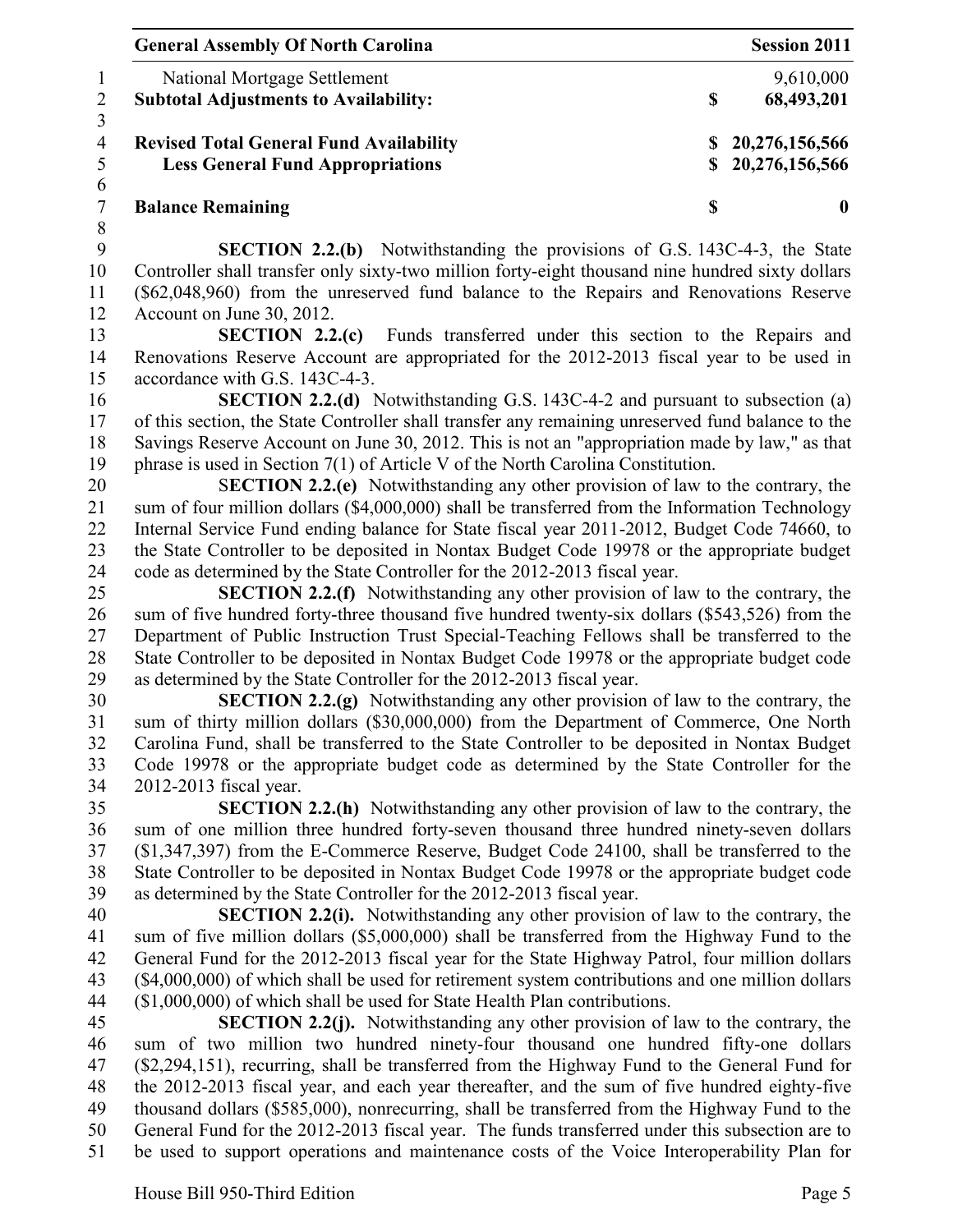| | | |
|---|---|---|
| National Mortgage Settlement | | 9,610,000 |
| **Subtotal Adjustments to Availability:** | **$** | **68,493,201** |
| | | |
| **Revised Total General Fund Availability** | **$** | **20,276,156,566** |
| **Less General Fund Appropriations** | **$** | **20,276,156,566** |
| | | |
| **Balance Remaining** | **$** | **0** |

**SECTION 2.2.(b)** Notwithstanding the provisions of G.S. 143C-4-3, the State Controller shall transfer only sixty-two million forty-eight thousand nine hundred sixty dollars ($62,048,960) from the unreserved fund balance to the Repairs and Renovations Reserve Account on June 30, 2012.

**SECTION 2.2.(c)** Funds transferred under this section to the Repairs and Renovations Reserve Account are appropriated for the 2012-2013 fiscal year to be used in accordance with G.S. 143C-4-3.

**SECTION 2.2.(d)** Notwithstanding G.S. 143C-4-2 and pursuant to subsection (a) of this section, the State Controller shall transfer any remaining unreserved fund balance to the Savings Reserve Account on June 30, 2012. This is not an "appropriation made by law," as that phrase is used in Section 7(1) of Article V of the North Carolina Constitution.

**SECTION 2.2.(e)** Notwithstanding any other provision of law to the contrary, the sum of four million dollars ($4,000,000) shall be transferred from the Information Technology Internal Service Fund ending balance for State fiscal year 2011-2012, Budget Code 74660, to the State Controller to be deposited in Nontax Budget Code 19978 or the appropriate budget code as determined by the State Controller for the 2012-2013 fiscal year.

**SECTION 2.2.(f)** Notwithstanding any other provision of law to the contrary, the sum of five hundred forty-three thousand five hundred twenty-six dollars ($543,526) from the Department of Public Instruction Trust Special-Teaching Fellows shall be transferred to the State Controller to be deposited in Nontax Budget Code 19978 or the appropriate budget code as determined by the State Controller for the 2012-2013 fiscal year.

**SECTION 2.2.(g)** Notwithstanding any other provision of law to the contrary, the sum of thirty million dollars ($30,000,000) from the Department of Commerce, One North Carolina Fund, shall be transferred to the State Controller to be deposited in Nontax Budget Code 19978 or the appropriate budget code as determined by the State Controller for the 2012-2013 fiscal year.

**SECTION 2.2.(h)** Notwithstanding any other provision of law to the contrary, the sum of one million three hundred forty-seven thousand three hundred ninety-seven dollars ($1,347,397) from the E-Commerce Reserve, Budget Code 24100, shall be transferred to the State Controller to be deposited in Nontax Budget Code 19978 or the appropriate budget code as determined by the State Controller for the 2012-2013 fiscal year.

**SECTION 2.2(i).** Notwithstanding any other provision of law to the contrary, the sum of five million dollars ($5,000,000) shall be transferred from the Highway Fund to the General Fund for the 2012-2013 fiscal year for the State Highway Patrol, four million dollars ($4,000,000) of which shall be used for retirement system contributions and one million dollars ($1,000,000) of which shall be used for State Health Plan contributions.

**SECTION 2.2(j).** Notwithstanding any other provision of law to the contrary, the sum of two million two hundred ninety-four thousand one hundred fifty-one dollars ($2,294,151), recurring, shall be transferred from the Highway Fund to the General Fund for the 2012-2013 fiscal year, and each year thereafter, and the sum of five hundred eighty-five thousand dollars ($585,000), nonrecurring, shall be transferred from the Highway Fund to the General Fund for the 2012-2013 fiscal year. The funds transferred under this subsection are to be used to support operations and maintenance costs of the Voice Interoperability Plan for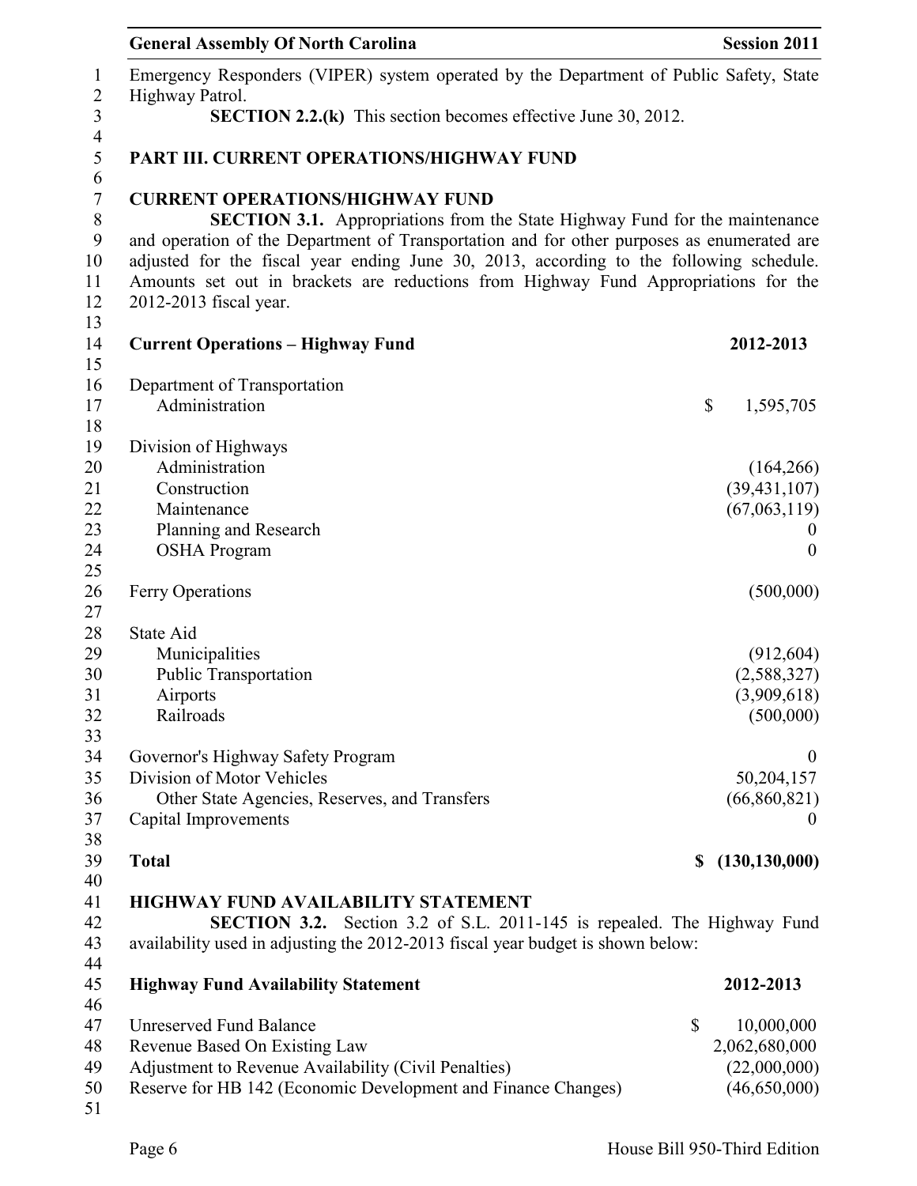Emergency Responders (VIPER) system operated by the Department of Public Safety, State Highway Patrol.

**SECTION 2.2.(k)** This section becomes effective June 30, 2012.

## PART III. CURRENT OPERATIONS/HIGHWAY FUND

### CURRENT OPERATIONS/HIGHWAY FUND

**SECTION 3.1.** Appropriations from the State Highway Fund for the maintenance and operation of the Department of Transportation and for other purposes as enumerated are adjusted for the fiscal year ending June 30, 2013, according to the following schedule. Amounts set out in brackets are reductions from Highway Fund Appropriations for the 2012-2013 fiscal year.

| **Current Operations – Highway Fund** | **2012-2013** |
|---|---|
| Department of Transportation | |
| Administration | $ 1,595,705 |
| Division of Highways | |
| Administration | (164,266) |
| Construction | (39,431,107) |
| Maintenance | (67,063,119) |
| Planning and Research | 0 |
| OSHA Program | 0 |
| Ferry Operations | (500,000) |
| State Aid | |
| Municipalities | (912,604) |
| Public Transportation | (2,588,327) |
| Airports | (3,909,618) |
| Railroads | (500,000) |
| Governor's Highway Safety Program | 0 |
| Division of Motor Vehicles | 50,204,157 |
| Other State Agencies, Reserves, and Transfers | (66,860,821) |
| Capital Improvements | 0 |
| **Total** | **$ (130,130,000)** |

### HIGHWAY FUND AVAILABILITY STATEMENT

**SECTION 3.2.** Section 3.2 of S.L. 2011-145 is repealed. The Highway Fund availability used in adjusting the 2012-2013 fiscal year budget is shown below:

| **Highway Fund Availability Statement** | **2012-2013** |
|---|---|
| Unreserved Fund Balance | $ 10,000,000 |
| Revenue Based On Existing Law | 2,062,680,000 |
| Adjustment to Revenue Availability (Civil Penalties) | (22,000,000) |
| Reserve for HB 142 (Economic Development and Finance Changes) | (46,650,000) |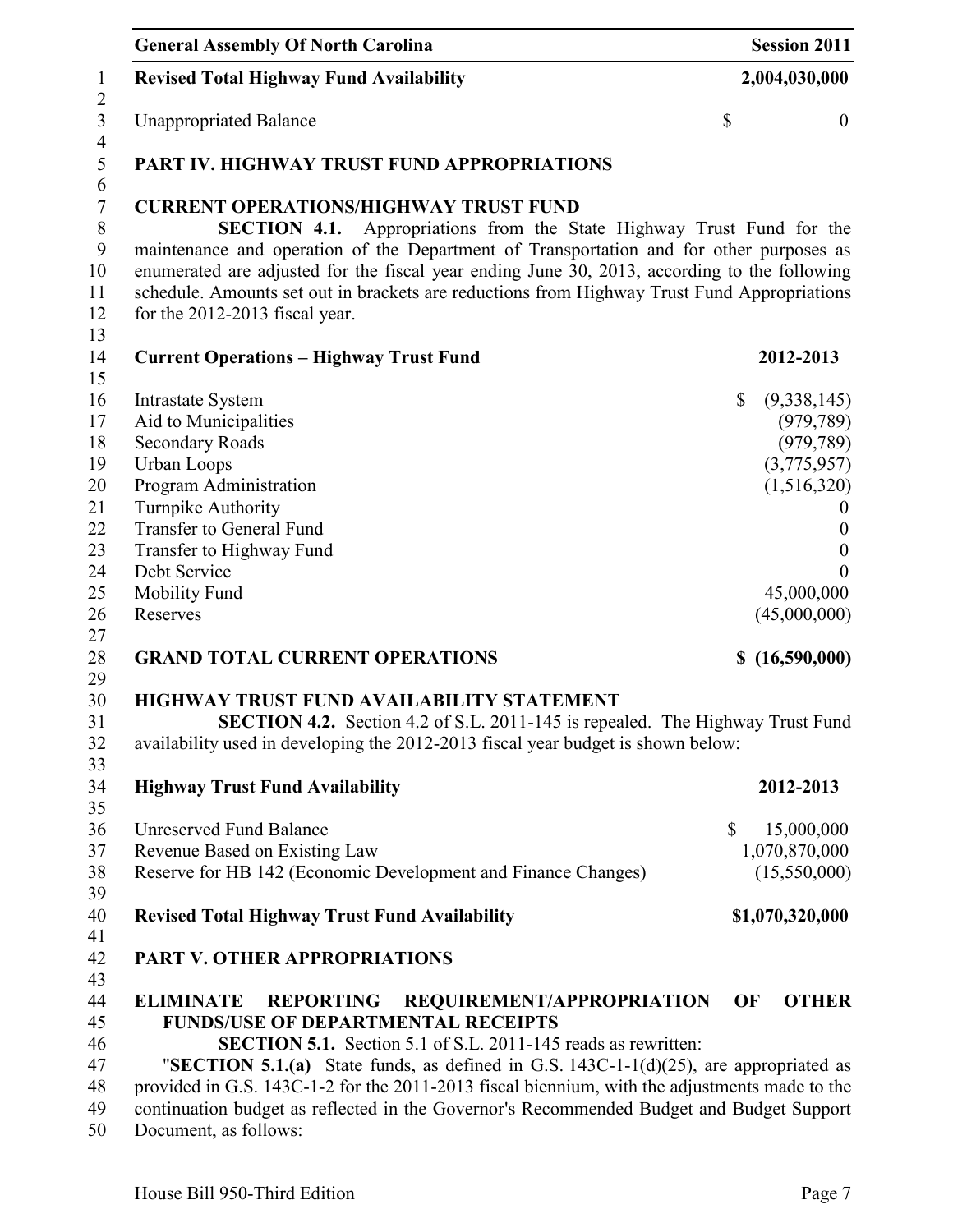| | |
|---|---|
| **Revised Total Highway Fund Availability** | **2,004,030,000** |
| Unappropriated Balance | $ 0 |

## PART IV. HIGHWAY TRUST FUND APPROPRIATIONS

### CURRENT OPERATIONS/HIGHWAY TRUST FUND

**SECTION 4.1.** Appropriations from the State Highway Trust Fund for the maintenance and operation of the Department of Transportation and for other purposes as enumerated are adjusted for the fiscal year ending June 30, 2013, according to the following schedule. Amounts set out in brackets are reductions from Highway Trust Fund Appropriations for the 2012-2013 fiscal year.

| **Current Operations – Highway Trust Fund** | **2012-2013** |
|---|---|
| Intrastate System | $ (9,338,145) |
| Aid to Municipalities | (979,789) |
| Secondary Roads | (979,789) |
| Urban Loops | (3,775,957) |
| Program Administration | (1,516,320) |
| Turnpike Authority | 0 |
| Transfer to General Fund | 0 |
| Transfer to Highway Fund | 0 |
| Debt Service | 0 |
| Mobility Fund | 45,000,000 |
| Reserves | (45,000,000) |
| **GRAND TOTAL CURRENT OPERATIONS** | **$ (16,590,000)** |

### HIGHWAY TRUST FUND AVAILABILITY STATEMENT

**SECTION 4.2.** Section 4.2 of S.L. 2011-145 is repealed. The Highway Trust Fund availability used in developing the 2012-2013 fiscal year budget is shown below:

| **Highway Trust Fund Availability** | **2012-2013** |
|---|---|
| Unreserved Fund Balance | $ 15,000,000 |
| Revenue Based on Existing Law | 1,070,870,000 |
| Reserve for HB 142 (Economic Development and Finance Changes) | (15,550,000) |
| **Revised Total Highway Trust Fund Availability** | **$1,070,320,000** |

## PART V. OTHER APPROPRIATIONS

### ELIMINATE REPORTING REQUIREMENT/APPROPRIATION OF OTHER FUNDS/USE OF DEPARTMENTAL RECEIPTS

**SECTION 5.1.** Section 5.1 of S.L. 2011-145 reads as rewritten:

"**SECTION 5.1.(a)** State funds, as defined in G.S. 143C-1-1(d)(25), are appropriated as provided in G.S. 143C-1-2 for the 2011-2013 fiscal biennium, with the adjustments made to the continuation budget as reflected in the Governor's Recommended Budget and Budget Support Document, as follows: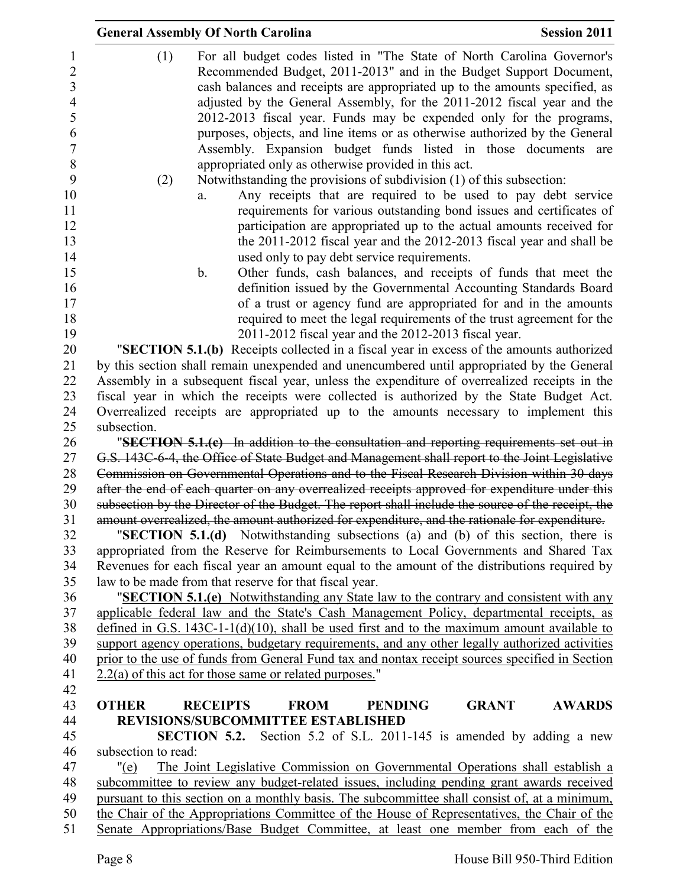(1) For all budget codes listed in "The State of North Carolina Governor's Recommended Budget, 2011-2013" and in the Budget Support Document, cash balances and receipts are appropriated up to the amounts specified, as adjusted by the General Assembly, for the 2011-2012 fiscal year and the 2012-2013 fiscal year. Funds may be expended only for the programs, purposes, objects, and line items or as otherwise authorized by the General Assembly. Expansion budget funds listed in those documents are appropriated only as otherwise provided in this act.

(2) Notwithstanding the provisions of subdivision (1) of this subsection:

a. Any receipts that are required to be used to pay debt service requirements for various outstanding bond issues and certificates of participation are appropriated up to the actual amounts received for the 2011-2012 fiscal year and the 2012-2013 fiscal year and shall be used only to pay debt service requirements.

b. Other funds, cash balances, and receipts of funds that meet the definition issued by the Governmental Accounting Standards Board of a trust or agency fund are appropriated for and in the amounts required to meet the legal requirements of the trust agreement for the 2011-2012 fiscal year and the 2012-2013 fiscal year.

"**SECTION 5.1.(b)** Receipts collected in a fiscal year in excess of the amounts authorized by this section shall remain unexpended and unencumbered until appropriated by the General Assembly in a subsequent fiscal year, unless the expenditure of overrealized receipts in the fiscal year in which the receipts were collected is authorized by the State Budget Act. Overrealized receipts are appropriated up to the amounts necessary to implement this subsection.

"~~**SECTION 5.1.(c)** In addition to the consultation and reporting requirements set out in G.S. 143C-6-4, the Office of State Budget and Management shall report to the Joint Legislative Commission on Governmental Operations and to the Fiscal Research Division within 30 days after the end of each quarter on any overrealized receipts approved for expenditure under this subsection by the Director of the Budget. The report shall include the source of the receipt, the amount overrealized, the amount authorized for expenditure, and the rationale for expenditure.~~

"**SECTION 5.1.(d)** Notwithstanding subsections (a) and (b) of this section, there is appropriated from the Reserve for Reimbursements to Local Governments and Shared Tax Revenues for each fiscal year an amount equal to the amount of the distributions required by law to be made from that reserve for that fiscal year.

"<u>**SECTION 5.1.(e)** Notwithstanding any State law to the contrary and consistent with any applicable federal law and the State's Cash Management Policy, departmental receipts, as defined in G.S. 143C-1-1(d)(10), shall be used first and to the maximum amount available to support agency operations, budgetary requirements, and any other legally authorized activities prior to the use of funds from General Fund tax and nontax receipt sources specified in Section 2.2(a) of this act for those same or related purposes.</u>"

**OTHER RECEIPTS FROM PENDING GRANT AWARDS REVISIONS/SUBCOMMITTEE ESTABLISHED**

**SECTION 5.2.** Section 5.2 of S.L. 2011-145 is amended by adding a new subsection to read:

"<u>(e) The Joint Legislative Commission on Governmental Operations shall establish a subcommittee to review any budget-related issues, including pending grant awards received pursuant to this section on a monthly basis. The subcommittee shall consist of, at a minimum, the Chair of the Appropriations Committee of the House of Representatives, the Chair of the Senate Appropriations/Base Budget Committee, at least one member from each of the</u>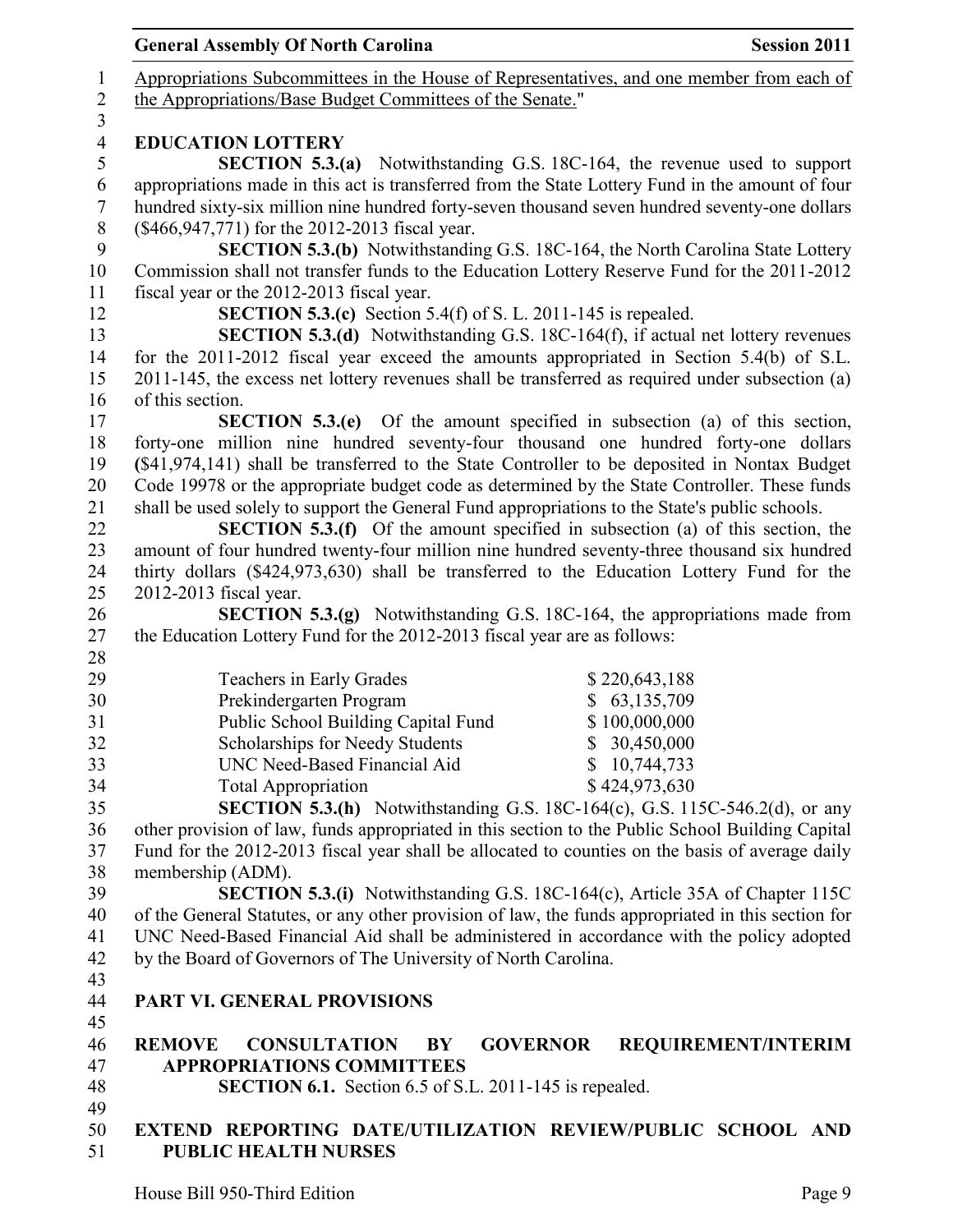Appropriations Subcommittees in the House of Representatives, and one member from each of the Appropriations/Base Budget Committees of the Senate."

**EDUCATION LOTTERY**

**SECTION 5.3.(a)** Notwithstanding G.S. 18C-164, the revenue used to support appropriations made in this act is transferred from the State Lottery Fund in the amount of four hundred sixty-six million nine hundred forty-seven thousand seven hundred seventy-one dollars ($466,947,771) for the 2012-2013 fiscal year.

**SECTION 5.3.(b)** Notwithstanding G.S. 18C-164, the North Carolina State Lottery Commission shall not transfer funds to the Education Lottery Reserve Fund for the 2011-2012 fiscal year or the 2012-2013 fiscal year.

**SECTION 5.3.(c)** Section 5.4(f) of S. L. 2011-145 is repealed.

**SECTION 5.3.(d)** Notwithstanding G.S. 18C-164(f), if actual net lottery revenues for the 2011-2012 fiscal year exceed the amounts appropriated in Section 5.4(b) of S.L. 2011-145, the excess net lottery revenues shall be transferred as required under subsection (a) of this section.

**SECTION 5.3.(e)** Of the amount specified in subsection (a) of this section, forty-one million nine hundred seventy-four thousand one hundred forty-one dollars ($41,974,141) shall be transferred to the State Controller to be deposited in Nontax Budget Code 19978 or the appropriate budget code as determined by the State Controller. These funds shall be used solely to support the General Fund appropriations to the State's public schools.

**SECTION 5.3.(f)** Of the amount specified in subsection (a) of this section, the amount of four hundred twenty-four million nine hundred seventy-three thousand six hundred thirty dollars ($424,973,630) shall be transferred to the Education Lottery Fund for the 2012-2013 fiscal year.

**SECTION 5.3.(g)** Notwithstanding G.S. 18C-164, the appropriations made from the Education Lottery Fund for the 2012-2013 fiscal year are as follows:

| | |
|---|---|
| Teachers in Early Grades | $ 220,643,188 |
| Prekindergarten Program | $ 63,135,709 |
| Public School Building Capital Fund | $ 100,000,000 |
| Scholarships for Needy Students | $ 30,450,000 |
| UNC Need-Based Financial Aid | $ 10,744,733 |
| Total Appropriation | $ 424,973,630 |

**SECTION 5.3.(h)** Notwithstanding G.S. 18C-164(c), G.S. 115C-546.2(d), or any other provision of law, funds appropriated in this section to the Public School Building Capital Fund for the 2012-2013 fiscal year shall be allocated to counties on the basis of average daily membership (ADM).

**SECTION 5.3.(i)** Notwithstanding G.S. 18C-164(c), Article 35A of Chapter 115C of the General Statutes, or any other provision of law, the funds appropriated in this section for UNC Need-Based Financial Aid shall be administered in accordance with the policy adopted by the Board of Governors of The University of North Carolina.

## PART VI. GENERAL PROVISIONS

**REMOVE CONSULTATION BY GOVERNOR REQUIREMENT/INTERIM APPROPRIATIONS COMMITTEES**

**SECTION 6.1.** Section 6.5 of S.L. 2011-145 is repealed.

**EXTEND REPORTING DATE/UTILIZATION REVIEW/PUBLIC SCHOOL AND PUBLIC HEALTH NURSES**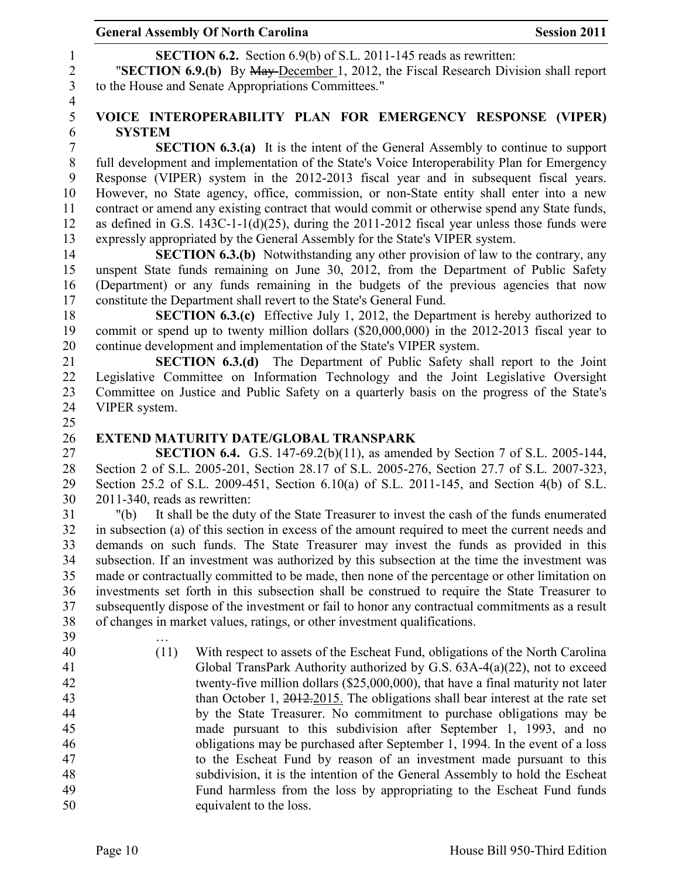**SECTION 6.2.** Section 6.9(b) of S.L. 2011-145 reads as rewritten:

"**SECTION 6.9.(b)** By ~~May~~ December 1, 2012, the Fiscal Research Division shall report to the House and Senate Appropriations Committees."

**VOICE INTEROPERABILITY PLAN FOR EMERGENCY RESPONSE (VIPER) SYSTEM**

**SECTION 6.3.(a)** It is the intent of the General Assembly to continue to support full development and implementation of the State's Voice Interoperability Plan for Emergency Response (VIPER) system in the 2012-2013 fiscal year and in subsequent fiscal years. However, no State agency, office, commission, or non-State entity shall enter into a new contract or amend any existing contract that would commit or otherwise spend any State funds, as defined in G.S. 143C-1-1(d)(25), during the 2011-2012 fiscal year unless those funds were expressly appropriated by the General Assembly for the State's VIPER system.

**SECTION 6.3.(b)** Notwithstanding any other provision of law to the contrary, any unspent State funds remaining on June 30, 2012, from the Department of Public Safety (Department) or any funds remaining in the budgets of the previous agencies that now constitute the Department shall revert to the State's General Fund.

**SECTION 6.3.(c)** Effective July 1, 2012, the Department is hereby authorized to commit or spend up to twenty million dollars ($20,000,000) in the 2012-2013 fiscal year to continue development and implementation of the State's VIPER system.

**SECTION 6.3.(d)** The Department of Public Safety shall report to the Joint Legislative Committee on Information Technology and the Joint Legislative Oversight Committee on Justice and Public Safety on a quarterly basis on the progress of the State's VIPER system.

**EXTEND MATURITY DATE/GLOBAL TRANSPARK**

**SECTION 6.4.** G.S. 147-69.2(b)(11), as amended by Section 7 of S.L. 2005-144, Section 2 of S.L. 2005-201, Section 28.17 of S.L. 2005-276, Section 27.7 of S.L. 2007-323, Section 25.2 of S.L. 2009-451, Section 6.10(a) of S.L. 2011-145, and Section 4(b) of S.L. 2011-340, reads as rewritten:

"(b) It shall be the duty of the State Treasurer to invest the cash of the funds enumerated in subsection (a) of this section in excess of the amount required to meet the current needs and demands on such funds. The State Treasurer may invest the funds as provided in this subsection. If an investment was authorized by this subsection at the time the investment was made or contractually committed to be made, then none of the percentage or other limitation on investments set forth in this subsection shall be construed to require the State Treasurer to subsequently dispose of the investment or fail to honor any contractual commitments as a result of changes in market values, ratings, or other investment qualifications.

…

(11) With respect to assets of the Escheat Fund, obligations of the North Carolina Global TransPark Authority authorized by G.S. 63A-4(a)(22), not to exceed twenty-five million dollars ($25,000,000), that have a final maturity not later than October 1, ~~2012.~~2015. The obligations shall bear interest at the rate set by the State Treasurer. No commitment to purchase obligations may be made pursuant to this subdivision after September 1, 1993, and no obligations may be purchased after September 1, 1994. In the event of a loss to the Escheat Fund by reason of an investment made pursuant to this subdivision, it is the intention of the General Assembly to hold the Escheat Fund harmless from the loss by appropriating to the Escheat Fund funds equivalent to the loss.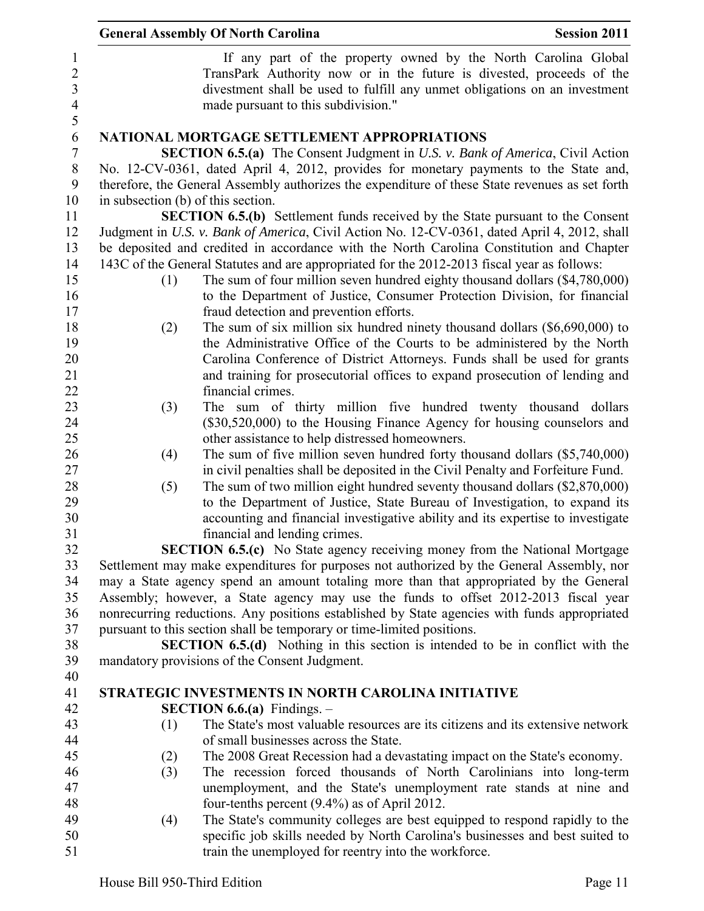If any part of the property owned by the North Carolina Global TransPark Authority now or in the future is divested, proceeds of the divestment shall be used to fulfill any unmet obligations on an investment made pursuant to this subdivision."

## NATIONAL MORTGAGE SETTLEMENT APPROPRIATIONS

**SECTION 6.5.(a)** The Consent Judgment in *U.S. v. Bank of America*, Civil Action No. 12-CV-0361, dated April 4, 2012, provides for monetary payments to the State and, therefore, the General Assembly authorizes the expenditure of these State revenues as set forth in subsection (b) of this section.

**SECTION 6.5.(b)** Settlement funds received by the State pursuant to the Consent Judgment in *U.S. v. Bank of America*, Civil Action No. 12-CV-0361, dated April 4, 2012, shall be deposited and credited in accordance with the North Carolina Constitution and Chapter 143C of the General Statutes and are appropriated for the 2012-2013 fiscal year as follows:

(1) The sum of four million seven hundred eighty thousand dollars ($4,780,000) to the Department of Justice, Consumer Protection Division, for financial fraud detection and prevention efforts.

(2) The sum of six million six hundred ninety thousand dollars ($6,690,000) to the Administrative Office of the Courts to be administered by the North Carolina Conference of District Attorneys. Funds shall be used for grants and training for prosecutorial offices to expand prosecution of lending and financial crimes.

(3) The sum of thirty million five hundred twenty thousand dollars ($30,520,000) to the Housing Finance Agency for housing counselors and other assistance to help distressed homeowners.

(4) The sum of five million seven hundred forty thousand dollars ($5,740,000) in civil penalties shall be deposited in the Civil Penalty and Forfeiture Fund.

(5) The sum of two million eight hundred seventy thousand dollars ($2,870,000) to the Department of Justice, State Bureau of Investigation, to expand its accounting and financial investigative ability and its expertise to investigate financial and lending crimes.

**SECTION 6.5.(c)** No State agency receiving money from the National Mortgage Settlement may make expenditures for purposes not authorized by the General Assembly, nor may a State agency spend an amount totaling more than that appropriated by the General Assembly; however, a State agency may use the funds to offset 2012-2013 fiscal year nonrecurring reductions. Any positions established by State agencies with funds appropriated pursuant to this section shall be temporary or time-limited positions.

**SECTION 6.5.(d)** Nothing in this section is intended to be in conflict with the mandatory provisions of the Consent Judgment.

## STRATEGIC INVESTMENTS IN NORTH CAROLINA INITIATIVE

**SECTION 6.6.(a)** Findings. –

(1) The State's most valuable resources are its citizens and its extensive network of small businesses across the State.

(2) The 2008 Great Recession had a devastating impact on the State's economy.

(3) The recession forced thousands of North Carolinians into long-term unemployment, and the State's unemployment rate stands at nine and four-tenths percent (9.4%) as of April 2012.

(4) The State's community colleges are best equipped to respond rapidly to the specific job skills needed by North Carolina's businesses and best suited to train the unemployed for reentry into the workforce.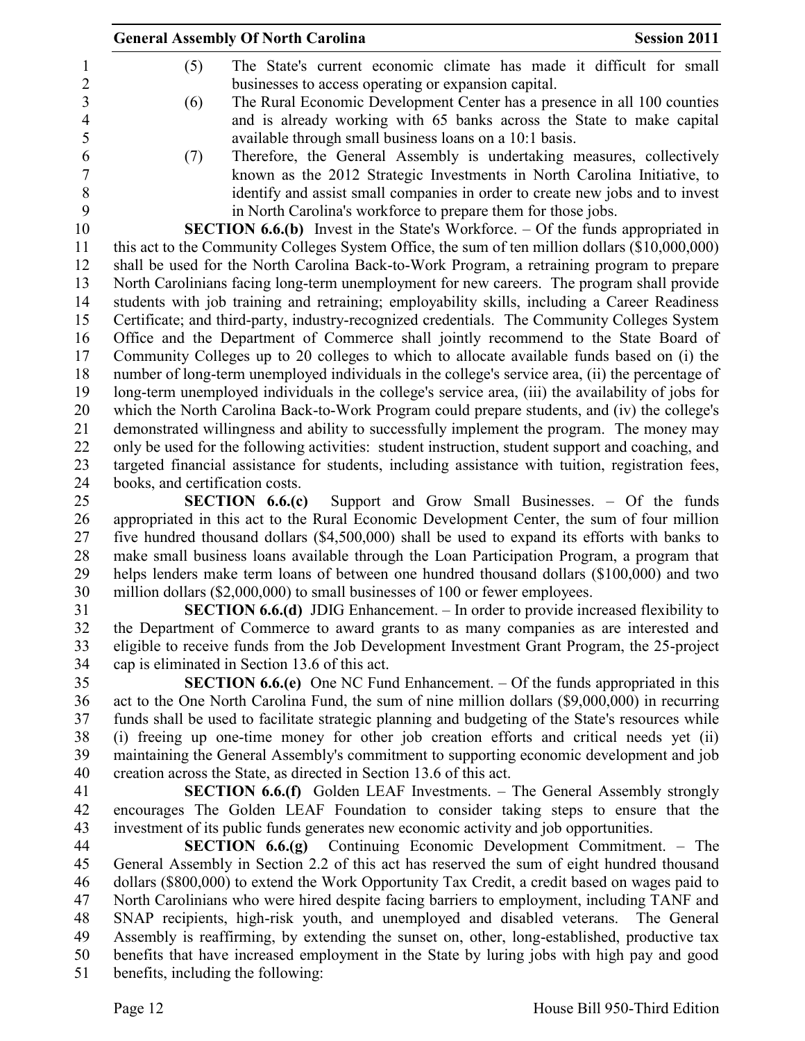(5) The State's current economic climate has made it difficult for small businesses to access operating or expansion capital.

(6) The Rural Economic Development Center has a presence in all 100 counties and is already working with 65 banks across the State to make capital available through small business loans on a 10:1 basis.

(7) Therefore, the General Assembly is undertaking measures, collectively known as the 2012 Strategic Investments in North Carolina Initiative, to identify and assist small companies in order to create new jobs and to invest in North Carolina's workforce to prepare them for those jobs.

**SECTION 6.6.(b)** Invest in the State's Workforce. – Of the funds appropriated in this act to the Community Colleges System Office, the sum of ten million dollars ($10,000,000) shall be used for the North Carolina Back-to-Work Program, a retraining program to prepare North Carolinians facing long-term unemployment for new careers. The program shall provide students with job training and retraining; employability skills, including a Career Readiness Certificate; and third-party, industry-recognized credentials. The Community Colleges System Office and the Department of Commerce shall jointly recommend to the State Board of Community Colleges up to 20 colleges to which to allocate available funds based on (i) the number of long-term unemployed individuals in the college's service area, (ii) the percentage of long-term unemployed individuals in the college's service area, (iii) the availability of jobs for which the North Carolina Back-to-Work Program could prepare students, and (iv) the college's demonstrated willingness and ability to successfully implement the program. The money may only be used for the following activities: student instruction, student support and coaching, and targeted financial assistance for students, including assistance with tuition, registration fees, books, and certification costs.

**SECTION 6.6.(c)** Support and Grow Small Businesses. – Of the funds appropriated in this act to the Rural Economic Development Center, the sum of four million five hundred thousand dollars ($4,500,000) shall be used to expand its efforts with banks to make small business loans available through the Loan Participation Program, a program that helps lenders make term loans of between one hundred thousand dollars ($100,000) and two million dollars ($2,000,000) to small businesses of 100 or fewer employees.

**SECTION 6.6.(d)** JDIG Enhancement. – In order to provide increased flexibility to the Department of Commerce to award grants to as many companies as are interested and eligible to receive funds from the Job Development Investment Grant Program, the 25-project cap is eliminated in Section 13.6 of this act.

**SECTION 6.6.(e)** One NC Fund Enhancement. – Of the funds appropriated in this act to the One North Carolina Fund, the sum of nine million dollars ($9,000,000) in recurring funds shall be used to facilitate strategic planning and budgeting of the State's resources while (i) freeing up one-time money for other job creation efforts and critical needs yet (ii) maintaining the General Assembly's commitment to supporting economic development and job creation across the State, as directed in Section 13.6 of this act.

**SECTION 6.6.(f)** Golden LEAF Investments. – The General Assembly strongly encourages The Golden LEAF Foundation to consider taking steps to ensure that the investment of its public funds generates new economic activity and job opportunities.

**SECTION 6.6.(g)** Continuing Economic Development Commitment. – The General Assembly in Section 2.2 of this act has reserved the sum of eight hundred thousand dollars ($800,000) to extend the Work Opportunity Tax Credit, a credit based on wages paid to North Carolinians who were hired despite facing barriers to employment, including TANF and SNAP recipients, high-risk youth, and unemployed and disabled veterans. The General Assembly is reaffirming, by extending the sunset on, other, long-established, productive tax benefits that have increased employment in the State by luring jobs with high pay and good benefits, including the following: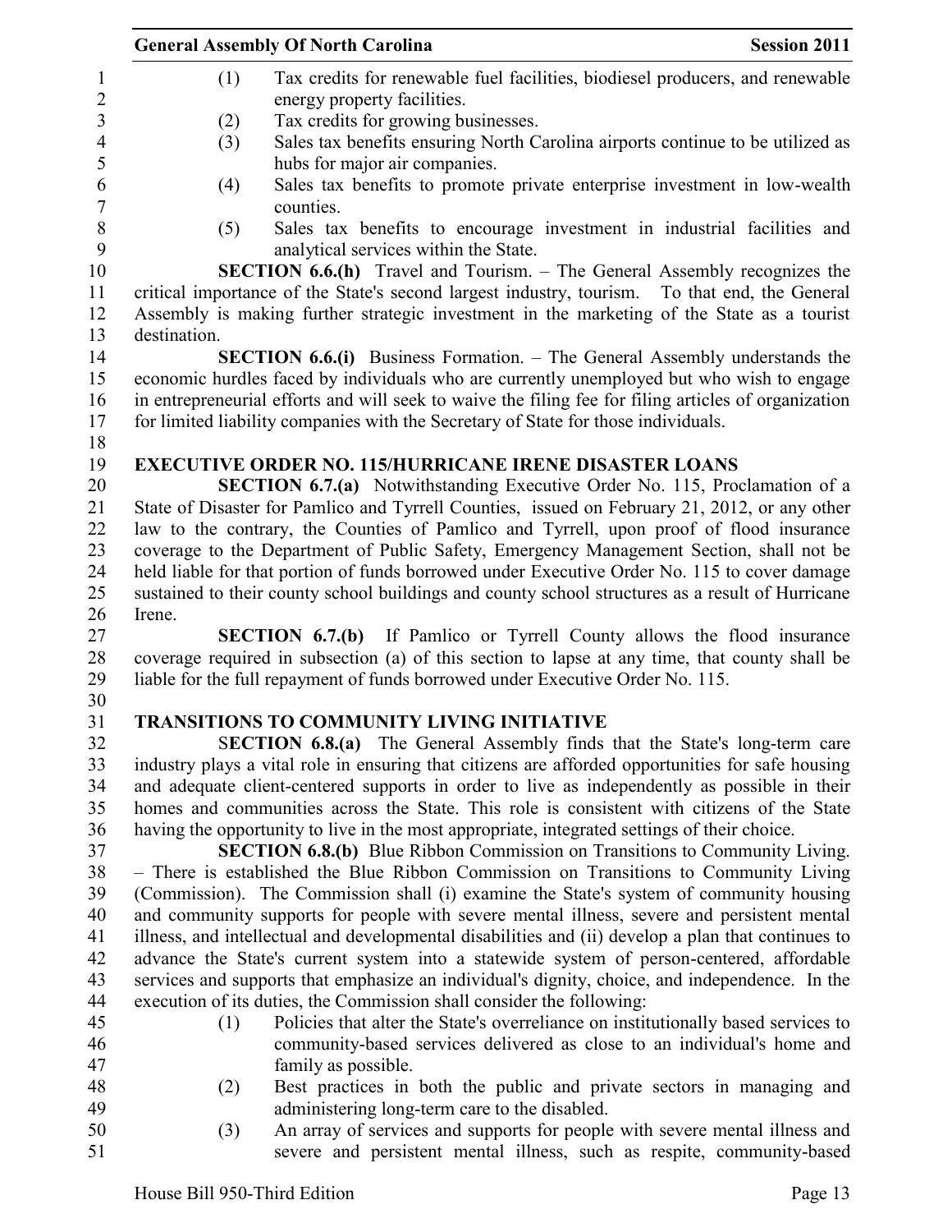(1) Tax credits for renewable fuel facilities, biodiesel producers, and renewable energy property facilities.

(2) Tax credits for growing businesses.

(3) Sales tax benefits ensuring North Carolina airports continue to be utilized as hubs for major air companies.

(4) Sales tax benefits to promote private enterprise investment in low-wealth counties.

(5) Sales tax benefits to encourage investment in industrial facilities and analytical services within the State.

**SECTION 6.6.(h)** Travel and Tourism. – The General Assembly recognizes the critical importance of the State's second largest industry, tourism. To that end, the General Assembly is making further strategic investment in the marketing of the State as a tourist destination.

**SECTION 6.6.(i)** Business Formation. – The General Assembly understands the economic hurdles faced by individuals who are currently unemployed but who wish to engage in entrepreneurial efforts and will seek to waive the filing fee for filing articles of organization for limited liability companies with the Secretary of State for those individuals.

**EXECUTIVE ORDER NO. 115/HURRICANE IRENE DISASTER LOANS**

**SECTION 6.7.(a)** Notwithstanding Executive Order No. 115, Proclamation of a State of Disaster for Pamlico and Tyrrell Counties, issued on February 21, 2012, or any other law to the contrary, the Counties of Pamlico and Tyrrell, upon proof of flood insurance coverage to the Department of Public Safety, Emergency Management Section, shall not be held liable for that portion of funds borrowed under Executive Order No. 115 to cover damage sustained to their county school buildings and county school structures as a result of Hurricane Irene.

**SECTION 6.7.(b)** If Pamlico or Tyrrell County allows the flood insurance coverage required in subsection (a) of this section to lapse at any time, that county shall be liable for the full repayment of funds borrowed under Executive Order No. 115.

**TRANSITIONS TO COMMUNITY LIVING INITIATIVE**

**SECTION 6.8.(a)** The General Assembly finds that the State's long-term care industry plays a vital role in ensuring that citizens are afforded opportunities for safe housing and adequate client-centered supports in order to live as independently as possible in their homes and communities across the State. This role is consistent with citizens of the State having the opportunity to live in the most appropriate, integrated settings of their choice.

**SECTION 6.8.(b)** Blue Ribbon Commission on Transitions to Community Living. – There is established the Blue Ribbon Commission on Transitions to Community Living (Commission). The Commission shall (i) examine the State's system of community housing and community supports for people with severe mental illness, severe and persistent mental illness, and intellectual and developmental disabilities and (ii) develop a plan that continues to advance the State's current system into a statewide system of person-centered, affordable services and supports that emphasize an individual's dignity, choice, and independence. In the execution of its duties, the Commission shall consider the following:

(1) Policies that alter the State's overreliance on institutionally based services to community-based services delivered as close to an individual's home and family as possible.

(2) Best practices in both the public and private sectors in managing and administering long-term care to the disabled.

(3) An array of services and supports for people with severe mental illness and severe and persistent mental illness, such as respite, community-based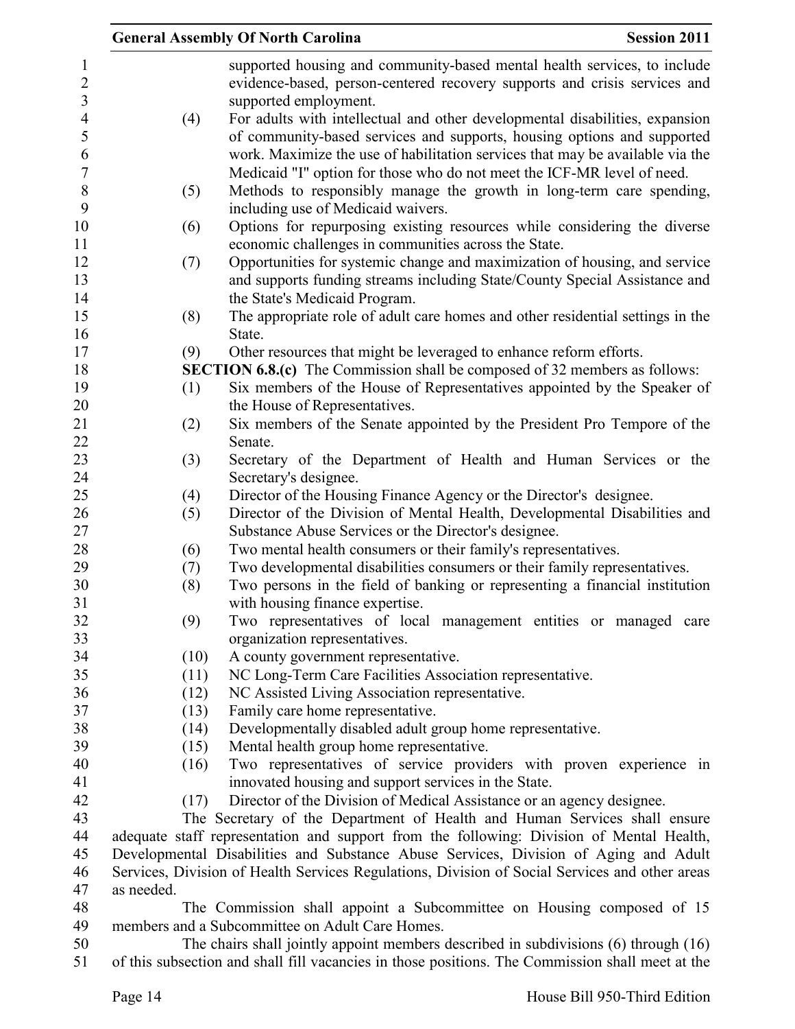supported housing and community-based mental health services, to include evidence-based, person-centered recovery supports and crisis services and supported employment.

(4) For adults with intellectual and other developmental disabilities, expansion of community-based services and supports, housing options and supported work. Maximize the use of habilitation services that may be available via the Medicaid "I" option for those who do not meet the ICF-MR level of need.

(5) Methods to responsibly manage the growth in long-term care spending, including use of Medicaid waivers.

(6) Options for repurposing existing resources while considering the diverse economic challenges in communities across the State.

(7) Opportunities for systemic change and maximization of housing, and service and supports funding streams including State/County Special Assistance and the State's Medicaid Program.

(8) The appropriate role of adult care homes and other residential settings in the State.

(9) Other resources that might be leveraged to enhance reform efforts.

**SECTION 6.8.(c)** The Commission shall be composed of 32 members as follows:

(1) Six members of the House of Representatives appointed by the Speaker of the House of Representatives.

(2) Six members of the Senate appointed by the President Pro Tempore of the Senate.

(3) Secretary of the Department of Health and Human Services or the Secretary's designee.

(4) Director of the Housing Finance Agency or the Director's designee.

(5) Director of the Division of Mental Health, Developmental Disabilities and Substance Abuse Services or the Director's designee.

(6) Two mental health consumers or their family's representatives.

(7) Two developmental disabilities consumers or their family representatives.

(8) Two persons in the field of banking or representing a financial institution with housing finance expertise.

(9) Two representatives of local management entities or managed care organization representatives.

(10) A county government representative.

(11) NC Long-Term Care Facilities Association representative.

(12) NC Assisted Living Association representative.

(13) Family care home representative.

(14) Developmentally disabled adult group home representative.

(15) Mental health group home representative.

(16) Two representatives of service providers with proven experience in innovated housing and support services in the State.

(17) Director of the Division of Medical Assistance or an agency designee.

The Secretary of the Department of Health and Human Services shall ensure adequate staff representation and support from the following: Division of Mental Health, Developmental Disabilities and Substance Abuse Services, Division of Aging and Adult Services, Division of Health Services Regulations, Division of Social Services and other areas as needed.

The Commission shall appoint a Subcommittee on Housing composed of 15 members and a Subcommittee on Adult Care Homes.

The chairs shall jointly appoint members described in subdivisions (6) through (16) of this subsection and shall fill vacancies in those positions. The Commission shall meet at the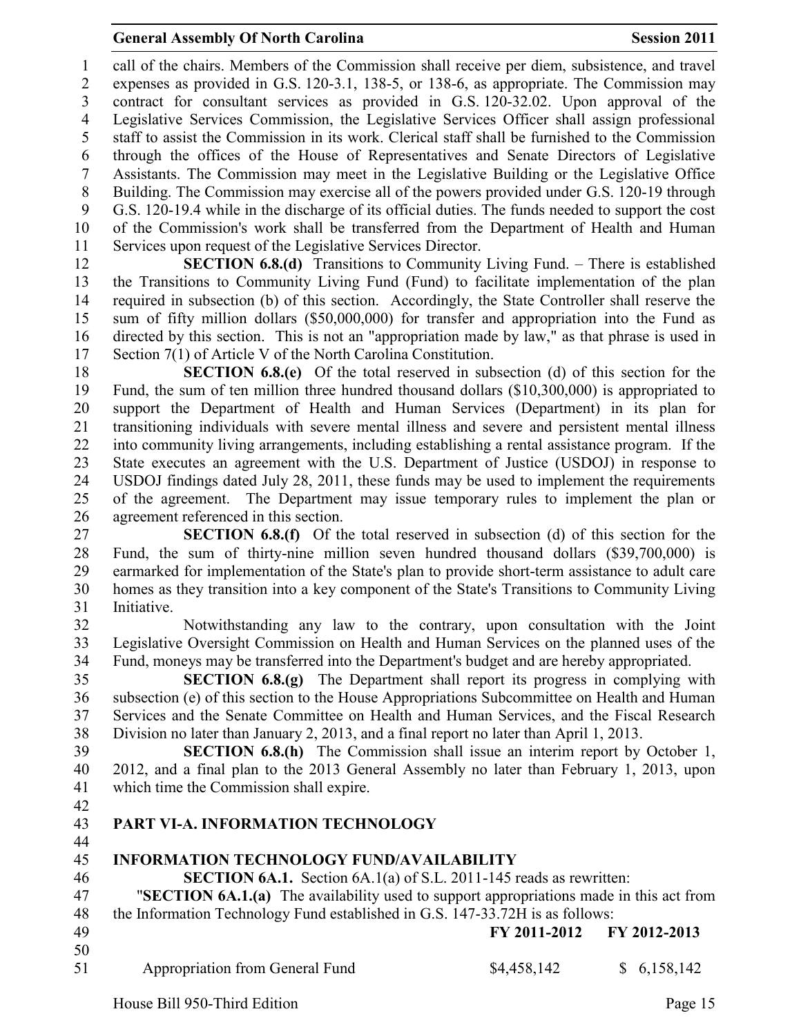call of the chairs. Members of the Commission shall receive per diem, subsistence, and travel expenses as provided in G.S. 120-3.1, 138-5, or 138-6, as appropriate. The Commission may contract for consultant services as provided in G.S. 120-32.02. Upon approval of the Legislative Services Commission, the Legislative Services Officer shall assign professional staff to assist the Commission in its work. Clerical staff shall be furnished to the Commission through the offices of the House of Representatives and Senate Directors of Legislative Assistants. The Commission may meet in the Legislative Building or the Legislative Office Building. The Commission may exercise all of the powers provided under G.S. 120-19 through G.S. 120-19.4 while in the discharge of its official duties. The funds needed to support the cost of the Commission's work shall be transferred from the Department of Health and Human Services upon request of the Legislative Services Director.

**SECTION 6.8.(d)** Transitions to Community Living Fund. – There is established the Transitions to Community Living Fund (Fund) to facilitate implementation of the plan required in subsection (b) of this section. Accordingly, the State Controller shall reserve the sum of fifty million dollars ($50,000,000) for transfer and appropriation into the Fund as directed by this section. This is not an "appropriation made by law," as that phrase is used in Section 7(1) of Article V of the North Carolina Constitution.

**SECTION 6.8.(e)** Of the total reserved in subsection (d) of this section for the Fund, the sum of ten million three hundred thousand dollars ($10,300,000) is appropriated to support the Department of Health and Human Services (Department) in its plan for transitioning individuals with severe mental illness and severe and persistent mental illness into community living arrangements, including establishing a rental assistance program. If the State executes an agreement with the U.S. Department of Justice (USDOJ) in response to USDOJ findings dated July 28, 2011, these funds may be used to implement the requirements of the agreement. The Department may issue temporary rules to implement the plan or agreement referenced in this section.

**SECTION 6.8.(f)** Of the total reserved in subsection (d) of this section for the Fund, the sum of thirty-nine million seven hundred thousand dollars ($39,700,000) is earmarked for implementation of the State's plan to provide short-term assistance to adult care homes as they transition into a key component of the State's Transitions to Community Living Initiative.

Notwithstanding any law to the contrary, upon consultation with the Joint Legislative Oversight Commission on Health and Human Services on the planned uses of the Fund, moneys may be transferred into the Department's budget and are hereby appropriated.

**SECTION 6.8.(g)** The Department shall report its progress in complying with subsection (e) of this section to the House Appropriations Subcommittee on Health and Human Services and the Senate Committee on Health and Human Services, and the Fiscal Research Division no later than January 2, 2013, and a final report no later than April 1, 2013.

**SECTION 6.8.(h)** The Commission shall issue an interim report by October 1, 2012, and a final plan to the 2013 General Assembly no later than February 1, 2013, upon which time the Commission shall expire.

## PART VI-A. INFORMATION TECHNOLOGY

### INFORMATION TECHNOLOGY FUND/AVAILABILITY

**SECTION 6A.1.** Section 6A.1(a) of S.L. 2011-145 reads as rewritten:

"**SECTION 6A.1.(a)** The availability used to support appropriations made in this act from the Information Technology Fund established in G.S. 147-33.72H is as follows:

| | FY 2011-2012 | FY 2012-2013 |
|---|---|---|
| Appropriation from General Fund | $4,458,142 | $ 6,158,142 |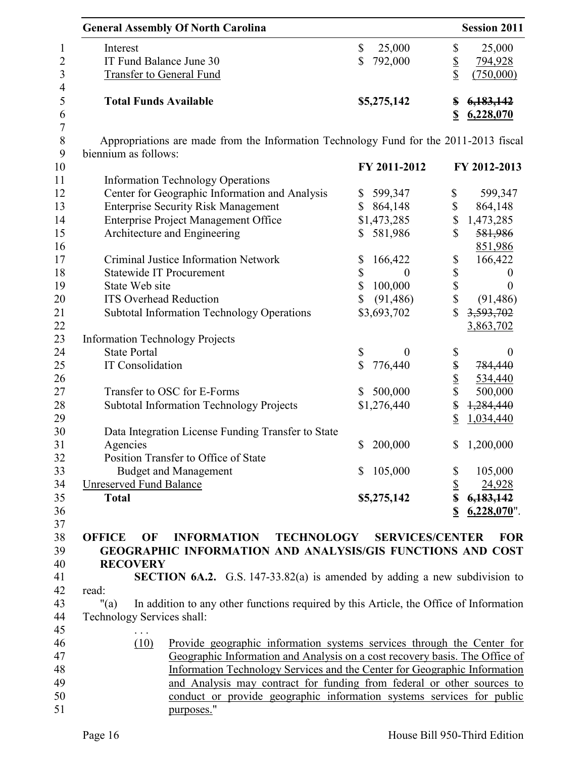| | | |
|---|---|---|
| Interest | $ 25,000 | $ 25,000 |
| IT Fund Balance June 30 | $ 792,000 | $ 794,928 |
| Transfer to General Fund | | $ (750,000) |
| **Total Funds Available** | **$5,275,142** | **~~$ 6,183,142~~** **$ 6,228,070** |

Appropriations are made from the Information Technology Fund for the 2011-2013 fiscal biennium as follows:

| | FY 2011-2012 | FY 2012-2013 |
|---|---|---|
| Information Technology Operations | | |
| Center for Geographic Information and Analysis | $ 599,347 | $ 599,347 |
| Enterprise Security Risk Management | $ 864,148 | $ 864,148 |
| Enterprise Project Management Office | $1,473,285 | $ 1,473,285 |
| Architecture and Engineering | $ 581,986 | $ ~~581,986~~ 851,986 |
| Criminal Justice Information Network | $ 166,422 | $ 166,422 |
| Statewide IT Procurement | $ 0 | $ 0 |
| State Web site | $ 100,000 | $ 0 |
| ITS Overhead Reduction | $ (91,486) | $ (91,486) |
| Subtotal Information Technology Operations | $3,693,702 | $ ~~3,593,702~~ 3,863,702 |
| Information Technology Projects | | |
| State Portal | $ 0 | $ 0 |
| IT Consolidation | $ 776,440 | ~~$ 784,440~~ $ 534,440 |
| Transfer to OSC for E-Forms | $ 500,000 | $ 500,000 |
| Subtotal Information Technology Projects | $1,276,440 | ~~$ 1,284,440~~ $ 1,034,440 |
| Data Integration License Funding Transfer to State Agencies | $ 200,000 | $ 1,200,000 |
| Position Transfer to Office of State Budget and Management | $ 105,000 | $ 105,000 |
| Unreserved Fund Balance | | $ 24,928 |
| **Total** | **$5,275,142** | **~~$ 6,183,142~~** **$ 6,228,070**". |

**OFFICE OF INFORMATION TECHNOLOGY SERVICES/CENTER FOR GEOGRAPHIC INFORMATION AND ANALYSIS/GIS FUNCTIONS AND COST RECOVERY**

**SECTION 6A.2.** G.S. 147-33.82(a) is amended by adding a new subdivision to read:

"(a) In addition to any other functions required by this Article, the Office of Information Technology Services shall:

. . .

(10) Provide geographic information systems services through the Center for Geographic Information and Analysis on a cost recovery basis. The Office of Information Technology Services and the Center for Geographic Information and Analysis may contract for funding from federal or other sources to conduct or provide geographic information systems services for public purposes."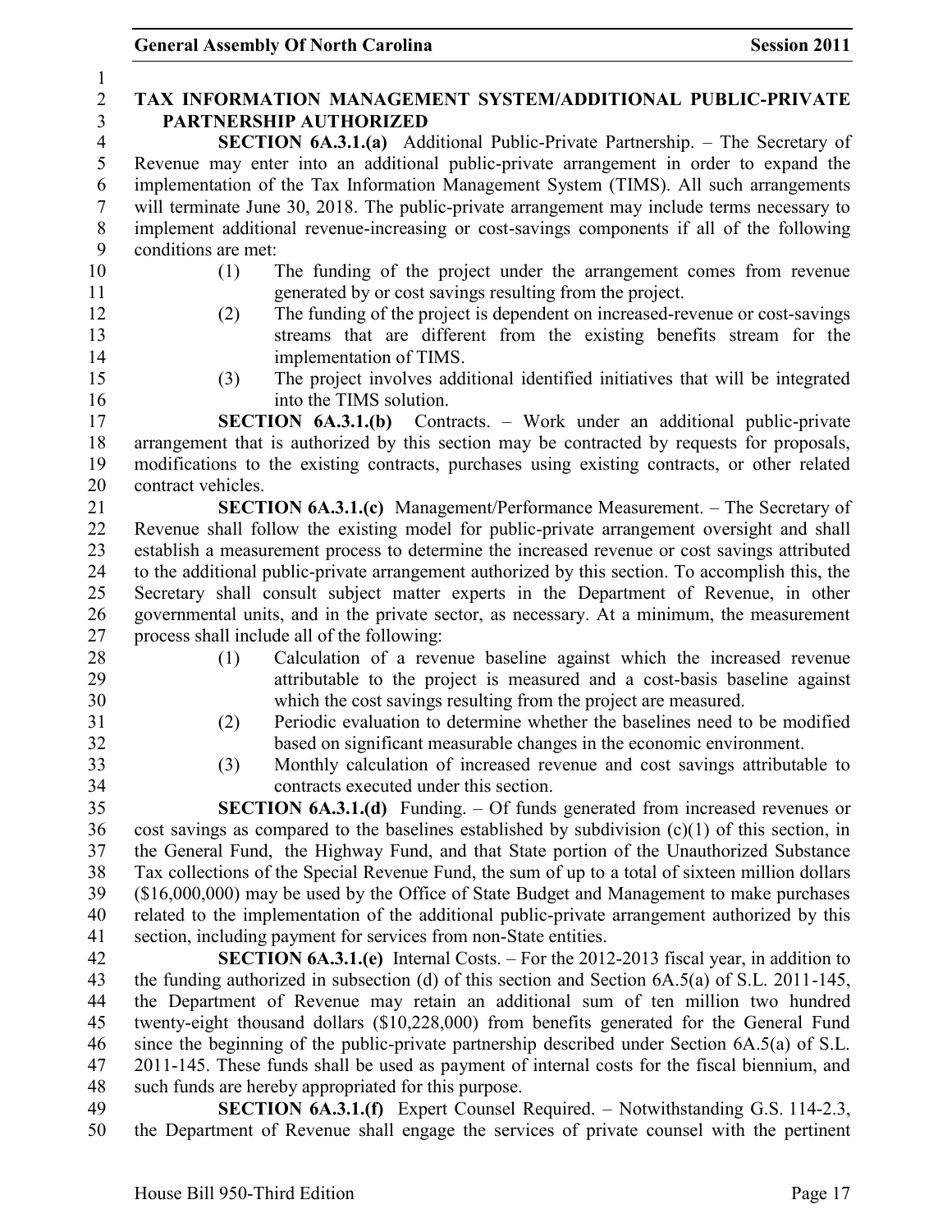**TAX INFORMATION MANAGEMENT SYSTEM/ADDITIONAL PUBLIC-PRIVATE PARTNERSHIP AUTHORIZED**

**SECTION 6A.3.1.(a)** Additional Public-Private Partnership. – The Secretary of Revenue may enter into an additional public-private arrangement in order to expand the implementation of the Tax Information Management System (TIMS). All such arrangements will terminate June 30, 2018. The public-private arrangement may include terms necessary to implement additional revenue-increasing or cost-savings components if all of the following conditions are met:

(1) The funding of the project under the arrangement comes from revenue generated by or cost savings resulting from the project.

(2) The funding of the project is dependent on increased-revenue or cost-savings streams that are different from the existing benefits stream for the implementation of TIMS.

(3) The project involves additional identified initiatives that will be integrated into the TIMS solution.

**SECTION 6A.3.1.(b)** Contracts. – Work under an additional public-private arrangement that is authorized by this section may be contracted by requests for proposals, modifications to the existing contracts, purchases using existing contracts, or other related contract vehicles.

**SECTION 6A.3.1.(c)** Management/Performance Measurement. – The Secretary of Revenue shall follow the existing model for public-private arrangement oversight and shall establish a measurement process to determine the increased revenue or cost savings attributed to the additional public-private arrangement authorized by this section. To accomplish this, the Secretary shall consult subject matter experts in the Department of Revenue, in other governmental units, and in the private sector, as necessary. At a minimum, the measurement process shall include all of the following:

(1) Calculation of a revenue baseline against which the increased revenue attributable to the project is measured and a cost-basis baseline against which the cost savings resulting from the project are measured.

(2) Periodic evaluation to determine whether the baselines need to be modified based on significant measurable changes in the economic environment.

(3) Monthly calculation of increased revenue and cost savings attributable to contracts executed under this section.

**SECTION 6A.3.1.(d)** Funding. – Of funds generated from increased revenues or cost savings as compared to the baselines established by subdivision (c)(1) of this section, in the General Fund, the Highway Fund, and that State portion of the Unauthorized Substance Tax collections of the Special Revenue Fund, the sum of up to a total of sixteen million dollars ($16,000,000) may be used by the Office of State Budget and Management to make purchases related to the implementation of the additional public-private arrangement authorized by this section, including payment for services from non-State entities.

**SECTION 6A.3.1.(e)** Internal Costs. – For the 2012-2013 fiscal year, in addition to the funding authorized in subsection (d) of this section and Section 6A.5(a) of S.L. 2011-145, the Department of Revenue may retain an additional sum of ten million two hundred twenty-eight thousand dollars ($10,228,000) from benefits generated for the General Fund since the beginning of the public-private partnership described under Section 6A.5(a) of S.L. 2011-145. These funds shall be used as payment of internal costs for the fiscal biennium, and such funds are hereby appropriated for this purpose.

**SECTION 6A.3.1.(f)** Expert Counsel Required. – Notwithstanding G.S. 114-2.3, the Department of Revenue shall engage the services of private counsel with the pertinent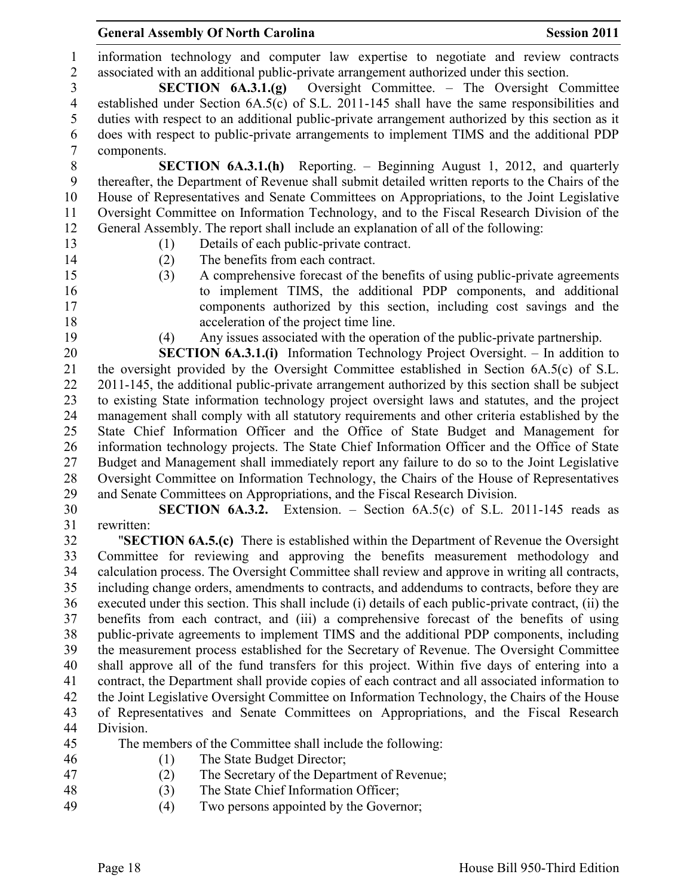information technology and computer law expertise to negotiate and review contracts associated with an additional public-private arrangement authorized under this section.

**SECTION 6A.3.1.(g)** Oversight Committee. – The Oversight Committee established under Section 6A.5(c) of S.L. 2011-145 shall have the same responsibilities and duties with respect to an additional public-private arrangement authorized by this section as it does with respect to public-private arrangements to implement TIMS and the additional PDP components.

**SECTION 6A.3.1.(h)** Reporting. – Beginning August 1, 2012, and quarterly thereafter, the Department of Revenue shall submit detailed written reports to the Chairs of the House of Representatives and Senate Committees on Appropriations, to the Joint Legislative Oversight Committee on Information Technology, and to the Fiscal Research Division of the General Assembly. The report shall include an explanation of all of the following:

(1) Details of each public-private contract.

(2) The benefits from each contract.

(3) A comprehensive forecast of the benefits of using public-private agreements to implement TIMS, the additional PDP components, and additional components authorized by this section, including cost savings and the acceleration of the project time line.

(4) Any issues associated with the operation of the public-private partnership.

**SECTION 6A.3.1.(i)** Information Technology Project Oversight. – In addition to the oversight provided by the Oversight Committee established in Section 6A.5(c) of S.L. 2011-145, the additional public-private arrangement authorized by this section shall be subject to existing State information technology project oversight laws and statutes, and the project management shall comply with all statutory requirements and other criteria established by the State Chief Information Officer and the Office of State Budget and Management for information technology projects. The State Chief Information Officer and the Office of State Budget and Management shall immediately report any failure to do so to the Joint Legislative Oversight Committee on Information Technology, the Chairs of the House of Representatives and Senate Committees on Appropriations, and the Fiscal Research Division.

**SECTION 6A.3.2.** Extension. – Section 6A.5(c) of S.L. 2011-145 reads as rewritten:

"**SECTION 6A.5.(c)** There is established within the Department of Revenue the Oversight Committee for reviewing and approving the benefits measurement methodology and calculation process. The Oversight Committee shall review and approve in writing all contracts, including change orders, amendments to contracts, and addendums to contracts, before they are executed under this section. This shall include (i) details of each public-private contract, (ii) the benefits from each contract, and (iii) a comprehensive forecast of the benefits of using public-private agreements to implement TIMS and the additional PDP components, including the measurement process established for the Secretary of Revenue. The Oversight Committee shall approve all of the fund transfers for this project. Within five days of entering into a contract, the Department shall provide copies of each contract and all associated information to the Joint Legislative Oversight Committee on Information Technology, the Chairs of the House of Representatives and Senate Committees on Appropriations, and the Fiscal Research Division.

The members of the Committee shall include the following:

(1) The State Budget Director;

(2) The Secretary of the Department of Revenue;

(3) The State Chief Information Officer;

(4) Two persons appointed by the Governor;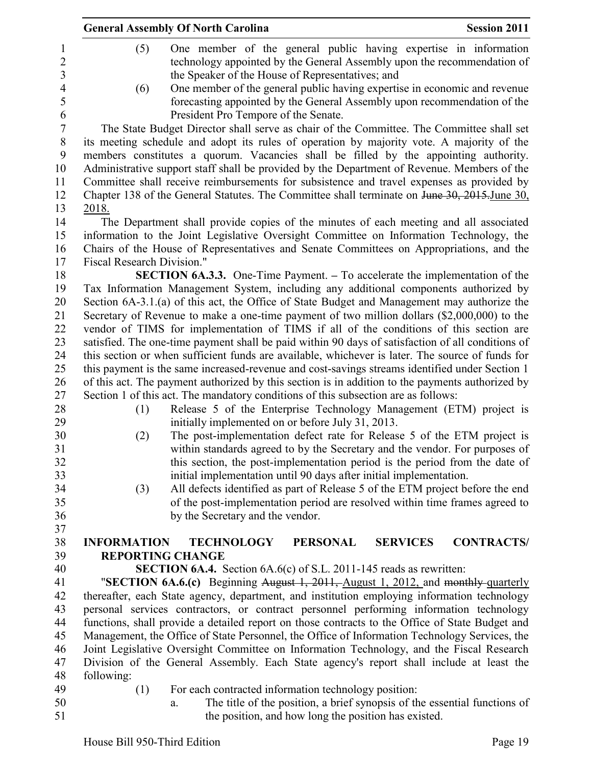(5) One member of the general public having expertise in information technology appointed by the General Assembly upon the recommendation of the Speaker of the House of Representatives; and

(6) One member of the general public having expertise in economic and revenue forecasting appointed by the General Assembly upon recommendation of the President Pro Tempore of the Senate.

The State Budget Director shall serve as chair of the Committee. The Committee shall set its meeting schedule and adopt its rules of operation by majority vote. A majority of the members constitutes a quorum. Vacancies shall be filled by the appointing authority. Administrative support staff shall be provided by the Department of Revenue. Members of the Committee shall receive reimbursements for subsistence and travel expenses as provided by Chapter 138 of the General Statutes. The Committee shall terminate on ~~June 30, 2015.~~June 30, 2018.

The Department shall provide copies of the minutes of each meeting and all associated information to the Joint Legislative Oversight Committee on Information Technology, the Chairs of the House of Representatives and Senate Committees on Appropriations, and the Fiscal Research Division."

**SECTION 6A.3.3.** One-Time Payment. – To accelerate the implementation of the Tax Information Management System, including any additional components authorized by Section 6A-3.1.(a) of this act, the Office of State Budget and Management may authorize the Secretary of Revenue to make a one-time payment of two million dollars ($2,000,000) to the vendor of TIMS for implementation of TIMS if all of the conditions of this section are satisfied. The one-time payment shall be paid within 90 days of satisfaction of all conditions of this section or when sufficient funds are available, whichever is later. The source of funds for this payment is the same increased-revenue and cost-savings streams identified under Section 1 of this act. The payment authorized by this section is in addition to the payments authorized by Section 1 of this act. The mandatory conditions of this subsection are as follows:

(1) Release 5 of the Enterprise Technology Management (ETM) project is initially implemented on or before July 31, 2013.

(2) The post-implementation defect rate for Release 5 of the ETM project is within standards agreed to by the Secretary and the vendor. For purposes of this section, the post-implementation period is the period from the date of initial implementation until 90 days after initial implementation.

(3) All defects identified as part of Release 5 of the ETM project before the end of the post-implementation period are resolved within time frames agreed to by the Secretary and the vendor.

**INFORMATION TECHNOLOGY PERSONAL SERVICES CONTRACTS/ REPORTING CHANGE**

**SECTION 6A.4.** Section 6A.6(c) of S.L. 2011-145 reads as rewritten:

"**SECTION 6A.6.(c)** Beginning ~~August 1, 2011,~~ August 1, 2012, and ~~monthly~~ quarterly thereafter, each State agency, department, and institution employing information technology personal services contractors, or contract personnel performing information technology functions, shall provide a detailed report on those contracts to the Office of State Budget and Management, the Office of State Personnel, the Office of Information Technology Services, the Joint Legislative Oversight Committee on Information Technology, and the Fiscal Research Division of the General Assembly. Each State agency's report shall include at least the following:

(1) For each contracted information technology position:

a. The title of the position, a brief synopsis of the essential functions of the position, and how long the position has existed.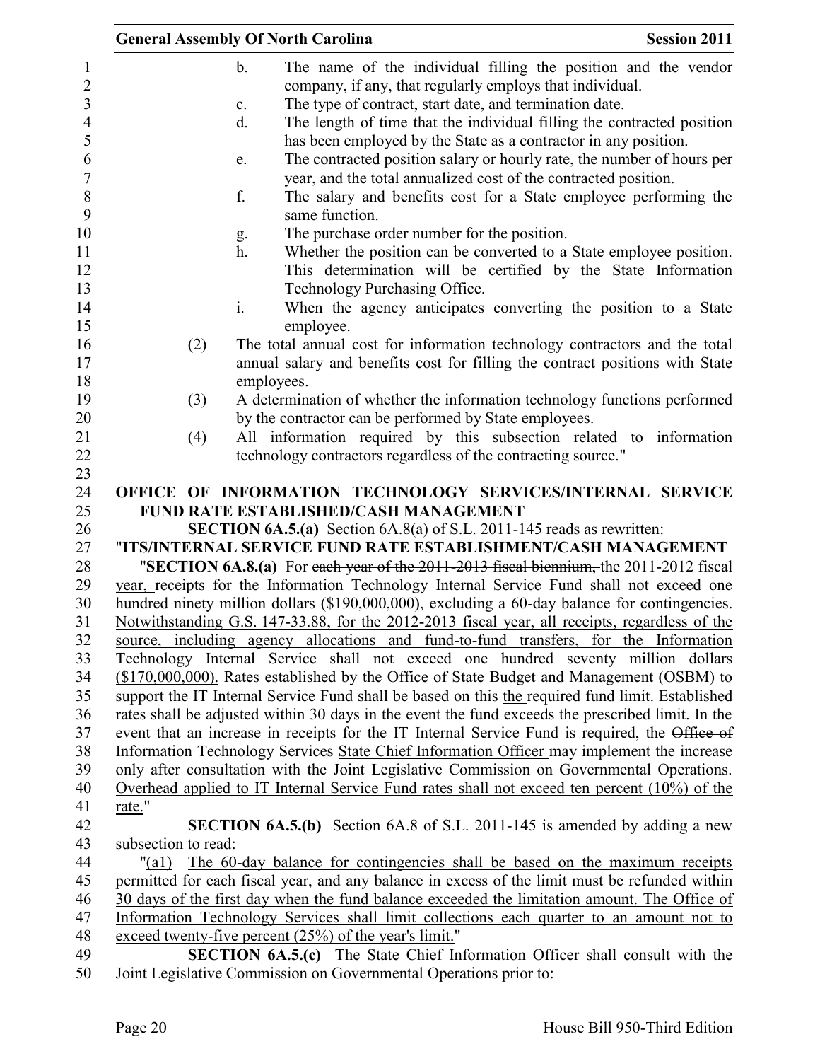b. The name of the individual filling the position and the vendor company, if any, that regularly employs that individual.

c. The type of contract, start date, and termination date.

d. The length of time that the individual filling the contracted position has been employed by the State as a contractor in any position.

e. The contracted position salary or hourly rate, the number of hours per year, and the total annualized cost of the contracted position.

f. The salary and benefits cost for a State employee performing the same function.

g. The purchase order number for the position.

h. Whether the position can be converted to a State employee position. This determination will be certified by the State Information Technology Purchasing Office.

i. When the agency anticipates converting the position to a State employee.

(2) The total annual cost for information technology contractors and the total annual salary and benefits cost for filling the contract positions with State employees.

(3) A determination of whether the information technology functions performed by the contractor can be performed by State employees.

(4) All information required by this subsection related to information technology contractors regardless of the contracting source."

**OFFICE OF INFORMATION TECHNOLOGY SERVICES/INTERNAL SERVICE FUND RATE ESTABLISHED/CASH MANAGEMENT**

**SECTION 6A.5.(a)** Section 6A.8(a) of S.L. 2011-145 reads as rewritten:

"**ITS/INTERNAL SERVICE FUND RATE ESTABLISHMENT/CASH MANAGEMENT**

"**SECTION 6A.8.(a)** For ~~each year of the 2011-2013 fiscal biennium,~~ the 2011-2012 fiscal year, receipts for the Information Technology Internal Service Fund shall not exceed one hundred ninety million dollars ($190,000,000), excluding a 60-day balance for contingencies. Notwithstanding G.S. 147-33.88, for the 2012-2013 fiscal year, all receipts, regardless of the source, including agency allocations and fund-to-fund transfers, for the Information Technology Internal Service shall not exceed one hundred seventy million dollars ($170,000,000). Rates established by the Office of State Budget and Management (OSBM) to support the IT Internal Service Fund shall be based on ~~this~~ the required fund limit. Established rates shall be adjusted within 30 days in the event the fund exceeds the prescribed limit. In the event that an increase in receipts for the IT Internal Service Fund is required, the ~~Office of Information Technology Services~~ State Chief Information Officer may implement the increase only after consultation with the Joint Legislative Commission on Governmental Operations. Overhead applied to IT Internal Service Fund rates shall not exceed ten percent (10%) of the rate."

**SECTION 6A.5.(b)** Section 6A.8 of S.L. 2011-145 is amended by adding a new subsection to read:

"(a1) The 60-day balance for contingencies shall be based on the maximum receipts permitted for each fiscal year, and any balance in excess of the limit must be refunded within 30 days of the first day when the fund balance exceeded the limitation amount. The Office of Information Technology Services shall limit collections each quarter to an amount not to exceed twenty-five percent (25%) of the year's limit."

**SECTION 6A.5.(c)** The State Chief Information Officer shall consult with the Joint Legislative Commission on Governmental Operations prior to: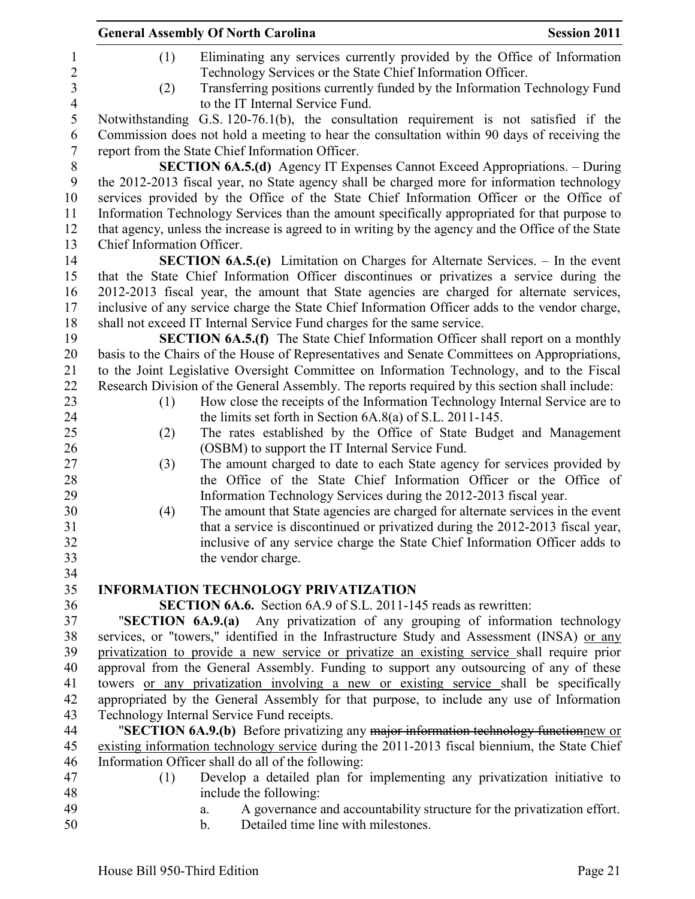(1) Eliminating any services currently provided by the Office of Information Technology Services or the State Chief Information Officer.

(2) Transferring positions currently funded by the Information Technology Fund to the IT Internal Service Fund.

Notwithstanding G.S. 120-76.1(b), the consultation requirement is not satisfied if the Commission does not hold a meeting to hear the consultation within 90 days of receiving the report from the State Chief Information Officer.

**SECTION 6A.5.(d)** Agency IT Expenses Cannot Exceed Appropriations. – During the 2012-2013 fiscal year, no State agency shall be charged more for information technology services provided by the Office of the State Chief Information Officer or the Office of Information Technology Services than the amount specifically appropriated for that purpose to that agency, unless the increase is agreed to in writing by the agency and the Office of the State Chief Information Officer.

**SECTION 6A.5.(e)** Limitation on Charges for Alternate Services. – In the event that the State Chief Information Officer discontinues or privatizes a service during the 2012-2013 fiscal year, the amount that State agencies are charged for alternate services, inclusive of any service charge the State Chief Information Officer adds to the vendor charge, shall not exceed IT Internal Service Fund charges for the same service.

**SECTION 6A.5.(f)** The State Chief Information Officer shall report on a monthly basis to the Chairs of the House of Representatives and Senate Committees on Appropriations, to the Joint Legislative Oversight Committee on Information Technology, and to the Fiscal Research Division of the General Assembly. The reports required by this section shall include:

(1) How close the receipts of the Information Technology Internal Service are to the limits set forth in Section 6A.8(a) of S.L. 2011-145.

(2) The rates established by the Office of State Budget and Management (OSBM) to support the IT Internal Service Fund.

(3) The amount charged to date to each State agency for services provided by the Office of the State Chief Information Officer or the Office of Information Technology Services during the 2012-2013 fiscal year.

(4) The amount that State agencies are charged for alternate services in the event that a service is discontinued or privatized during the 2012-2013 fiscal year, inclusive of any service charge the State Chief Information Officer adds to the vendor charge.

## INFORMATION TECHNOLOGY PRIVATIZATION

**SECTION 6A.6.** Section 6A.9 of S.L. 2011-145 reads as rewritten:

"**SECTION 6A.9.(a)** Any privatization of any grouping of information technology services, or "towers," identified in the Infrastructure Study and Assessment (INSA) <u>or any privatization to provide a new service or privatize an existing service</u> shall require prior approval from the General Assembly. Funding to support any outsourcing of any of these towers <u>or any privatization involving a new or existing service</u> shall be specifically appropriated by the General Assembly for that purpose, to include any use of Information Technology Internal Service Fund receipts.

"**SECTION 6A.9.(b)** Before privatizing any ~~major information technology function~~<u>new or existing information technology service</u> during the 2011-2013 fiscal biennium, the State Chief Information Officer shall do all of the following:

(1) Develop a detailed plan for implementing any privatization initiative to include the following:

a. A governance and accountability structure for the privatization effort.

b. Detailed time line with milestones.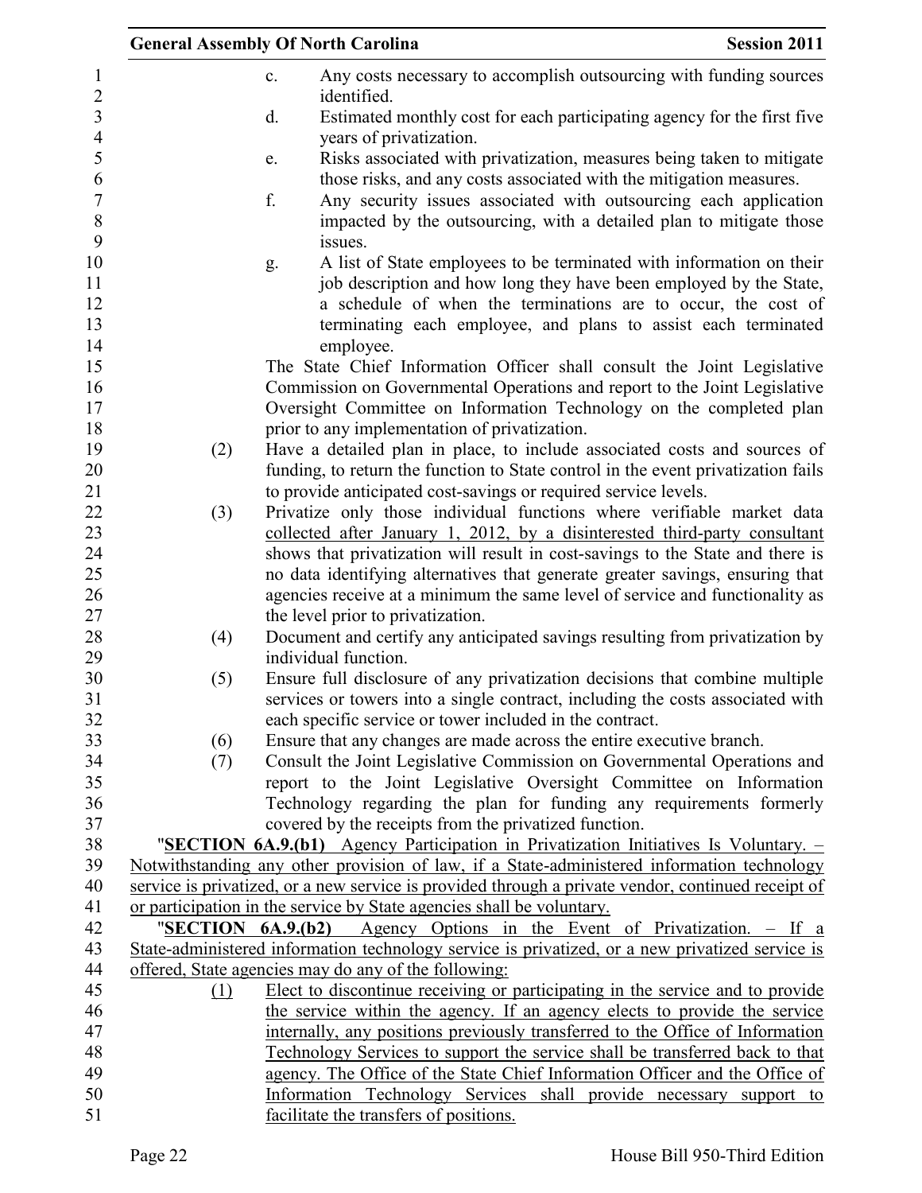c. Any costs necessary to accomplish outsourcing with funding sources identified.

d. Estimated monthly cost for each participating agency for the first five years of privatization.

e. Risks associated with privatization, measures being taken to mitigate those risks, and any costs associated with the mitigation measures.

f. Any security issues associated with outsourcing each application impacted by the outsourcing, with a detailed plan to mitigate those issues.

g. A list of State employees to be terminated with information on their job description and how long they have been employed by the State, a schedule of when the terminations are to occur, the cost of terminating each employee, and plans to assist each terminated employee.

The State Chief Information Officer shall consult the Joint Legislative Commission on Governmental Operations and report to the Joint Legislative Oversight Committee on Information Technology on the completed plan prior to any implementation of privatization.

(2) Have a detailed plan in place, to include associated costs and sources of funding, to return the function to State control in the event privatization fails to provide anticipated cost-savings or required service levels.

(3) Privatize only those individual functions where verifiable market data collected after January 1, 2012, by a disinterested third-party consultant shows that privatization will result in cost-savings to the State and there is no data identifying alternatives that generate greater savings, ensuring that agencies receive at a minimum the same level of service and functionality as the level prior to privatization.

(4) Document and certify any anticipated savings resulting from privatization by individual function.

(5) Ensure full disclosure of any privatization decisions that combine multiple services or towers into a single contract, including the costs associated with each specific service or tower included in the contract.

(6) Ensure that any changes are made across the entire executive branch.

(7) Consult the Joint Legislative Commission on Governmental Operations and report to the Joint Legislative Oversight Committee on Information Technology regarding the plan for funding any requirements formerly covered by the receipts from the privatized function.

"**SECTION 6A.9.(b1)** Agency Participation in Privatization Initiatives Is Voluntary. – Notwithstanding any other provision of law, if a State-administered information technology service is privatized, or a new service is provided through a private vendor, continued receipt of or participation in the service by State agencies shall be voluntary.

"**SECTION 6A.9.(b2)** Agency Options in the Event of Privatization. – If a State-administered information technology service is privatized, or a new privatized service is offered, State agencies may do any of the following:

(1) Elect to discontinue receiving or participating in the service and to provide the service within the agency. If an agency elects to provide the service internally, any positions previously transferred to the Office of Information Technology Services to support the service shall be transferred back to that agency. The Office of the State Chief Information Officer and the Office of Information Technology Services shall provide necessary support to facilitate the transfers of positions.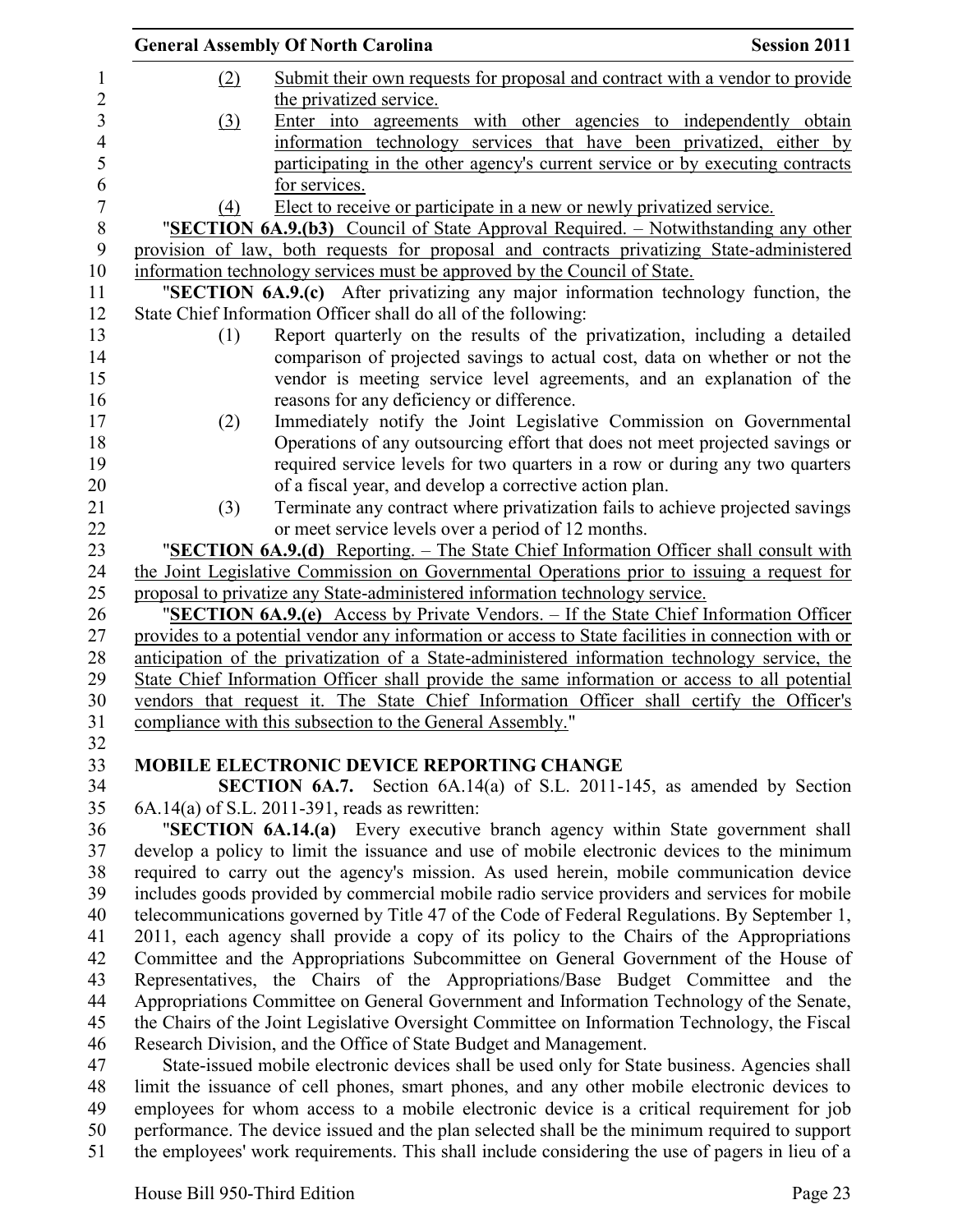(2) Submit their own requests for proposal and contract with a vendor to provide the privatized service.

(3) Enter into agreements with other agencies to independently obtain information technology services that have been privatized, either by participating in the other agency's current service or by executing contracts for services.

(4) Elect to receive or participate in a new or newly privatized service.

"**SECTION 6A.9.(b3)** Council of State Approval Required. – Notwithstanding any other provision of law, both requests for proposal and contracts privatizing State-administered information technology services must be approved by the Council of State.

"**SECTION 6A.9.(c)** After privatizing any major information technology function, the State Chief Information Officer shall do all of the following:

(1) Report quarterly on the results of the privatization, including a detailed comparison of projected savings to actual cost, data on whether or not the vendor is meeting service level agreements, and an explanation of the reasons for any deficiency or difference.

(2) Immediately notify the Joint Legislative Commission on Governmental Operations of any outsourcing effort that does not meet projected savings or required service levels for two quarters in a row or during any two quarters of a fiscal year, and develop a corrective action plan.

(3) Terminate any contract where privatization fails to achieve projected savings or meet service levels over a period of 12 months.

"**SECTION 6A.9.(d)** Reporting. – The State Chief Information Officer shall consult with the Joint Legislative Commission on Governmental Operations prior to issuing a request for proposal to privatize any State-administered information technology service.

"**SECTION 6A.9.(e)** Access by Private Vendors. – If the State Chief Information Officer provides to a potential vendor any information or access to State facilities in connection with or anticipation of the privatization of a State-administered information technology service, the State Chief Information Officer shall provide the same information or access to all potential vendors that request it. The State Chief Information Officer shall certify the Officer's compliance with this subsection to the General Assembly."

## MOBILE ELECTRONIC DEVICE REPORTING CHANGE

**SECTION 6A.7.** Section 6A.14(a) of S.L. 2011-145, as amended by Section 6A.14(a) of S.L. 2011-391, reads as rewritten:

"**SECTION 6A.14.(a)** Every executive branch agency within State government shall develop a policy to limit the issuance and use of mobile electronic devices to the minimum required to carry out the agency's mission. As used herein, mobile communication device includes goods provided by commercial mobile radio service providers and services for mobile telecommunications governed by Title 47 of the Code of Federal Regulations. By September 1, 2011, each agency shall provide a copy of its policy to the Chairs of the Appropriations Committee and the Appropriations Subcommittee on General Government of the House of Representatives, the Chairs of the Appropriations/Base Budget Committee and the Appropriations Committee on General Government and Information Technology of the Senate, the Chairs of the Joint Legislative Oversight Committee on Information Technology, the Fiscal Research Division, and the Office of State Budget and Management.

State-issued mobile electronic devices shall be used only for State business. Agencies shall limit the issuance of cell phones, smart phones, and any other mobile electronic devices to employees for whom access to a mobile electronic device is a critical requirement for job performance. The device issued and the plan selected shall be the minimum required to support the employees' work requirements. This shall include considering the use of pagers in lieu of a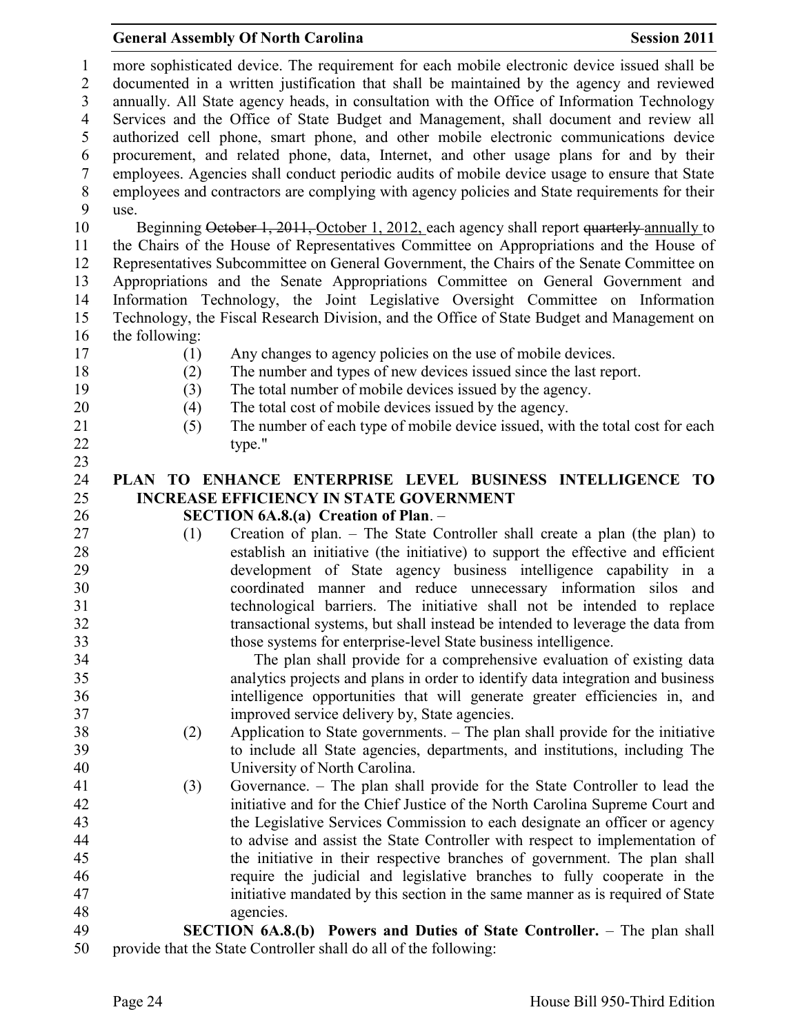more sophisticated device. The requirement for each mobile electronic device issued shall be documented in a written justification that shall be maintained by the agency and reviewed annually. All State agency heads, in consultation with the Office of Information Technology Services and the Office of State Budget and Management, shall document and review all authorized cell phone, smart phone, and other mobile electronic communications device procurement, and related phone, data, Internet, and other usage plans for and by their employees. Agencies shall conduct periodic audits of mobile device usage to ensure that State employees and contractors are complying with agency policies and State requirements for their use.

Beginning ~~October 1, 2011,~~ October 1, 2012, each agency shall report ~~quarterly~~ annually to the Chairs of the House of Representatives Committee on Appropriations and the House of Representatives Subcommittee on General Government, the Chairs of the Senate Committee on Appropriations and the Senate Appropriations Committee on General Government and Information Technology, the Joint Legislative Oversight Committee on Information Technology, the Fiscal Research Division, and the Office of State Budget and Management on the following:

(1) Any changes to agency policies on the use of mobile devices.
(2) The number and types of new devices issued since the last report.
(3) The total number of mobile devices issued by the agency.
(4) The total cost of mobile devices issued by the agency.
(5) The number of each type of mobile device issued, with the total cost for each type."

**PLAN TO ENHANCE ENTERPRISE LEVEL BUSINESS INTELLIGENCE TO INCREASE EFFICIENCY IN STATE GOVERNMENT**

**SECTION 6A.8.(a) Creation of Plan**. –

(1) Creation of plan. – The State Controller shall create a plan (the plan) to establish an initiative (the initiative) to support the effective and efficient development of State agency business intelligence capability in a coordinated manner and reduce unnecessary information silos and technological barriers. The initiative shall not be intended to replace transactional systems, but shall instead be intended to leverage the data from those systems for enterprise-level State business intelligence.

The plan shall provide for a comprehensive evaluation of existing data analytics projects and plans in order to identify data integration and business intelligence opportunities that will generate greater efficiencies in, and improved service delivery by, State agencies.

(2) Application to State governments. – The plan shall provide for the initiative to include all State agencies, departments, and institutions, including The University of North Carolina.

(3) Governance. – The plan shall provide for the State Controller to lead the initiative and for the Chief Justice of the North Carolina Supreme Court and the Legislative Services Commission to each designate an officer or agency to advise and assist the State Controller with respect to implementation of the initiative in their respective branches of government. The plan shall require the judicial and legislative branches to fully cooperate in the initiative mandated by this section in the same manner as is required of State agencies.

**SECTION 6A.8.(b) Powers and Duties of State Controller.** – The plan shall provide that the State Controller shall do all of the following: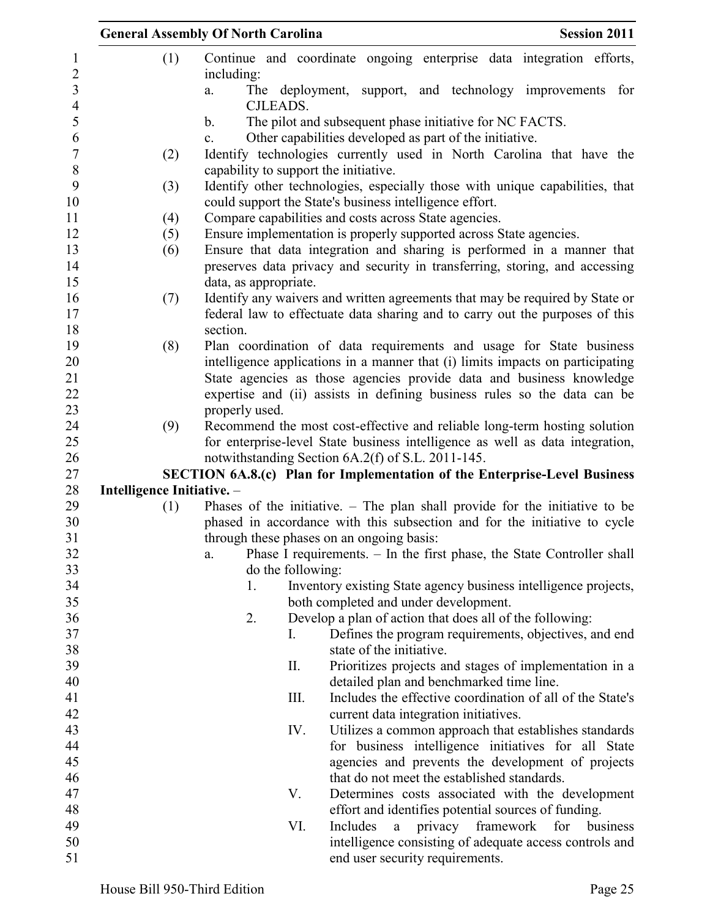(1) Continue and coordinate ongoing enterprise data integration efforts, including:

   a. The deployment, support, and technology improvements for CJLEADS.

   b. The pilot and subsequent phase initiative for NC FACTS.

   c. Other capabilities developed as part of the initiative.

(2) Identify technologies currently used in North Carolina that have the capability to support the initiative.

(3) Identify other technologies, especially those with unique capabilities, that could support the State's business intelligence effort.

(4) Compare capabilities and costs across State agencies.

(5) Ensure implementation is properly supported across State agencies.

(6) Ensure that data integration and sharing is performed in a manner that preserves data privacy and security in transferring, storing, and accessing data, as appropriate.

(7) Identify any waivers and written agreements that may be required by State or federal law to effectuate data sharing and to carry out the purposes of this section.

(8) Plan coordination of data requirements and usage for State business intelligence applications in a manner that (i) limits impacts on participating State agencies as those agencies provide data and business knowledge expertise and (ii) assists in defining business rules so the data can be properly used.

(9) Recommend the most cost-effective and reliable long-term hosting solution for enterprise-level State business intelligence as well as data integration, notwithstanding Section 6A.2(f) of S.L. 2011-145.

**SECTION 6A.8.(c) Plan for Implementation of the Enterprise-Level Business Intelligence Initiative.** –

(1) Phases of the initiative. – The plan shall provide for the initiative to be phased in accordance with this subsection and for the initiative to cycle through these phases on an ongoing basis:

   a. Phase I requirements. – In the first phase, the State Controller shall do the following:

      1. Inventory existing State agency business intelligence projects, both completed and under development.

      2. Develop a plan of action that does all of the following:

         I. Defines the program requirements, objectives, and end state of the initiative.

         II. Prioritizes projects and stages of implementation in a detailed plan and benchmarked time line.

         III. Includes the effective coordination of all of the State's current data integration initiatives.

         IV. Utilizes a common approach that establishes standards for business intelligence initiatives for all State agencies and prevents the development of projects that do not meet the established standards.

         V. Determines costs associated with the development effort and identifies potential sources of funding.

         VI. Includes a privacy framework for business intelligence consisting of adequate access controls and end user security requirements.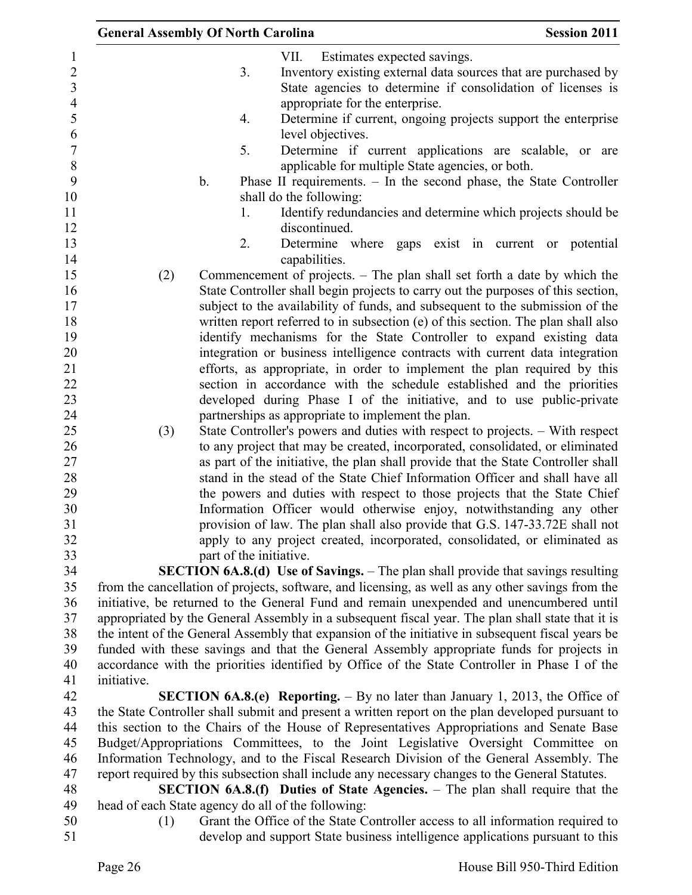VII. Estimates expected savings.

3. Inventory existing external data sources that are purchased by State agencies to determine if consolidation of licenses is appropriate for the enterprise.

4. Determine if current, ongoing projects support the enterprise level objectives.

5. Determine if current applications are scalable, or are applicable for multiple State agencies, or both.

b. Phase II requirements. – In the second phase, the State Controller shall do the following:

1. Identify redundancies and determine which projects should be discontinued.

2. Determine where gaps exist in current or potential capabilities.

(2) Commencement of projects. – The plan shall set forth a date by which the State Controller shall begin projects to carry out the purposes of this section, subject to the availability of funds, and subsequent to the submission of the written report referred to in subsection (e) of this section. The plan shall also identify mechanisms for the State Controller to expand existing data integration or business intelligence contracts with current data integration efforts, as appropriate, in order to implement the plan required by this section in accordance with the schedule established and the priorities developed during Phase I of the initiative, and to use public-private partnerships as appropriate to implement the plan.

(3) State Controller's powers and duties with respect to projects. – With respect to any project that may be created, incorporated, consolidated, or eliminated as part of the initiative, the plan shall provide that the State Controller shall stand in the stead of the State Chief Information Officer and shall have all the powers and duties with respect to those projects that the State Chief Information Officer would otherwise enjoy, notwithstanding any other provision of law. The plan shall also provide that G.S. 147-33.72E shall not apply to any project created, incorporated, consolidated, or eliminated as part of the initiative.

**SECTION 6A.8.(d) Use of Savings.** – The plan shall provide that savings resulting from the cancellation of projects, software, and licensing, as well as any other savings from the initiative, be returned to the General Fund and remain unexpended and unencumbered until appropriated by the General Assembly in a subsequent fiscal year. The plan shall state that it is the intent of the General Assembly that expansion of the initiative in subsequent fiscal years be funded with these savings and that the General Assembly appropriate funds for projects in accordance with the priorities identified by Office of the State Controller in Phase I of the initiative.

**SECTION 6A.8.(e) Reporting.** – By no later than January 1, 2013, the Office of the State Controller shall submit and present a written report on the plan developed pursuant to this section to the Chairs of the House of Representatives Appropriations and Senate Base Budget/Appropriations Committees, to the Joint Legislative Oversight Committee on Information Technology, and to the Fiscal Research Division of the General Assembly. The report required by this subsection shall include any necessary changes to the General Statutes.

**SECTION 6A.8.(f) Duties of State Agencies.** – The plan shall require that the head of each State agency do all of the following:

(1) Grant the Office of the State Controller access to all information required to develop and support State business intelligence applications pursuant to this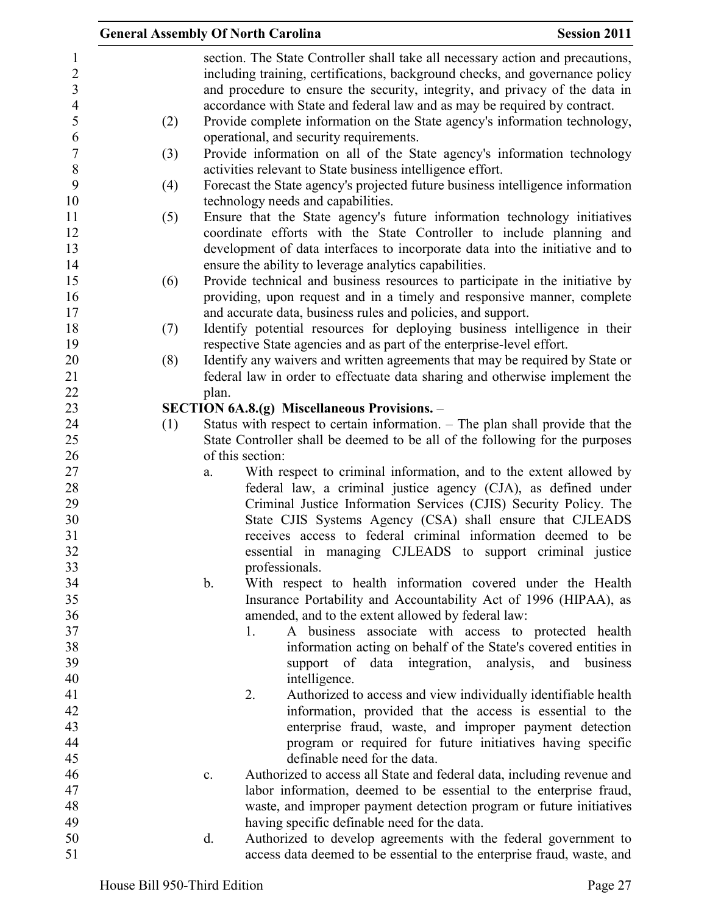section. The State Controller shall take all necessary action and precautions, including training, certifications, background checks, and governance policy and procedure to ensure the security, integrity, and privacy of the data in accordance with State and federal law and as may be required by contract.

(2) Provide complete information on the State agency's information technology, operational, and security requirements.

(3) Provide information on all of the State agency's information technology activities relevant to State business intelligence effort.

(4) Forecast the State agency's projected future business intelligence information technology needs and capabilities.

(5) Ensure that the State agency's future information technology initiatives coordinate efforts with the State Controller to include planning and development of data interfaces to incorporate data into the initiative and to ensure the ability to leverage analytics capabilities.

(6) Provide technical and business resources to participate in the initiative by providing, upon request and in a timely and responsive manner, complete and accurate data, business rules and policies, and support.

(7) Identify potential resources for deploying business intelligence in their respective State agencies and as part of the enterprise-level effort.

(8) Identify any waivers and written agreements that may be required by State or federal law in order to effectuate data sharing and otherwise implement the plan.

**SECTION 6A.8.(g) Miscellaneous Provisions.** –

(1) Status with respect to certain information. – The plan shall provide that the State Controller shall be deemed to be all of the following for the purposes of this section:

a. With respect to criminal information, and to the extent allowed by federal law, a criminal justice agency (CJA), as defined under Criminal Justice Information Services (CJIS) Security Policy. The State CJIS Systems Agency (CSA) shall ensure that CJLEADS receives access to federal criminal information deemed to be essential in managing CJLEADS to support criminal justice professionals.

b. With respect to health information covered under the Health Insurance Portability and Accountability Act of 1996 (HIPAA), as amended, and to the extent allowed by federal law:

1. A business associate with access to protected health information acting on behalf of the State's covered entities in support of data integration, analysis, and business intelligence.

2. Authorized to access and view individually identifiable health information, provided that the access is essential to the enterprise fraud, waste, and improper payment detection program or required for future initiatives having specific definable need for the data.

c. Authorized to access all State and federal data, including revenue and labor information, deemed to be essential to the enterprise fraud, waste, and improper payment detection program or future initiatives having specific definable need for the data.

d. Authorized to develop agreements with the federal government to access data deemed to be essential to the enterprise fraud, waste, and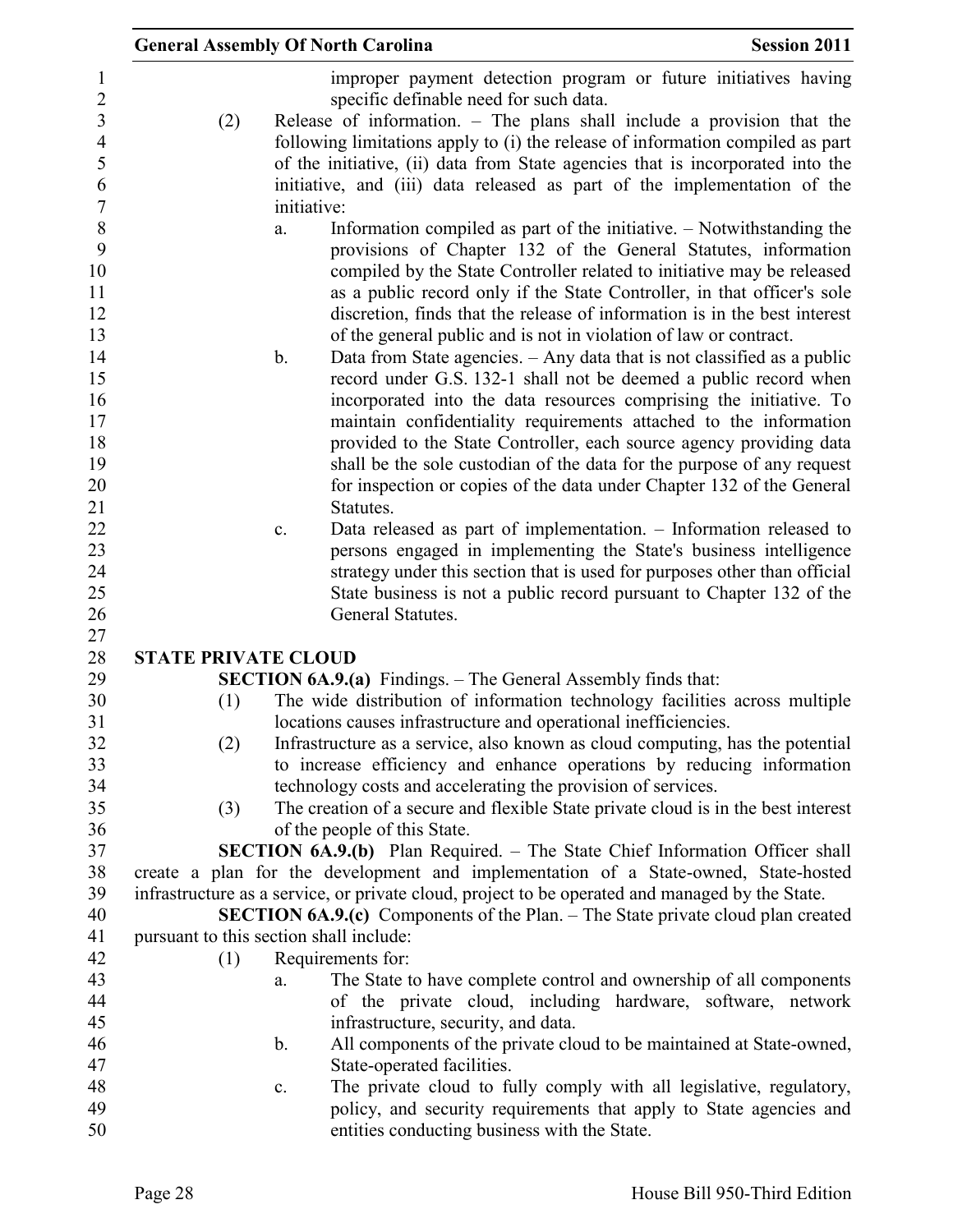improper payment detection program or future initiatives having specific definable need for such data.

(2) Release of information. – The plans shall include a provision that the following limitations apply to (i) the release of information compiled as part of the initiative, (ii) data from State agencies that is incorporated into the initiative, and (iii) data released as part of the implementation of the initiative:

a. Information compiled as part of the initiative. – Notwithstanding the provisions of Chapter 132 of the General Statutes, information compiled by the State Controller related to initiative may be released as a public record only if the State Controller, in that officer's sole discretion, finds that the release of information is in the best interest of the general public and is not in violation of law or contract.

b. Data from State agencies. – Any data that is not classified as a public record under G.S. 132-1 shall not be deemed a public record when incorporated into the data resources comprising the initiative. To maintain confidentiality requirements attached to the information provided to the State Controller, each source agency providing data shall be the sole custodian of the data for the purpose of any request for inspection or copies of the data under Chapter 132 of the General Statutes.

c. Data released as part of implementation. – Information released to persons engaged in implementing the State's business intelligence strategy under this section that is used for purposes other than official State business is not a public record pursuant to Chapter 132 of the General Statutes.

## STATE PRIVATE CLOUD

**SECTION 6A.9.(a)** Findings. – The General Assembly finds that:

(1) The wide distribution of information technology facilities across multiple locations causes infrastructure and operational inefficiencies.

(2) Infrastructure as a service, also known as cloud computing, has the potential to increase efficiency and enhance operations by reducing information technology costs and accelerating the provision of services.

(3) The creation of a secure and flexible State private cloud is in the best interest of the people of this State.

**SECTION 6A.9.(b)** Plan Required. – The State Chief Information Officer shall create a plan for the development and implementation of a State-owned, State-hosted infrastructure as a service, or private cloud, project to be operated and managed by the State.

**SECTION 6A.9.(c)** Components of the Plan. – The State private cloud plan created pursuant to this section shall include:

(1) Requirements for:

a. The State to have complete control and ownership of all components of the private cloud, including hardware, software, network infrastructure, security, and data.

b. All components of the private cloud to be maintained at State-owned, State-operated facilities.

c. The private cloud to fully comply with all legislative, regulatory, policy, and security requirements that apply to State agencies and entities conducting business with the State.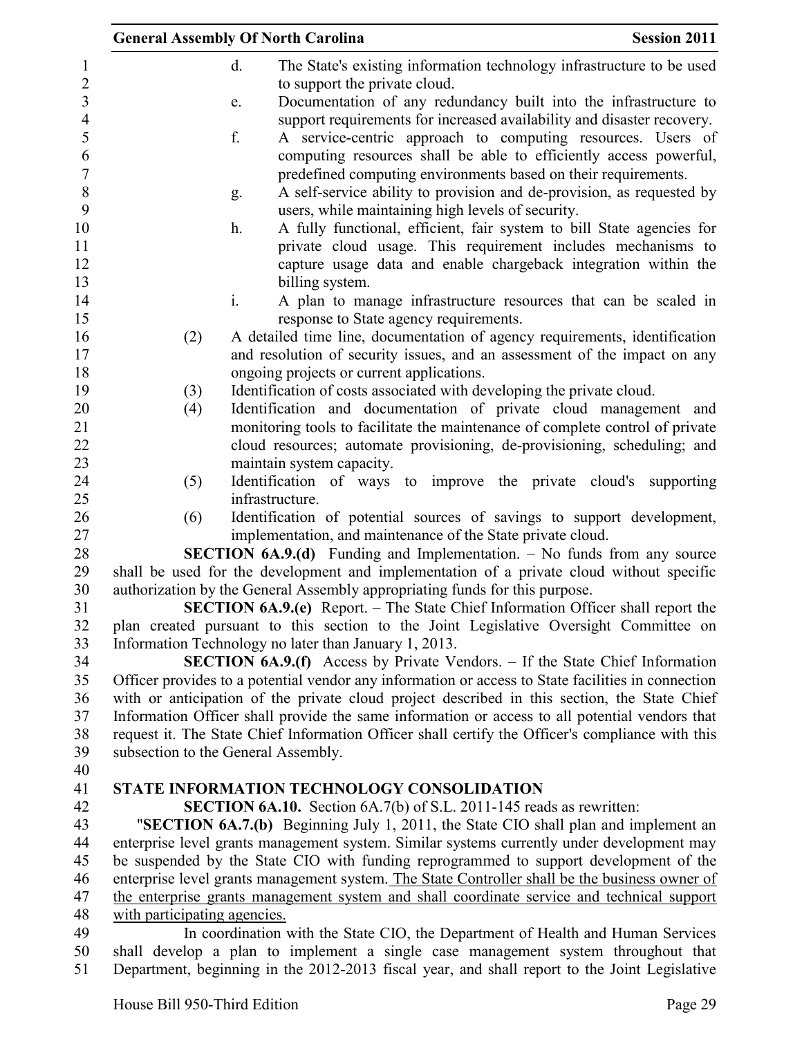d. The State's existing information technology infrastructure to be used to support the private cloud.

e. Documentation of any redundancy built into the infrastructure to support requirements for increased availability and disaster recovery.

f. A service-centric approach to computing resources. Users of computing resources shall be able to efficiently access powerful, predefined computing environments based on their requirements.

g. A self-service ability to provision and de-provision, as requested by users, while maintaining high levels of security.

h. A fully functional, efficient, fair system to bill State agencies for private cloud usage. This requirement includes mechanisms to capture usage data and enable chargeback integration within the billing system.

i. A plan to manage infrastructure resources that can be scaled in response to State agency requirements.

(2) A detailed time line, documentation of agency requirements, identification and resolution of security issues, and an assessment of the impact on any ongoing projects or current applications.

(3) Identification of costs associated with developing the private cloud.

(4) Identification and documentation of private cloud management and monitoring tools to facilitate the maintenance of complete control of private cloud resources; automate provisioning, de-provisioning, scheduling; and maintain system capacity.

(5) Identification of ways to improve the private cloud's supporting infrastructure.

(6) Identification of potential sources of savings to support development, implementation, and maintenance of the State private cloud.

**SECTION 6A.9.(d)** Funding and Implementation. – No funds from any source shall be used for the development and implementation of a private cloud without specific authorization by the General Assembly appropriating funds for this purpose.

**SECTION 6A.9.(e)** Report. – The State Chief Information Officer shall report the plan created pursuant to this section to the Joint Legislative Oversight Committee on Information Technology no later than January 1, 2013.

**SECTION 6A.9.(f)** Access by Private Vendors. – If the State Chief Information Officer provides to a potential vendor any information or access to State facilities in connection with or anticipation of the private cloud project described in this section, the State Chief Information Officer shall provide the same information or access to all potential vendors that request it. The State Chief Information Officer shall certify the Officer's compliance with this subsection to the General Assembly.

## STATE INFORMATION TECHNOLOGY CONSOLIDATION

**SECTION 6A.10.** Section 6A.7(b) of S.L. 2011-145 reads as rewritten:

"**SECTION 6A.7.(b)** Beginning July 1, 2011, the State CIO shall plan and implement an enterprise level grants management system. Similar systems currently under development may be suspended by the State CIO with funding reprogrammed to support development of the enterprise level grants management system. <u>The State Controller shall be the business owner of the enterprise grants management system and shall coordinate service and technical support with participating agencies.</u>

In coordination with the State CIO, the Department of Health and Human Services shall develop a plan to implement a single case management system throughout that Department, beginning in the 2012-2013 fiscal year, and shall report to the Joint Legislative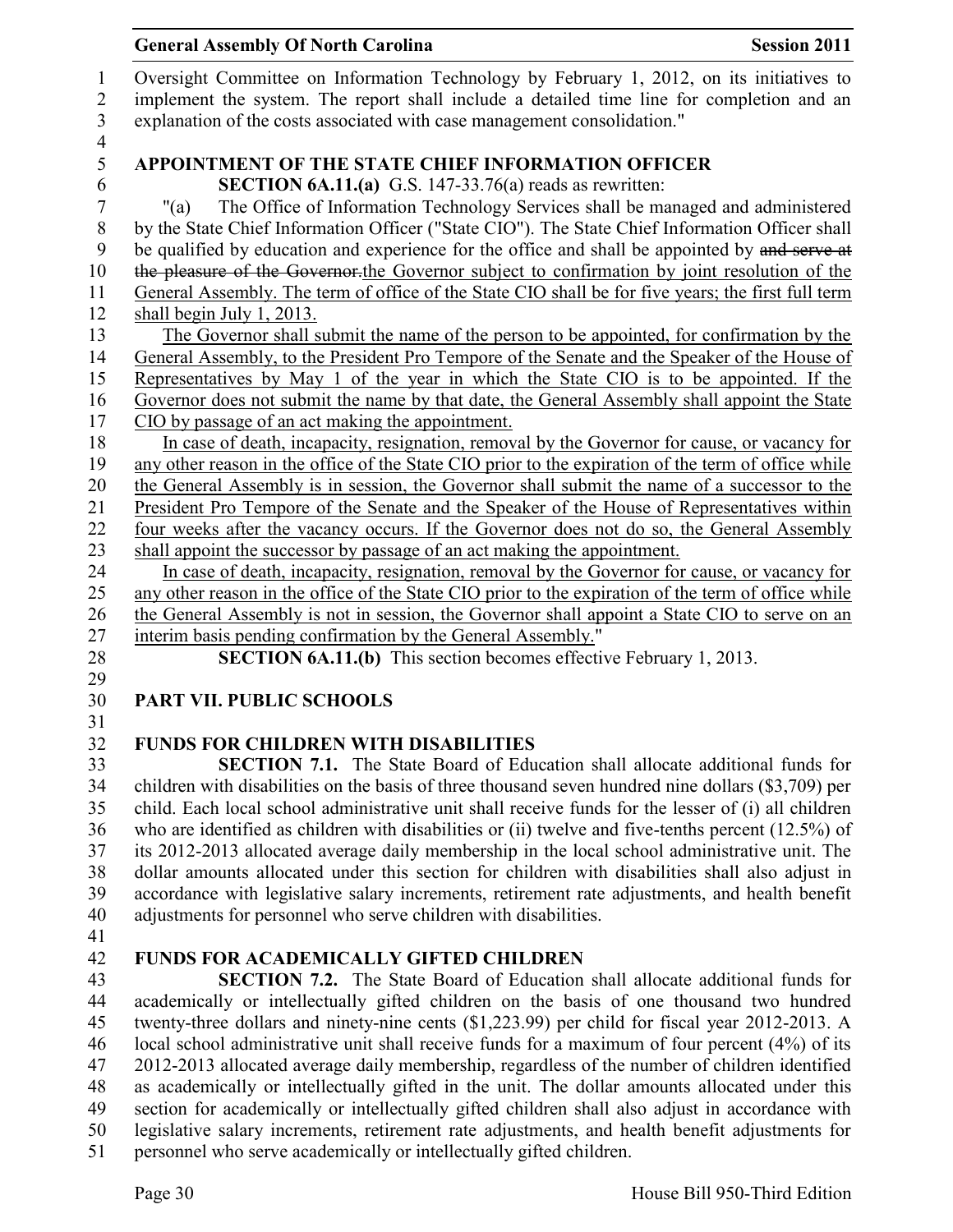Oversight Committee on Information Technology by February 1, 2012, on its initiatives to implement the system. The report shall include a detailed time line for completion and an explanation of the costs associated with case management consolidation."

### APPOINTMENT OF THE STATE CHIEF INFORMATION OFFICER

**SECTION 6A.11.(a)** G.S. 147-33.76(a) reads as rewritten:

"(a) The Office of Information Technology Services shall be managed and administered by the State Chief Information Officer ("State CIO"). The State Chief Information Officer shall be qualified by education and experience for the office and shall be appointed by ~~and serve at the pleasure of the Governor.~~the Governor subject to confirmation by joint resolution of the General Assembly. The term of office of the State CIO shall be for five years; the first full term shall begin July 1, 2013.

The Governor shall submit the name of the person to be appointed, for confirmation by the General Assembly, to the President Pro Tempore of the Senate and the Speaker of the House of Representatives by May 1 of the year in which the State CIO is to be appointed. If the Governor does not submit the name by that date, the General Assembly shall appoint the State CIO by passage of an act making the appointment.

In case of death, incapacity, resignation, removal by the Governor for cause, or vacancy for any other reason in the office of the State CIO prior to the expiration of the term of office while the General Assembly is in session, the Governor shall submit the name of a successor to the President Pro Tempore of the Senate and the Speaker of the House of Representatives within four weeks after the vacancy occurs. If the Governor does not do so, the General Assembly shall appoint the successor by passage of an act making the appointment.

In case of death, incapacity, resignation, removal by the Governor for cause, or vacancy for any other reason in the office of the State CIO prior to the expiration of the term of office while the General Assembly is not in session, the Governor shall appoint a State CIO to serve on an interim basis pending confirmation by the General Assembly."

**SECTION 6A.11.(b)** This section becomes effective February 1, 2013.

## PART VII. PUBLIC SCHOOLS

### FUNDS FOR CHILDREN WITH DISABILITIES

**SECTION 7.1.** The State Board of Education shall allocate additional funds for children with disabilities on the basis of three thousand seven hundred nine dollars ($3,709) per child. Each local school administrative unit shall receive funds for the lesser of (i) all children who are identified as children with disabilities or (ii) twelve and five-tenths percent (12.5%) of its 2012-2013 allocated average daily membership in the local school administrative unit. The dollar amounts allocated under this section for children with disabilities shall also adjust in accordance with legislative salary increments, retirement rate adjustments, and health benefit adjustments for personnel who serve children with disabilities.

### FUNDS FOR ACADEMICALLY GIFTED CHILDREN

**SECTION 7.2.** The State Board of Education shall allocate additional funds for academically or intellectually gifted children on the basis of one thousand two hundred twenty-three dollars and ninety-nine cents ($1,223.99) per child for fiscal year 2012-2013. A local school administrative unit shall receive funds for a maximum of four percent (4%) of its 2012-2013 allocated average daily membership, regardless of the number of children identified as academically or intellectually gifted in the unit. The dollar amounts allocated under this section for academically or intellectually gifted children shall also adjust in accordance with legislative salary increments, retirement rate adjustments, and health benefit adjustments for personnel who serve academically or intellectually gifted children.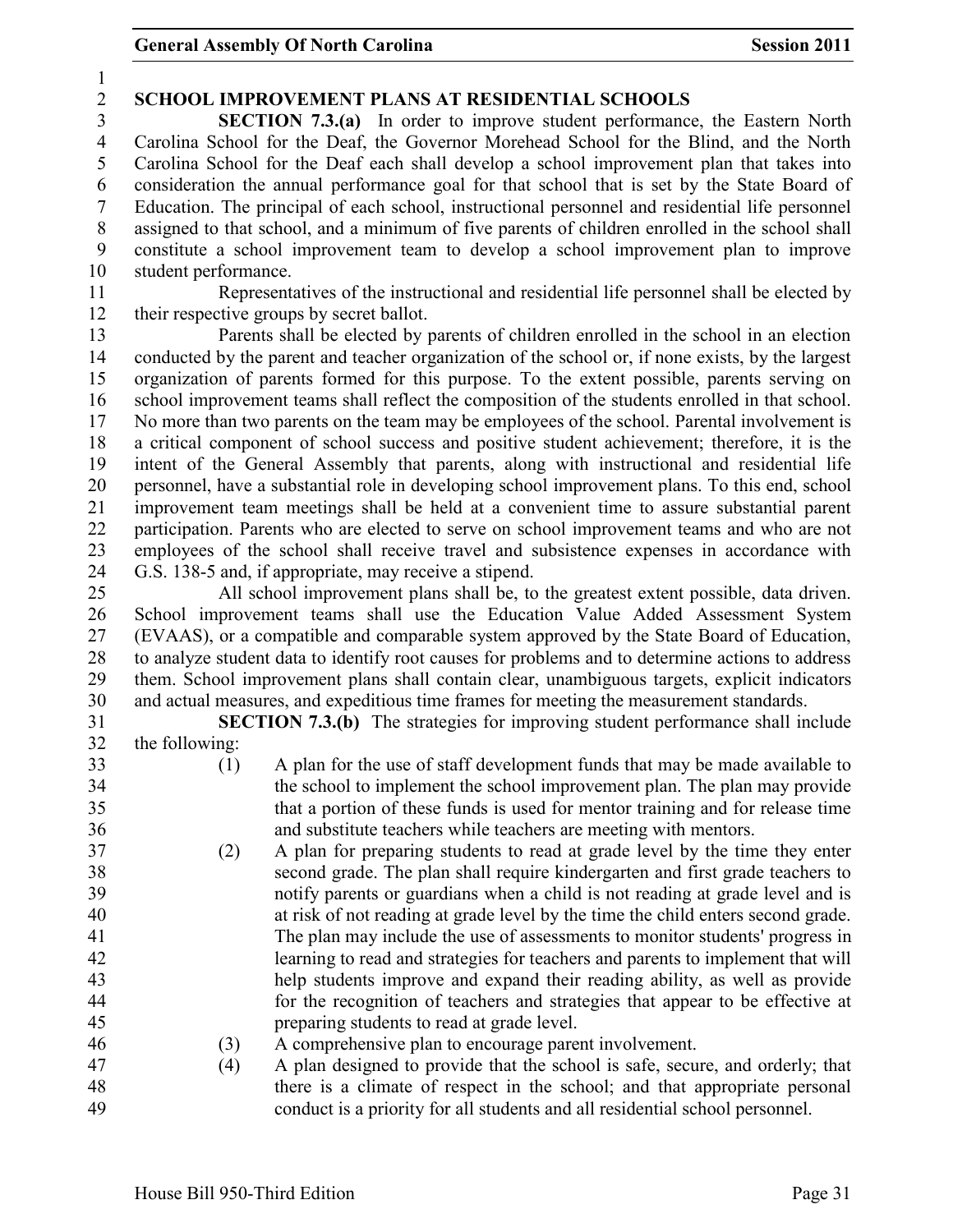## SCHOOL IMPROVEMENT PLANS AT RESIDENTIAL SCHOOLS

**SECTION 7.3.(a)** In order to improve student performance, the Eastern North Carolina School for the Deaf, the Governor Morehead School for the Blind, and the North Carolina School for the Deaf each shall develop a school improvement plan that takes into consideration the annual performance goal for that school that is set by the State Board of Education. The principal of each school, instructional personnel and residential life personnel assigned to that school, and a minimum of five parents of children enrolled in the school shall constitute a school improvement team to develop a school improvement plan to improve student performance.

Representatives of the instructional and residential life personnel shall be elected by their respective groups by secret ballot.

Parents shall be elected by parents of children enrolled in the school in an election conducted by the parent and teacher organization of the school or, if none exists, by the largest organization of parents formed for this purpose. To the extent possible, parents serving on school improvement teams shall reflect the composition of the students enrolled in that school. No more than two parents on the team may be employees of the school. Parental involvement is a critical component of school success and positive student achievement; therefore, it is the intent of the General Assembly that parents, along with instructional and residential life personnel, have a substantial role in developing school improvement plans. To this end, school improvement team meetings shall be held at a convenient time to assure substantial parent participation. Parents who are elected to serve on school improvement teams and who are not employees of the school shall receive travel and subsistence expenses in accordance with G.S. 138-5 and, if appropriate, may receive a stipend.

All school improvement plans shall be, to the greatest extent possible, data driven. School improvement teams shall use the Education Value Added Assessment System (EVAAS), or a compatible and comparable system approved by the State Board of Education, to analyze student data to identify root causes for problems and to determine actions to address them. School improvement plans shall contain clear, unambiguous targets, explicit indicators and actual measures, and expeditious time frames for meeting the measurement standards.

**SECTION 7.3.(b)** The strategies for improving student performance shall include the following:

(1) A plan for the use of staff development funds that may be made available to the school to implement the school improvement plan. The plan may provide that a portion of these funds is used for mentor training and for release time and substitute teachers while teachers are meeting with mentors.

(2) A plan for preparing students to read at grade level by the time they enter second grade. The plan shall require kindergarten and first grade teachers to notify parents or guardians when a child is not reading at grade level and is at risk of not reading at grade level by the time the child enters second grade. The plan may include the use of assessments to monitor students' progress in learning to read and strategies for teachers and parents to implement that will help students improve and expand their reading ability, as well as provide for the recognition of teachers and strategies that appear to be effective at preparing students to read at grade level.

(3) A comprehensive plan to encourage parent involvement.

(4) A plan designed to provide that the school is safe, secure, and orderly; that there is a climate of respect in the school; and that appropriate personal conduct is a priority for all students and all residential school personnel.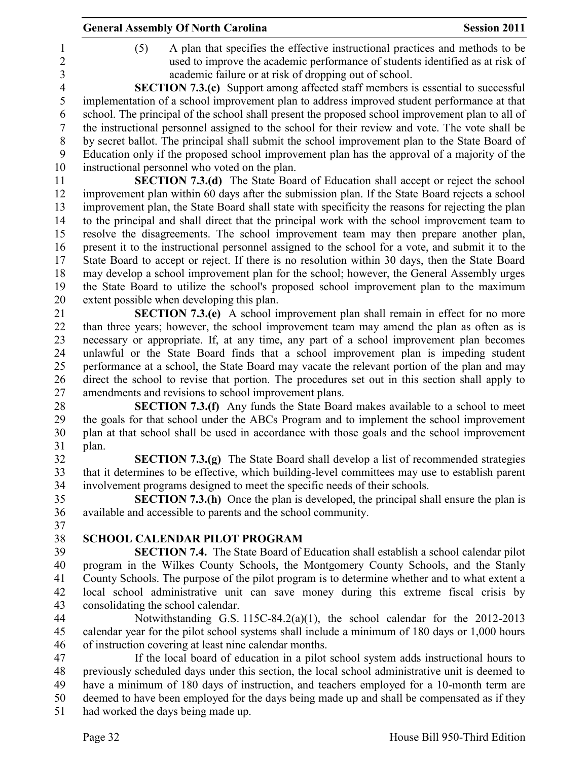(5) A plan that specifies the effective instructional practices and methods to be used to improve the academic performance of students identified as at risk of academic failure or at risk of dropping out of school.

**SECTION 7.3.(c)** Support among affected staff members is essential to successful implementation of a school improvement plan to address improved student performance at that school. The principal of the school shall present the proposed school improvement plan to all of the instructional personnel assigned to the school for their review and vote. The vote shall be by secret ballot. The principal shall submit the school improvement plan to the State Board of Education only if the proposed school improvement plan has the approval of a majority of the instructional personnel who voted on the plan.

**SECTION 7.3.(d)** The State Board of Education shall accept or reject the school improvement plan within 60 days after the submission plan. If the State Board rejects a school improvement plan, the State Board shall state with specificity the reasons for rejecting the plan to the principal and shall direct that the principal work with the school improvement team to resolve the disagreements. The school improvement team may then prepare another plan, present it to the instructional personnel assigned to the school for a vote, and submit it to the State Board to accept or reject. If there is no resolution within 30 days, then the State Board may develop a school improvement plan for the school; however, the General Assembly urges the State Board to utilize the school's proposed school improvement plan to the maximum extent possible when developing this plan.

**SECTION 7.3.(e)** A school improvement plan shall remain in effect for no more than three years; however, the school improvement team may amend the plan as often as is necessary or appropriate. If, at any time, any part of a school improvement plan becomes unlawful or the State Board finds that a school improvement plan is impeding student performance at a school, the State Board may vacate the relevant portion of the plan and may direct the school to revise that portion. The procedures set out in this section shall apply to amendments and revisions to school improvement plans.

**SECTION 7.3.(f)** Any funds the State Board makes available to a school to meet the goals for that school under the ABCs Program and to implement the school improvement plan at that school shall be used in accordance with those goals and the school improvement plan.

**SECTION 7.3.(g)** The State Board shall develop a list of recommended strategies that it determines to be effective, which building-level committees may use to establish parent involvement programs designed to meet the specific needs of their schools.

**SECTION 7.3.(h)** Once the plan is developed, the principal shall ensure the plan is available and accessible to parents and the school community.

**SCHOOL CALENDAR PILOT PROGRAM**

**SECTION 7.4.** The State Board of Education shall establish a school calendar pilot program in the Wilkes County Schools, the Montgomery County Schools, and the Stanly County Schools. The purpose of the pilot program is to determine whether and to what extent a local school administrative unit can save money during this extreme fiscal crisis by consolidating the school calendar.

Notwithstanding G.S. 115C-84.2(a)(1), the school calendar for the 2012-2013 calendar year for the pilot school systems shall include a minimum of 180 days or 1,000 hours of instruction covering at least nine calendar months.

If the local board of education in a pilot school system adds instructional hours to previously scheduled days under this section, the local school administrative unit is deemed to have a minimum of 180 days of instruction, and teachers employed for a 10-month term are deemed to have been employed for the days being made up and shall be compensated as if they had worked the days being made up.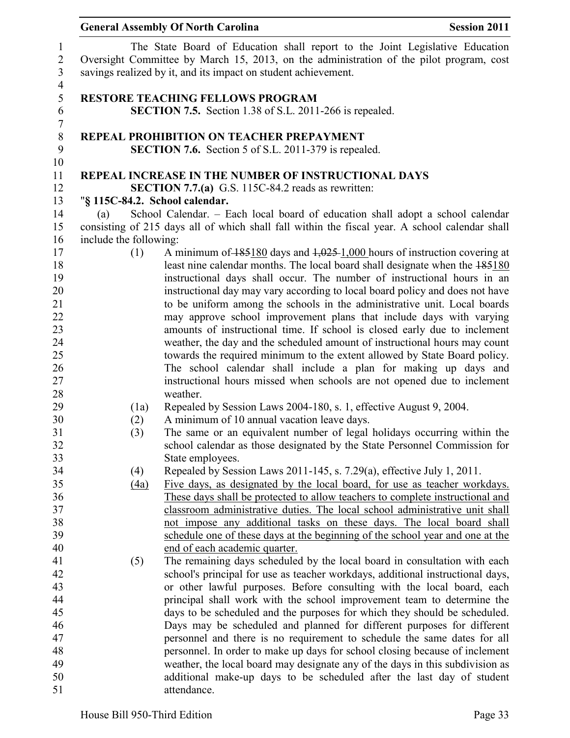The State Board of Education shall report to the Joint Legislative Education Oversight Committee by March 15, 2013, on the administration of the pilot program, cost savings realized by it, and its impact on student achievement.

**RESTORE TEACHING FELLOWS PROGRAM**

**SECTION 7.5.** Section 1.38 of S.L. 2011-266 is repealed.

**REPEAL PROHIBITION ON TEACHER PREPAYMENT**

**SECTION 7.6.** Section 5 of S.L. 2011-379 is repealed.

**REPEAL INCREASE IN THE NUMBER OF INSTRUCTIONAL DAYS**

**SECTION 7.7.(a)** G.S. 115C-84.2 reads as rewritten:

"**§ 115C-84.2. School calendar.**

(a) School Calendar. – Each local board of education shall adopt a school calendar consisting of 215 days all of which shall fall within the fiscal year. A school calendar shall include the following:

(1) A minimum of ~~185~~180 days and ~~1,025~~ 1,000 hours of instruction covering at least nine calendar months. The local board shall designate when the ~~185~~180 instructional days shall occur. The number of instructional hours in an instructional day may vary according to local board policy and does not have to be uniform among the schools in the administrative unit. Local boards may approve school improvement plans that include days with varying amounts of instructional time. If school is closed early due to inclement weather, the day and the scheduled amount of instructional hours may count towards the required minimum to the extent allowed by State Board policy. The school calendar shall include a plan for making up days and instructional hours missed when schools are not opened due to inclement weather.

(1a) Repealed by Session Laws 2004-180, s. 1, effective August 9, 2004.

(2) A minimum of 10 annual vacation leave days.

(3) The same or an equivalent number of legal holidays occurring within the school calendar as those designated by the State Personnel Commission for State employees.

(4) Repealed by Session Laws 2011-145, s. 7.29(a), effective July 1, 2011.

<u>(4a)</u> <u>Five days, as designated by the local board, for use as teacher workdays. These days shall be protected to allow teachers to complete instructional and classroom administrative duties. The local school administrative unit shall not impose any additional tasks on these days. The local board shall schedule one of these days at the beginning of the school year and one at the end of each academic quarter.</u>

(5) The remaining days scheduled by the local board in consultation with each school's principal for use as teacher workdays, additional instructional days, or other lawful purposes. Before consulting with the local board, each principal shall work with the school improvement team to determine the days to be scheduled and the purposes for which they should be scheduled. Days may be scheduled and planned for different purposes for different personnel and there is no requirement to schedule the same dates for all personnel. In order to make up days for school closing because of inclement weather, the local board may designate any of the days in this subdivision as additional make-up days to be scheduled after the last day of student attendance.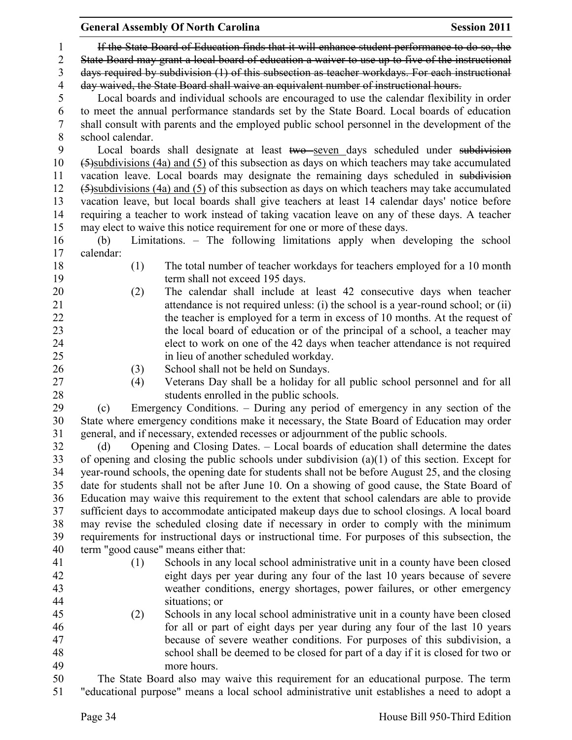~~If the State Board of Education finds that it will enhance student performance to do so, the State Board may grant a local board of education a waiver to use up to five of the instructional days required by subdivision (1) of this subsection as teacher workdays. For each instructional day waived, the State Board shall waive an equivalent number of instructional hours.~~

Local boards and individual schools are encouraged to use the calendar flexibility in order to meet the annual performance standards set by the State Board. Local boards of education shall consult with parents and the employed public school personnel in the development of the school calendar.

Local boards shall designate at least ~~two~~ seven days scheduled under ~~subdivision (5)~~subdivisions (4a) and (5) of this subsection as days on which teachers may take accumulated vacation leave. Local boards may designate the remaining days scheduled in ~~subdivision (5)~~subdivisions (4a) and (5) of this subsection as days on which teachers may take accumulated vacation leave, but local boards shall give teachers at least 14 calendar days' notice before requiring a teacher to work instead of taking vacation leave on any of these days. A teacher may elect to waive this notice requirement for one or more of these days.

(b) Limitations. – The following limitations apply when developing the school calendar:

(1) The total number of teacher workdays for teachers employed for a 10 month term shall not exceed 195 days.

(2) The calendar shall include at least 42 consecutive days when teacher attendance is not required unless: (i) the school is a year-round school; or (ii) the teacher is employed for a term in excess of 10 months. At the request of the local board of education or of the principal of a school, a teacher may elect to work on one of the 42 days when teacher attendance is not required in lieu of another scheduled workday.

(3) School shall not be held on Sundays.

(4) Veterans Day shall be a holiday for all public school personnel and for all students enrolled in the public schools.

(c) Emergency Conditions. – During any period of emergency in any section of the State where emergency conditions make it necessary, the State Board of Education may order general, and if necessary, extended recesses or adjournment of the public schools.

(d) Opening and Closing Dates. – Local boards of education shall determine the dates of opening and closing the public schools under subdivision (a)(1) of this section. Except for year-round schools, the opening date for students shall not be before August 25, and the closing date for students shall not be after June 10. On a showing of good cause, the State Board of Education may waive this requirement to the extent that school calendars are able to provide sufficient days to accommodate anticipated makeup days due to school closings. A local board may revise the scheduled closing date if necessary in order to comply with the minimum requirements for instructional days or instructional time. For purposes of this subsection, the term "good cause" means either that:

(1) Schools in any local school administrative unit in a county have been closed eight days per year during any four of the last 10 years because of severe weather conditions, energy shortages, power failures, or other emergency situations; or

(2) Schools in any local school administrative unit in a county have been closed for all or part of eight days per year during any four of the last 10 years because of severe weather conditions. For purposes of this subdivision, a school shall be deemed to be closed for part of a day if it is closed for two or more hours.

The State Board also may waive this requirement for an educational purpose. The term "educational purpose" means a local school administrative unit establishes a need to adopt a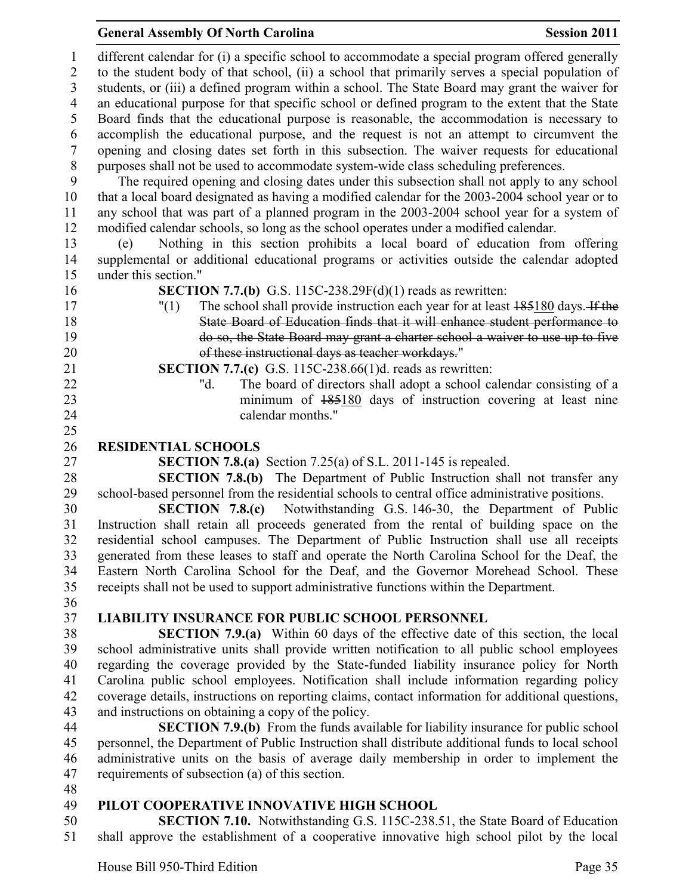different calendar for (i) a specific school to accommodate a special program offered generally to the student body of that school, (ii) a school that primarily serves a special population of students, or (iii) a defined program within a school. The State Board may grant the waiver for an educational purpose for that specific school or defined program to the extent that the State Board finds that the educational purpose is reasonable, the accommodation is necessary to accomplish the educational purpose, and the request is not an attempt to circumvent the opening and closing dates set forth in this subsection. The waiver requests for educational purposes shall not be used to accommodate system-wide class scheduling preferences.

The required opening and closing dates under this subsection shall not apply to any school that a local board designated as having a modified calendar for the 2003-2004 school year or to any school that was part of a planned program in the 2003-2004 school year for a system of modified calendar schools, so long as the school operates under a modified calendar.

(e) Nothing in this section prohibits a local board of education from offering supplemental or additional educational programs or activities outside the calendar adopted under this section."

**SECTION 7.7.(b)** G.S. 115C-238.29F(d)(1) reads as rewritten:

"(1) The school shall provide instruction each year for at least ~~185~~180 days. ~~If the State Board of Education finds that it will enhance student performance to do so, the State Board may grant a charter school a waiver to use up to five of these instructional days as teacher workdays.~~"

**SECTION 7.7.(c)** G.S. 115C-238.66(1)d. reads as rewritten:

"d. The board of directors shall adopt a school calendar consisting of a minimum of ~~185~~180 days of instruction covering at least nine calendar months."

## RESIDENTIAL SCHOOLS

**SECTION 7.8.(a)** Section 7.25(a) of S.L. 2011-145 is repealed.

**SECTION 7.8.(b)** The Department of Public Instruction shall not transfer any school-based personnel from the residential schools to central office administrative positions.

**SECTION 7.8.(c)** Notwithstanding G.S. 146-30, the Department of Public Instruction shall retain all proceeds generated from the rental of building space on the residential school campuses. The Department of Public Instruction shall use all receipts generated from these leases to staff and operate the North Carolina School for the Deaf, the Eastern North Carolina School for the Deaf, and the Governor Morehead School. These receipts shall not be used to support administrative functions within the Department.

## LIABILITY INSURANCE FOR PUBLIC SCHOOL PERSONNEL

**SECTION 7.9.(a)** Within 60 days of the effective date of this section, the local school administrative units shall provide written notification to all public school employees regarding the coverage provided by the State-funded liability insurance policy for North Carolina public school employees. Notification shall include information regarding policy coverage details, instructions on reporting claims, contact information for additional questions, and instructions on obtaining a copy of the policy.

**SECTION 7.9.(b)** From the funds available for liability insurance for public school personnel, the Department of Public Instruction shall distribute additional funds to local school administrative units on the basis of average daily membership in order to implement the requirements of subsection (a) of this section.

## PILOT COOPERATIVE INNOVATIVE HIGH SCHOOL

**SECTION 7.10.** Notwithstanding G.S. 115C-238.51, the State Board of Education shall approve the establishment of a cooperative innovative high school pilot by the local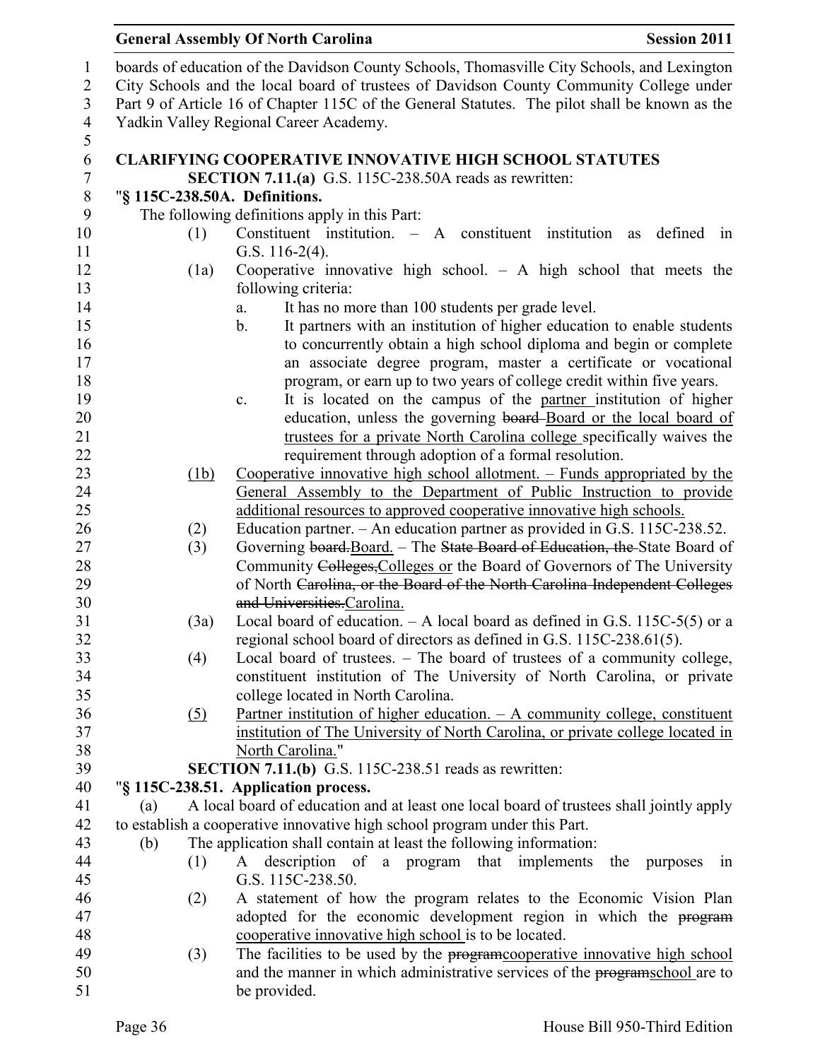boards of education of the Davidson County Schools, Thomasville City Schools, and Lexington City Schools and the local board of trustees of Davidson County Community College under Part 9 of Article 16 of Chapter 115C of the General Statutes. The pilot shall be known as the Yadkin Valley Regional Career Academy.

**CLARIFYING COOPERATIVE INNOVATIVE HIGH SCHOOL STATUTES**

**SECTION 7.11.(a)** G.S. 115C-238.50A reads as rewritten:

"**§ 115C-238.50A. Definitions.**

The following definitions apply in this Part:

(1) Constituent institution. – A constituent institution as defined in G.S. 116-2(4).

(1a) Cooperative innovative high school. – A high school that meets the following criteria:

a. It has no more than 100 students per grade level.

b. It partners with an institution of higher education to enable students to concurrently obtain a high school diploma and begin or complete an associate degree program, master a certificate or vocational program, or earn up to two years of college credit within five years.

c. It is located on the campus of the partner institution of higher education, unless the governing ~~board~~ Board or the local board of trustees for a private North Carolina college specifically waives the requirement through adoption of a formal resolution.

(1b) Cooperative innovative high school allotment. – Funds appropriated by the General Assembly to the Department of Public Instruction to provide additional resources to approved cooperative innovative high schools.

(2) Education partner. – An education partner as provided in G.S. 115C-238.52.

(3) Governing ~~board.~~Board. – The ~~State Board of Education, the~~ State Board of Community ~~Colleges,~~Colleges or the Board of Governors of The University of North ~~Carolina, or the Board of the North Carolina Independent Colleges and Universities.~~Carolina.

(3a) Local board of education. – A local board as defined in G.S. 115C-5(5) or a regional school board of directors as defined in G.S. 115C-238.61(5).

(4) Local board of trustees. – The board of trustees of a community college, constituent institution of The University of North Carolina, or private college located in North Carolina.

(5) Partner institution of higher education. – A community college, constituent institution of The University of North Carolina, or private college located in North Carolina."

**SECTION 7.11.(b)** G.S. 115C-238.51 reads as rewritten:

"**§ 115C-238.51. Application process.**

(a) A local board of education and at least one local board of trustees shall jointly apply to establish a cooperative innovative high school program under this Part.

(b) The application shall contain at least the following information:

(1) A description of a program that implements the purposes in G.S. 115C-238.50.

(2) A statement of how the program relates to the Economic Vision Plan adopted for the economic development region in which the ~~program~~ cooperative innovative high school is to be located.

(3) The facilities to be used by the ~~program~~cooperative innovative high school and the manner in which administrative services of the ~~program~~school are to be provided.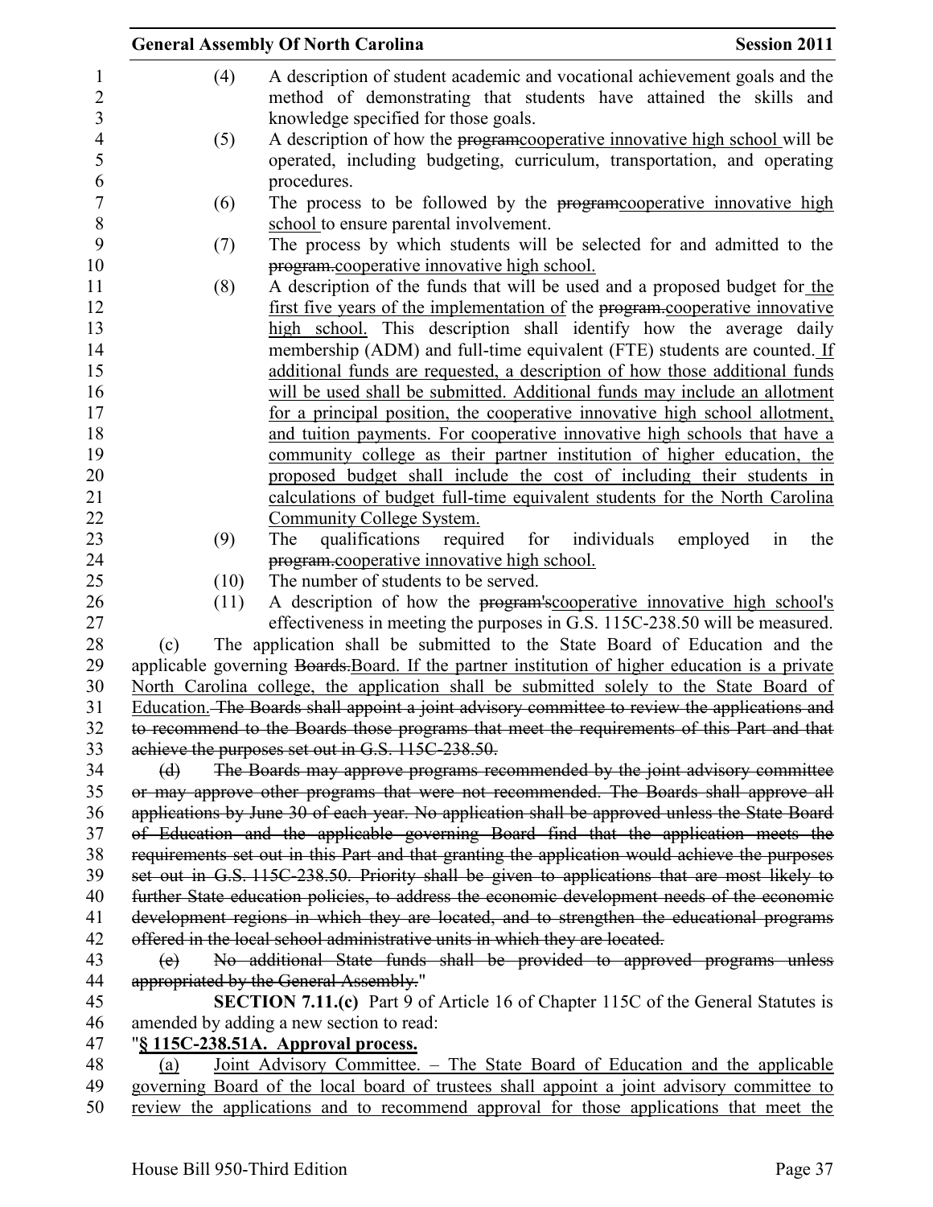(4) A description of student academic and vocational achievement goals and the method of demonstrating that students have attained the skills and knowledge specified for those goals.

(5) A description of how the ~~program~~cooperative innovative high school will be operated, including budgeting, curriculum, transportation, and operating procedures.

(6) The process to be followed by the ~~program~~cooperative innovative high school to ensure parental involvement.

(7) The process by which students will be selected for and admitted to the ~~program.~~cooperative innovative high school.

(8) A description of the funds that will be used and a proposed budget for the first five years of the implementation of the ~~program.~~cooperative innovative high school. This description shall identify how the average daily membership (ADM) and full-time equivalent (FTE) students are counted. If additional funds are requested, a description of how those additional funds will be used shall be submitted. Additional funds may include an allotment for a principal position, the cooperative innovative high school allotment, and tuition payments. For cooperative innovative high schools that have a community college as their partner institution of higher education, the proposed budget shall include the cost of including their students in calculations of budget full-time equivalent students for the North Carolina Community College System.

(9) The qualifications required for individuals employed in the ~~program.~~cooperative innovative high school.

(10) The number of students to be served.

(11) A description of how the ~~program's~~cooperative innovative high school's effectiveness in meeting the purposes in G.S. 115C-238.50 will be measured.

(c) The application shall be submitted to the State Board of Education and the applicable governing ~~Boards.~~Board. If the partner institution of higher education is a private North Carolina college, the application shall be submitted solely to the State Board of Education. ~~The Boards shall appoint a joint advisory committee to review the applications and to recommend to the Boards those programs that meet the requirements of this Part and that achieve the purposes set out in G.S. 115C-238.50.~~

~~(d) The Boards may approve programs recommended by the joint advisory committee or may approve other programs that were not recommended. The Boards shall approve all applications by June 30 of each year. No application shall be approved unless the State Board of Education and the applicable governing Board find that the application meets the requirements set out in this Part and that granting the application would achieve the purposes set out in G.S. 115C-238.50. Priority shall be given to applications that are most likely to further State education policies, to address the economic development needs of the economic development regions in which they are located, and to strengthen the educational programs offered in the local school administrative units in which they are located.~~

~~(e) No additional State funds shall be provided to approved programs unless appropriated by the General Assembly.~~"

**SECTION 7.11.(c)** Part 9 of Article 16 of Chapter 115C of the General Statutes is amended by adding a new section to read:

"**§ 115C-238.51A. Approval process.**

(a) Joint Advisory Committee. – The State Board of Education and the applicable governing Board of the local board of trustees shall appoint a joint advisory committee to review the applications and to recommend approval for those applications that meet the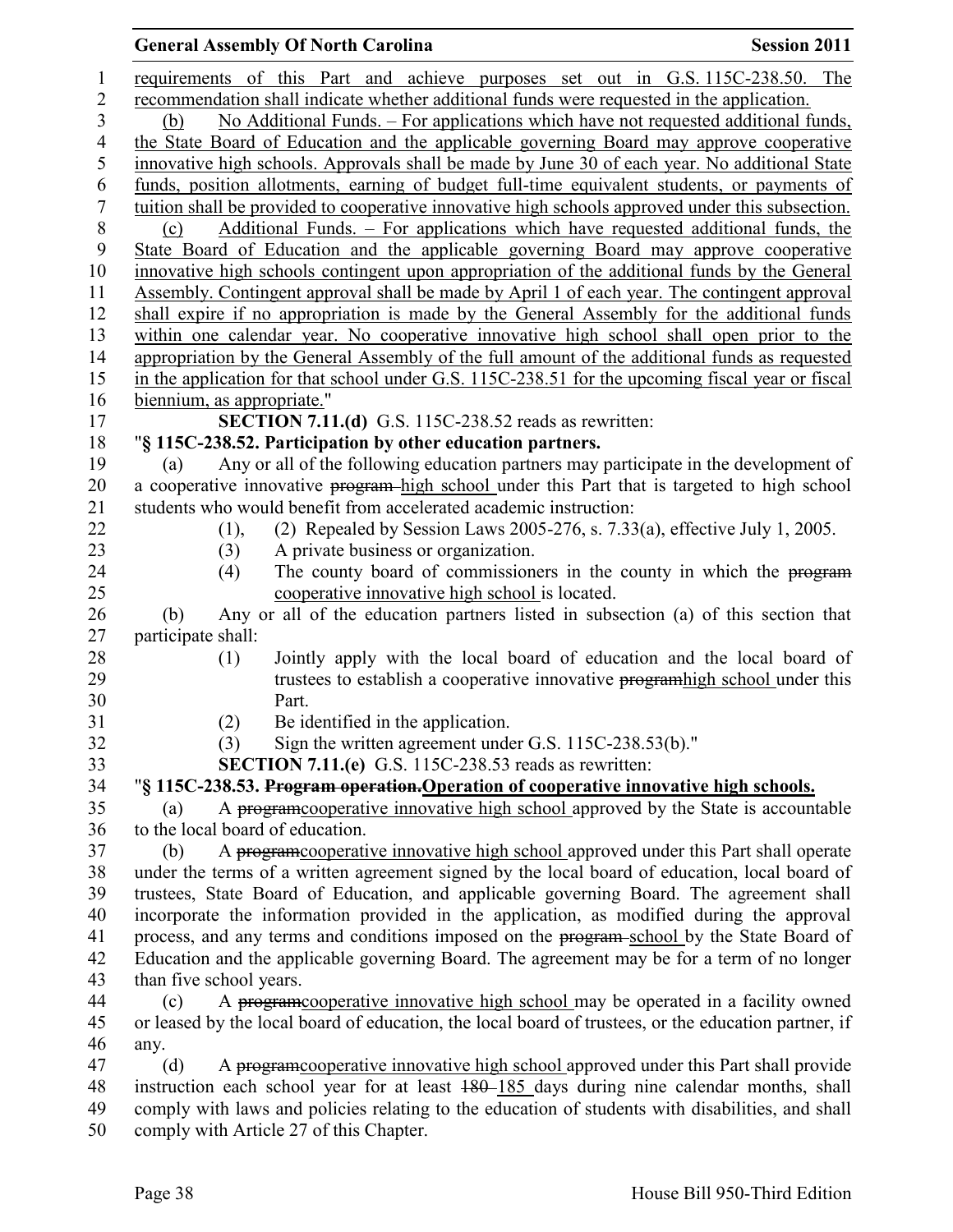requirements of this Part and achieve purposes set out in G.S. 115C-238.50. The recommendation shall indicate whether additional funds were requested in the application.

(b) No Additional Funds. – For applications which have not requested additional funds, the State Board of Education and the applicable governing Board may approve cooperative innovative high schools. Approvals shall be made by June 30 of each year. No additional State funds, position allotments, earning of budget full-time equivalent students, or payments of tuition shall be provided to cooperative innovative high schools approved under this subsection.

(c) Additional Funds. – For applications which have requested additional funds, the State Board of Education and the applicable governing Board may approve cooperative innovative high schools contingent upon appropriation of the additional funds by the General Assembly. Contingent approval shall be made by April 1 of each year. The contingent approval shall expire if no appropriation is made by the General Assembly for the additional funds within one calendar year. No cooperative innovative high school shall open prior to the appropriation by the General Assembly of the full amount of the additional funds as requested in the application for that school under G.S. 115C-238.51 for the upcoming fiscal year or fiscal biennium, as appropriate."

**SECTION 7.11.(d)** G.S. 115C-238.52 reads as rewritten:

"**§ 115C-238.52. Participation by other education partners.**

(a) Any or all of the following education partners may participate in the development of a cooperative innovative ~~program~~ high school under this Part that is targeted to high school students who would benefit from accelerated academic instruction:

(1), (2) Repealed by Session Laws 2005-276, s. 7.33(a), effective July 1, 2005.

(3) A private business or organization.

(4) The county board of commissioners in the county in which the ~~program~~ cooperative innovative high school is located.

(b) Any or all of the education partners listed in subsection (a) of this section that participate shall:

(1) Jointly apply with the local board of education and the local board of trustees to establish a cooperative innovative ~~program~~high school under this Part.

(2) Be identified in the application.

(3) Sign the written agreement under G.S. 115C-238.53(b)."

**SECTION 7.11.(e)** G.S. 115C-238.53 reads as rewritten:

"**§ 115C-238.53. ~~Program operation.~~Operation of cooperative innovative high schools.**

(a) A ~~program~~cooperative innovative high school approved by the State is accountable to the local board of education.

(b) A ~~program~~cooperative innovative high school approved under this Part shall operate under the terms of a written agreement signed by the local board of education, local board of trustees, State Board of Education, and applicable governing Board. The agreement shall incorporate the information provided in the application, as modified during the approval process, and any terms and conditions imposed on the ~~program~~ school by the State Board of Education and the applicable governing Board. The agreement may be for a term of no longer than five school years.

(c) A ~~program~~cooperative innovative high school may be operated in a facility owned or leased by the local board of education, the local board of trustees, or the education partner, if any.

(d) A ~~program~~cooperative innovative high school approved under this Part shall provide instruction each school year for at least ~~180~~ 185 days during nine calendar months, shall comply with laws and policies relating to the education of students with disabilities, and shall comply with Article 27 of this Chapter.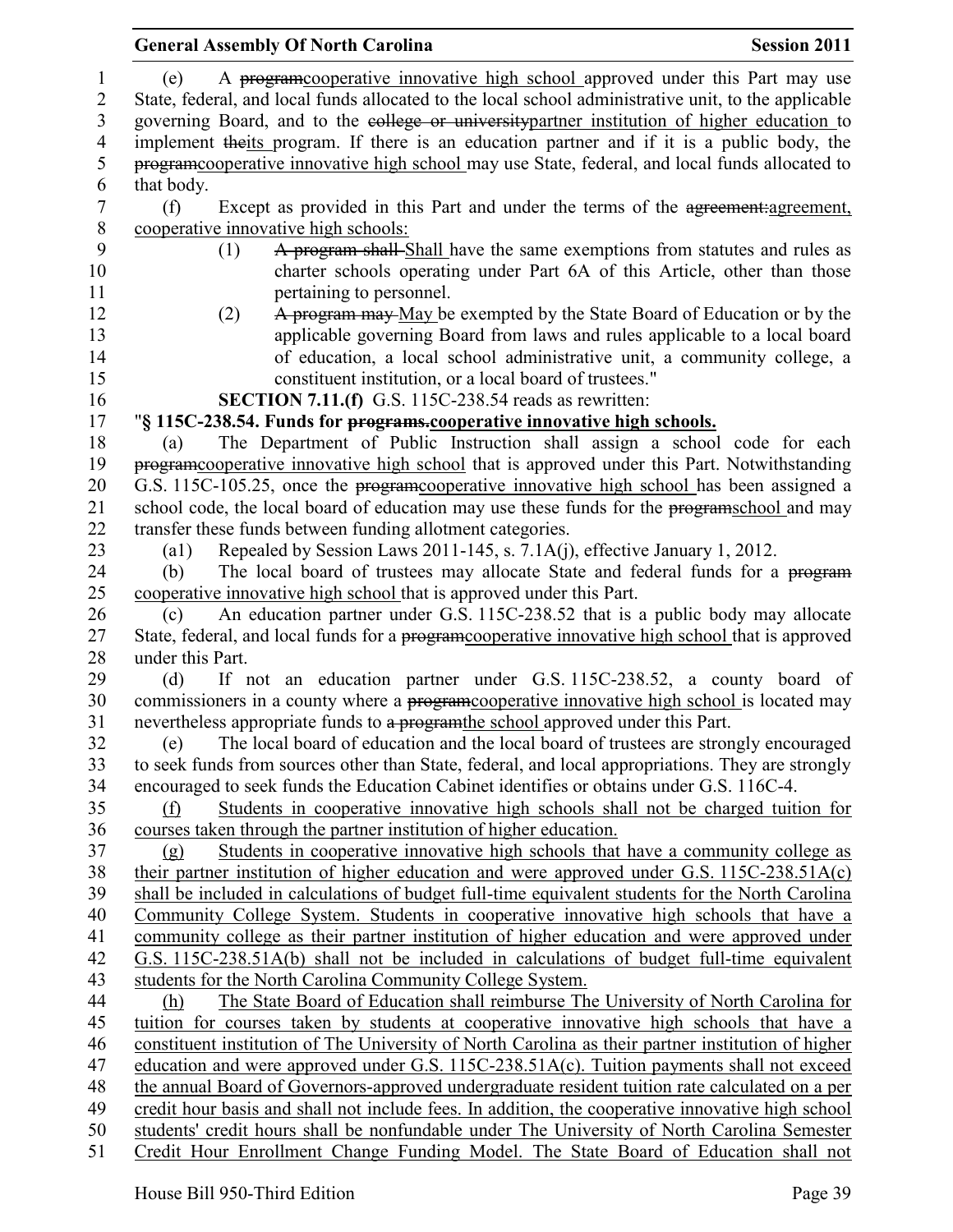(e) A ~~program~~cooperative innovative high school approved under this Part may use State, federal, and local funds allocated to the local school administrative unit, to the applicable governing Board, and to the ~~college or university~~partner institution of higher education to implement ~~the~~its program. If there is an education partner and if it is a public body, the ~~program~~cooperative innovative high school may use State, federal, and local funds allocated to that body.

(f) Except as provided in this Part and under the terms of the ~~agreement:~~agreement, cooperative innovative high schools:

(1) ~~A program shall~~ Shall have the same exemptions from statutes and rules as charter schools operating under Part 6A of this Article, other than those pertaining to personnel.

(2) ~~A program may~~ May be exempted by the State Board of Education or by the applicable governing Board from laws and rules applicable to a local board of education, a local school administrative unit, a community college, a constituent institution, or a local board of trustees."

**SECTION 7.11.(f)** G.S. 115C-238.54 reads as rewritten:

"**§ 115C-238.54. Funds for ~~programs.~~cooperative innovative high schools.**

(a) The Department of Public Instruction shall assign a school code for each ~~program~~cooperative innovative high school that is approved under this Part. Notwithstanding G.S. 115C-105.25, once the ~~program~~cooperative innovative high school has been assigned a school code, the local board of education may use these funds for the ~~program~~school and may transfer these funds between funding allotment categories.

(a1) Repealed by Session Laws 2011-145, s. 7.1A(j), effective January 1, 2012.

(b) The local board of trustees may allocate State and federal funds for a ~~program~~ cooperative innovative high school that is approved under this Part.

(c) An education partner under G.S. 115C-238.52 that is a public body may allocate State, federal, and local funds for a ~~program~~cooperative innovative high school that is approved under this Part.

(d) If not an education partner under G.S. 115C-238.52, a county board of commissioners in a county where a ~~program~~cooperative innovative high school is located may nevertheless appropriate funds to ~~a program~~the school approved under this Part.

(e) The local board of education and the local board of trustees are strongly encouraged to seek funds from sources other than State, federal, and local appropriations. They are strongly encouraged to seek funds the Education Cabinet identifies or obtains under G.S. 116C-4.

(f) Students in cooperative innovative high schools shall not be charged tuition for courses taken through the partner institution of higher education.

(g) Students in cooperative innovative high schools that have a community college as their partner institution of higher education and were approved under G.S. 115C-238.51A(c) shall be included in calculations of budget full-time equivalent students for the North Carolina Community College System. Students in cooperative innovative high schools that have a community college as their partner institution of higher education and were approved under G.S. 115C-238.51A(b) shall not be included in calculations of budget full-time equivalent students for the North Carolina Community College System.

(h) The State Board of Education shall reimburse The University of North Carolina for tuition for courses taken by students at cooperative innovative high schools that have a constituent institution of The University of North Carolina as their partner institution of higher education and were approved under G.S. 115C-238.51A(c). Tuition payments shall not exceed the annual Board of Governors-approved undergraduate resident tuition rate calculated on a per credit hour basis and shall not include fees. In addition, the cooperative innovative high school students' credit hours shall be nonfundable under The University of North Carolina Semester Credit Hour Enrollment Change Funding Model. The State Board of Education shall not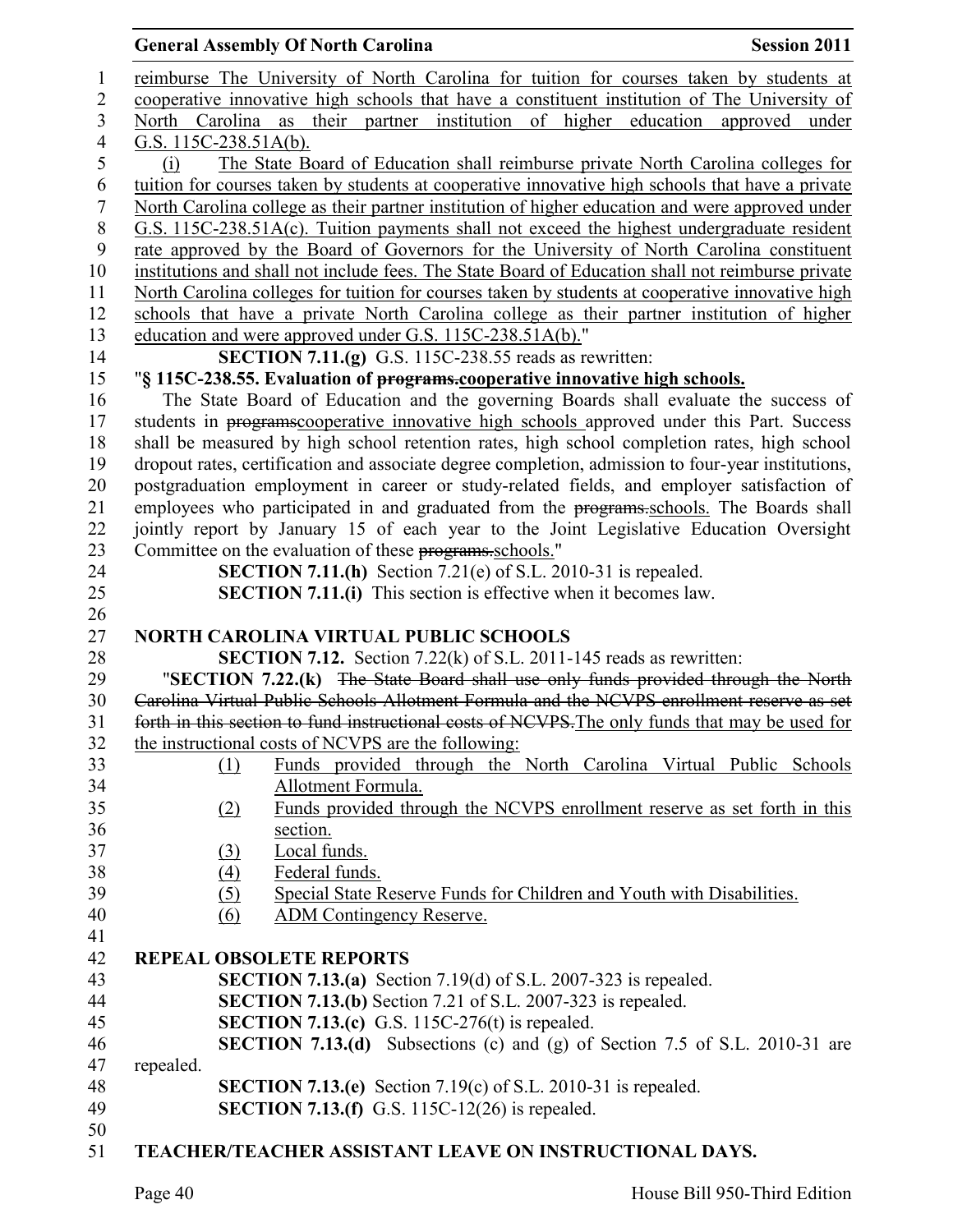reimburse The University of North Carolina for tuition for courses taken by students at cooperative innovative high schools that have a constituent institution of The University of North Carolina as their partner institution of higher education approved under G.S. 115C-238.51A(b).

(i) The State Board of Education shall reimburse private North Carolina colleges for tuition for courses taken by students at cooperative innovative high schools that have a private North Carolina college as their partner institution of higher education and were approved under G.S. 115C-238.51A(c). Tuition payments shall not exceed the highest undergraduate resident rate approved by the Board of Governors for the University of North Carolina constituent institutions and shall not include fees. The State Board of Education shall not reimburse private North Carolina colleges for tuition for courses taken by students at cooperative innovative high schools that have a private North Carolina college as their partner institution of higher education and were approved under G.S. 115C-238.51A(b)."

**SECTION 7.11.(g)** G.S. 115C-238.55 reads as rewritten:

"**§ 115C-238.55. Evaluation of ~~programs.~~cooperative innovative high schools.**

The State Board of Education and the governing Boards shall evaluate the success of students in ~~programs~~cooperative innovative high schools approved under this Part. Success shall be measured by high school retention rates, high school completion rates, high school dropout rates, certification and associate degree completion, admission to four-year institutions, postgraduation employment in career or study-related fields, and employer satisfaction of employees who participated in and graduated from the ~~programs.~~schools. The Boards shall jointly report by January 15 of each year to the Joint Legislative Education Oversight Committee on the evaluation of these ~~programs.~~schools."

**SECTION 7.11.(h)** Section 7.21(e) of S.L. 2010-31 is repealed.

**SECTION 7.11.(i)** This section is effective when it becomes law.

## NORTH CAROLINA VIRTUAL PUBLIC SCHOOLS

**SECTION 7.12.** Section 7.22(k) of S.L. 2011-145 reads as rewritten:

"**SECTION 7.22.(k)** ~~The State Board shall use only funds provided through the North Carolina Virtual Public Schools Allotment Formula and the NCVPS enrollment reserve as set forth in this section to fund instructional costs of NCVPS.~~The only funds that may be used for the instructional costs of NCVPS are the following:

(1) Funds provided through the North Carolina Virtual Public Schools Allotment Formula.
(2) Funds provided through the NCVPS enrollment reserve as set forth in this section.
(3) Local funds.
(4) Federal funds.
(5) Special State Reserve Funds for Children and Youth with Disabilities.
(6) ADM Contingency Reserve.

## REPEAL OBSOLETE REPORTS

**SECTION 7.13.(a)** Section 7.19(d) of S.L. 2007-323 is repealed.

**SECTION 7.13.(b)** Section 7.21 of S.L. 2007-323 is repealed.

**SECTION 7.13.(c)** G.S. 115C-276(t) is repealed.

**SECTION 7.13.(d)** Subsections (c) and (g) of Section 7.5 of S.L. 2010-31 are repealed.

**SECTION 7.13.(e)** Section 7.19(c) of S.L. 2010-31 is repealed.

**SECTION 7.13.(f)** G.S. 115C-12(26) is repealed.

## TEACHER/TEACHER ASSISTANT LEAVE ON INSTRUCTIONAL DAYS.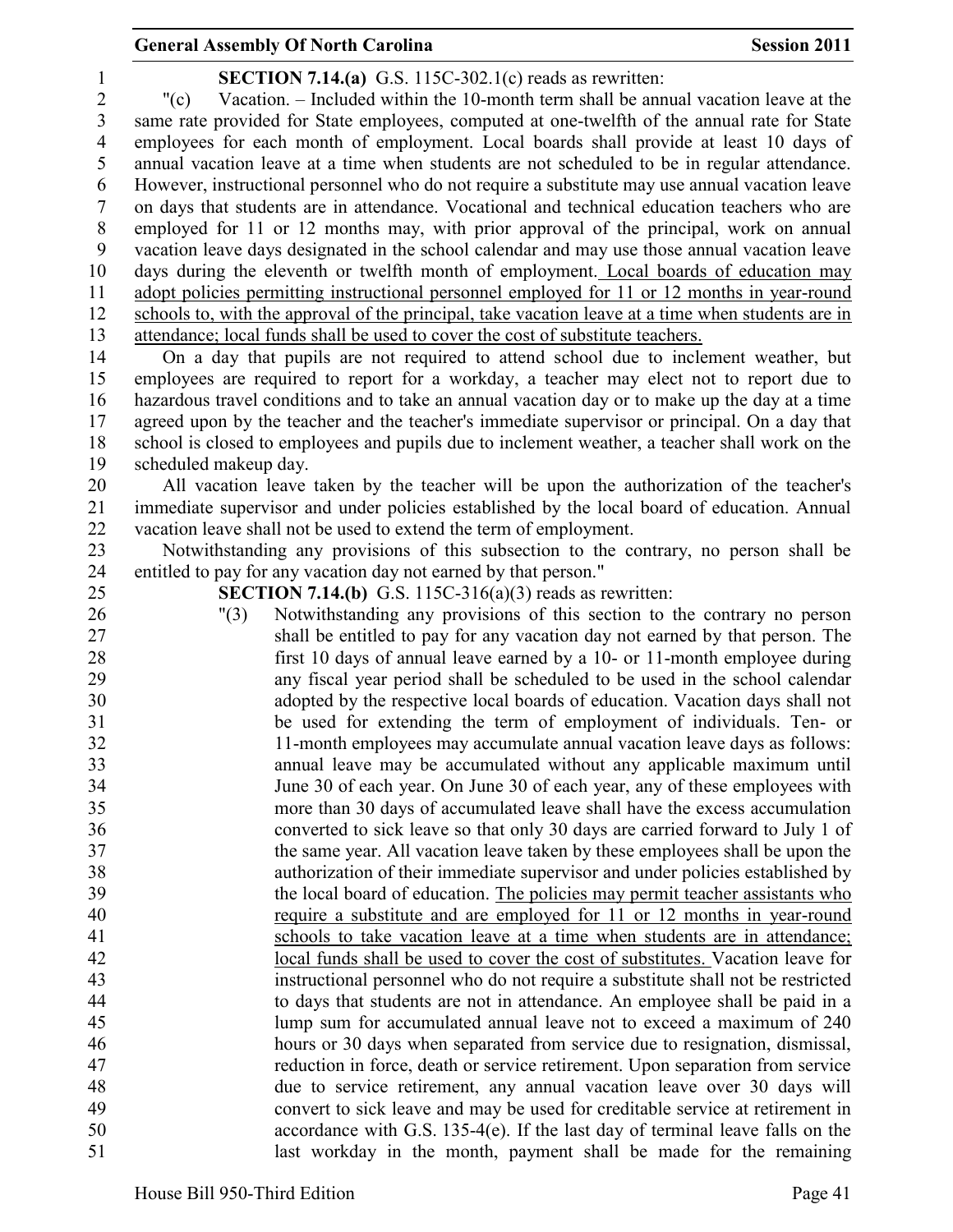**SECTION 7.14.(a)** G.S. 115C-302.1(c) reads as rewritten:

"(c) Vacation. – Included within the 10-month term shall be annual vacation leave at the same rate provided for State employees, computed at one-twelfth of the annual rate for State employees for each month of employment. Local boards shall provide at least 10 days of annual vacation leave at a time when students are not scheduled to be in regular attendance. However, instructional personnel who do not require a substitute may use annual vacation leave on days that students are in attendance. Vocational and technical education teachers who are employed for 11 or 12 months may, with prior approval of the principal, work on annual vacation leave days designated in the school calendar and may use those annual vacation leave days during the eleventh or twelfth month of employment. Local boards of education may adopt policies permitting instructional personnel employed for 11 or 12 months in year-round schools to, with the approval of the principal, take vacation leave at a time when students are in attendance; local funds shall be used to cover the cost of substitute teachers.

On a day that pupils are not required to attend school due to inclement weather, but employees are required to report for a workday, a teacher may elect not to report due to hazardous travel conditions and to take an annual vacation day or to make up the day at a time agreed upon by the teacher and the teacher's immediate supervisor or principal. On a day that school is closed to employees and pupils due to inclement weather, a teacher shall work on the scheduled makeup day.

All vacation leave taken by the teacher will be upon the authorization of the teacher's immediate supervisor and under policies established by the local board of education. Annual vacation leave shall not be used to extend the term of employment.

Notwithstanding any provisions of this subsection to the contrary, no person shall be entitled to pay for any vacation day not earned by that person."

**SECTION 7.14.(b)** G.S. 115C-316(a)(3) reads as rewritten:

"(3) Notwithstanding any provisions of this section to the contrary no person shall be entitled to pay for any vacation day not earned by that person. The first 10 days of annual leave earned by a 10- or 11-month employee during any fiscal year period shall be scheduled to be used in the school calendar adopted by the respective local boards of education. Vacation days shall not be used for extending the term of employment of individuals. Ten- or 11-month employees may accumulate annual vacation leave days as follows: annual leave may be accumulated without any applicable maximum until June 30 of each year. On June 30 of each year, any of these employees with more than 30 days of accumulated leave shall have the excess accumulation converted to sick leave so that only 30 days are carried forward to July 1 of the same year. All vacation leave taken by these employees shall be upon the authorization of their immediate supervisor and under policies established by the local board of education. The policies may permit teacher assistants who require a substitute and are employed for 11 or 12 months in year-round schools to take vacation leave at a time when students are in attendance; local funds shall be used to cover the cost of substitutes. Vacation leave for instructional personnel who do not require a substitute shall not be restricted to days that students are not in attendance. An employee shall be paid in a lump sum for accumulated annual leave not to exceed a maximum of 240 hours or 30 days when separated from service due to resignation, dismissal, reduction in force, death or service retirement. Upon separation from service due to service retirement, any annual vacation leave over 30 days will convert to sick leave and may be used for creditable service at retirement in accordance with G.S. 135-4(e). If the last day of terminal leave falls on the last workday in the month, payment shall be made for the remaining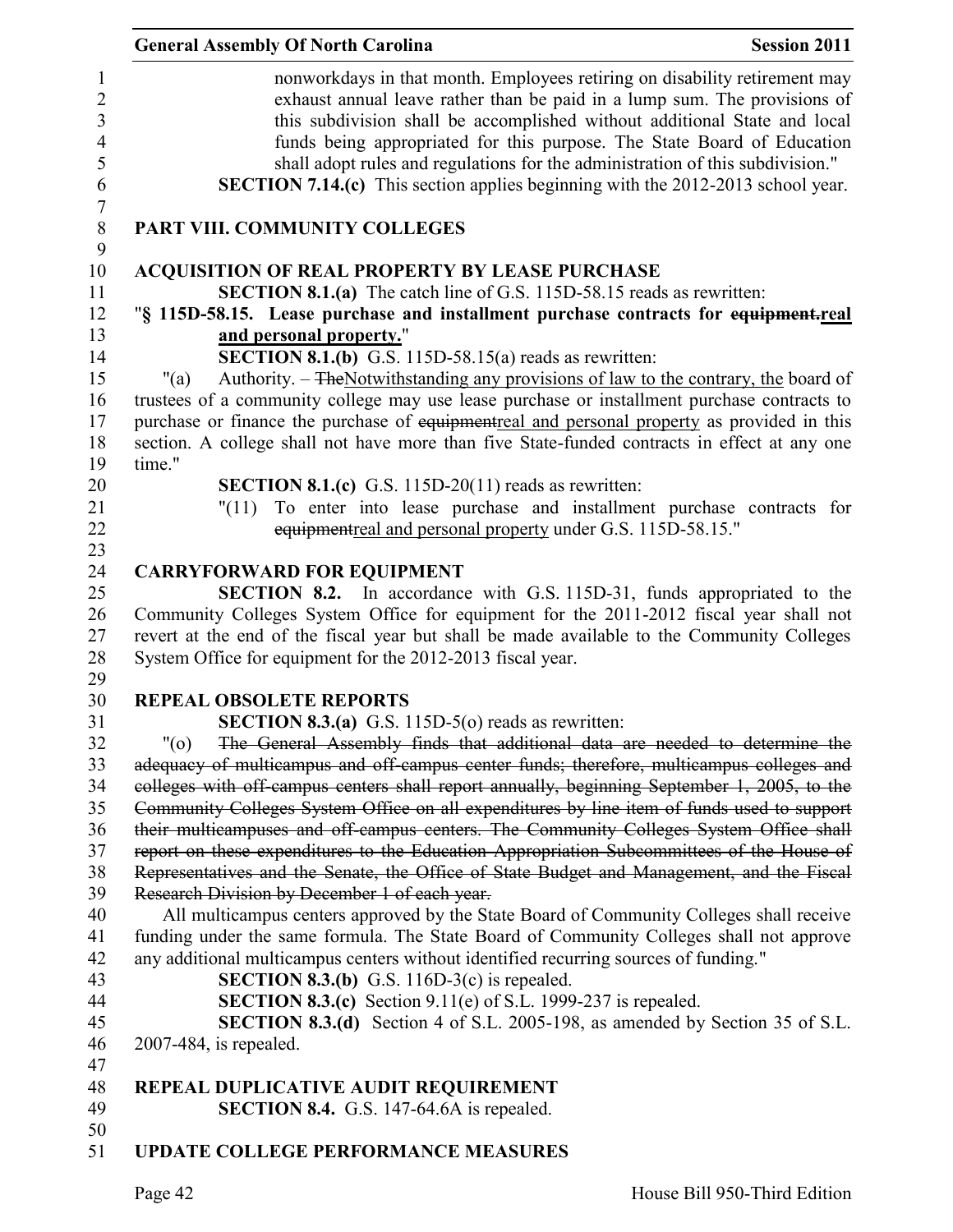nonworkdays in that month. Employees retiring on disability retirement may exhaust annual leave rather than be paid in a lump sum. The provisions of this subdivision shall be accomplished without additional State and local funds being appropriated for this purpose. The State Board of Education shall adopt rules and regulations for the administration of this subdivision."

**SECTION 7.14.(c)** This section applies beginning with the 2012-2013 school year.

## PART VIII. COMMUNITY COLLEGES

### ACQUISITION OF REAL PROPERTY BY LEASE PURCHASE

**SECTION 8.1.(a)** The catch line of G.S. 115D-58.15 reads as rewritten:

"**§ 115D-58.15. Lease purchase and installment purchase contracts for ~~equipment.~~real and personal property.**"

**SECTION 8.1.(b)** G.S. 115D-58.15(a) reads as rewritten:

"(a) Authority. – ~~The~~Notwithstanding any provisions of law to the contrary, the board of trustees of a community college may use lease purchase or installment purchase contracts to purchase or finance the purchase of ~~equipment~~real and personal property as provided in this section. A college shall not have more than five State-funded contracts in effect at any one time."

**SECTION 8.1.(c)** G.S. 115D-20(11) reads as rewritten:

"(11) To enter into lease purchase and installment purchase contracts for ~~equipment~~real and personal property under G.S. 115D-58.15."

### CARRYFORWARD FOR EQUIPMENT

**SECTION 8.2.** In accordance with G.S. 115D-31, funds appropriated to the Community Colleges System Office for equipment for the 2011-2012 fiscal year shall not revert at the end of the fiscal year but shall be made available to the Community Colleges System Office for equipment for the 2012-2013 fiscal year.

### REPEAL OBSOLETE REPORTS

**SECTION 8.3.(a)** G.S. 115D-5(o) reads as rewritten:

"(o) ~~The General Assembly finds that additional data are needed to determine the adequacy of multicampus and off-campus center funds; therefore, multicampus colleges and colleges with off-campus centers shall report annually, beginning September 1, 2005, to the Community Colleges System Office on all expenditures by line item of funds used to support their multicampuses and off-campus centers. The Community Colleges System Office shall report on these expenditures to the Education Appropriation Subcommittees of the House of Representatives and the Senate, the Office of State Budget and Management, and the Fiscal Research Division by December 1 of each year.~~

All multicampus centers approved by the State Board of Community Colleges shall receive funding under the same formula. The State Board of Community Colleges shall not approve any additional multicampus centers without identified recurring sources of funding."

**SECTION 8.3.(b)** G.S. 116D-3(c) is repealed.

**SECTION 8.3.(c)** Section 9.11(e) of S.L. 1999-237 is repealed.

**SECTION 8.3.(d)** Section 4 of S.L. 2005-198, as amended by Section 35 of S.L. 2007-484, is repealed.

### REPEAL DUPLICATIVE AUDIT REQUIREMENT

**SECTION 8.4.** G.S. 147-64.6A is repealed.

### UPDATE COLLEGE PERFORMANCE MEASURES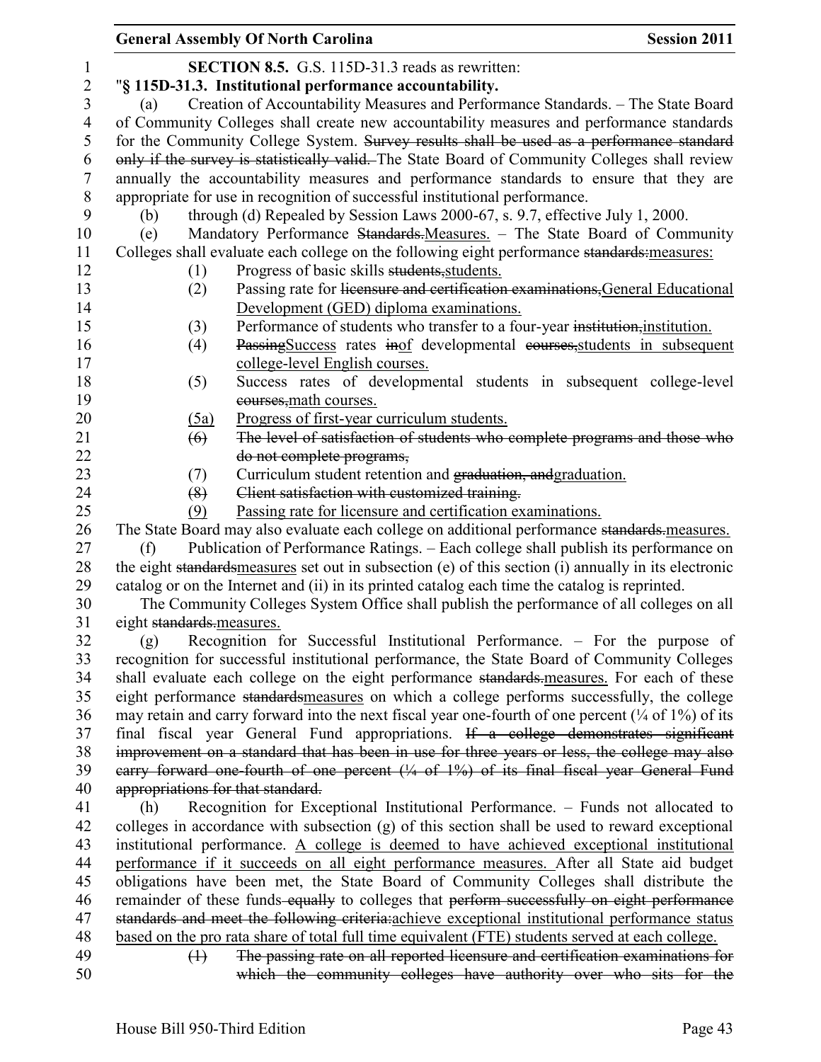**SECTION 8.5.** G.S. 115D-31.3 reads as rewritten:

"**§ 115D-31.3. Institutional performance accountability.**

(a) Creation of Accountability Measures and Performance Standards. – The State Board of Community Colleges shall create new accountability measures and performance standards for the Community College System. ~~Survey results shall be used as a performance standard only if the survey is statistically valid.~~ The State Board of Community Colleges shall review annually the accountability measures and performance standards to ensure that they are appropriate for use in recognition of successful institutional performance.

(b) through (d) Repealed by Session Laws 2000-67, s. 9.7, effective July 1, 2000.

(e) Mandatory Performance ~~Standards.~~<u>Measures.</u> – The State Board of Community Colleges shall evaluate each college on the following eight performance ~~standards:~~<u>measures:</u>

(1) Progress of basic skills ~~students,~~<u>students.</u>

(2) Passing rate for ~~licensure and certification examinations,~~<u>General Educational Development (GED) diploma examinations.</u>

(3) Performance of students who transfer to a four-year ~~institution,~~<u>institution.</u>

(4) ~~Passing~~<u>Success</u> rates ~~in~~<u>of</u> developmental ~~courses,~~<u>students in subsequent college-level English courses.</u>

(5) Success rates of developmental students in subsequent college-level ~~courses,~~<u>math courses.</u>

<u>(5a)</u> <u>Progress of first-year curriculum students.</u>

~~(6) The level of satisfaction of students who complete programs and those who do not complete programs,~~

(7) Curriculum student retention and ~~graduation, and~~<u>graduation.</u>

~~(8) Client satisfaction with customized training.~~

<u>(9)</u> <u>Passing rate for licensure and certification examinations.</u>

The State Board may also evaluate each college on additional performance ~~standards.~~<u>measures.</u>

(f) Publication of Performance Ratings. – Each college shall publish its performance on the eight ~~standards~~<u>measures</u> set out in subsection (e) of this section (i) annually in its electronic catalog or on the Internet and (ii) in its printed catalog each time the catalog is reprinted.

The Community Colleges System Office shall publish the performance of all colleges on all eight ~~standards.~~<u>measures.</u>

(g) Recognition for Successful Institutional Performance. – For the purpose of recognition for successful institutional performance, the State Board of Community Colleges shall evaluate each college on the eight performance ~~standards.~~<u>measures.</u> For each of these eight performance ~~standards~~<u>measures</u> on which a college performs successfully, the college may retain and carry forward into the next fiscal year one-fourth of one percent (¼ of 1%) of its final fiscal year General Fund appropriations. ~~If a college demonstrates significant improvement on a standard that has been in use for three years or less, the college may also carry forward one-fourth of one percent (¼ of 1%) of its final fiscal year General Fund appropriations for that standard.~~

(h) Recognition for Exceptional Institutional Performance. – Funds not allocated to colleges in accordance with subsection (g) of this section shall be used to reward exceptional institutional performance. <u>A college is deemed to have achieved exceptional institutional performance if it succeeds on all eight performance measures.</u> After all State aid budget obligations have been met, the State Board of Community Colleges shall distribute the remainder of these funds ~~equally~~ to colleges that ~~perform successfully on eight performance standards and meet the following criteria:~~<u>achieve exceptional institutional performance status based on the pro rata share of total full time equivalent (FTE) students served at each college.</u>

~~(1) The passing rate on all reported licensure and certification examinations for which the community colleges have authority over who sits for the~~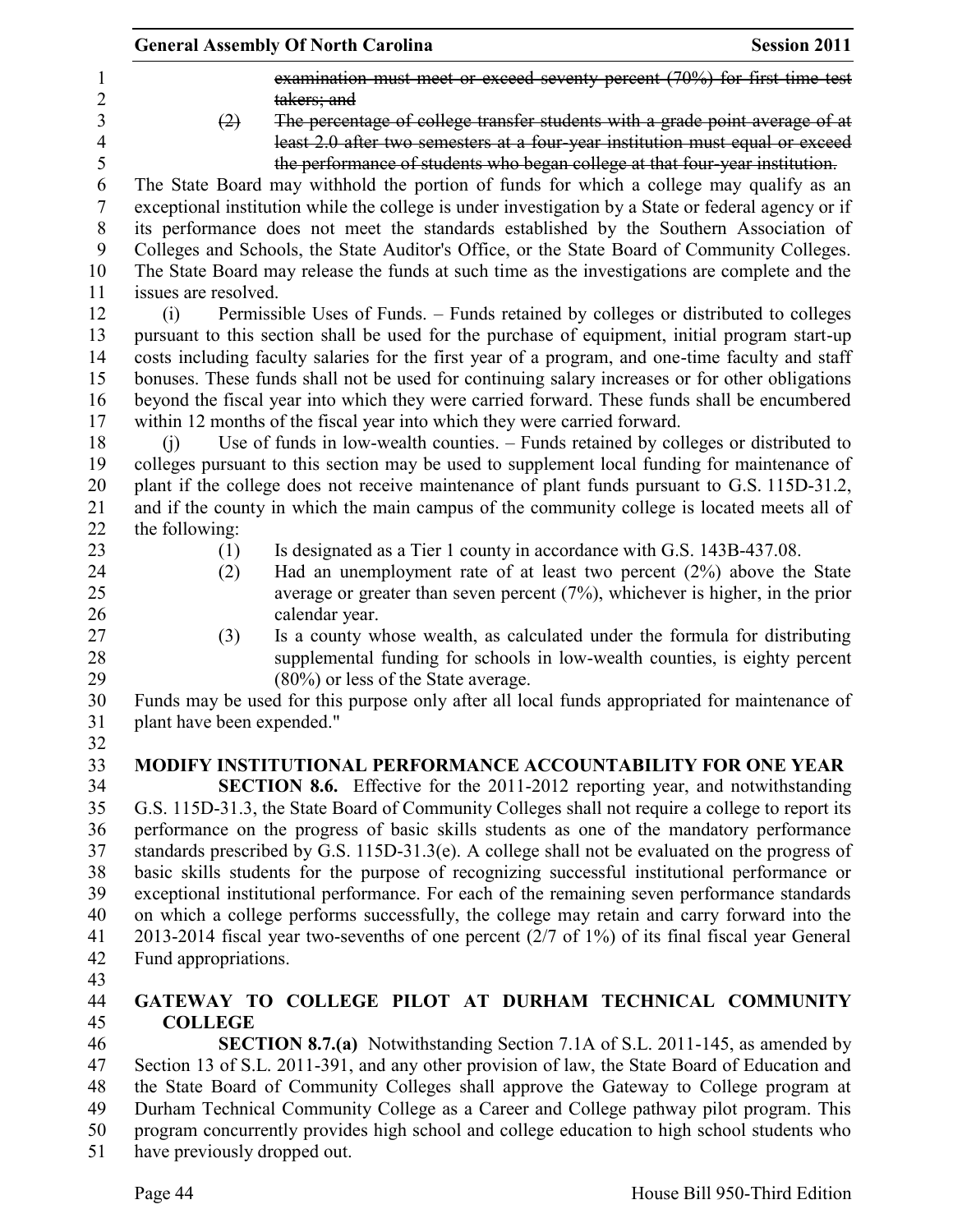~~examination must meet or exceed seventy percent (70%) for first time test takers; and~~

~~(2) The percentage of college transfer students with a grade point average of at least 2.0 after two semesters at a four-year institution must equal or exceed the performance of students who began college at that four-year institution.~~

The State Board may withhold the portion of funds for which a college may qualify as an exceptional institution while the college is under investigation by a State or federal agency or if its performance does not meet the standards established by the Southern Association of Colleges and Schools, the State Auditor's Office, or the State Board of Community Colleges. The State Board may release the funds at such time as the investigations are complete and the issues are resolved.

(i) Permissible Uses of Funds. – Funds retained by colleges or distributed to colleges pursuant to this section shall be used for the purchase of equipment, initial program start-up costs including faculty salaries for the first year of a program, and one-time faculty and staff bonuses. These funds shall not be used for continuing salary increases or for other obligations beyond the fiscal year into which they were carried forward. These funds shall be encumbered within 12 months of the fiscal year into which they were carried forward.

(j) Use of funds in low-wealth counties. – Funds retained by colleges or distributed to colleges pursuant to this section may be used to supplement local funding for maintenance of plant if the college does not receive maintenance of plant funds pursuant to G.S. 115D-31.2, and if the county in which the main campus of the community college is located meets all of the following:

(1) Is designated as a Tier 1 county in accordance with G.S. 143B-437.08.

(2) Had an unemployment rate of at least two percent (2%) above the State average or greater than seven percent (7%), whichever is higher, in the prior calendar year.

(3) Is a county whose wealth, as calculated under the formula for distributing supplemental funding for schools in low-wealth counties, is eighty percent (80%) or less of the State average.

Funds may be used for this purpose only after all local funds appropriated for maintenance of plant have been expended."

## MODIFY INSTITUTIONAL PERFORMANCE ACCOUNTABILITY FOR ONE YEAR

**SECTION 8.6.** Effective for the 2011-2012 reporting year, and notwithstanding G.S. 115D-31.3, the State Board of Community Colleges shall not require a college to report its performance on the progress of basic skills students as one of the mandatory performance standards prescribed by G.S. 115D-31.3(e). A college shall not be evaluated on the progress of basic skills students for the purpose of recognizing successful institutional performance or exceptional institutional performance. For each of the remaining seven performance standards on which a college performs successfully, the college may retain and carry forward into the 2013-2014 fiscal year two-sevenths of one percent (2/7 of 1%) of its final fiscal year General Fund appropriations.

## GATEWAY TO COLLEGE PILOT AT DURHAM TECHNICAL COMMUNITY COLLEGE

**SECTION 8.7.(a)** Notwithstanding Section 7.1A of S.L. 2011-145, as amended by Section 13 of S.L. 2011-391, and any other provision of law, the State Board of Education and the State Board of Community Colleges shall approve the Gateway to College program at Durham Technical Community College as a Career and College pathway pilot program. This program concurrently provides high school and college education to high school students who have previously dropped out.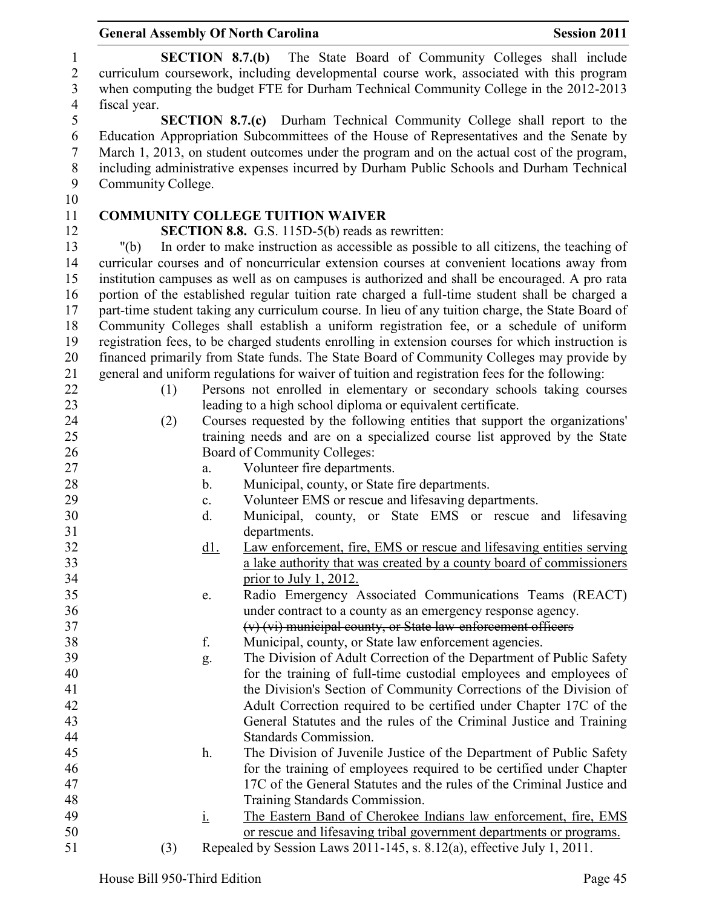**SECTION 8.7.(b)** The State Board of Community Colleges shall include curriculum coursework, including developmental course work, associated with this program when computing the budget FTE for Durham Technical Community College in the 2012-2013 fiscal year.

**SECTION 8.7.(c)** Durham Technical Community College shall report to the Education Appropriation Subcommittees of the House of Representatives and the Senate by March 1, 2013, on student outcomes under the program and on the actual cost of the program, including administrative expenses incurred by Durham Public Schools and Durham Technical Community College.

**COMMUNITY COLLEGE TUITION WAIVER**

**SECTION 8.8.** G.S. 115D-5(b) reads as rewritten:

"(b) In order to make instruction as accessible as possible to all citizens, the teaching of curricular courses and of noncurricular extension courses at convenient locations away from institution campuses as well as on campuses is authorized and shall be encouraged. A pro rata portion of the established regular tuition rate charged a full-time student shall be charged a part-time student taking any curriculum course. In lieu of any tuition charge, the State Board of Community Colleges shall establish a uniform registration fee, or a schedule of uniform registration fees, to be charged students enrolling in extension courses for which instruction is financed primarily from State funds. The State Board of Community Colleges may provide by general and uniform regulations for waiver of tuition and registration fees for the following:

(1) Persons not enrolled in elementary or secondary schools taking courses leading to a high school diploma or equivalent certificate.

(2) Courses requested by the following entities that support the organizations' training needs and are on a specialized course list approved by the State Board of Community Colleges:

a. Volunteer fire departments.

b. Municipal, county, or State fire departments.

c. Volunteer EMS or rescue and lifesaving departments.

d. Municipal, county, or State EMS or rescue and lifesaving departments.

<u>d1.</u> <u>Law enforcement, fire, EMS or rescue and lifesaving entities serving a lake authority that was created by a county board of commissioners prior to July 1, 2012.</u>

e. Radio Emergency Associated Communications Teams (REACT) under contract to a county as an emergency response agency.

~~(v) (vi) municipal county, or State law enforcement officers~~

f. Municipal, county, or State law enforcement agencies.

g. The Division of Adult Correction of the Department of Public Safety for the training of full-time custodial employees and employees of the Division's Section of Community Corrections of the Division of Adult Correction required to be certified under Chapter 17C of the General Statutes and the rules of the Criminal Justice and Training Standards Commission.

h. The Division of Juvenile Justice of the Department of Public Safety for the training of employees required to be certified under Chapter 17C of the General Statutes and the rules of the Criminal Justice and Training Standards Commission.

<u>i.</u> <u>The Eastern Band of Cherokee Indians law enforcement, fire, EMS or rescue and lifesaving tribal government departments or programs.</u>

(3) Repealed by Session Laws 2011-145, s. 8.12(a), effective July 1, 2011.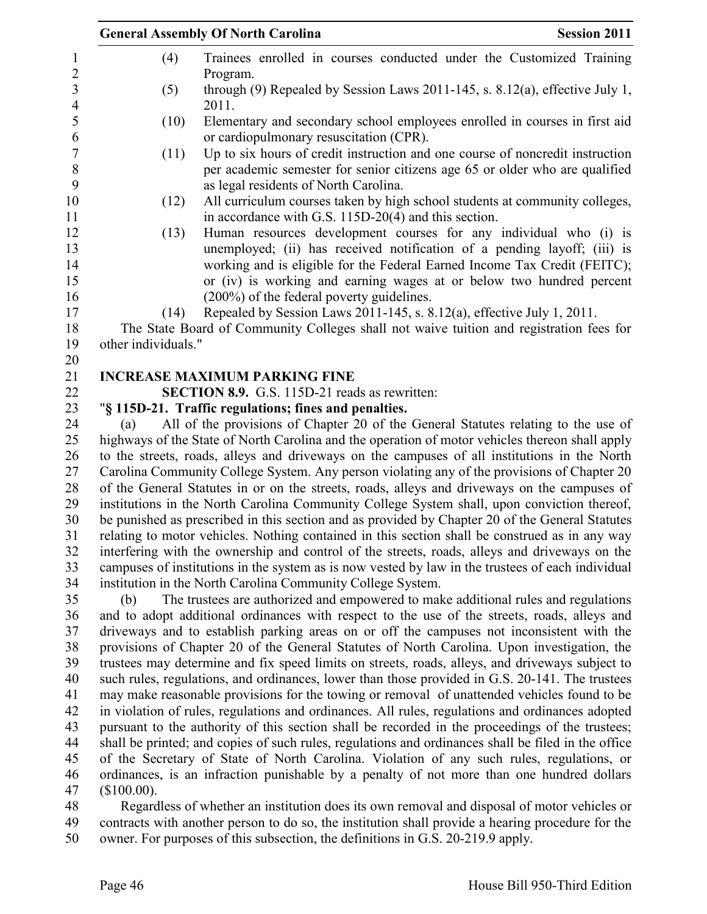(4) Trainees enrolled in courses conducted under the Customized Training Program.

(5) through (9) Repealed by Session Laws 2011-145, s. 8.12(a), effective July 1, 2011.

(10) Elementary and secondary school employees enrolled in courses in first aid or cardiopulmonary resuscitation (CPR).

(11) Up to six hours of credit instruction and one course of noncredit instruction per academic semester for senior citizens age 65 or older who are qualified as legal residents of North Carolina.

(12) All curriculum courses taken by high school students at community colleges, in accordance with G.S. 115D-20(4) and this section.

(13) Human resources development courses for any individual who (i) is unemployed; (ii) has received notification of a pending layoff; (iii) is working and is eligible for the Federal Earned Income Tax Credit (FEITC); or (iv) is working and earning wages at or below two hundred percent (200%) of the federal poverty guidelines.

(14) Repealed by Session Laws 2011-145, s. 8.12(a), effective July 1, 2011.

The State Board of Community Colleges shall not waive tuition and registration fees for other individuals."

## INCREASE MAXIMUM PARKING FINE

**SECTION 8.9.** G.S. 115D-21 reads as rewritten:

"**§ 115D-21. Traffic regulations; fines and penalties.**

(a) All of the provisions of Chapter 20 of the General Statutes relating to the use of highways of the State of North Carolina and the operation of motor vehicles thereon shall apply to the streets, roads, alleys and driveways on the campuses of all institutions in the North Carolina Community College System. Any person violating any of the provisions of Chapter 20 of the General Statutes in or on the streets, roads, alleys and driveways on the campuses of institutions in the North Carolina Community College System shall, upon conviction thereof, be punished as prescribed in this section and as provided by Chapter 20 of the General Statutes relating to motor vehicles. Nothing contained in this section shall be construed as in any way interfering with the ownership and control of the streets, roads, alleys and driveways on the campuses of institutions in the system as is now vested by law in the trustees of each individual institution in the North Carolina Community College System.

(b) The trustees are authorized and empowered to make additional rules and regulations and to adopt additional ordinances with respect to the use of the streets, roads, alleys and driveways and to establish parking areas on or off the campuses not inconsistent with the provisions of Chapter 20 of the General Statutes of North Carolina. Upon investigation, the trustees may determine and fix speed limits on streets, roads, alleys, and driveways subject to such rules, regulations, and ordinances, lower than those provided in G.S. 20-141. The trustees may make reasonable provisions for the towing or removal of unattended vehicles found to be in violation of rules, regulations and ordinances. All rules, regulations and ordinances adopted pursuant to the authority of this section shall be recorded in the proceedings of the trustees; shall be printed; and copies of such rules, regulations and ordinances shall be filed in the office of the Secretary of State of North Carolina. Violation of any such rules, regulations, or ordinances, is an infraction punishable by a penalty of not more than one hundred dollars ($100.00).

Regardless of whether an institution does its own removal and disposal of motor vehicles or contracts with another person to do so, the institution shall provide a hearing procedure for the owner. For purposes of this subsection, the definitions in G.S. 20-219.9 apply.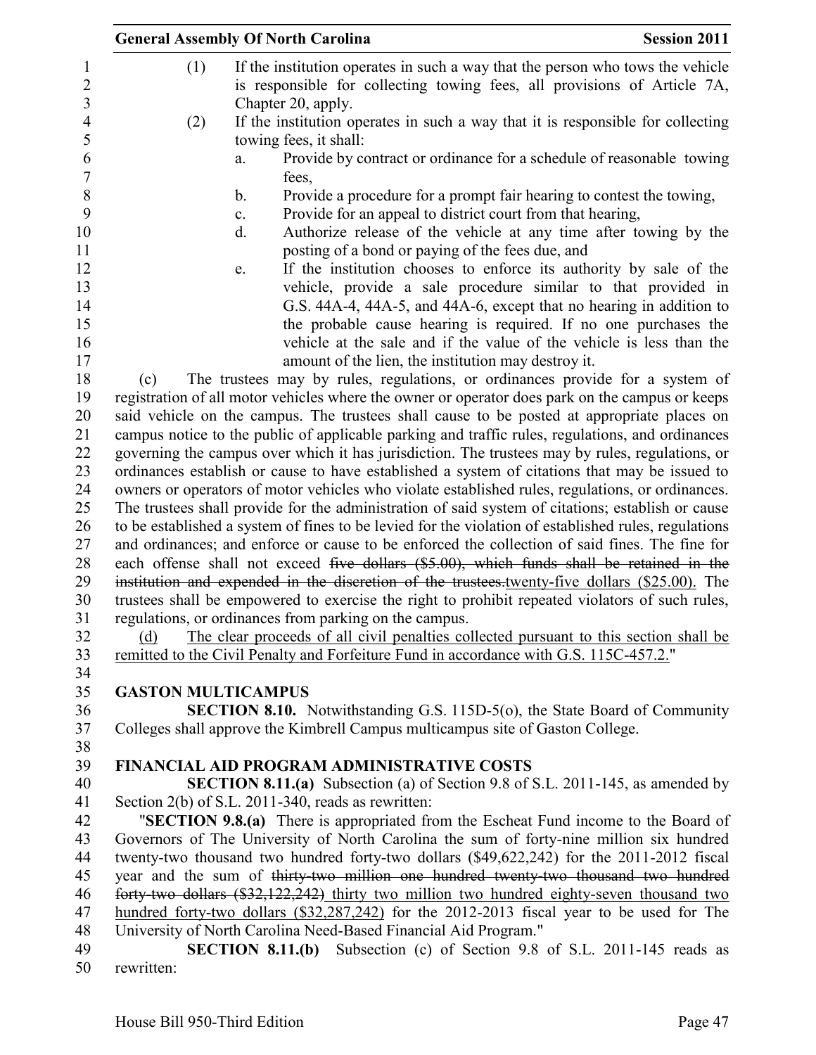(1) If the institution operates in such a way that the person who tows the vehicle is responsible for collecting towing fees, all provisions of Article 7A, Chapter 20, apply.

(2) If the institution operates in such a way that it is responsible for collecting towing fees, it shall:

a. Provide by contract or ordinance for a schedule of reasonable towing fees,

b. Provide a procedure for a prompt fair hearing to contest the towing,

c. Provide for an appeal to district court from that hearing,

d. Authorize release of the vehicle at any time after towing by the posting of a bond or paying of the fees due, and

e. If the institution chooses to enforce its authority by sale of the vehicle, provide a sale procedure similar to that provided in G.S. 44A-4, 44A-5, and 44A-6, except that no hearing in addition to the probable cause hearing is required. If no one purchases the vehicle at the sale and if the value of the vehicle is less than the amount of the lien, the institution may destroy it.

(c) The trustees may by rules, regulations, or ordinances provide for a system of registration of all motor vehicles where the owner or operator does park on the campus or keeps said vehicle on the campus. The trustees shall cause to be posted at appropriate places on campus notice to the public of applicable parking and traffic rules, regulations, and ordinances governing the campus over which it has jurisdiction. The trustees may by rules, regulations, or ordinances establish or cause to have established a system of citations that may be issued to owners or operators of motor vehicles who violate established rules, regulations, or ordinances. The trustees shall provide for the administration of said system of citations; establish or cause to be established a system of fines to be levied for the violation of established rules, regulations and ordinances; and enforce or cause to be enforced the collection of said fines. The fine for each offense shall not exceed ~~five dollars ($5.00), which funds shall be retained in the institution and expended in the discretion of the trustees.~~twenty-five dollars ($25.00). The trustees shall be empowered to exercise the right to prohibit repeated violators of such rules, regulations, or ordinances from parking on the campus.

(d) The clear proceeds of all civil penalties collected pursuant to this section shall be remitted to the Civil Penalty and Forfeiture Fund in accordance with G.S. 115C-457.2."

**GASTON MULTICAMPUS**

**SECTION 8.10.** Notwithstanding G.S. 115D-5(o), the State Board of Community Colleges shall approve the Kimbrell Campus multicampus site of Gaston College.

**FINANCIAL AID PROGRAM ADMINISTRATIVE COSTS**

**SECTION 8.11.(a)** Subsection (a) of Section 9.8 of S.L. 2011-145, as amended by Section 2(b) of S.L. 2011-340, reads as rewritten:

"**SECTION 9.8.(a)** There is appropriated from the Escheat Fund income to the Board of Governors of The University of North Carolina the sum of forty-nine million six hundred twenty-two thousand two hundred forty-two dollars ($49,622,242) for the 2011-2012 fiscal year and the sum of ~~thirty-two million one hundred twenty-two thousand two hundred forty-two dollars ($32,122,242)~~ thirty two million two hundred eighty-seven thousand two hundred forty-two dollars ($32,287,242) for the 2012-2013 fiscal year to be used for The University of North Carolina Need-Based Financial Aid Program."

**SECTION 8.11.(b)** Subsection (c) of Section 9.8 of S.L. 2011-145 reads as rewritten: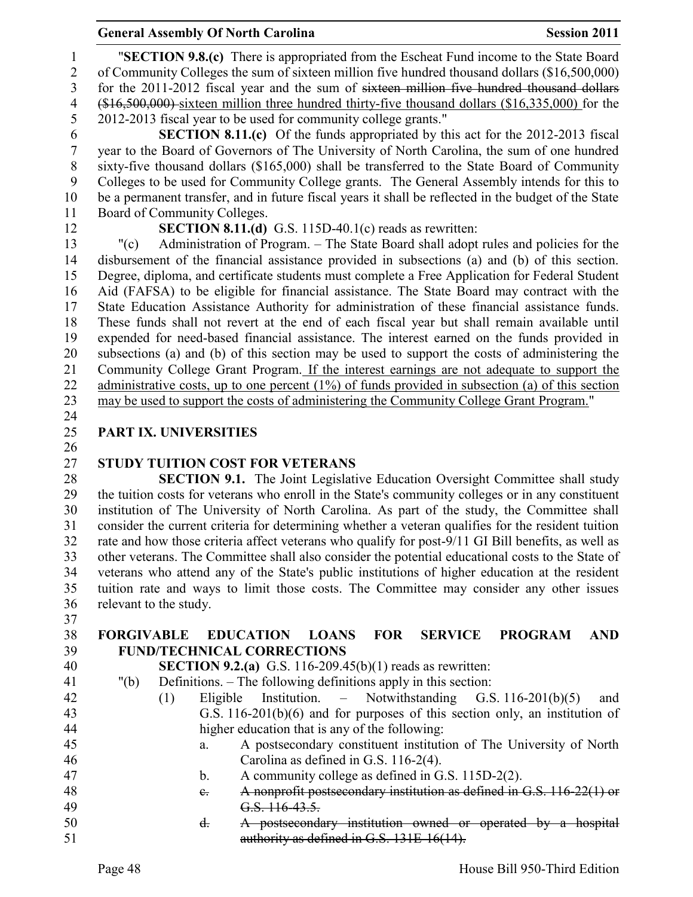"**SECTION 9.8.(c)** There is appropriated from the Escheat Fund income to the State Board of Community Colleges the sum of sixteen million five hundred thousand dollars ($16,500,000) for the 2011-2012 fiscal year and the sum of ~~sixteen million five hundred thousand dollars ($16,500,000)~~ <u>sixteen million three hundred thirty-five thousand dollars ($16,335,000)</u> for the 2012-2013 fiscal year to be used for community college grants."

**SECTION 8.11.(c)** Of the funds appropriated by this act for the 2012-2013 fiscal year to the Board of Governors of The University of North Carolina, the sum of one hundred sixty-five thousand dollars ($165,000) shall be transferred to the State Board of Community Colleges to be used for Community College grants. The General Assembly intends for this to be a permanent transfer, and in future fiscal years it shall be reflected in the budget of the State Board of Community Colleges.

**SECTION 8.11.(d)** G.S. 115D-40.1(c) reads as rewritten:

"(c) Administration of Program. – The State Board shall adopt rules and policies for the disbursement of the financial assistance provided in subsections (a) and (b) of this section. Degree, diploma, and certificate students must complete a Free Application for Federal Student Aid (FAFSA) to be eligible for financial assistance. The State Board may contract with the State Education Assistance Authority for administration of these financial assistance funds. These funds shall not revert at the end of each fiscal year but shall remain available until expended for need-based financial assistance. The interest earned on the funds provided in subsections (a) and (b) of this section may be used to support the costs of administering the Community College Grant Program.<u> If the interest earnings are not adequate to support the administrative costs, up to one percent (1%) of funds provided in subsection (a) of this section may be used to support the costs of administering the Community College Grant Program.</u>"

## PART IX. UNIVERSITIES

### STUDY TUITION COST FOR VETERANS

**SECTION 9.1.** The Joint Legislative Education Oversight Committee shall study the tuition costs for veterans who enroll in the State's community colleges or in any constituent institution of The University of North Carolina. As part of the study, the Committee shall consider the current criteria for determining whether a veteran qualifies for the resident tuition rate and how those criteria affect veterans who qualify for post-9/11 GI Bill benefits, as well as other veterans. The Committee shall also consider the potential educational costs to the State of veterans who attend any of the State's public institutions of higher education at the resident tuition rate and ways to limit those costs. The Committee may consider any other issues relevant to the study.

### FORGIVABLE EDUCATION LOANS FOR SERVICE PROGRAM AND FUND/TECHNICAL CORRECTIONS

**SECTION 9.2.(a)** G.S. 116-209.45(b)(1) reads as rewritten:

"(b) Definitions. – The following definitions apply in this section:

(1) Eligible Institution. – Notwithstanding G.S. 116-201(b)(5) and G.S. 116-201(b)(6) and for purposes of this section only, an institution of higher education that is any of the following:

a. A postsecondary constituent institution of The University of North Carolina as defined in G.S. 116-2(4).

b. A community college as defined in G.S. 115D-2(2).

~~c. A nonprofit postsecondary institution as defined in G.S. 116-22(1) or G.S. 116-43.5.~~

~~d. A postsecondary institution owned or operated by a hospital authority as defined in G.S. 131E-16(14).~~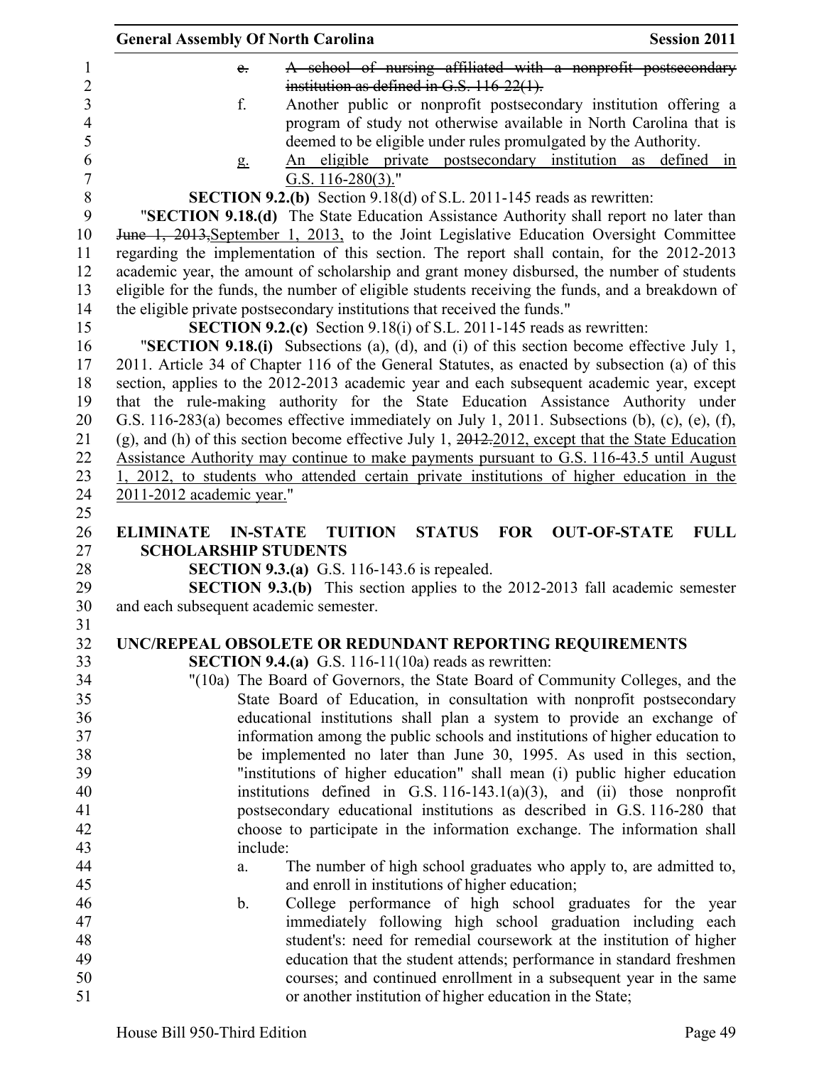e. ~~A school of nursing affiliated with a nonprofit postsecondary institution as defined in G.S. 116-22(1).~~

f. Another public or nonprofit postsecondary institution offering a program of study not otherwise available in North Carolina that is deemed to be eligible under rules promulgated by the Authority.

g. <u>An eligible private postsecondary institution as defined in G.S. 116-280(3).</u>"

**SECTION 9.2.(b)** Section 9.18(d) of S.L. 2011-145 reads as rewritten:

"**SECTION 9.18.(d)** The State Education Assistance Authority shall report no later than ~~June 1, 2013,~~<u>September 1, 2013,</u> to the Joint Legislative Education Oversight Committee regarding the implementation of this section. The report shall contain, for the 2012-2013 academic year, the amount of scholarship and grant money disbursed, the number of students eligible for the funds, the number of eligible students receiving the funds, and a breakdown of the eligible private postsecondary institutions that received the funds."

**SECTION 9.2.(c)** Section 9.18(i) of S.L. 2011-145 reads as rewritten:

"**SECTION 9.18.(i)** Subsections (a), (d), and (i) of this section become effective July 1, 2011. Article 34 of Chapter 116 of the General Statutes, as enacted by subsection (a) of this section, applies to the 2012-2013 academic year and each subsequent academic year, except that the rule-making authority for the State Education Assistance Authority under G.S. 116-283(a) becomes effective immediately on July 1, 2011. Subsections (b), (c), (e), (f), (g), and (h) of this section become effective July 1, ~~2012.~~<u>2012, except that the State Education Assistance Authority may continue to make payments pursuant to G.S. 116-43.5 until August 1, 2012, to students who attended certain private institutions of higher education in the 2011-2012 academic year.</u>"

## ELIMINATE IN-STATE TUITION STATUS FOR OUT-OF-STATE FULL SCHOLARSHIP STUDENTS

**SECTION 9.3.(a)** G.S. 116-143.6 is repealed.

**SECTION 9.3.(b)** This section applies to the 2012-2013 fall academic semester and each subsequent academic semester.

## UNC/REPEAL OBSOLETE OR REDUNDANT REPORTING REQUIREMENTS

**SECTION 9.4.(a)** G.S. 116-11(10a) reads as rewritten:

"(10a) The Board of Governors, the State Board of Community Colleges, and the State Board of Education, in consultation with nonprofit postsecondary educational institutions shall plan a system to provide an exchange of information among the public schools and institutions of higher education to be implemented no later than June 30, 1995. As used in this section, "institutions of higher education" shall mean (i) public higher education institutions defined in G.S. 116-143.1(a)(3), and (ii) those nonprofit postsecondary educational institutions as described in G.S. 116-280 that choose to participate in the information exchange. The information shall include:

a. The number of high school graduates who apply to, are admitted to, and enroll in institutions of higher education;

b. College performance of high school graduates for the year immediately following high school graduation including each student's: need for remedial coursework at the institution of higher education that the student attends; performance in standard freshmen courses; and continued enrollment in a subsequent year in the same or another institution of higher education in the State;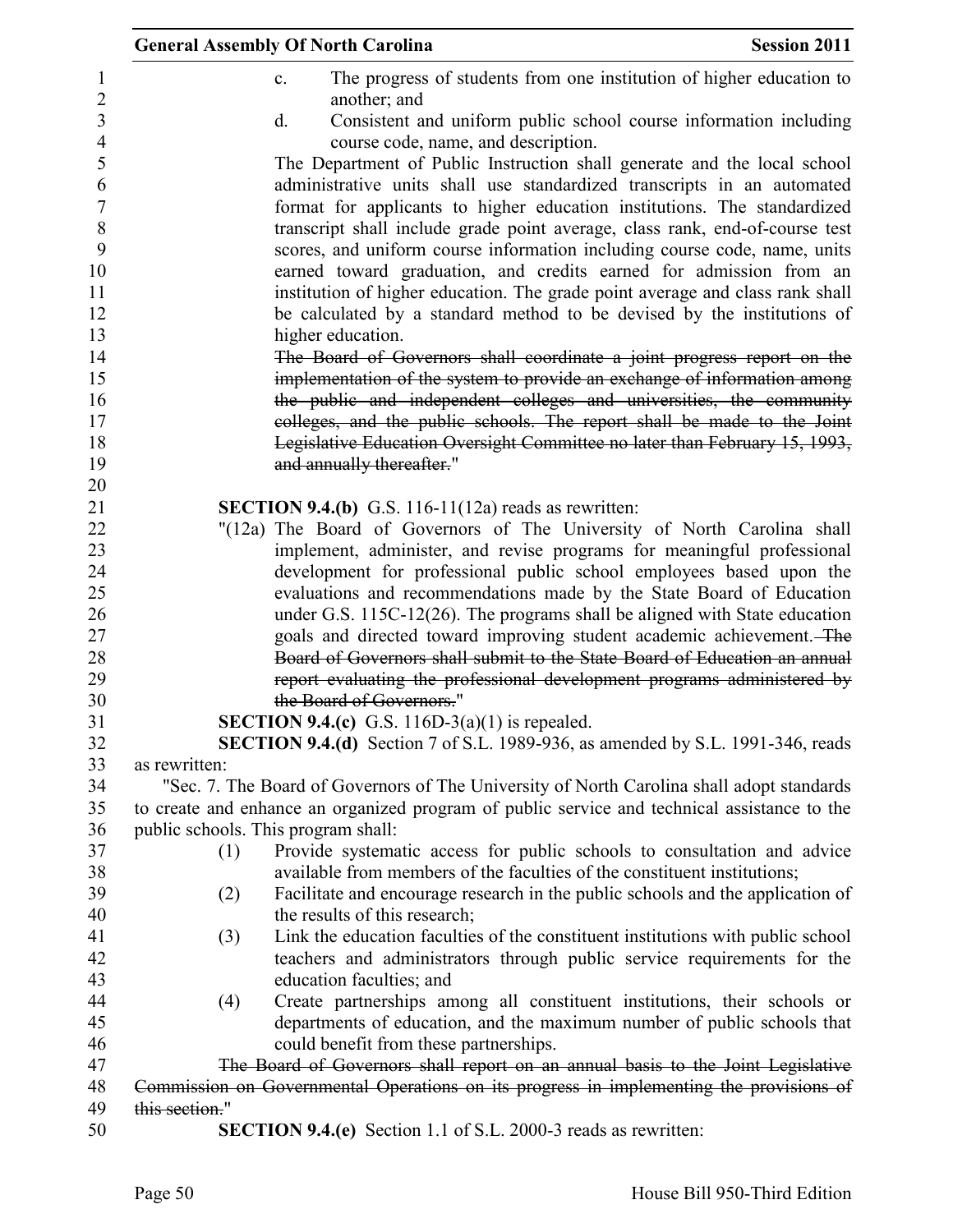c. The progress of students from one institution of higher education to another; and

d. Consistent and uniform public school course information including course code, name, and description.

The Department of Public Instruction shall generate and the local school administrative units shall use standardized transcripts in an automated format for applicants to higher education institutions. The standardized transcript shall include grade point average, class rank, end-of-course test scores, and uniform course information including course code, name, units earned toward graduation, and credits earned for admission from an institution of higher education. The grade point average and class rank shall be calculated by a standard method to be devised by the institutions of higher education.

~~The Board of Governors shall coordinate a joint progress report on the implementation of the system to provide an exchange of information among the public and independent colleges and universities, the community colleges, and the public schools. The report shall be made to the Joint Legislative Education Oversight Committee no later than February 15, 1993, and annually thereafter.~~"

**SECTION 9.4.(b)** G.S. 116-11(12a) reads as rewritten:

"(12a) The Board of Governors of The University of North Carolina shall implement, administer, and revise programs for meaningful professional development for professional public school employees based upon the evaluations and recommendations made by the State Board of Education under G.S. 115C-12(26). The programs shall be aligned with State education goals and directed toward improving student academic achievement. ~~The Board of Governors shall submit to the State Board of Education an annual report evaluating the professional development programs administered by the Board of Governors.~~"

**SECTION 9.4.(c)** G.S. 116D-3(a)(1) is repealed.

**SECTION 9.4.(d)** Section 7 of S.L. 1989-936, as amended by S.L. 1991-346, reads as rewritten:

"Sec. 7. The Board of Governors of The University of North Carolina shall adopt standards to create and enhance an organized program of public service and technical assistance to the public schools. This program shall:

(1) Provide systematic access for public schools to consultation and advice available from members of the faculties of the constituent institutions;

(2) Facilitate and encourage research in the public schools and the application of the results of this research;

(3) Link the education faculties of the constituent institutions with public school teachers and administrators through public service requirements for the education faculties; and

(4) Create partnerships among all constituent institutions, their schools or departments of education, and the maximum number of public schools that could benefit from these partnerships.

~~The Board of Governors shall report on an annual basis to the Joint Legislative Commission on Governmental Operations on its progress in implementing the provisions of this section.~~"

**SECTION 9.4.(e)** Section 1.1 of S.L. 2000-3 reads as rewritten: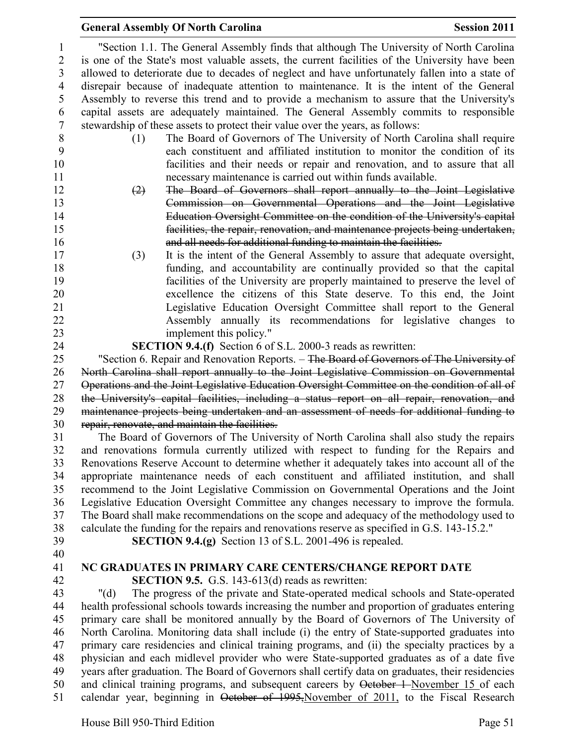"Section 1.1. The General Assembly finds that although The University of North Carolina is one of the State's most valuable assets, the current facilities of the University have been allowed to deteriorate due to decades of neglect and have unfortunately fallen into a state of disrepair because of inadequate attention to maintenance. It is the intent of the General Assembly to reverse this trend and to provide a mechanism to assure that the University's capital assets are adequately maintained. The General Assembly commits to responsible stewardship of these assets to protect their value over the years, as follows:

(1) The Board of Governors of The University of North Carolina shall require each constituent and affiliated institution to monitor the condition of its facilities and their needs or repair and renovation, and to assure that all necessary maintenance is carried out within funds available.

~~(2) The Board of Governors shall report annually to the Joint Legislative Commission on Governmental Operations and the Joint Legislative Education Oversight Committee on the condition of the University's capital facilities, the repair, renovation, and maintenance projects being undertaken, and all needs for additional funding to maintain the facilities.~~

(3) It is the intent of the General Assembly to assure that adequate oversight, funding, and accountability are continually provided so that the capital facilities of the University are properly maintained to preserve the level of excellence the citizens of this State deserve. To this end, the Joint Legislative Education Oversight Committee shall report to the General Assembly annually its recommendations for legislative changes to implement this policy."

**SECTION 9.4.(f)** Section 6 of S.L. 2000-3 reads as rewritten:

"Section 6. Repair and Renovation Reports. – ~~The Board of Governors of The University of North Carolina shall report annually to the Joint Legislative Commission on Governmental Operations and the Joint Legislative Education Oversight Committee on the condition of all of the University's capital facilities, including a status report on all repair, renovation, and maintenance projects being undertaken and an assessment of needs for additional funding to repair, renovate, and maintain the facilities.~~

The Board of Governors of The University of North Carolina shall also study the repairs and renovations formula currently utilized with respect to funding for the Repairs and Renovations Reserve Account to determine whether it adequately takes into account all of the appropriate maintenance needs of each constituent and affiliated institution, and shall recommend to the Joint Legislative Commission on Governmental Operations and the Joint Legislative Education Oversight Committee any changes necessary to improve the formula. The Board shall make recommendations on the scope and adequacy of the methodology used to calculate the funding for the repairs and renovations reserve as specified in G.S. 143-15.2."

**SECTION 9.4.(g)** Section 13 of S.L. 2001-496 is repealed.

## NC GRADUATES IN PRIMARY CARE CENTERS/CHANGE REPORT DATE

**SECTION 9.5.** G.S. 143-613(d) reads as rewritten:

"(d) The progress of the private and State-operated medical schools and State-operated health professional schools towards increasing the number and proportion of graduates entering primary care shall be monitored annually by the Board of Governors of The University of North Carolina. Monitoring data shall include (i) the entry of State-supported graduates into primary care residencies and clinical training programs, and (ii) the specialty practices by a physician and each midlevel provider who were State-supported graduates as of a date five years after graduation. The Board of Governors shall certify data on graduates, their residencies and clinical training programs, and subsequent careers by ~~October 1~~ November 15 of each calendar year, beginning in ~~October of 1995,~~November of 2011, to the Fiscal Research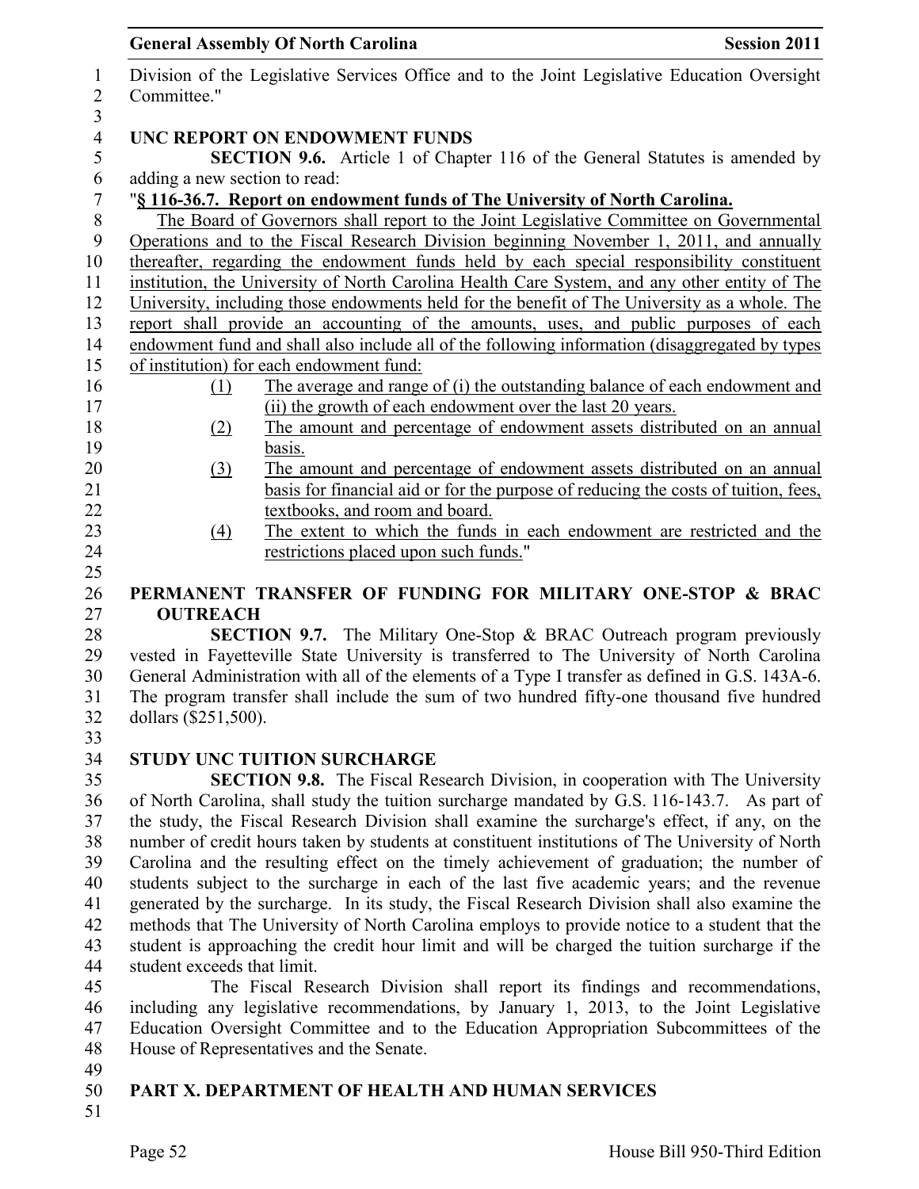Division of the Legislative Services Office and to the Joint Legislative Education Oversight Committee."

### UNC REPORT ON ENDOWMENT FUNDS

**SECTION 9.6.** Article 1 of Chapter 116 of the General Statutes is amended by adding a new section to read:

"**§ 116-36.7. Report on endowment funds of The University of North Carolina.**

The Board of Governors shall report to the Joint Legislative Committee on Governmental Operations and to the Fiscal Research Division beginning November 1, 2011, and annually thereafter, regarding the endowment funds held by each special responsibility constituent institution, the University of North Carolina Health Care System, and any other entity of The University, including those endowments held for the benefit of The University as a whole. The report shall provide an accounting of the amounts, uses, and public purposes of each endowment fund and shall also include all of the following information (disaggregated by types of institution) for each endowment fund:

(1) The average and range of (i) the outstanding balance of each endowment and (ii) the growth of each endowment over the last 20 years.

(2) The amount and percentage of endowment assets distributed on an annual basis.

(3) The amount and percentage of endowment assets distributed on an annual basis for financial aid or for the purpose of reducing the costs of tuition, fees, textbooks, and room and board.

(4) The extent to which the funds in each endowment are restricted and the restrictions placed upon such funds."

### PERMANENT TRANSFER OF FUNDING FOR MILITARY ONE-STOP & BRAC OUTREACH

**SECTION 9.7.** The Military One-Stop & BRAC Outreach program previously vested in Fayetteville State University is transferred to The University of North Carolina General Administration with all of the elements of a Type I transfer as defined in G.S. 143A-6. The program transfer shall include the sum of two hundred fifty-one thousand five hundred dollars ($251,500).

### STUDY UNC TUITION SURCHARGE

**SECTION 9.8.** The Fiscal Research Division, in cooperation with The University of North Carolina, shall study the tuition surcharge mandated by G.S. 116-143.7. As part of the study, the Fiscal Research Division shall examine the surcharge's effect, if any, on the number of credit hours taken by students at constituent institutions of The University of North Carolina and the resulting effect on the timely achievement of graduation; the number of students subject to the surcharge in each of the last five academic years; and the revenue generated by the surcharge. In its study, the Fiscal Research Division shall also examine the methods that The University of North Carolina employs to provide notice to a student that the student is approaching the credit hour limit and will be charged the tuition surcharge if the student exceeds that limit.

The Fiscal Research Division shall report its findings and recommendations, including any legislative recommendations, by January 1, 2013, to the Joint Legislative Education Oversight Committee and to the Education Appropriation Subcommittees of the House of Representatives and the Senate.

## PART X. DEPARTMENT OF HEALTH AND HUMAN SERVICES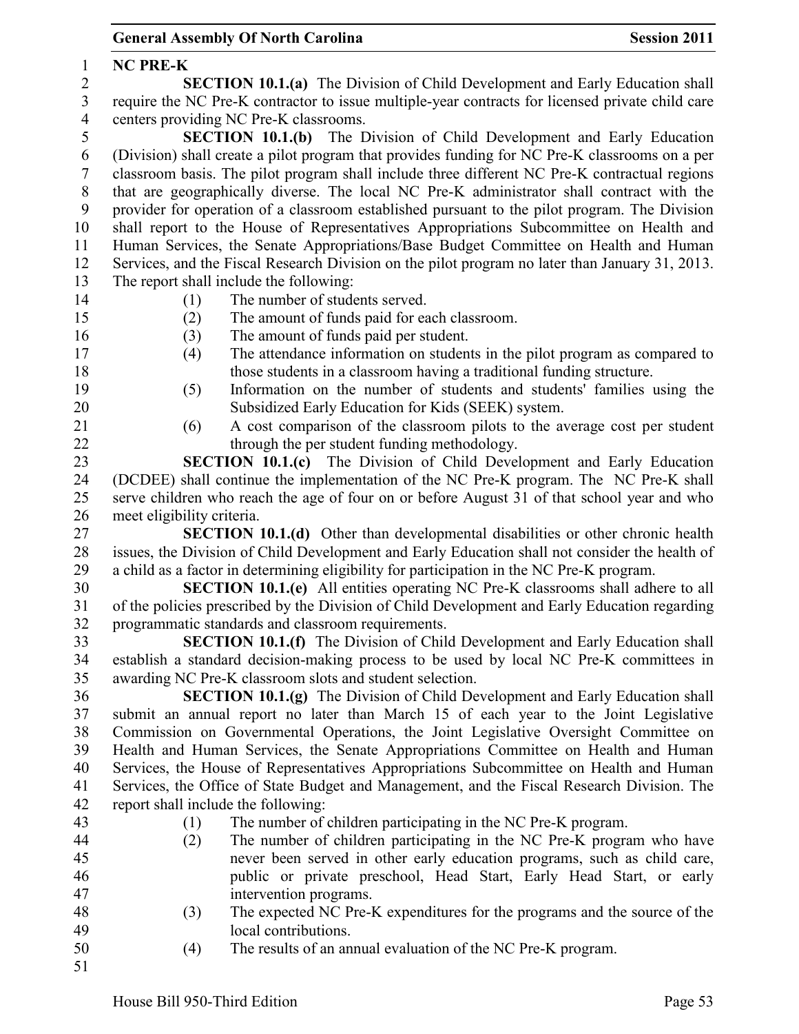**NC PRE-K**

**SECTION 10.1.(a)** The Division of Child Development and Early Education shall require the NC Pre-K contractor to issue multiple-year contracts for licensed private child care centers providing NC Pre-K classrooms.

**SECTION 10.1.(b)** The Division of Child Development and Early Education (Division) shall create a pilot program that provides funding for NC Pre-K classrooms on a per classroom basis. The pilot program shall include three different NC Pre-K contractual regions that are geographically diverse. The local NC Pre-K administrator shall contract with the provider for operation of a classroom established pursuant to the pilot program. The Division shall report to the House of Representatives Appropriations Subcommittee on Health and Human Services, the Senate Appropriations/Base Budget Committee on Health and Human Services, and the Fiscal Research Division on the pilot program no later than January 31, 2013. The report shall include the following:

(1) The number of students served.
(2) The amount of funds paid for each classroom.
(3) The amount of funds paid per student.
(4) The attendance information on students in the pilot program as compared to those students in a classroom having a traditional funding structure.
(5) Information on the number of students and students' families using the Subsidized Early Education for Kids (SEEK) system.
(6) A cost comparison of the classroom pilots to the average cost per student through the per student funding methodology.

**SECTION 10.1.(c)** The Division of Child Development and Early Education (DCDEE) shall continue the implementation of the NC Pre-K program. The NC Pre-K shall serve children who reach the age of four on or before August 31 of that school year and who meet eligibility criteria.

**SECTION 10.1.(d)** Other than developmental disabilities or other chronic health issues, the Division of Child Development and Early Education shall not consider the health of a child as a factor in determining eligibility for participation in the NC Pre-K program.

**SECTION 10.1.(e)** All entities operating NC Pre-K classrooms shall adhere to all of the policies prescribed by the Division of Child Development and Early Education regarding programmatic standards and classroom requirements.

**SECTION 10.1.(f)** The Division of Child Development and Early Education shall establish a standard decision-making process to be used by local NC Pre-K committees in awarding NC Pre-K classroom slots and student selection.

**SECTION 10.1.(g)** The Division of Child Development and Early Education shall submit an annual report no later than March 15 of each year to the Joint Legislative Commission on Governmental Operations, the Joint Legislative Oversight Committee on Health and Human Services, the Senate Appropriations Committee on Health and Human Services, the House of Representatives Appropriations Subcommittee on Health and Human Services, the Office of State Budget and Management, and the Fiscal Research Division. The report shall include the following:

(1) The number of children participating in the NC Pre-K program.
(2) The number of children participating in the NC Pre-K program who have never been served in other early education programs, such as child care, public or private preschool, Head Start, Early Head Start, or early intervention programs.
(3) The expected NC Pre-K expenditures for the programs and the source of the local contributions.
(4) The results of an annual evaluation of the NC Pre-K program.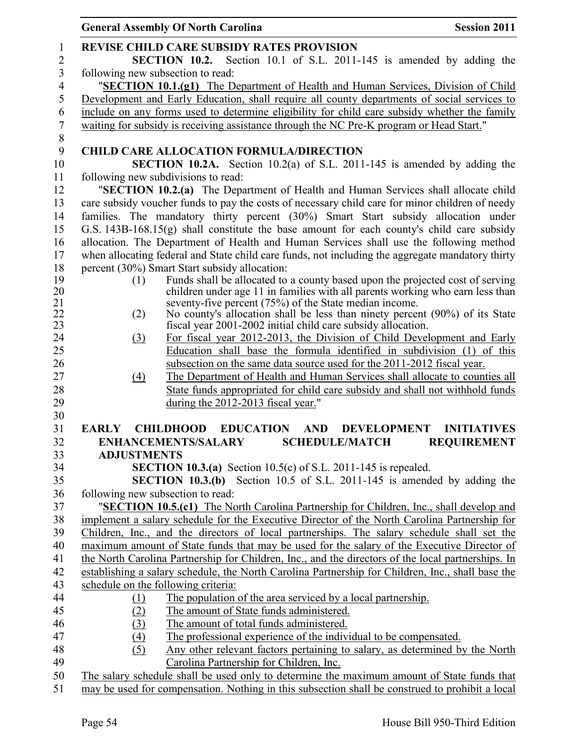**REVISE CHILD CARE SUBSIDY RATES PROVISION**

**SECTION 10.2.** Section 10.1 of S.L. 2011-145 is amended by adding the following new subsection to read:

"**SECTION 10.1.(g1)** The Department of Health and Human Services, Division of Child Development and Early Education, shall require all county departments of social services to include on any forms used to determine eligibility for child care subsidy whether the family waiting for subsidy is receiving assistance through the NC Pre-K program or Head Start."

**CHILD CARE ALLOCATION FORMULA/DIRECTION**

**SECTION 10.2A.** Section 10.2(a) of S.L. 2011-145 is amended by adding the following new subdivisions to read:

"**SECTION 10.2.(a)** The Department of Health and Human Services shall allocate child care subsidy voucher funds to pay the costs of necessary child care for minor children of needy families. The mandatory thirty percent (30%) Smart Start subsidy allocation under G.S. 143B-168.15(g) shall constitute the base amount for each county's child care subsidy allocation. The Department of Health and Human Services shall use the following method when allocating federal and State child care funds, not including the aggregate mandatory thirty percent (30%) Smart Start subsidy allocation:

(1) Funds shall be allocated to a county based upon the projected cost of serving children under age 11 in families with all parents working who earn less than seventy-five percent (75%) of the State median income.

(2) No county's allocation shall be less than ninety percent (90%) of its State fiscal year 2001-2002 initial child care subsidy allocation.

(3) For fiscal year 2012-2013, the Division of Child Development and Early Education shall base the formula identified in subdivision (1) of this subsection on the same data source used for the 2011-2012 fiscal year.

(4) The Department of Health and Human Services shall allocate to counties all State funds appropriated for child care subsidy and shall not withhold funds during the 2012-2013 fiscal year."

**EARLY CHILDHOOD EDUCATION AND DEVELOPMENT INITIATIVES ENHANCEMENTS/SALARY SCHEDULE/MATCH REQUIREMENT ADJUSTMENTS**

**SECTION 10.3.(a)** Section 10.5(c) of S.L. 2011-145 is repealed.

**SECTION 10.3.(b)** Section 10.5 of S.L. 2011-145 is amended by adding the following new subsection to read:

"**SECTION 10.5.(c1)** The North Carolina Partnership for Children, Inc., shall develop and implement a salary schedule for the Executive Director of the North Carolina Partnership for Children, Inc., and the directors of local partnerships. The salary schedule shall set the maximum amount of State funds that may be used for the salary of the Executive Director of the North Carolina Partnership for Children, Inc., and the directors of the local partnerships. In establishing a salary schedule, the North Carolina Partnership for Children, Inc., shall base the schedule on the following criteria:

(1) The population of the area serviced by a local partnership.

(2) The amount of State funds administered.

(3) The amount of total funds administered.

(4) The professional experience of the individual to be compensated.

(5) Any other relevant factors pertaining to salary, as determined by the North Carolina Partnership for Children, Inc.

The salary schedule shall be used only to determine the maximum amount of State funds that may be used for compensation. Nothing in this subsection shall be construed to prohibit a local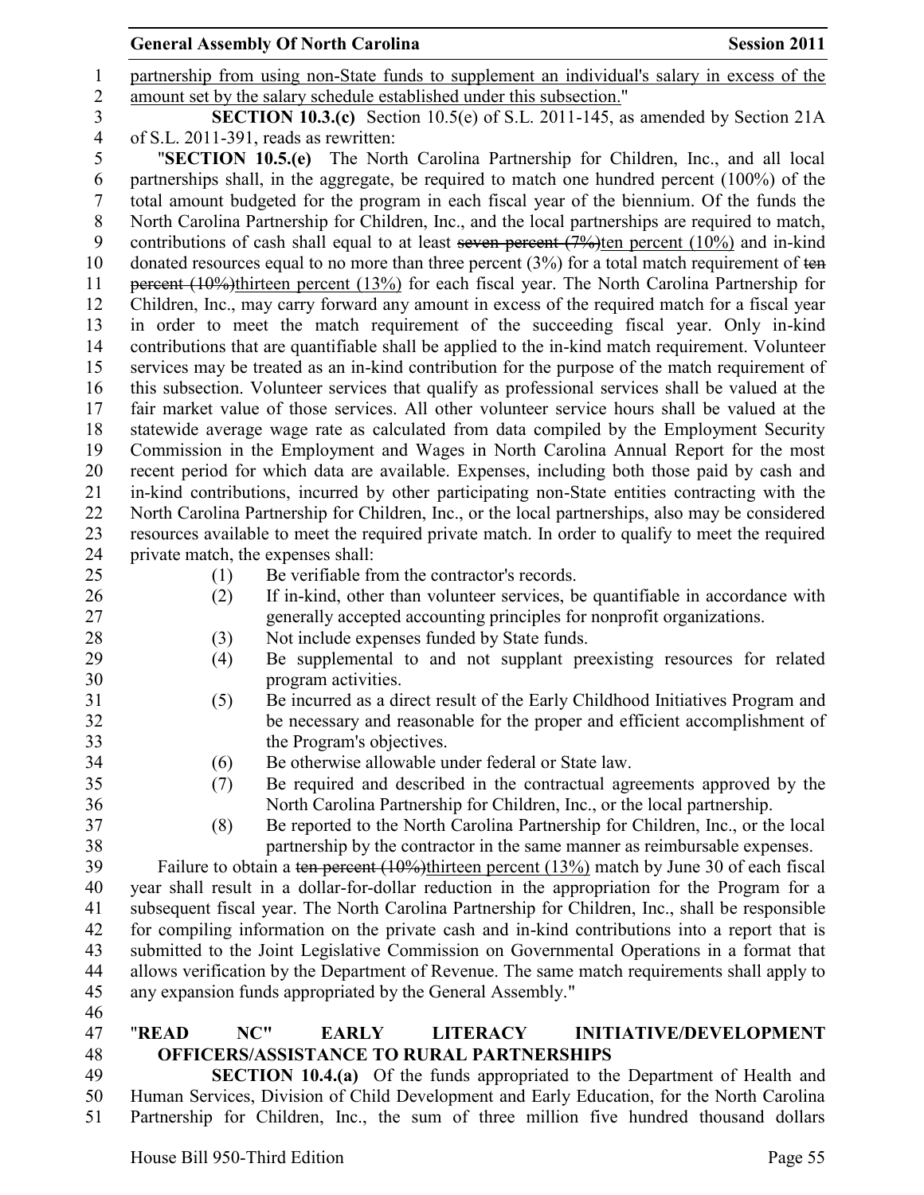partnership from using non-State funds to supplement an individual's salary in excess of the amount set by the salary schedule established under this subsection."

**SECTION 10.3.(c)** Section 10.5(e) of S.L. 2011-145, as amended by Section 21A of S.L. 2011-391, reads as rewritten:

"**SECTION 10.5.(e)** The North Carolina Partnership for Children, Inc., and all local partnerships shall, in the aggregate, be required to match one hundred percent (100%) of the total amount budgeted for the program in each fiscal year of the biennium. Of the funds the North Carolina Partnership for Children, Inc., and the local partnerships are required to match, contributions of cash shall equal to at least ~~seven percent (7%)~~ten percent (10%) and in-kind donated resources equal to no more than three percent (3%) for a total match requirement of ~~ten percent (10%)~~thirteen percent (13%) for each fiscal year. The North Carolina Partnership for Children, Inc., may carry forward any amount in excess of the required match for a fiscal year in order to meet the match requirement of the succeeding fiscal year. Only in-kind contributions that are quantifiable shall be applied to the in-kind match requirement. Volunteer services may be treated as an in-kind contribution for the purpose of the match requirement of this subsection. Volunteer services that qualify as professional services shall be valued at the fair market value of those services. All other volunteer service hours shall be valued at the statewide average wage rate as calculated from data compiled by the Employment Security Commission in the Employment and Wages in North Carolina Annual Report for the most recent period for which data are available. Expenses, including both those paid by cash and in-kind contributions, incurred by other participating non-State entities contracting with the North Carolina Partnership for Children, Inc., or the local partnerships, also may be considered resources available to meet the required private match. In order to qualify to meet the required private match, the expenses shall:

(1) Be verifiable from the contractor's records.
(2) If in-kind, other than volunteer services, be quantifiable in accordance with generally accepted accounting principles for nonprofit organizations.
(3) Not include expenses funded by State funds.
(4) Be supplemental to and not supplant preexisting resources for related program activities.
(5) Be incurred as a direct result of the Early Childhood Initiatives Program and be necessary and reasonable for the proper and efficient accomplishment of the Program's objectives.
(6) Be otherwise allowable under federal or State law.
(7) Be required and described in the contractual agreements approved by the North Carolina Partnership for Children, Inc., or the local partnership.
(8) Be reported to the North Carolina Partnership for Children, Inc., or the local partnership by the contractor in the same manner as reimbursable expenses.

Failure to obtain a ~~ten percent (10%)~~thirteen percent (13%) match by June 30 of each fiscal year shall result in a dollar-for-dollar reduction in the appropriation for the Program for a subsequent fiscal year. The North Carolina Partnership for Children, Inc., shall be responsible for compiling information on the private cash and in-kind contributions into a report that is submitted to the Joint Legislative Commission on Governmental Operations in a format that allows verification by the Department of Revenue. The same match requirements shall apply to any expansion funds appropriated by the General Assembly."

**"READ NC" EARLY LITERACY INITIATIVE/DEVELOPMENT OFFICERS/ASSISTANCE TO RURAL PARTNERSHIPS**

**SECTION 10.4.(a)** Of the funds appropriated to the Department of Health and Human Services, Division of Child Development and Early Education, for the North Carolina Partnership for Children, Inc., the sum of three million five hundred thousand dollars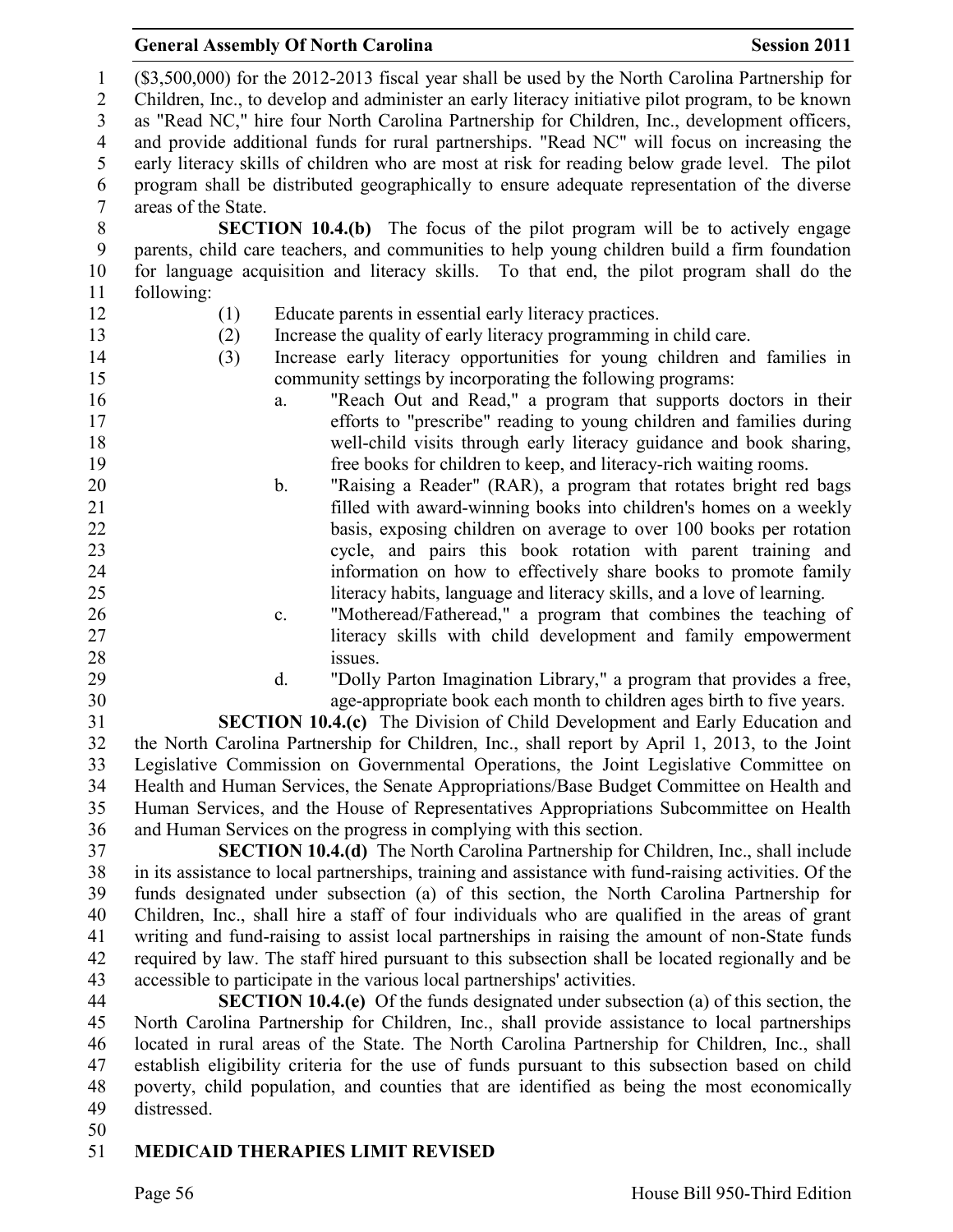($3,500,000) for the 2012-2013 fiscal year shall be used by the North Carolina Partnership for Children, Inc., to develop and administer an early literacy initiative pilot program, to be known as "Read NC," hire four North Carolina Partnership for Children, Inc., development officers, and provide additional funds for rural partnerships. "Read NC" will focus on increasing the early literacy skills of children who are most at risk for reading below grade level. The pilot program shall be distributed geographically to ensure adequate representation of the diverse areas of the State.

**SECTION 10.4.(b)** The focus of the pilot program will be to actively engage parents, child care teachers, and communities to help young children build a firm foundation for language acquisition and literacy skills. To that end, the pilot program shall do the following:

(1) Educate parents in essential early literacy practices.

(2) Increase the quality of early literacy programming in child care.

(3) Increase early literacy opportunities for young children and families in community settings by incorporating the following programs:

a. "Reach Out and Read," a program that supports doctors in their efforts to "prescribe" reading to young children and families during well-child visits through early literacy guidance and book sharing, free books for children to keep, and literacy-rich waiting rooms.

b. "Raising a Reader" (RAR), a program that rotates bright red bags filled with award-winning books into children's homes on a weekly basis, exposing children on average to over 100 books per rotation cycle, and pairs this book rotation with parent training and information on how to effectively share books to promote family literacy habits, language and literacy skills, and a love of learning.

c. "Motheread/Fatheread," a program that combines the teaching of literacy skills with child development and family empowerment issues.

d. "Dolly Parton Imagination Library," a program that provides a free, age-appropriate book each month to children ages birth to five years.

**SECTION 10.4.(c)** The Division of Child Development and Early Education and the North Carolina Partnership for Children, Inc., shall report by April 1, 2013, to the Joint Legislative Commission on Governmental Operations, the Joint Legislative Committee on Health and Human Services, the Senate Appropriations/Base Budget Committee on Health and Human Services, and the House of Representatives Appropriations Subcommittee on Health and Human Services on the progress in complying with this section.

**SECTION 10.4.(d)** The North Carolina Partnership for Children, Inc., shall include in its assistance to local partnerships, training and assistance with fund-raising activities. Of the funds designated under subsection (a) of this section, the North Carolina Partnership for Children, Inc., shall hire a staff of four individuals who are qualified in the areas of grant writing and fund-raising to assist local partnerships in raising the amount of non-State funds required by law. The staff hired pursuant to this subsection shall be located regionally and be accessible to participate in the various local partnerships' activities.

**SECTION 10.4.(e)** Of the funds designated under subsection (a) of this section, the North Carolina Partnership for Children, Inc., shall provide assistance to local partnerships located in rural areas of the State. The North Carolina Partnership for Children, Inc., shall establish eligibility criteria for the use of funds pursuant to this subsection based on child poverty, child population, and counties that are identified as being the most economically distressed.

## MEDICAID THERAPIES LIMIT REVISED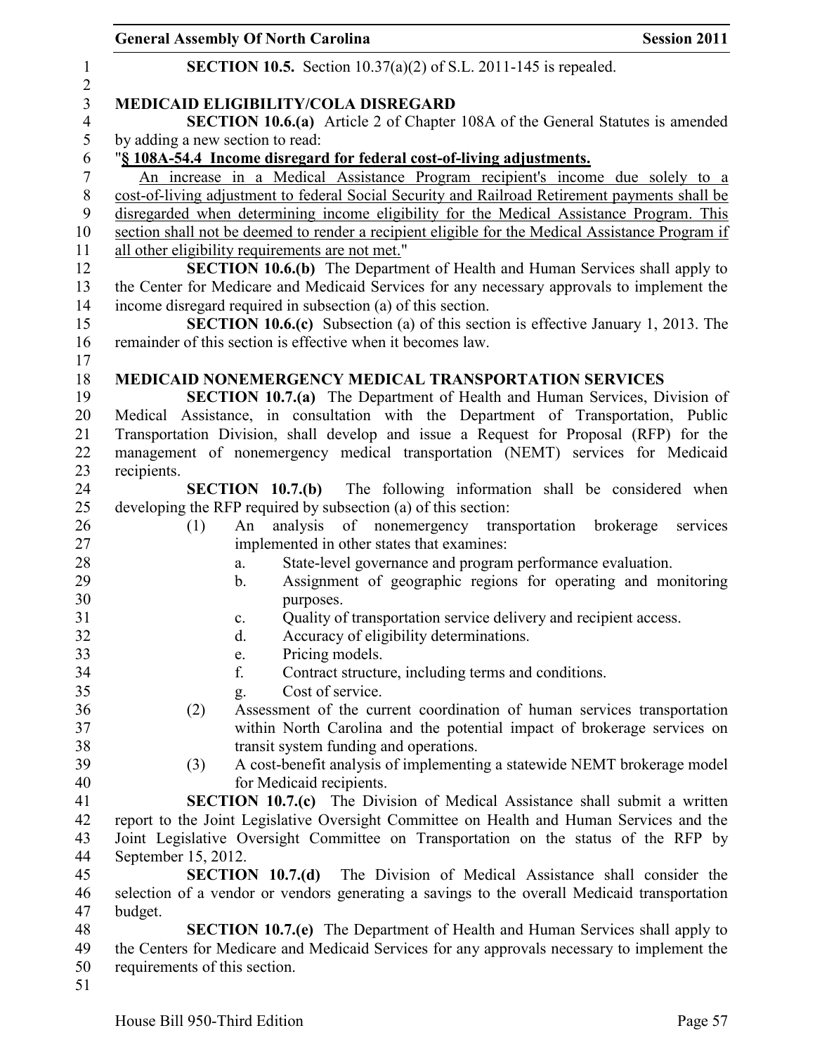**SECTION 10.5.** Section 10.37(a)(2) of S.L. 2011-145 is repealed.

**MEDICAID ELIGIBILITY/COLA DISREGARD**

**SECTION 10.6.(a)** Article 2 of Chapter 108A of the General Statutes is amended by adding a new section to read:

"**§ 108A-54.4 Income disregard for federal cost-of-living adjustments.**

An increase in a Medical Assistance Program recipient's income due solely to a cost-of-living adjustment to federal Social Security and Railroad Retirement payments shall be disregarded when determining income eligibility for the Medical Assistance Program. This section shall not be deemed to render a recipient eligible for the Medical Assistance Program if all other eligibility requirements are not met."

**SECTION 10.6.(b)** The Department of Health and Human Services shall apply to the Center for Medicare and Medicaid Services for any necessary approvals to implement the income disregard required in subsection (a) of this section.

**SECTION 10.6.(c)** Subsection (a) of this section is effective January 1, 2013. The remainder of this section is effective when it becomes law.

**MEDICAID NONEMERGENCY MEDICAL TRANSPORTATION SERVICES**

**SECTION 10.7.(a)** The Department of Health and Human Services, Division of Medical Assistance, in consultation with the Department of Transportation, Public Transportation Division, shall develop and issue a Request for Proposal (RFP) for the management of nonemergency medical transportation (NEMT) services for Medicaid recipients.

**SECTION 10.7.(b)** The following information shall be considered when developing the RFP required by subsection (a) of this section:

(1) An analysis of nonemergency transportation brokerage services implemented in other states that examines:
   a. State-level governance and program performance evaluation.
   b. Assignment of geographic regions for operating and monitoring purposes.
   c. Quality of transportation service delivery and recipient access.
   d. Accuracy of eligibility determinations.
   e. Pricing models.
   f. Contract structure, including terms and conditions.
   g. Cost of service.

(2) Assessment of the current coordination of human services transportation within North Carolina and the potential impact of brokerage services on transit system funding and operations.

(3) A cost-benefit analysis of implementing a statewide NEMT brokerage model for Medicaid recipients.

**SECTION 10.7.(c)** The Division of Medical Assistance shall submit a written report to the Joint Legislative Oversight Committee on Health and Human Services and the Joint Legislative Oversight Committee on Transportation on the status of the RFP by September 15, 2012.

**SECTION 10.7.(d)** The Division of Medical Assistance shall consider the selection of a vendor or vendors generating a savings to the overall Medicaid transportation budget.

**SECTION 10.7.(e)** The Department of Health and Human Services shall apply to the Centers for Medicare and Medicaid Services for any approvals necessary to implement the requirements of this section.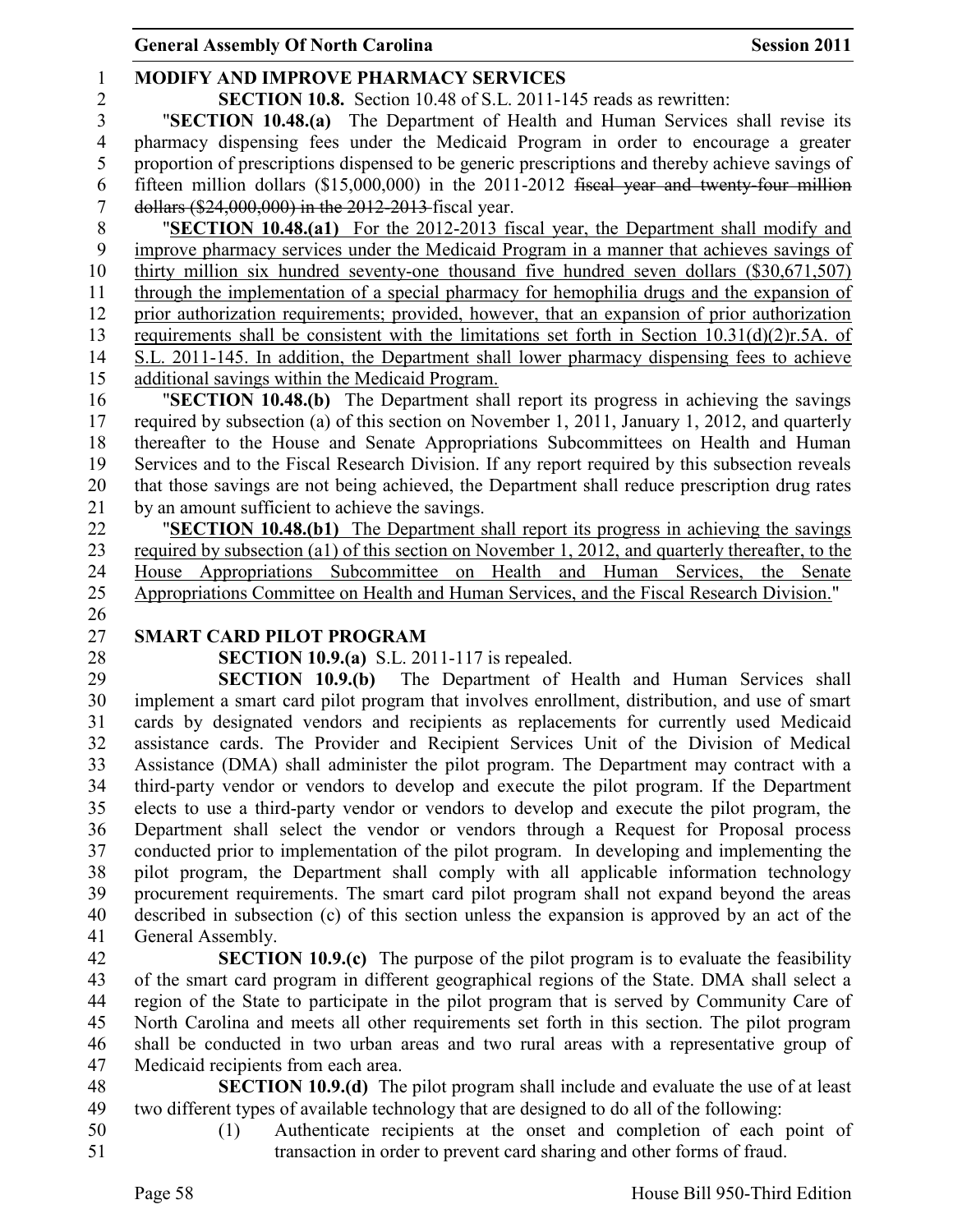**MODIFY AND IMPROVE PHARMACY SERVICES**

**SECTION 10.8.** Section 10.48 of S.L. 2011-145 reads as rewritten:

"**SECTION 10.48.(a)** The Department of Health and Human Services shall revise its pharmacy dispensing fees under the Medicaid Program in order to encourage a greater proportion of prescriptions dispensed to be generic prescriptions and thereby achieve savings of fifteen million dollars ($15,000,000) in the 2011-2012 ~~fiscal year and twenty-four million dollars ($24,000,000) in the 2012-2013~~ fiscal year.

"<u>**SECTION 10.48.(a1)** For the 2012-2013 fiscal year, the Department shall modify and improve pharmacy services under the Medicaid Program in a manner that achieves savings of thirty million six hundred seventy-one thousand five hundred seven dollars ($30,671,507) through the implementation of a special pharmacy for hemophilia drugs and the expansion of prior authorization requirements; provided, however, that an expansion of prior authorization requirements shall be consistent with the limitations set forth in Section 10.31(d)(2)r.5A. of S.L. 2011-145. In addition, the Department shall lower pharmacy dispensing fees to achieve additional savings within the Medicaid Program.</u>

"**SECTION 10.48.(b)** The Department shall report its progress in achieving the savings required by subsection (a) of this section on November 1, 2011, January 1, 2012, and quarterly thereafter to the House and Senate Appropriations Subcommittees on Health and Human Services and to the Fiscal Research Division. If any report required by this subsection reveals that those savings are not being achieved, the Department shall reduce prescription drug rates by an amount sufficient to achieve the savings.

"<u>**SECTION 10.48.(b1)** The Department shall report its progress in achieving the savings required by subsection (a1) of this section on November 1, 2012, and quarterly thereafter, to the House Appropriations Subcommittee on Health and Human Services, the Senate Appropriations Committee on Health and Human Services, and the Fiscal Research Division.</u>"

**SMART CARD PILOT PROGRAM**

**SECTION 10.9.(a)** S.L. 2011-117 is repealed.

**SECTION 10.9.(b)** The Department of Health and Human Services shall implement a smart card pilot program that involves enrollment, distribution, and use of smart cards by designated vendors and recipients as replacements for currently used Medicaid assistance cards. The Provider and Recipient Services Unit of the Division of Medical Assistance (DMA) shall administer the pilot program. The Department may contract with a third-party vendor or vendors to develop and execute the pilot program. If the Department elects to use a third-party vendor or vendors to develop and execute the pilot program, the Department shall select the vendor or vendors through a Request for Proposal process conducted prior to implementation of the pilot program. In developing and implementing the pilot program, the Department shall comply with all applicable information technology procurement requirements. The smart card pilot program shall not expand beyond the areas described in subsection (c) of this section unless the expansion is approved by an act of the General Assembly.

**SECTION 10.9.(c)** The purpose of the pilot program is to evaluate the feasibility of the smart card program in different geographical regions of the State. DMA shall select a region of the State to participate in the pilot program that is served by Community Care of North Carolina and meets all other requirements set forth in this section. The pilot program shall be conducted in two urban areas and two rural areas with a representative group of Medicaid recipients from each area.

**SECTION 10.9.(d)** The pilot program shall include and evaluate the use of at least two different types of available technology that are designed to do all of the following:

(1) Authenticate recipients at the onset and completion of each point of transaction in order to prevent card sharing and other forms of fraud.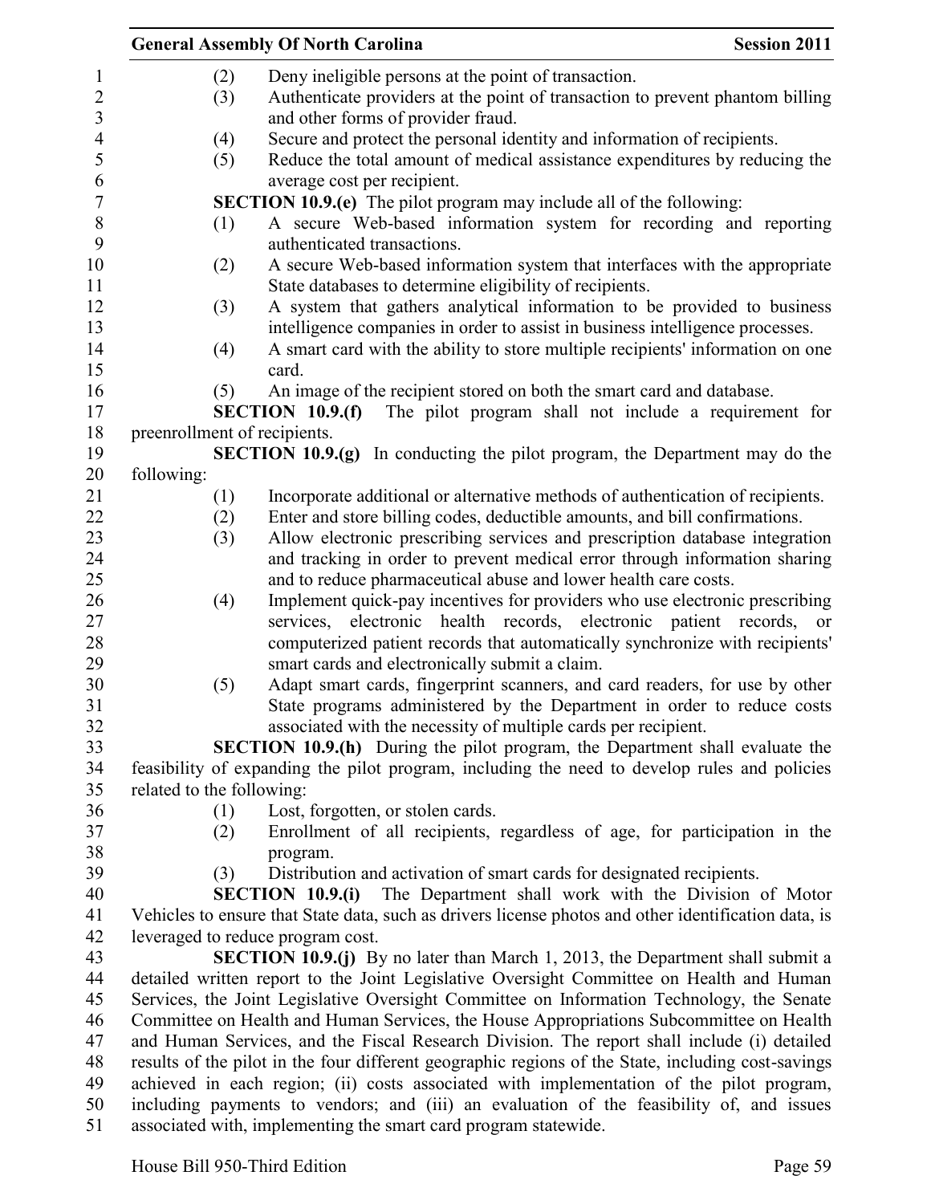(2) Deny ineligible persons at the point of transaction.

(3) Authenticate providers at the point of transaction to prevent phantom billing and other forms of provider fraud.

(4) Secure and protect the personal identity and information of recipients.

(5) Reduce the total amount of medical assistance expenditures by reducing the average cost per recipient.

**SECTION 10.9.(e)** The pilot program may include all of the following:

(1) A secure Web-based information system for recording and reporting authenticated transactions.

(2) A secure Web-based information system that interfaces with the appropriate State databases to determine eligibility of recipients.

(3) A system that gathers analytical information to be provided to business intelligence companies in order to assist in business intelligence processes.

(4) A smart card with the ability to store multiple recipients' information on one card.

(5) An image of the recipient stored on both the smart card and database.

**SECTION 10.9.(f)** The pilot program shall not include a requirement for preenrollment of recipients.

**SECTION 10.9.(g)** In conducting the pilot program, the Department may do the following:

(1) Incorporate additional or alternative methods of authentication of recipients.

(2) Enter and store billing codes, deductible amounts, and bill confirmations.

(3) Allow electronic prescribing services and prescription database integration and tracking in order to prevent medical error through information sharing and to reduce pharmaceutical abuse and lower health care costs.

(4) Implement quick-pay incentives for providers who use electronic prescribing services, electronic health records, electronic patient records, or computerized patient records that automatically synchronize with recipients' smart cards and electronically submit a claim.

(5) Adapt smart cards, fingerprint scanners, and card readers, for use by other State programs administered by the Department in order to reduce costs associated with the necessity of multiple cards per recipient.

**SECTION 10.9.(h)** During the pilot program, the Department shall evaluate the feasibility of expanding the pilot program, including the need to develop rules and policies related to the following:

(1) Lost, forgotten, or stolen cards.

(2) Enrollment of all recipients, regardless of age, for participation in the program.

(3) Distribution and activation of smart cards for designated recipients.

**SECTION 10.9.(i)** The Department shall work with the Division of Motor Vehicles to ensure that State data, such as drivers license photos and other identification data, is leveraged to reduce program cost.

**SECTION 10.9.(j)** By no later than March 1, 2013, the Department shall submit a detailed written report to the Joint Legislative Oversight Committee on Health and Human Services, the Joint Legislative Oversight Committee on Information Technology, the Senate Committee on Health and Human Services, the House Appropriations Subcommittee on Health and Human Services, and the Fiscal Research Division. The report shall include (i) detailed results of the pilot in the four different geographic regions of the State, including cost-savings achieved in each region; (ii) costs associated with implementation of the pilot program, including payments to vendors; and (iii) an evaluation of the feasibility of, and issues associated with, implementing the smart card program statewide.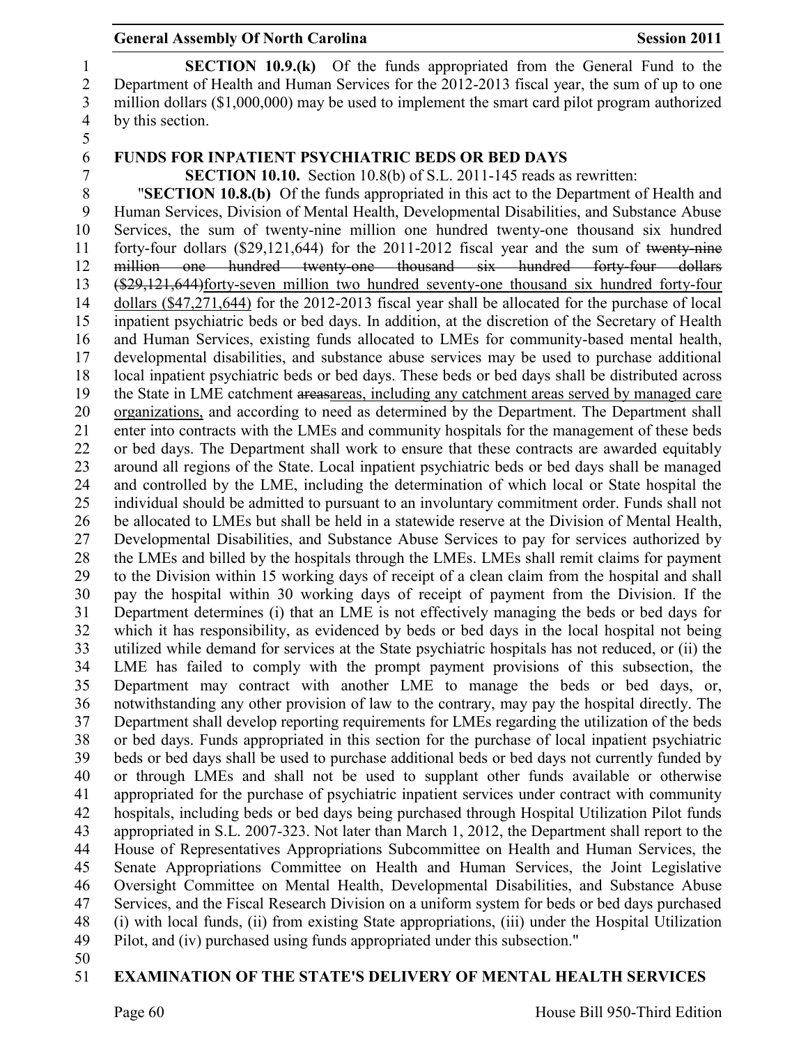**SECTION 10.9.(k)** Of the funds appropriated from the General Fund to the Department of Health and Human Services for the 2012-2013 fiscal year, the sum of up to one million dollars ($1,000,000) may be used to implement the smart card pilot program authorized by this section.

## FUNDS FOR INPATIENT PSYCHIATRIC BEDS OR BED DAYS

**SECTION 10.10.** Section 10.8(b) of S.L. 2011-145 reads as rewritten:

"**SECTION 10.8.(b)** Of the funds appropriated in this act to the Department of Health and Human Services, Division of Mental Health, Developmental Disabilities, and Substance Abuse Services, the sum of twenty-nine million one hundred twenty-one thousand six hundred forty-four dollars ($29,121,644) for the 2011-2012 fiscal year and the sum of ~~twenty-nine million one hundred twenty-one thousand six hundred forty-four dollars ($29,121,644)~~<u>forty-seven million two hundred seventy-one thousand six hundred forty-four dollars ($47,271,644)</u> for the 2012-2013 fiscal year shall be allocated for the purchase of local inpatient psychiatric beds or bed days. In addition, at the discretion of the Secretary of Health and Human Services, existing funds allocated to LMEs for community-based mental health, developmental disabilities, and substance abuse services may be used to purchase additional local inpatient psychiatric beds or bed days. These beds or bed days shall be distributed across the State in LME catchment ~~areas~~<u>areas, including any catchment areas served by managed care organizations,</u> and according to need as determined by the Department. The Department shall enter into contracts with the LMEs and community hospitals for the management of these beds or bed days. The Department shall work to ensure that these contracts are awarded equitably around all regions of the State. Local inpatient psychiatric beds or bed days shall be managed and controlled by the LME, including the determination of which local or State hospital the individual should be admitted to pursuant to an involuntary commitment order. Funds shall not be allocated to LMEs but shall be held in a statewide reserve at the Division of Mental Health, Developmental Disabilities, and Substance Abuse Services to pay for services authorized by the LMEs and billed by the hospitals through the LMEs. LMEs shall remit claims for payment to the Division within 15 working days of receipt of a clean claim from the hospital and shall pay the hospital within 30 working days of receipt of payment from the Division. If the Department determines (i) that an LME is not effectively managing the beds or bed days for which it has responsibility, as evidenced by beds or bed days in the local hospital not being utilized while demand for services at the State psychiatric hospitals has not reduced, or (ii) the LME has failed to comply with the prompt payment provisions of this subsection, the Department may contract with another LME to manage the beds or bed days, or, notwithstanding any other provision of law to the contrary, may pay the hospital directly. The Department shall develop reporting requirements for LMEs regarding the utilization of the beds or bed days. Funds appropriated in this section for the purchase of local inpatient psychiatric beds or bed days shall be used to purchase additional beds or bed days not currently funded by or through LMEs and shall not be used to supplant other funds available or otherwise appropriated for the purchase of psychiatric inpatient services under contract with community hospitals, including beds or bed days being purchased through Hospital Utilization Pilot funds appropriated in S.L. 2007-323. Not later than March 1, 2012, the Department shall report to the House of Representatives Appropriations Subcommittee on Health and Human Services, the Senate Appropriations Committee on Health and Human Services, the Joint Legislative Oversight Committee on Mental Health, Developmental Disabilities, and Substance Abuse Services, and the Fiscal Research Division on a uniform system for beds or bed days purchased (i) with local funds, (ii) from existing State appropriations, (iii) under the Hospital Utilization Pilot, and (iv) purchased using funds appropriated under this subsection."

## EXAMINATION OF THE STATE'S DELIVERY OF MENTAL HEALTH SERVICES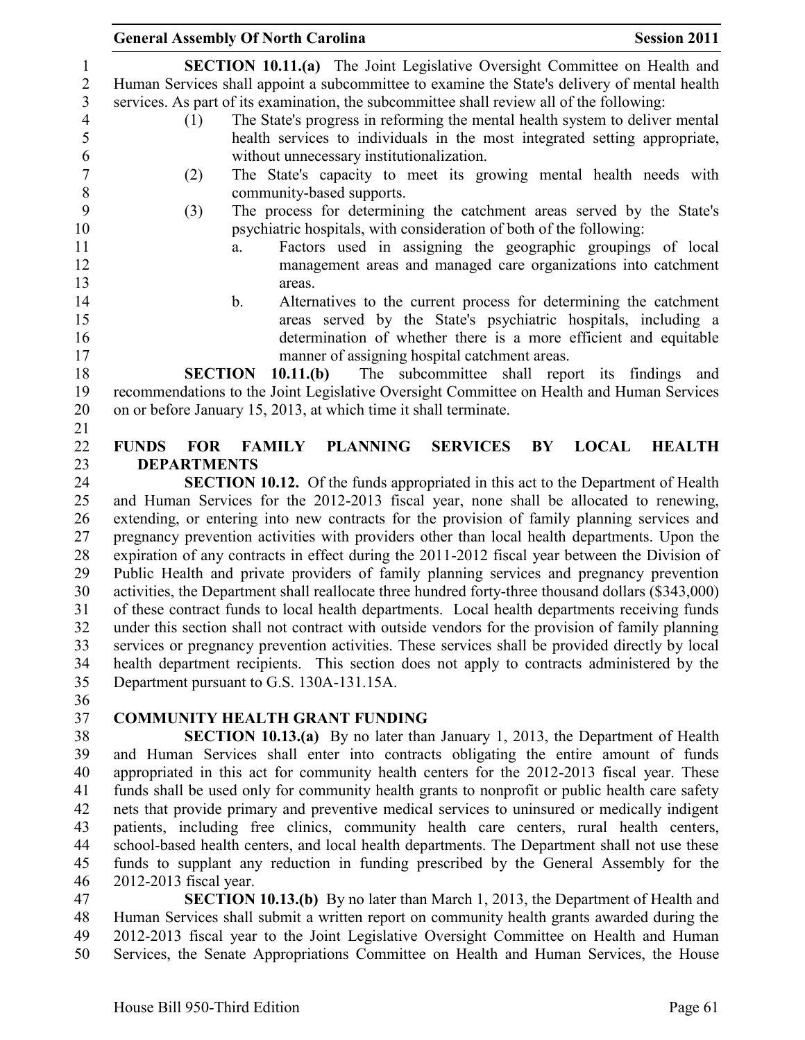**SECTION 10.11.(a)** The Joint Legislative Oversight Committee on Health and Human Services shall appoint a subcommittee to examine the State's delivery of mental health services. As part of its examination, the subcommittee shall review all of the following:

(1) The State's progress in reforming the mental health system to deliver mental health services to individuals in the most integrated setting appropriate, without unnecessary institutionalization.

(2) The State's capacity to meet its growing mental health needs with community-based supports.

(3) The process for determining the catchment areas served by the State's psychiatric hospitals, with consideration of both of the following:

a. Factors used in assigning the geographic groupings of local management areas and managed care organizations into catchment areas.

b. Alternatives to the current process for determining the catchment areas served by the State's psychiatric hospitals, including a determination of whether there is a more efficient and equitable manner of assigning hospital catchment areas.

**SECTION 10.11.(b)** The subcommittee shall report its findings and recommendations to the Joint Legislative Oversight Committee on Health and Human Services on or before January 15, 2013, at which time it shall terminate.

**FUNDS FOR FAMILY PLANNING SERVICES BY LOCAL HEALTH DEPARTMENTS**

**SECTION 10.12.** Of the funds appropriated in this act to the Department of Health and Human Services for the 2012-2013 fiscal year, none shall be allocated to renewing, extending, or entering into new contracts for the provision of family planning services and pregnancy prevention activities with providers other than local health departments. Upon the expiration of any contracts in effect during the 2011-2012 fiscal year between the Division of Public Health and private providers of family planning services and pregnancy prevention activities, the Department shall reallocate three hundred forty-three thousand dollars ($343,000) of these contract funds to local health departments. Local health departments receiving funds under this section shall not contract with outside vendors for the provision of family planning services or pregnancy prevention activities. These services shall be provided directly by local health department recipients. This section does not apply to contracts administered by the Department pursuant to G.S. 130A-131.15A.

**COMMUNITY HEALTH GRANT FUNDING**

**SECTION 10.13.(a)** By no later than January 1, 2013, the Department of Health and Human Services shall enter into contracts obligating the entire amount of funds appropriated in this act for community health centers for the 2012-2013 fiscal year. These funds shall be used only for community health grants to nonprofit or public health care safety nets that provide primary and preventive medical services to uninsured or medically indigent patients, including free clinics, community health care centers, rural health centers, school-based health centers, and local health departments. The Department shall not use these funds to supplant any reduction in funding prescribed by the General Assembly for the 2012-2013 fiscal year.

**SECTION 10.13.(b)** By no later than March 1, 2013, the Department of Health and Human Services shall submit a written report on community health grants awarded during the 2012-2013 fiscal year to the Joint Legislative Oversight Committee on Health and Human Services, the Senate Appropriations Committee on Health and Human Services, the House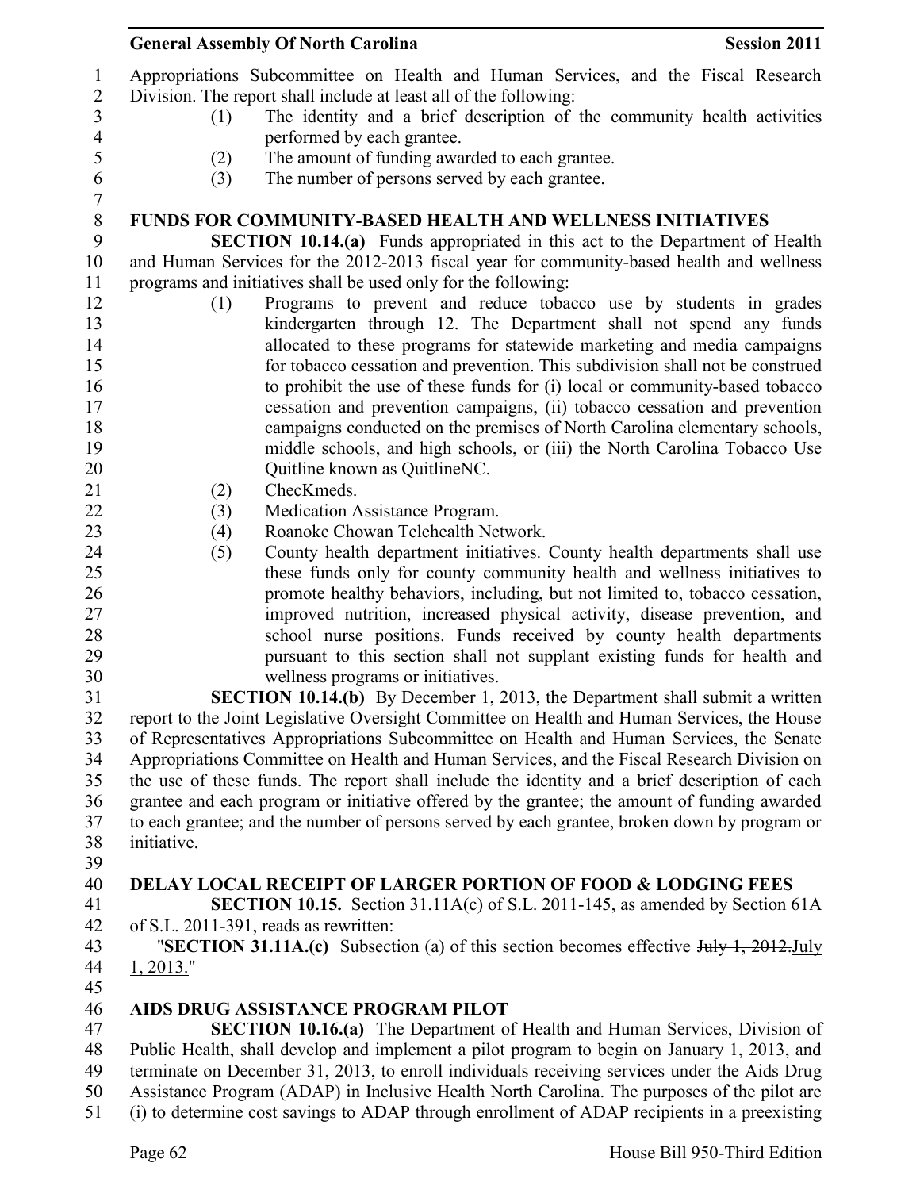Appropriations Subcommittee on Health and Human Services, and the Fiscal Research Division. The report shall include at least all of the following:

(1) The identity and a brief description of the community health activities performed by each grantee.

(2) The amount of funding awarded to each grantee.

(3) The number of persons served by each grantee.

**FUNDS FOR COMMUNITY-BASED HEALTH AND WELLNESS INITIATIVES**

**SECTION 10.14.(a)** Funds appropriated in this act to the Department of Health and Human Services for the 2012-2013 fiscal year for community-based health and wellness programs and initiatives shall be used only for the following:

(1) Programs to prevent and reduce tobacco use by students in grades kindergarten through 12. The Department shall not spend any funds allocated to these programs for statewide marketing and media campaigns for tobacco cessation and prevention. This subdivision shall not be construed to prohibit the use of these funds for (i) local or community-based tobacco cessation and prevention campaigns, (ii) tobacco cessation and prevention campaigns conducted on the premises of North Carolina elementary schools, middle schools, and high schools, or (iii) the North Carolina Tobacco Use Quitline known as QuitlineNC.

(2) ChecKmeds.

(3) Medication Assistance Program.

(4) Roanoke Chowan Telehealth Network.

(5) County health department initiatives. County health departments shall use these funds only for county community health and wellness initiatives to promote healthy behaviors, including, but not limited to, tobacco cessation, improved nutrition, increased physical activity, disease prevention, and school nurse positions. Funds received by county health departments pursuant to this section shall not supplant existing funds for health and wellness programs or initiatives.

**SECTION 10.14.(b)** By December 1, 2013, the Department shall submit a written report to the Joint Legislative Oversight Committee on Health and Human Services, the House of Representatives Appropriations Subcommittee on Health and Human Services, the Senate Appropriations Committee on Health and Human Services, and the Fiscal Research Division on the use of these funds. The report shall include the identity and a brief description of each grantee and each program or initiative offered by the grantee; the amount of funding awarded to each grantee; and the number of persons served by each grantee, broken down by program or initiative.

**DELAY LOCAL RECEIPT OF LARGER PORTION OF FOOD & LODGING FEES**

**SECTION 10.15.** Section 31.11A(c) of S.L. 2011-145, as amended by Section 61A of S.L. 2011-391, reads as rewritten:

"**SECTION 31.11A.(c)** Subsection (a) of this section becomes effective ~~July 1, 2012.~~<u>July 1, 2013.</u>"

**AIDS DRUG ASSISTANCE PROGRAM PILOT**

**SECTION 10.16.(a)** The Department of Health and Human Services, Division of Public Health, shall develop and implement a pilot program to begin on January 1, 2013, and terminate on December 31, 2013, to enroll individuals receiving services under the Aids Drug Assistance Program (ADAP) in Inclusive Health North Carolina. The purposes of the pilot are (i) to determine cost savings to ADAP through enrollment of ADAP recipients in a preexisting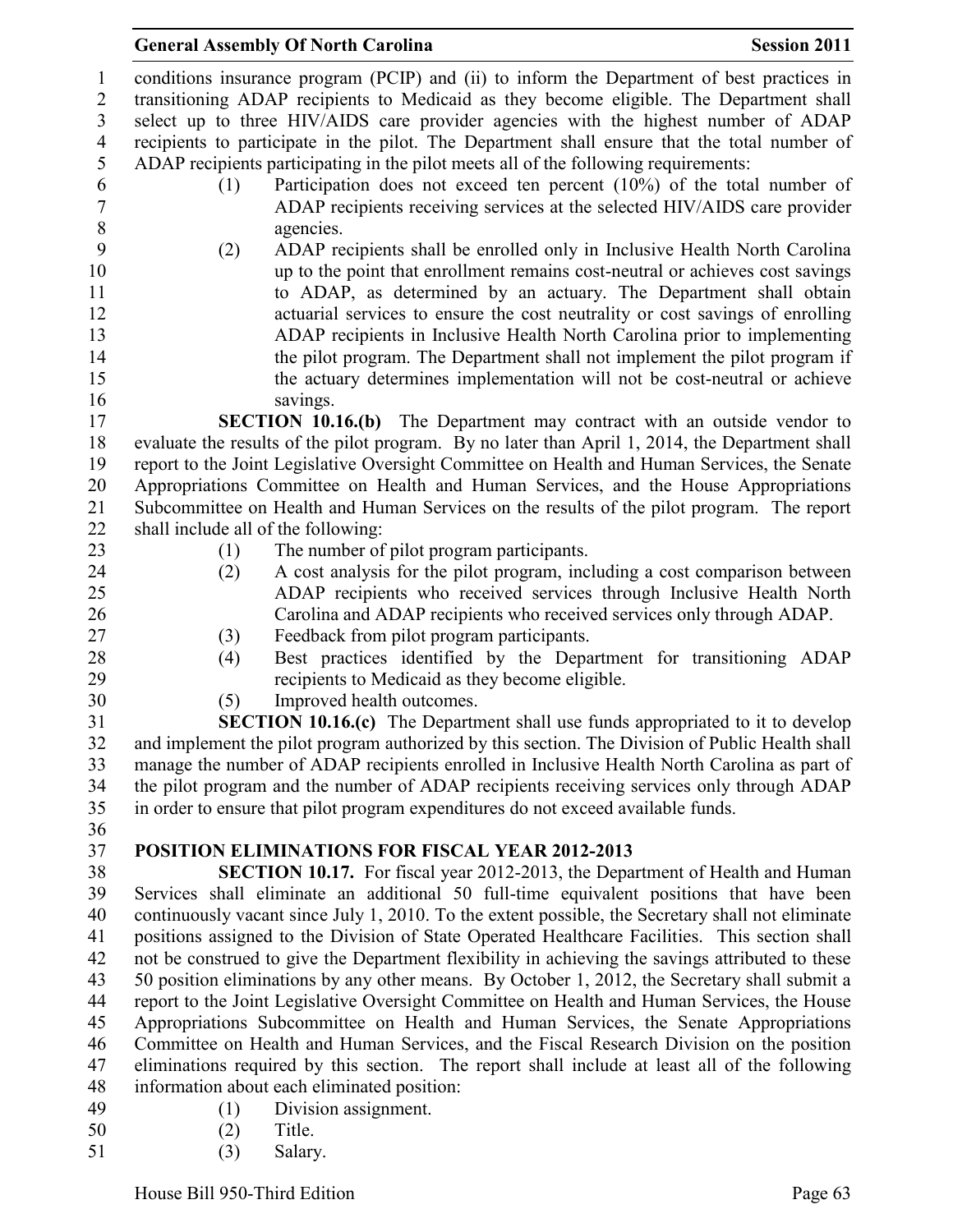conditions insurance program (PCIP) and (ii) to inform the Department of best practices in transitioning ADAP recipients to Medicaid as they become eligible. The Department shall select up to three HIV/AIDS care provider agencies with the highest number of ADAP recipients to participate in the pilot. The Department shall ensure that the total number of ADAP recipients participating in the pilot meets all of the following requirements:

(1) Participation does not exceed ten percent (10%) of the total number of ADAP recipients receiving services at the selected HIV/AIDS care provider agencies.

(2) ADAP recipients shall be enrolled only in Inclusive Health North Carolina up to the point that enrollment remains cost-neutral or achieves cost savings to ADAP, as determined by an actuary. The Department shall obtain actuarial services to ensure the cost neutrality or cost savings of enrolling ADAP recipients in Inclusive Health North Carolina prior to implementing the pilot program. The Department shall not implement the pilot program if the actuary determines implementation will not be cost-neutral or achieve savings.

**SECTION 10.16.(b)** The Department may contract with an outside vendor to evaluate the results of the pilot program. By no later than April 1, 2014, the Department shall report to the Joint Legislative Oversight Committee on Health and Human Services, the Senate Appropriations Committee on Health and Human Services, and the House Appropriations Subcommittee on Health and Human Services on the results of the pilot program. The report shall include all of the following:

(1) The number of pilot program participants.

(2) A cost analysis for the pilot program, including a cost comparison between ADAP recipients who received services through Inclusive Health North Carolina and ADAP recipients who received services only through ADAP.

(3) Feedback from pilot program participants.

(4) Best practices identified by the Department for transitioning ADAP recipients to Medicaid as they become eligible.

(5) Improved health outcomes.

**SECTION 10.16.(c)** The Department shall use funds appropriated to it to develop and implement the pilot program authorized by this section. The Division of Public Health shall manage the number of ADAP recipients enrolled in Inclusive Health North Carolina as part of the pilot program and the number of ADAP recipients receiving services only through ADAP in order to ensure that pilot program expenditures do not exceed available funds.

**POSITION ELIMINATIONS FOR FISCAL YEAR 2012-2013**

**SECTION 10.17.** For fiscal year 2012-2013, the Department of Health and Human Services shall eliminate an additional 50 full-time equivalent positions that have been continuously vacant since July 1, 2010. To the extent possible, the Secretary shall not eliminate positions assigned to the Division of State Operated Healthcare Facilities. This section shall not be construed to give the Department flexibility in achieving the savings attributed to these 50 position eliminations by any other means. By October 1, 2012, the Secretary shall submit a report to the Joint Legislative Oversight Committee on Health and Human Services, the House Appropriations Subcommittee on Health and Human Services, the Senate Appropriations Committee on Health and Human Services, and the Fiscal Research Division on the position eliminations required by this section. The report shall include at least all of the following information about each eliminated position:

(1) Division assignment.

(2) Title.

(3) Salary.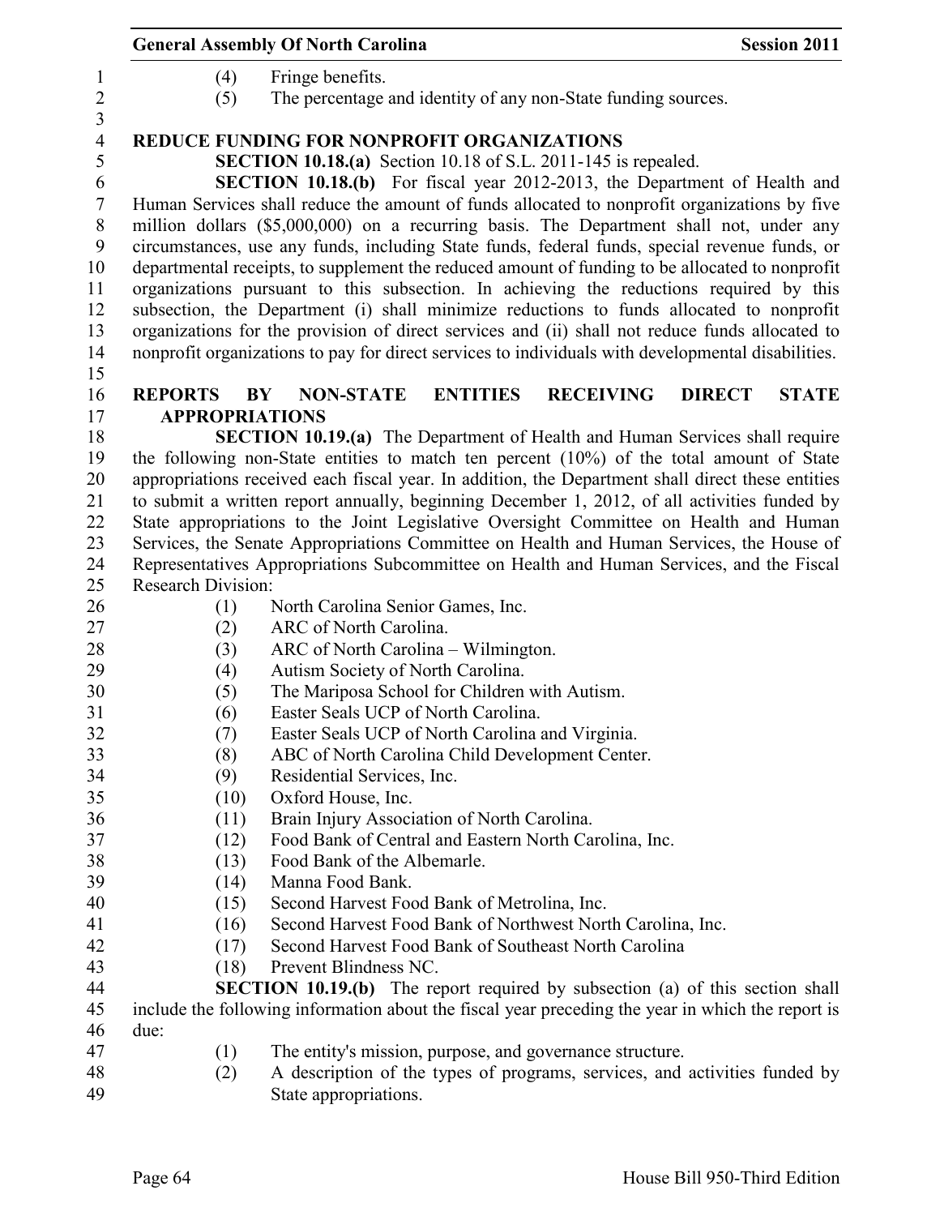(4) Fringe benefits.

(5) The percentage and identity of any non-State funding sources.

**REDUCE FUNDING FOR NONPROFIT ORGANIZATIONS**

**SECTION 10.18.(a)** Section 10.18 of S.L. 2011-145 is repealed.

**SECTION 10.18.(b)** For fiscal year 2012-2013, the Department of Health and Human Services shall reduce the amount of funds allocated to nonprofit organizations by five million dollars ($5,000,000) on a recurring basis. The Department shall not, under any circumstances, use any funds, including State funds, federal funds, special revenue funds, or departmental receipts, to supplement the reduced amount of funding to be allocated to nonprofit organizations pursuant to this subsection. In achieving the reductions required by this subsection, the Department (i) shall minimize reductions to funds allocated to nonprofit organizations for the provision of direct services and (ii) shall not reduce funds allocated to nonprofit organizations to pay for direct services to individuals with developmental disabilities.

**REPORTS BY NON-STATE ENTITIES RECEIVING DIRECT STATE APPROPRIATIONS**

**SECTION 10.19.(a)** The Department of Health and Human Services shall require the following non-State entities to match ten percent (10%) of the total amount of State appropriations received each fiscal year. In addition, the Department shall direct these entities to submit a written report annually, beginning December 1, 2012, of all activities funded by State appropriations to the Joint Legislative Oversight Committee on Health and Human Services, the Senate Appropriations Committee on Health and Human Services, the House of Representatives Appropriations Subcommittee on Health and Human Services, and the Fiscal Research Division:

(1) North Carolina Senior Games, Inc.

(2) ARC of North Carolina.

(3) ARC of North Carolina – Wilmington.

(4) Autism Society of North Carolina.

(5) The Mariposa School for Children with Autism.

(6) Easter Seals UCP of North Carolina.

(7) Easter Seals UCP of North Carolina and Virginia.

(8) ABC of North Carolina Child Development Center.

(9) Residential Services, Inc.

(10) Oxford House, Inc.

(11) Brain Injury Association of North Carolina.

(12) Food Bank of Central and Eastern North Carolina, Inc.

(13) Food Bank of the Albemarle.

(14) Manna Food Bank.

(15) Second Harvest Food Bank of Metrolina, Inc.

(16) Second Harvest Food Bank of Northwest North Carolina, Inc.

(17) Second Harvest Food Bank of Southeast North Carolina

(18) Prevent Blindness NC.

**SECTION 10.19.(b)** The report required by subsection (a) of this section shall include the following information about the fiscal year preceding the year in which the report is due:

(1) The entity's mission, purpose, and governance structure.

(2) A description of the types of programs, services, and activities funded by State appropriations.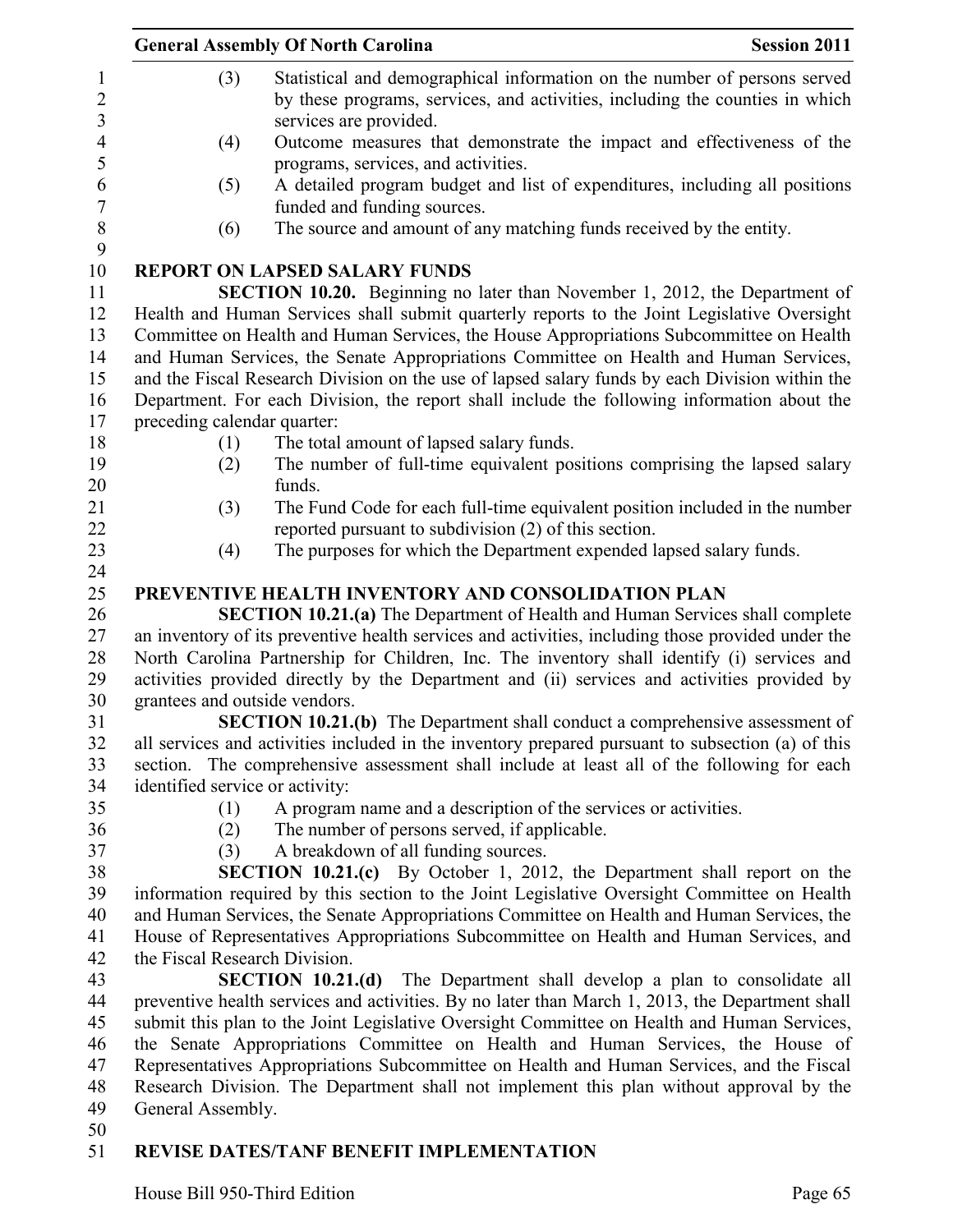(3) Statistical and demographical information on the number of persons served by these programs, services, and activities, including the counties in which services are provided.

(4) Outcome measures that demonstrate the impact and effectiveness of the programs, services, and activities.

(5) A detailed program budget and list of expenditures, including all positions funded and funding sources.

(6) The source and amount of any matching funds received by the entity.

**REPORT ON LAPSED SALARY FUNDS**

**SECTION 10.20.** Beginning no later than November 1, 2012, the Department of Health and Human Services shall submit quarterly reports to the Joint Legislative Oversight Committee on Health and Human Services, the House Appropriations Subcommittee on Health and Human Services, the Senate Appropriations Committee on Health and Human Services, and the Fiscal Research Division on the use of lapsed salary funds by each Division within the Department. For each Division, the report shall include the following information about the preceding calendar quarter:

(1) The total amount of lapsed salary funds.

(2) The number of full-time equivalent positions comprising the lapsed salary funds.

(3) The Fund Code for each full-time equivalent position included in the number reported pursuant to subdivision (2) of this section.

(4) The purposes for which the Department expended lapsed salary funds.

**PREVENTIVE HEALTH INVENTORY AND CONSOLIDATION PLAN**

**SECTION 10.21.(a)** The Department of Health and Human Services shall complete an inventory of its preventive health services and activities, including those provided under the North Carolina Partnership for Children, Inc. The inventory shall identify (i) services and activities provided directly by the Department and (ii) services and activities provided by grantees and outside vendors.

**SECTION 10.21.(b)** The Department shall conduct a comprehensive assessment of all services and activities included in the inventory prepared pursuant to subsection (a) of this section. The comprehensive assessment shall include at least all of the following for each identified service or activity:

(1) A program name and a description of the services or activities.

(2) The number of persons served, if applicable.

(3) A breakdown of all funding sources.

**SECTION 10.21.(c)** By October 1, 2012, the Department shall report on the information required by this section to the Joint Legislative Oversight Committee on Health and Human Services, the Senate Appropriations Committee on Health and Human Services, the House of Representatives Appropriations Subcommittee on Health and Human Services, and the Fiscal Research Division.

**SECTION 10.21.(d)** The Department shall develop a plan to consolidate all preventive health services and activities. By no later than March 1, 2013, the Department shall submit this plan to the Joint Legislative Oversight Committee on Health and Human Services, the Senate Appropriations Committee on Health and Human Services, the House of Representatives Appropriations Subcommittee on Health and Human Services, and the Fiscal Research Division. The Department shall not implement this plan without approval by the General Assembly.

**REVISE DATES/TANF BENEFIT IMPLEMENTATION**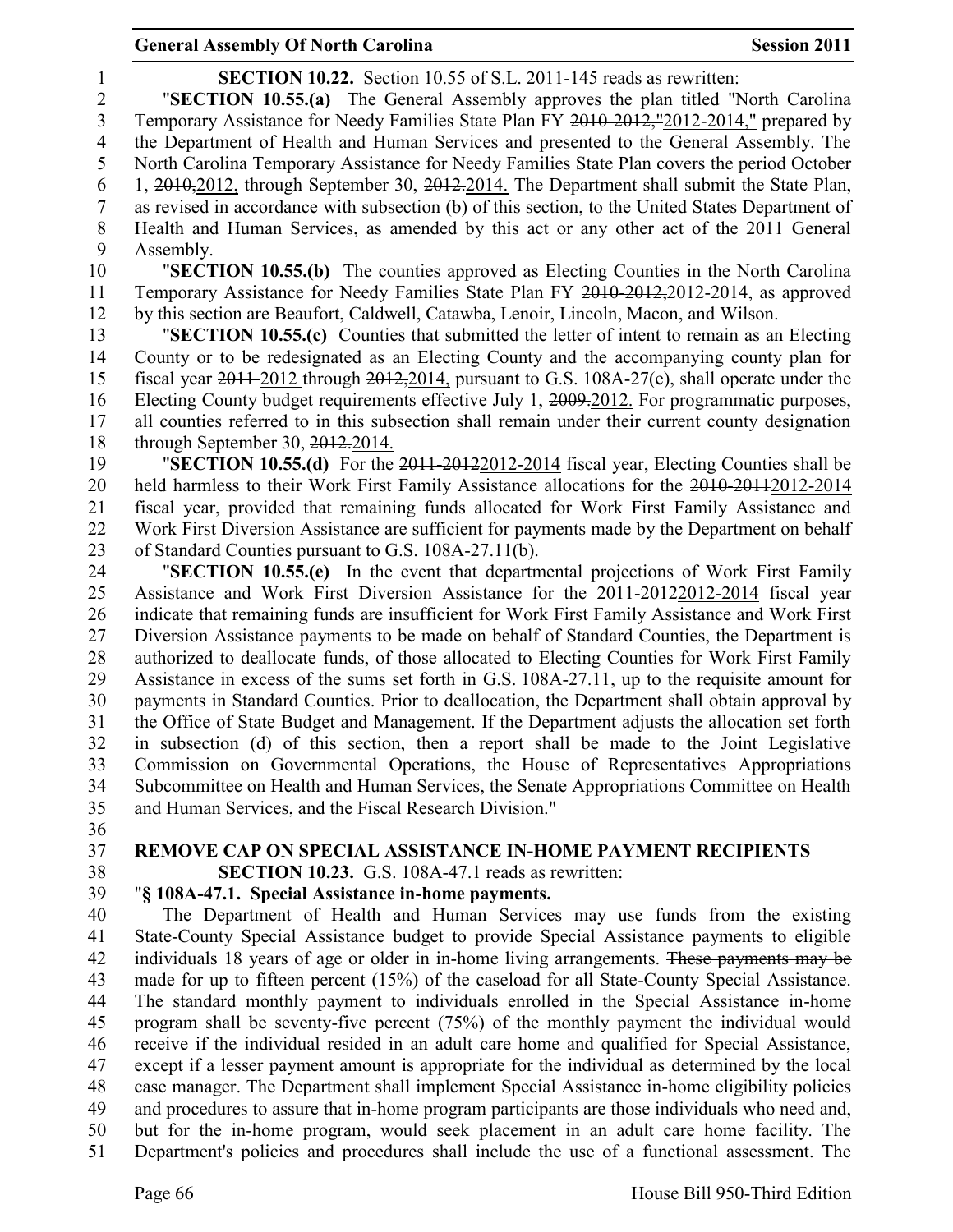**SECTION 10.22.** Section 10.55 of S.L. 2011-145 reads as rewritten:

"**SECTION 10.55.(a)** The General Assembly approves the plan titled "North Carolina Temporary Assistance for Needy Families State Plan FY ~~2010-2012,"~~2012-2014," prepared by the Department of Health and Human Services and presented to the General Assembly. The North Carolina Temporary Assistance for Needy Families State Plan covers the period October 1, ~~2010,~~2012, through September 30, ~~2012.~~2014. The Department shall submit the State Plan, as revised in accordance with subsection (b) of this section, to the United States Department of Health and Human Services, as amended by this act or any other act of the 2011 General Assembly.

"**SECTION 10.55.(b)** The counties approved as Electing Counties in the North Carolina Temporary Assistance for Needy Families State Plan FY ~~2010-2012,~~2012-2014, as approved by this section are Beaufort, Caldwell, Catawba, Lenoir, Lincoln, Macon, and Wilson.

"**SECTION 10.55.(c)** Counties that submitted the letter of intent to remain as an Electing County or to be redesignated as an Electing County and the accompanying county plan for fiscal year ~~2011~~ 2012 through ~~2012,~~2014, pursuant to G.S. 108A-27(e), shall operate under the Electing County budget requirements effective July 1, ~~2009.~~2012. For programmatic purposes, all counties referred to in this subsection shall remain under their current county designation through September 30, ~~2012.~~2014.

"**SECTION 10.55.(d)** For the ~~2011-2012~~2012-2014 fiscal year, Electing Counties shall be held harmless to their Work First Family Assistance allocations for the ~~2010-2011~~2012-2014 fiscal year, provided that remaining funds allocated for Work First Family Assistance and Work First Diversion Assistance are sufficient for payments made by the Department on behalf of Standard Counties pursuant to G.S. 108A-27.11(b).

"**SECTION 10.55.(e)** In the event that departmental projections of Work First Family Assistance and Work First Diversion Assistance for the ~~2011-2012~~2012-2014 fiscal year indicate that remaining funds are insufficient for Work First Family Assistance and Work First Diversion Assistance payments to be made on behalf of Standard Counties, the Department is authorized to deallocate funds, of those allocated to Electing Counties for Work First Family Assistance in excess of the sums set forth in G.S. 108A-27.11, up to the requisite amount for payments in Standard Counties. Prior to deallocation, the Department shall obtain approval by the Office of State Budget and Management. If the Department adjusts the allocation set forth in subsection (d) of this section, then a report shall be made to the Joint Legislative Commission on Governmental Operations, the House of Representatives Appropriations Subcommittee on Health and Human Services, the Senate Appropriations Committee on Health and Human Services, and the Fiscal Research Division."

**REMOVE CAP ON SPECIAL ASSISTANCE IN-HOME PAYMENT RECIPIENTS**

**SECTION 10.23.** G.S. 108A-47.1 reads as rewritten:

"**§ 108A-47.1. Special Assistance in-home payments.**

The Department of Health and Human Services may use funds from the existing State-County Special Assistance budget to provide Special Assistance payments to eligible individuals 18 years of age or older in in-home living arrangements. ~~These payments may be made for up to fifteen percent (15%) of the caseload for all State-County Special Assistance.~~ The standard monthly payment to individuals enrolled in the Special Assistance in-home program shall be seventy-five percent (75%) of the monthly payment the individual would receive if the individual resided in an adult care home and qualified for Special Assistance, except if a lesser payment amount is appropriate for the individual as determined by the local case manager. The Department shall implement Special Assistance in-home eligibility policies and procedures to assure that in-home program participants are those individuals who need and, but for the in-home program, would seek placement in an adult care home facility. The Department's policies and procedures shall include the use of a functional assessment. The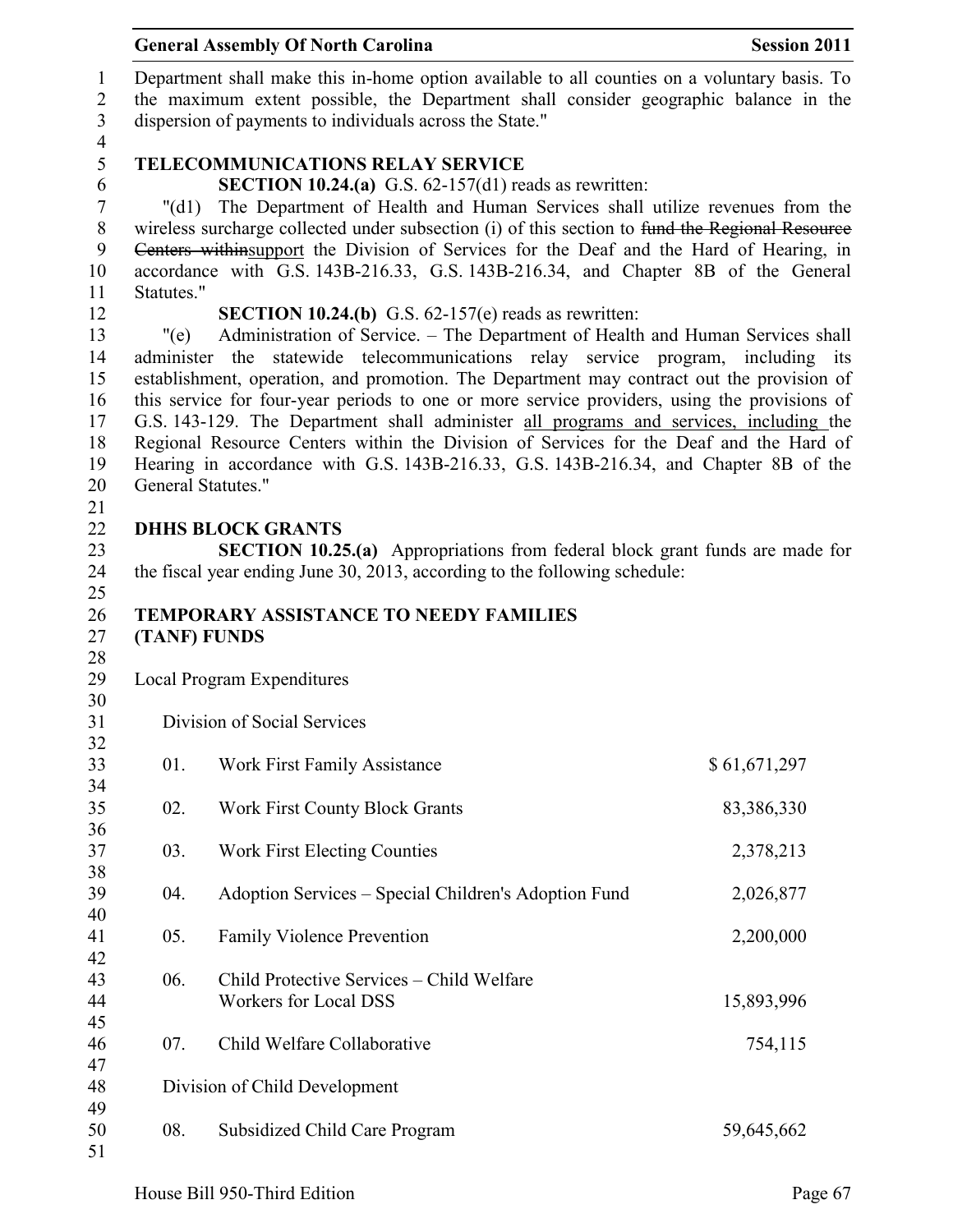Department shall make this in-home option available to all counties on a voluntary basis. To the maximum extent possible, the Department shall consider geographic balance in the dispersion of payments to individuals across the State."

**TELECOMMUNICATIONS RELAY SERVICE**

**SECTION 10.24.(a)** G.S. 62-157(d1) reads as rewritten:

"(d1) The Department of Health and Human Services shall utilize revenues from the wireless surcharge collected under subsection (i) of this section to ~~fund the Regional Resource Centers within~~<u>support</u> the Division of Services for the Deaf and the Hard of Hearing, in accordance with G.S. 143B-216.33, G.S. 143B-216.34, and Chapter 8B of the General Statutes."

**SECTION 10.24.(b)** G.S. 62-157(e) reads as rewritten:

"(e) Administration of Service. – The Department of Health and Human Services shall administer the statewide telecommunications relay service program, including its establishment, operation, and promotion. The Department may contract out the provision of this service for four-year periods to one or more service providers, using the provisions of G.S. 143-129. The Department shall administer <u>all programs and services, including</u> the Regional Resource Centers within the Division of Services for the Deaf and the Hard of Hearing in accordance with G.S. 143B-216.33, G.S. 143B-216.34, and Chapter 8B of the General Statutes."

**DHHS BLOCK GRANTS**

**SECTION 10.25.(a)** Appropriations from federal block grant funds are made for the fiscal year ending June 30, 2013, according to the following schedule:

**TEMPORARY ASSISTANCE TO NEEDY FAMILIES (TANF) FUNDS**

Local Program Expenditures

Division of Social Services

| | | |
|---|---|---|
| 01. | Work First Family Assistance | $ 61,671,297 |
| 02. | Work First County Block Grants | 83,386,330 |
| 03. | Work First Electing Counties | 2,378,213 |
| 04. | Adoption Services – Special Children's Adoption Fund | 2,026,877 |
| 05. | Family Violence Prevention | 2,200,000 |
| 06. | Child Protective Services – Child Welfare Workers for Local DSS | 15,893,996 |
| 07. | Child Welfare Collaborative | 754,115 |

Division of Child Development

| | | |
|---|---|---|
| 08. | Subsidized Child Care Program | 59,645,662 |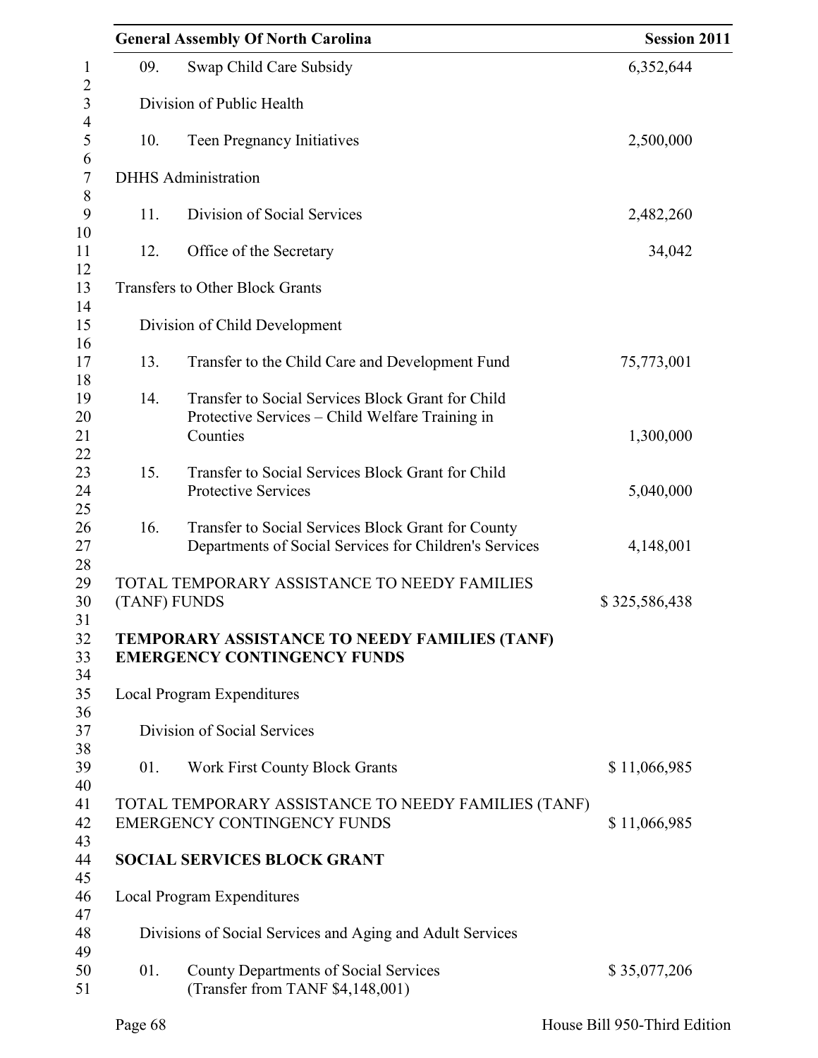| | | |
|---|---|---|
| 09. | Swap Child Care Subsidy | 6,352,644 |
| | Division of Public Health | |
| 10. | Teen Pregnancy Initiatives | 2,500,000 |
| DHHS Administration | | |
| 11. | Division of Social Services | 2,482,260 |
| 12. | Office of the Secretary | 34,042 |
| Transfers to Other Block Grants | | |
| | Division of Child Development | |
| 13. | Transfer to the Child Care and Development Fund | 75,773,001 |
| 14. | Transfer to Social Services Block Grant for Child Protective Services – Child Welfare Training in Counties | 1,300,000 |
| 15. | Transfer to Social Services Block Grant for Child Protective Services | 5,040,000 |
| 16. | Transfer to Social Services Block Grant for County Departments of Social Services for Children's Services | 4,148,001 |

TOTAL TEMPORARY ASSISTANCE TO NEEDY FAMILIES (TANF) FUNDS $ 325,586,438

**TEMPORARY ASSISTANCE TO NEEDY FAMILIES (TANF) EMERGENCY CONTINGENCY FUNDS**

Local Program Expenditures

Division of Social Services

| | | |
|---|---|---|
| 01. | Work First County Block Grants | $ 11,066,985 |

TOTAL TEMPORARY ASSISTANCE TO NEEDY FAMILIES (TANF) EMERGENCY CONTINGENCY FUNDS $ 11,066,985

**SOCIAL SERVICES BLOCK GRANT**

Local Program Expenditures

Divisions of Social Services and Aging and Adult Services

| | | |
|---|---|---|
| 01. | County Departments of Social Services (Transfer from TANF $4,148,001) | $ 35,077,206 |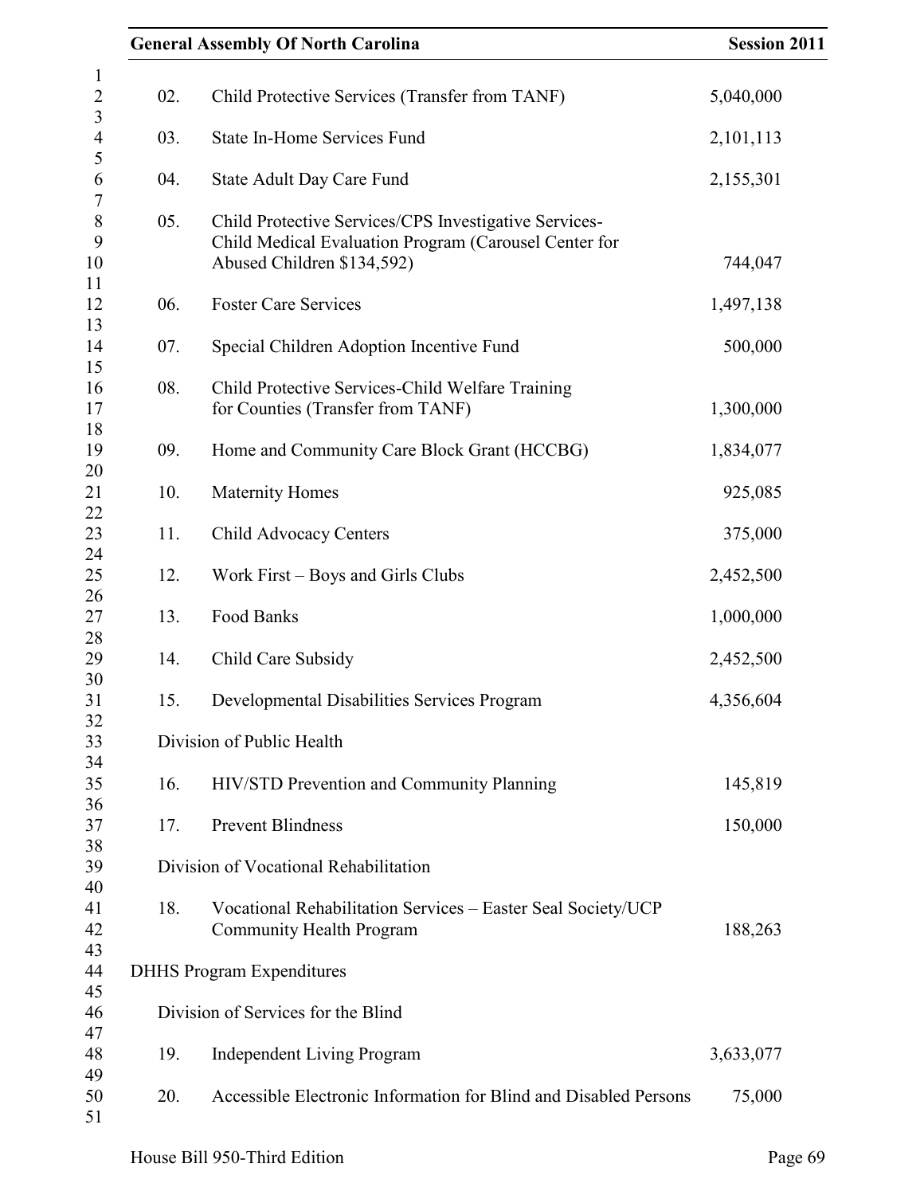| | | |
|---|---|---|
| 02. | Child Protective Services (Transfer from TANF) | 5,040,000 |
| 03. | State In-Home Services Fund | 2,101,113 |
| 04. | State Adult Day Care Fund | 2,155,301 |
| 05. | Child Protective Services/CPS Investigative Services-Child Medical Evaluation Program (Carousel Center for Abused Children $134,592) | 744,047 |
| 06. | Foster Care Services | 1,497,138 |
| 07. | Special Children Adoption Incentive Fund | 500,000 |
| 08. | Child Protective Services-Child Welfare Training for Counties (Transfer from TANF) | 1,300,000 |
| 09. | Home and Community Care Block Grant (HCCBG) | 1,834,077 |
| 10. | Maternity Homes | 925,085 |
| 11. | Child Advocacy Centers | 375,000 |
| 12. | Work First – Boys and Girls Clubs | 2,452,500 |
| 13. | Food Banks | 1,000,000 |
| 14. | Child Care Subsidy | 2,452,500 |
| 15. | Developmental Disabilities Services Program | 4,356,604 |
| | Division of Public Health | |
| 16. | HIV/STD Prevention and Community Planning | 145,819 |
| 17. | Prevent Blindness | 150,000 |
| | Division of Vocational Rehabilitation | |
| 18. | Vocational Rehabilitation Services – Easter Seal Society/UCP Community Health Program | 188,263 |

DHHS Program Expenditures

| | | |
|---|---|---|
| | Division of Services for the Blind | |
| 19. | Independent Living Program | 3,633,077 |
| 20. | Accessible Electronic Information for Blind and Disabled Persons | 75,000 |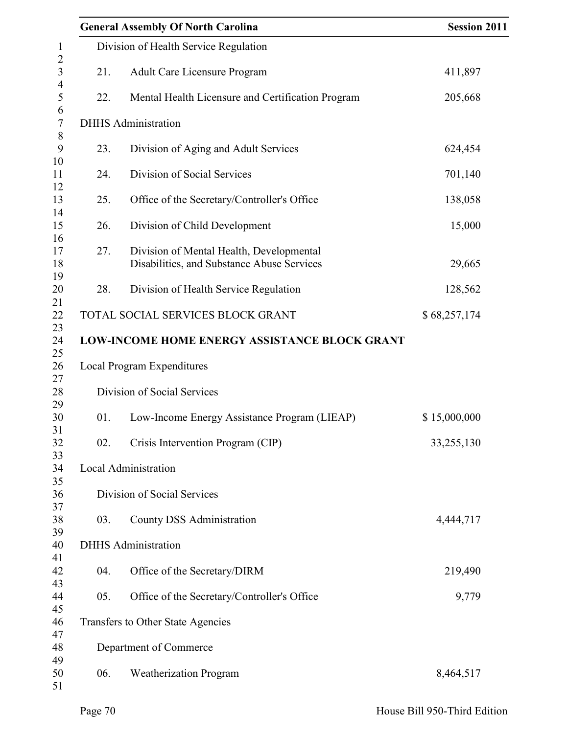Division of Health Service Regulation

| | | |
|---|---|---|
| 21. | Adult Care Licensure Program | 411,897 |
| 22. | Mental Health Licensure and Certification Program | 205,668 |

DHHS Administration

| | | |
|---|---|---|
| 23. | Division of Aging and Adult Services | 624,454 |
| 24. | Division of Social Services | 701,140 |
| 25. | Office of the Secretary/Controller's Office | 138,058 |
| 26. | Division of Child Development | 15,000 |
| 27. | Division of Mental Health, Developmental Disabilities, and Substance Abuse Services | 29,665 |
| 28. | Division of Health Service Regulation | 128,562 |

TOTAL SOCIAL SERVICES BLOCK GRANT $ 68,257,174

**LOW-INCOME HOME ENERGY ASSISTANCE BLOCK GRANT**

Local Program Expenditures

Division of Social Services

| | | |
|---|---|---|
| 01. | Low-Income Energy Assistance Program (LIEAP) | $ 15,000,000 |
| 02. | Crisis Intervention Program (CIP) | 33,255,130 |

Local Administration

Division of Social Services

| | | |
|---|---|---|
| 03. | County DSS Administration | 4,444,717 |

DHHS Administration

| | | |
|---|---|---|
| 04. | Office of the Secretary/DIRM | 219,490 |
| 05. | Office of the Secretary/Controller's Office | 9,779 |

Transfers to Other State Agencies

Department of Commerce

| | | |
|---|---|---|
| 06. | Weatherization Program | 8,464,517 |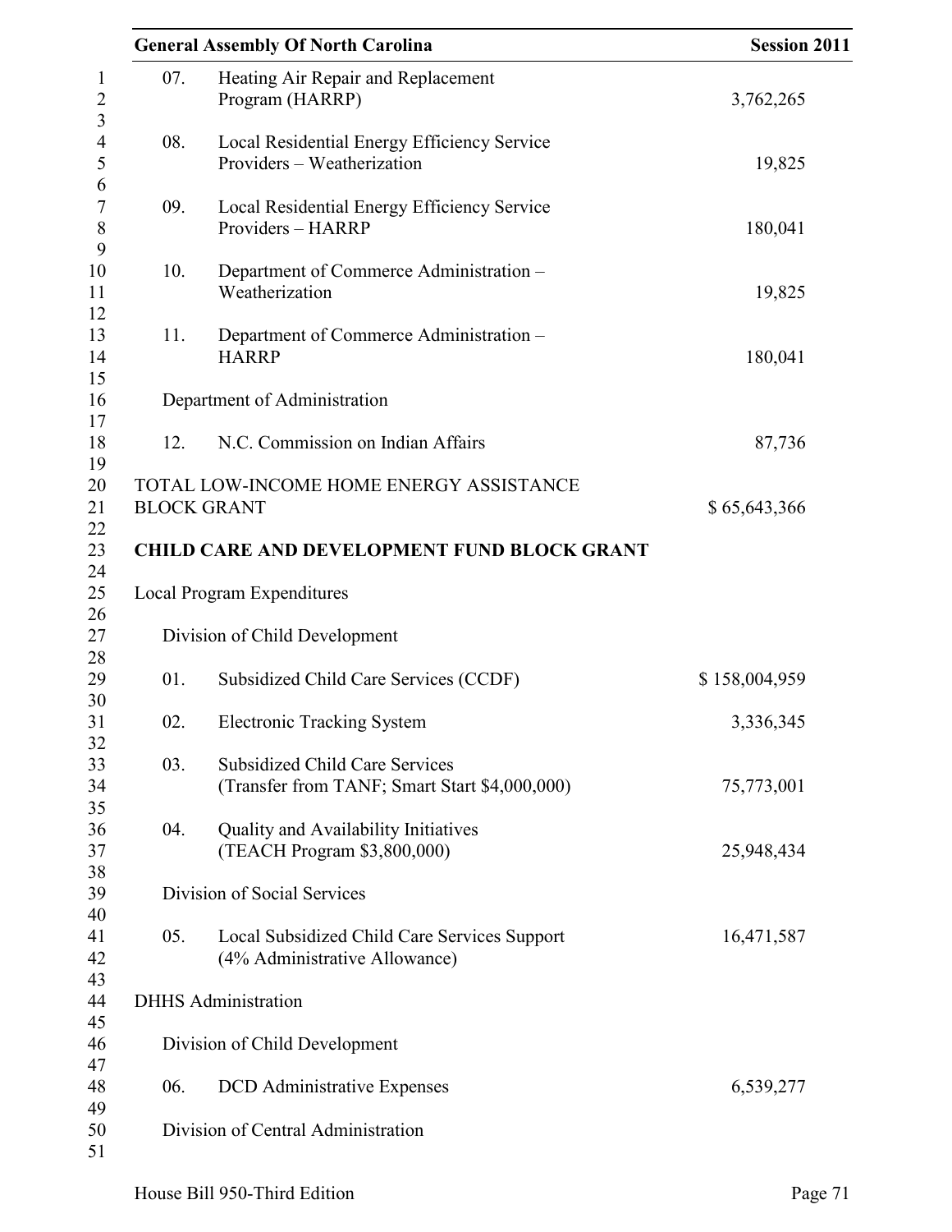07. Heating Air Repair and Replacement Program (HARRP) 3,762,265

08. Local Residential Energy Efficiency Service Providers – Weatherization 19,825

09. Local Residential Energy Efficiency Service Providers – HARRP 180,041

10. Department of Commerce Administration – Weatherization 19,825

11. Department of Commerce Administration – HARRP 180,041

Department of Administration

12. N.C. Commission on Indian Affairs 87,736

TOTAL LOW-INCOME HOME ENERGY ASSISTANCE BLOCK GRANT $ 65,643,366

**CHILD CARE AND DEVELOPMENT FUND BLOCK GRANT**

Local Program Expenditures

Division of Child Development

01. Subsidized Child Care Services (CCDF) $ 158,004,959

02. Electronic Tracking System 3,336,345

03. Subsidized Child Care Services (Transfer from TANF; Smart Start $4,000,000) 75,773,001

04. Quality and Availability Initiatives (TEACH Program $3,800,000) 25,948,434

Division of Social Services

05. Local Subsidized Child Care Services Support (4% Administrative Allowance) 16,471,587

DHHS Administration

Division of Child Development

06. DCD Administrative Expenses 6,539,277

Division of Central Administration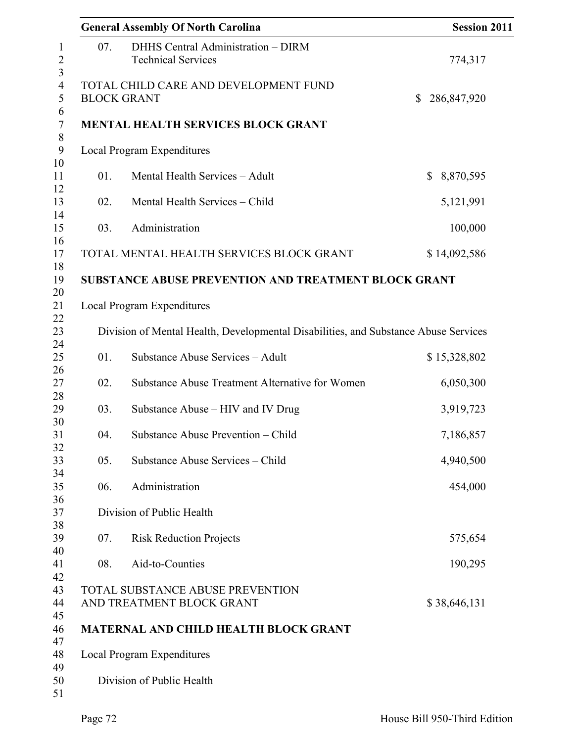07. DHHS Central Administration – DIRM Technical Services 774,317

TOTAL CHILD CARE AND DEVELOPMENT FUND BLOCK GRANT $ 286,847,920

**MENTAL HEALTH SERVICES BLOCK GRANT**

Local Program Expenditures

| | | |
|---|---|---|
| 01. | Mental Health Services – Adult | $ 8,870,595 |
| 02. | Mental Health Services – Child | 5,121,991 |
| 03. | Administration | 100,000 |

TOTAL MENTAL HEALTH SERVICES BLOCK GRANT $ 14,092,586

**SUBSTANCE ABUSE PREVENTION AND TREATMENT BLOCK GRANT**

Local Program Expenditures

Division of Mental Health, Developmental Disabilities, and Substance Abuse Services

| | | |
|---|---|---|
| 01. | Substance Abuse Services – Adult | $ 15,328,802 |
| 02. | Substance Abuse Treatment Alternative for Women | 6,050,300 |
| 03. | Substance Abuse – HIV and IV Drug | 3,919,723 |
| 04. | Substance Abuse Prevention – Child | 7,186,857 |
| 05. | Substance Abuse Services – Child | 4,940,500 |
| 06. | Administration | 454,000 |

Division of Public Health

| | | |
|---|---|---|
| 07. | Risk Reduction Projects | 575,654 |
| 08. | Aid-to-Counties | 190,295 |

TOTAL SUBSTANCE ABUSE PREVENTION AND TREATMENT BLOCK GRANT $ 38,646,131

**MATERNAL AND CHILD HEALTH BLOCK GRANT**

Local Program Expenditures

Division of Public Health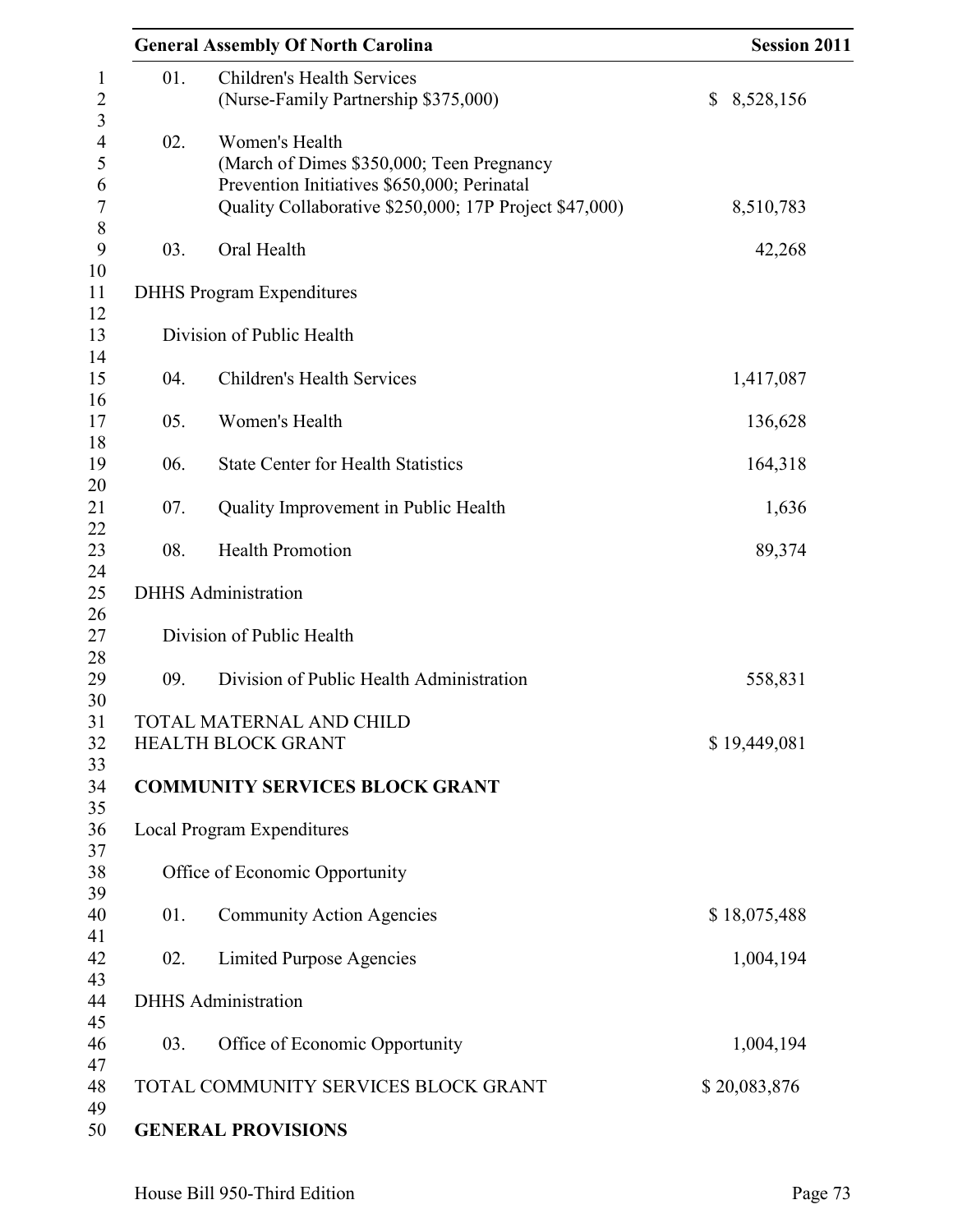| | | |
|---|---|---|
| 01. | Children's Health Services (Nurse-Family Partnership $375,000) | $ 8,528,156 |
| 02. | Women's Health (March of Dimes $350,000; Teen Pregnancy Prevention Initiatives $650,000; Perinatal Quality Collaborative $250,000; 17P Project $47,000) | 8,510,783 |
| 03. | Oral Health | 42,268 |

DHHS Program Expenditures

Division of Public Health

| | | |
|---|---|---|
| 04. | Children's Health Services | 1,417,087 |
| 05. | Women's Health | 136,628 |
| 06. | State Center for Health Statistics | 164,318 |
| 07. | Quality Improvement in Public Health | 1,636 |
| 08. | Health Promotion | 89,374 |

DHHS Administration

Division of Public Health

| | | |
|---|---|---|
| 09. | Division of Public Health Administration | 558,831 |

TOTAL MATERNAL AND CHILD HEALTH BLOCK GRANT $ 19,449,081

**COMMUNITY SERVICES BLOCK GRANT**

Local Program Expenditures

Office of Economic Opportunity

| | | |
|---|---|---|
| 01. | Community Action Agencies | $ 18,075,488 |
| 02. | Limited Purpose Agencies | 1,004,194 |

DHHS Administration

| | | |
|---|---|---|
| 03. | Office of Economic Opportunity | 1,004,194 |

TOTAL COMMUNITY SERVICES BLOCK GRANT $ 20,083,876

**GENERAL PROVISIONS**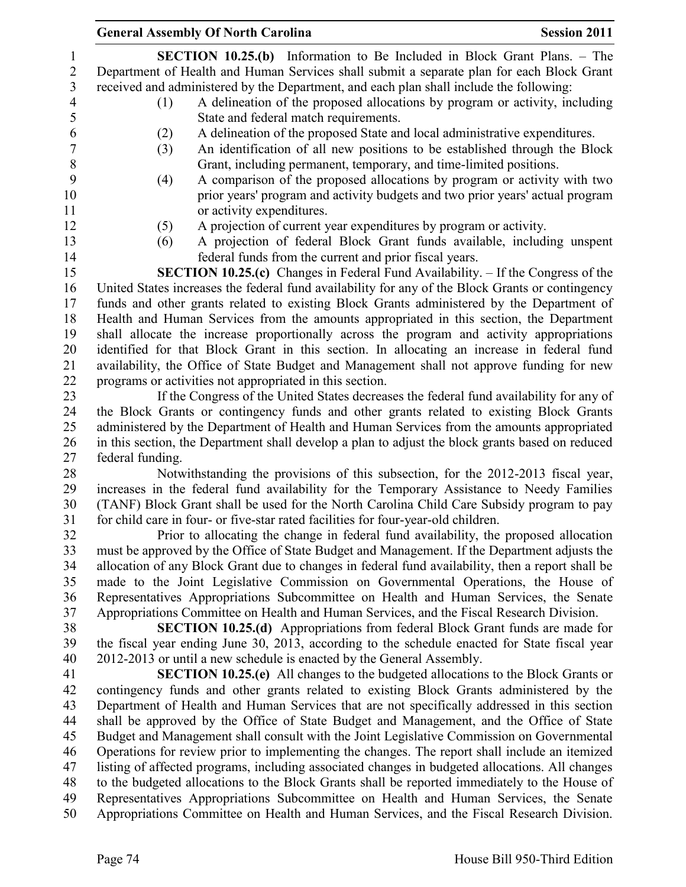**SECTION 10.25.(b)** Information to Be Included in Block Grant Plans. – The Department of Health and Human Services shall submit a separate plan for each Block Grant received and administered by the Department, and each plan shall include the following:

(1) A delineation of the proposed allocations by program or activity, including State and federal match requirements.
(2) A delineation of the proposed State and local administrative expenditures.
(3) An identification of all new positions to be established through the Block Grant, including permanent, temporary, and time-limited positions.
(4) A comparison of the proposed allocations by program or activity with two prior years' program and activity budgets and two prior years' actual program or activity expenditures.
(5) A projection of current year expenditures by program or activity.
(6) A projection of federal Block Grant funds available, including unspent federal funds from the current and prior fiscal years.

**SECTION 10.25.(c)** Changes in Federal Fund Availability. – If the Congress of the United States increases the federal fund availability for any of the Block Grants or contingency funds and other grants related to existing Block Grants administered by the Department of Health and Human Services from the amounts appropriated in this section, the Department shall allocate the increase proportionally across the program and activity appropriations identified for that Block Grant in this section. In allocating an increase in federal fund availability, the Office of State Budget and Management shall not approve funding for new programs or activities not appropriated in this section.

If the Congress of the United States decreases the federal fund availability for any of the Block Grants or contingency funds and other grants related to existing Block Grants administered by the Department of Health and Human Services from the amounts appropriated in this section, the Department shall develop a plan to adjust the block grants based on reduced federal funding.

Notwithstanding the provisions of this subsection, for the 2012-2013 fiscal year, increases in the federal fund availability for the Temporary Assistance to Needy Families (TANF) Block Grant shall be used for the North Carolina Child Care Subsidy program to pay for child care in four- or five-star rated facilities for four-year-old children.

Prior to allocating the change in federal fund availability, the proposed allocation must be approved by the Office of State Budget and Management. If the Department adjusts the allocation of any Block Grant due to changes in federal fund availability, then a report shall be made to the Joint Legislative Commission on Governmental Operations, the House of Representatives Appropriations Subcommittee on Health and Human Services, the Senate Appropriations Committee on Health and Human Services, and the Fiscal Research Division.

**SECTION 10.25.(d)** Appropriations from federal Block Grant funds are made for the fiscal year ending June 30, 2013, according to the schedule enacted for State fiscal year 2012-2013 or until a new schedule is enacted by the General Assembly.

**SECTION 10.25.(e)** All changes to the budgeted allocations to the Block Grants or contingency funds and other grants related to existing Block Grants administered by the Department of Health and Human Services that are not specifically addressed in this section shall be approved by the Office of State Budget and Management, and the Office of State Budget and Management shall consult with the Joint Legislative Commission on Governmental Operations for review prior to implementing the changes. The report shall include an itemized listing of affected programs, including associated changes in budgeted allocations. All changes to the budgeted allocations to the Block Grants shall be reported immediately to the House of Representatives Appropriations Subcommittee on Health and Human Services, the Senate Appropriations Committee on Health and Human Services, and the Fiscal Research Division.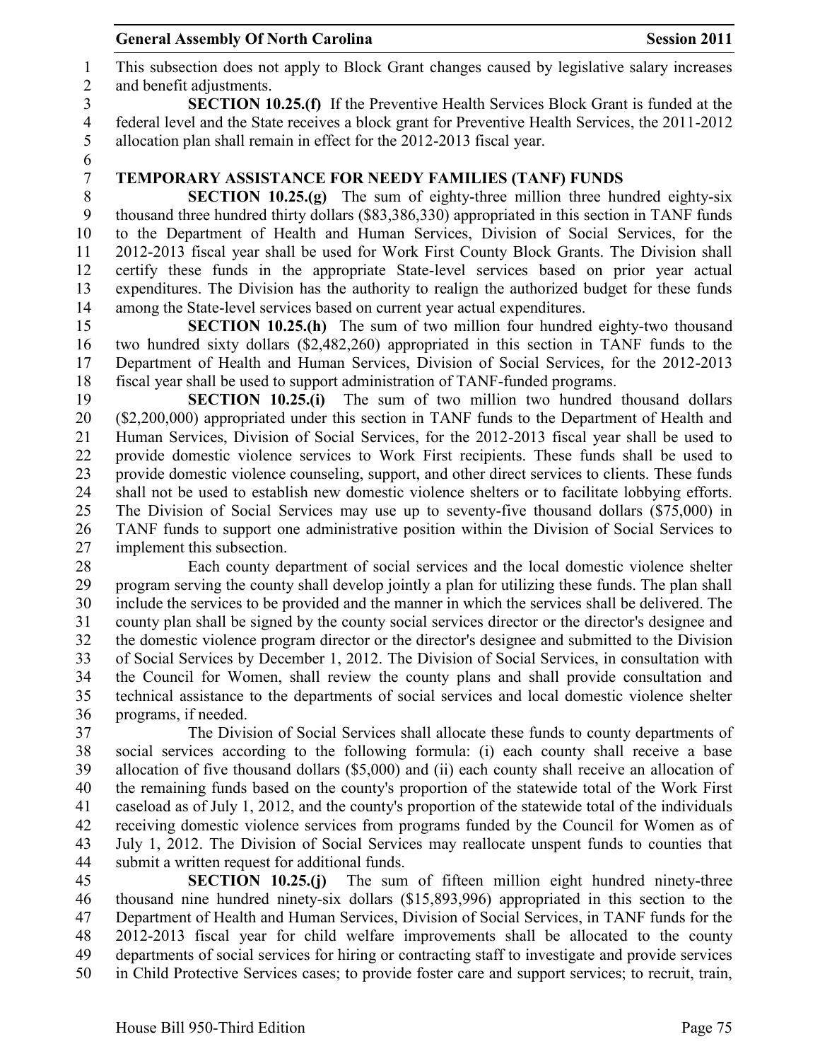This subsection does not apply to Block Grant changes caused by legislative salary increases and benefit adjustments.

**SECTION 10.25.(f)** If the Preventive Health Services Block Grant is funded at the federal level and the State receives a block grant for Preventive Health Services, the 2011-2012 allocation plan shall remain in effect for the 2012-2013 fiscal year.

**TEMPORARY ASSISTANCE FOR NEEDY FAMILIES (TANF) FUNDS**

**SECTION 10.25.(g)** The sum of eighty-three million three hundred eighty-six thousand three hundred thirty dollars ($83,386,330) appropriated in this section in TANF funds to the Department of Health and Human Services, Division of Social Services, for the 2012-2013 fiscal year shall be used for Work First County Block Grants. The Division shall certify these funds in the appropriate State-level services based on prior year actual expenditures. The Division has the authority to realign the authorized budget for these funds among the State-level services based on current year actual expenditures.

**SECTION 10.25.(h)** The sum of two million four hundred eighty-two thousand two hundred sixty dollars ($2,482,260) appropriated in this section in TANF funds to the Department of Health and Human Services, Division of Social Services, for the 2012-2013 fiscal year shall be used to support administration of TANF-funded programs.

**SECTION 10.25.(i)** The sum of two million two hundred thousand dollars ($2,200,000) appropriated under this section in TANF funds to the Department of Health and Human Services, Division of Social Services, for the 2012-2013 fiscal year shall be used to provide domestic violence services to Work First recipients. These funds shall be used to provide domestic violence counseling, support, and other direct services to clients. These funds shall not be used to establish new domestic violence shelters or to facilitate lobbying efforts. The Division of Social Services may use up to seventy-five thousand dollars ($75,000) in TANF funds to support one administrative position within the Division of Social Services to implement this subsection.

Each county department of social services and the local domestic violence shelter program serving the county shall develop jointly a plan for utilizing these funds. The plan shall include the services to be provided and the manner in which the services shall be delivered. The county plan shall be signed by the county social services director or the director's designee and the domestic violence program director or the director's designee and submitted to the Division of Social Services by December 1, 2012. The Division of Social Services, in consultation with the Council for Women, shall review the county plans and shall provide consultation and technical assistance to the departments of social services and local domestic violence shelter programs, if needed.

The Division of Social Services shall allocate these funds to county departments of social services according to the following formula: (i) each county shall receive a base allocation of five thousand dollars ($5,000) and (ii) each county shall receive an allocation of the remaining funds based on the county's proportion of the statewide total of the Work First caseload as of July 1, 2012, and the county's proportion of the statewide total of the individuals receiving domestic violence services from programs funded by the Council for Women as of July 1, 2012. The Division of Social Services may reallocate unspent funds to counties that submit a written request for additional funds.

**SECTION 10.25.(j)** The sum of fifteen million eight hundred ninety-three thousand nine hundred ninety-six dollars ($15,893,996) appropriated in this section to the Department of Health and Human Services, Division of Social Services, in TANF funds for the 2012-2013 fiscal year for child welfare improvements shall be allocated to the county departments of social services for hiring or contracting staff to investigate and provide services in Child Protective Services cases; to provide foster care and support services; to recruit, train,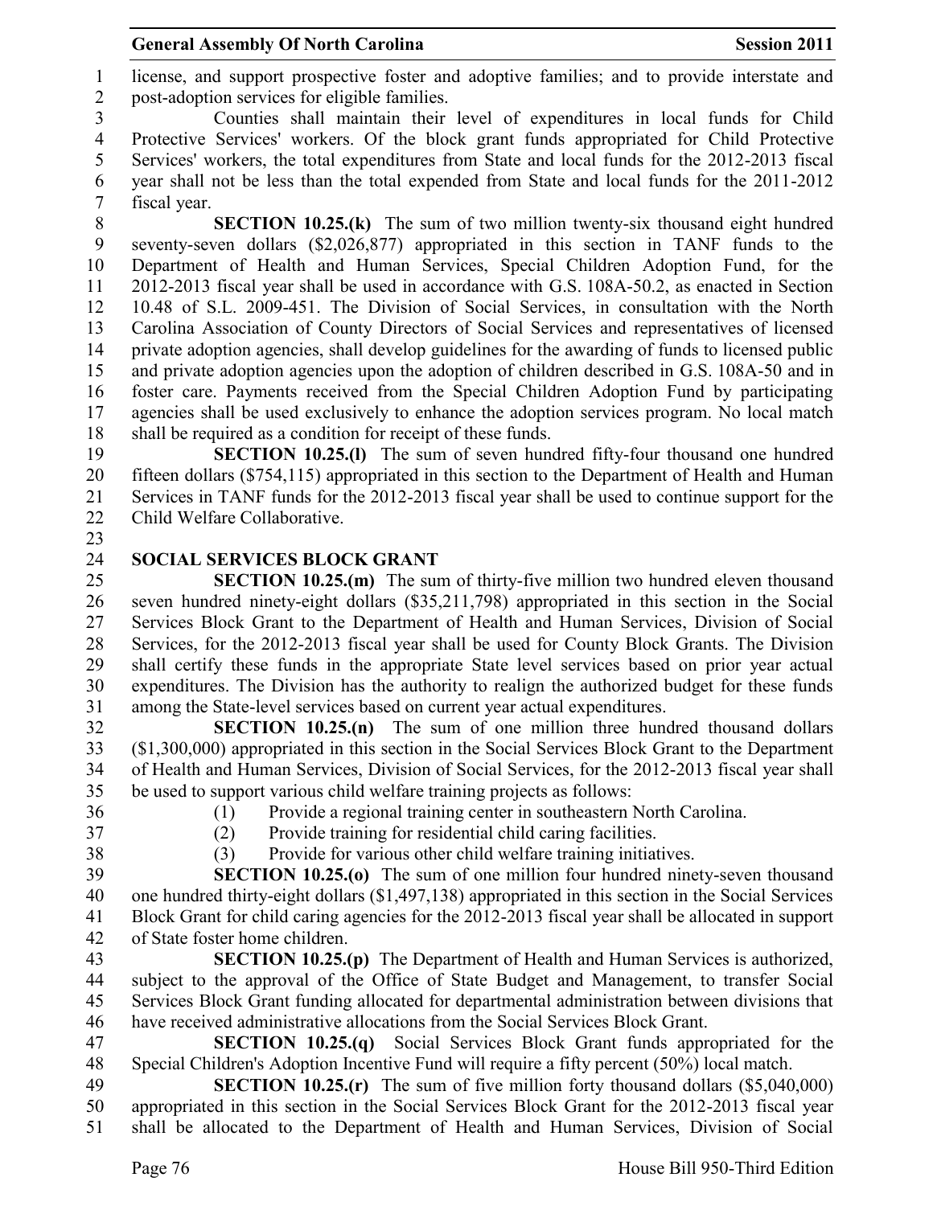license, and support prospective foster and adoptive families; and to provide interstate and post-adoption services for eligible families.

Counties shall maintain their level of expenditures in local funds for Child Protective Services' workers. Of the block grant funds appropriated for Child Protective Services' workers, the total expenditures from State and local funds for the 2012-2013 fiscal year shall not be less than the total expended from State and local funds for the 2011-2012 fiscal year.

**SECTION 10.25.(k)** The sum of two million twenty-six thousand eight hundred seventy-seven dollars ($2,026,877) appropriated in this section in TANF funds to the Department of Health and Human Services, Special Children Adoption Fund, for the 2012-2013 fiscal year shall be used in accordance with G.S. 108A-50.2, as enacted in Section 10.48 of S.L. 2009-451. The Division of Social Services, in consultation with the North Carolina Association of County Directors of Social Services and representatives of licensed private adoption agencies, shall develop guidelines for the awarding of funds to licensed public and private adoption agencies upon the adoption of children described in G.S. 108A-50 and in foster care. Payments received from the Special Children Adoption Fund by participating agencies shall be used exclusively to enhance the adoption services program. No local match shall be required as a condition for receipt of these funds.

**SECTION 10.25.(l)** The sum of seven hundred fifty-four thousand one hundred fifteen dollars ($754,115) appropriated in this section to the Department of Health and Human Services in TANF funds for the 2012-2013 fiscal year shall be used to continue support for the Child Welfare Collaborative.

**SOCIAL SERVICES BLOCK GRANT**

**SECTION 10.25.(m)** The sum of thirty-five million two hundred eleven thousand seven hundred ninety-eight dollars ($35,211,798) appropriated in this section in the Social Services Block Grant to the Department of Health and Human Services, Division of Social Services, for the 2012-2013 fiscal year shall be used for County Block Grants. The Division shall certify these funds in the appropriate State level services based on prior year actual expenditures. The Division has the authority to realign the authorized budget for these funds among the State-level services based on current year actual expenditures.

**SECTION 10.25.(n)** The sum of one million three hundred thousand dollars ($1,300,000) appropriated in this section in the Social Services Block Grant to the Department of Health and Human Services, Division of Social Services, for the 2012-2013 fiscal year shall be used to support various child welfare training projects as follows:

(1) Provide a regional training center in southeastern North Carolina.
(2) Provide training for residential child caring facilities.
(3) Provide for various other child welfare training initiatives.

**SECTION 10.25.(o)** The sum of one million four hundred ninety-seven thousand one hundred thirty-eight dollars ($1,497,138) appropriated in this section in the Social Services Block Grant for child caring agencies for the 2012-2013 fiscal year shall be allocated in support of State foster home children.

**SECTION 10.25.(p)** The Department of Health and Human Services is authorized, subject to the approval of the Office of State Budget and Management, to transfer Social Services Block Grant funding allocated for departmental administration between divisions that have received administrative allocations from the Social Services Block Grant.

**SECTION 10.25.(q)** Social Services Block Grant funds appropriated for the Special Children's Adoption Incentive Fund will require a fifty percent (50%) local match.

**SECTION 10.25.(r)** The sum of five million forty thousand dollars ($5,040,000) appropriated in this section in the Social Services Block Grant for the 2012-2013 fiscal year shall be allocated to the Department of Health and Human Services, Division of Social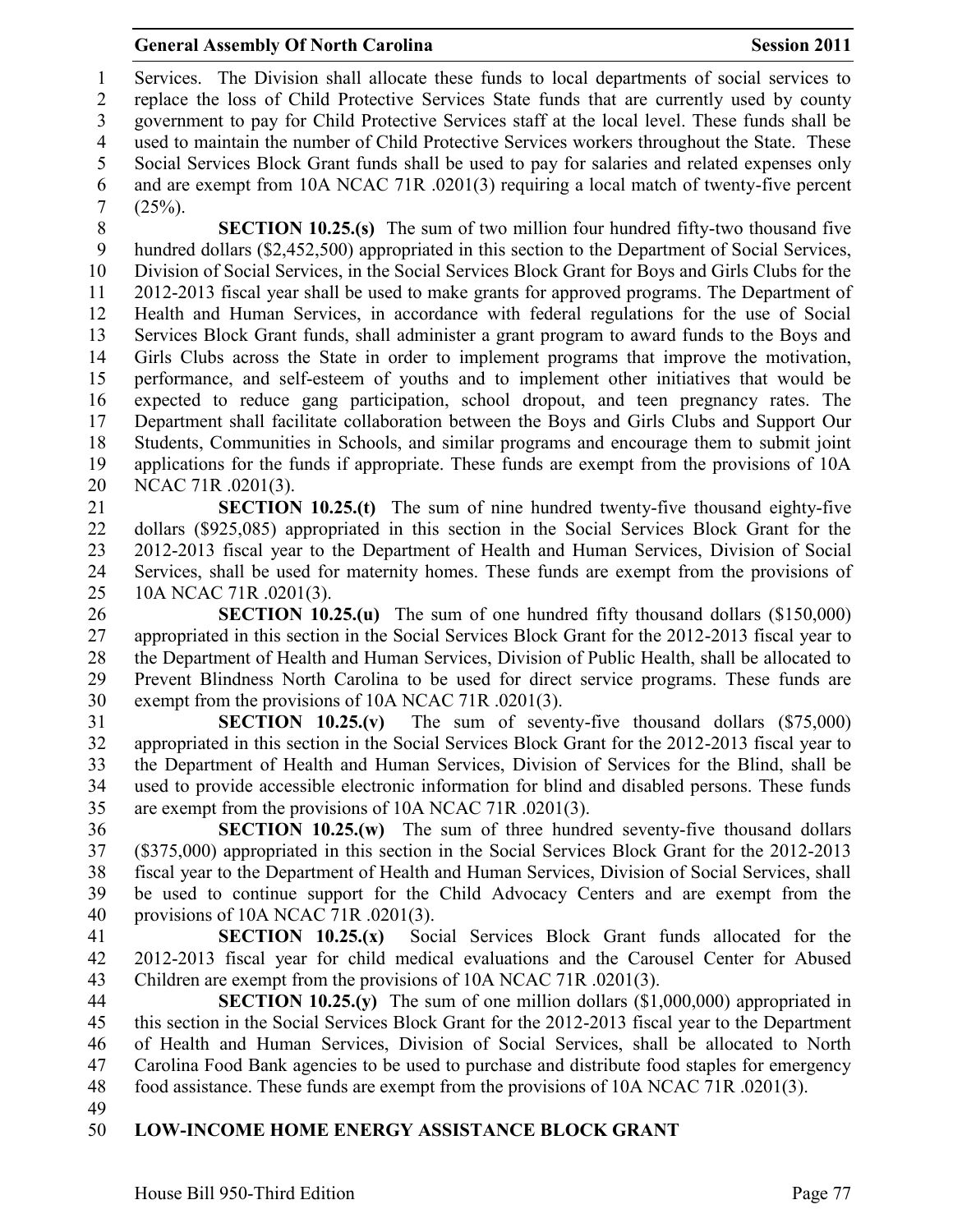Services. The Division shall allocate these funds to local departments of social services to replace the loss of Child Protective Services State funds that are currently used by county government to pay for Child Protective Services staff at the local level. These funds shall be used to maintain the number of Child Protective Services workers throughout the State. These Social Services Block Grant funds shall be used to pay for salaries and related expenses only and are exempt from 10A NCAC 71R .0201(3) requiring a local match of twenty-five percent (25%).

**SECTION 10.25.(s)** The sum of two million four hundred fifty-two thousand five hundred dollars ($2,452,500) appropriated in this section to the Department of Social Services, Division of Social Services, in the Social Services Block Grant for Boys and Girls Clubs for the 2012-2013 fiscal year shall be used to make grants for approved programs. The Department of Health and Human Services, in accordance with federal regulations for the use of Social Services Block Grant funds, shall administer a grant program to award funds to the Boys and Girls Clubs across the State in order to implement programs that improve the motivation, performance, and self-esteem of youths and to implement other initiatives that would be expected to reduce gang participation, school dropout, and teen pregnancy rates. The Department shall facilitate collaboration between the Boys and Girls Clubs and Support Our Students, Communities in Schools, and similar programs and encourage them to submit joint applications for the funds if appropriate. These funds are exempt from the provisions of 10A NCAC 71R .0201(3).

**SECTION 10.25.(t)** The sum of nine hundred twenty-five thousand eighty-five dollars ($925,085) appropriated in this section in the Social Services Block Grant for the 2012-2013 fiscal year to the Department of Health and Human Services, Division of Social Services, shall be used for maternity homes. These funds are exempt from the provisions of 10A NCAC 71R .0201(3).

**SECTION 10.25.(u)** The sum of one hundred fifty thousand dollars ($150,000) appropriated in this section in the Social Services Block Grant for the 2012-2013 fiscal year to the Department of Health and Human Services, Division of Public Health, shall be allocated to Prevent Blindness North Carolina to be used for direct service programs. These funds are exempt from the provisions of 10A NCAC 71R .0201(3).

**SECTION 10.25.(v)** The sum of seventy-five thousand dollars ($75,000) appropriated in this section in the Social Services Block Grant for the 2012-2013 fiscal year to the Department of Health and Human Services, Division of Services for the Blind, shall be used to provide accessible electronic information for blind and disabled persons. These funds are exempt from the provisions of 10A NCAC 71R .0201(3).

**SECTION 10.25.(w)** The sum of three hundred seventy-five thousand dollars ($375,000) appropriated in this section in the Social Services Block Grant for the 2012-2013 fiscal year to the Department of Health and Human Services, Division of Social Services, shall be used to continue support for the Child Advocacy Centers and are exempt from the provisions of 10A NCAC 71R .0201(3).

**SECTION 10.25.(x)** Social Services Block Grant funds allocated for the 2012-2013 fiscal year for child medical evaluations and the Carousel Center for Abused Children are exempt from the provisions of 10A NCAC 71R .0201(3).

**SECTION 10.25.(y)** The sum of one million dollars ($1,000,000) appropriated in this section in the Social Services Block Grant for the 2012-2013 fiscal year to the Department of Health and Human Services, Division of Social Services, shall be allocated to North Carolina Food Bank agencies to be used to purchase and distribute food staples for emergency food assistance. These funds are exempt from the provisions of 10A NCAC 71R .0201(3).

**LOW-INCOME HOME ENERGY ASSISTANCE BLOCK GRANT**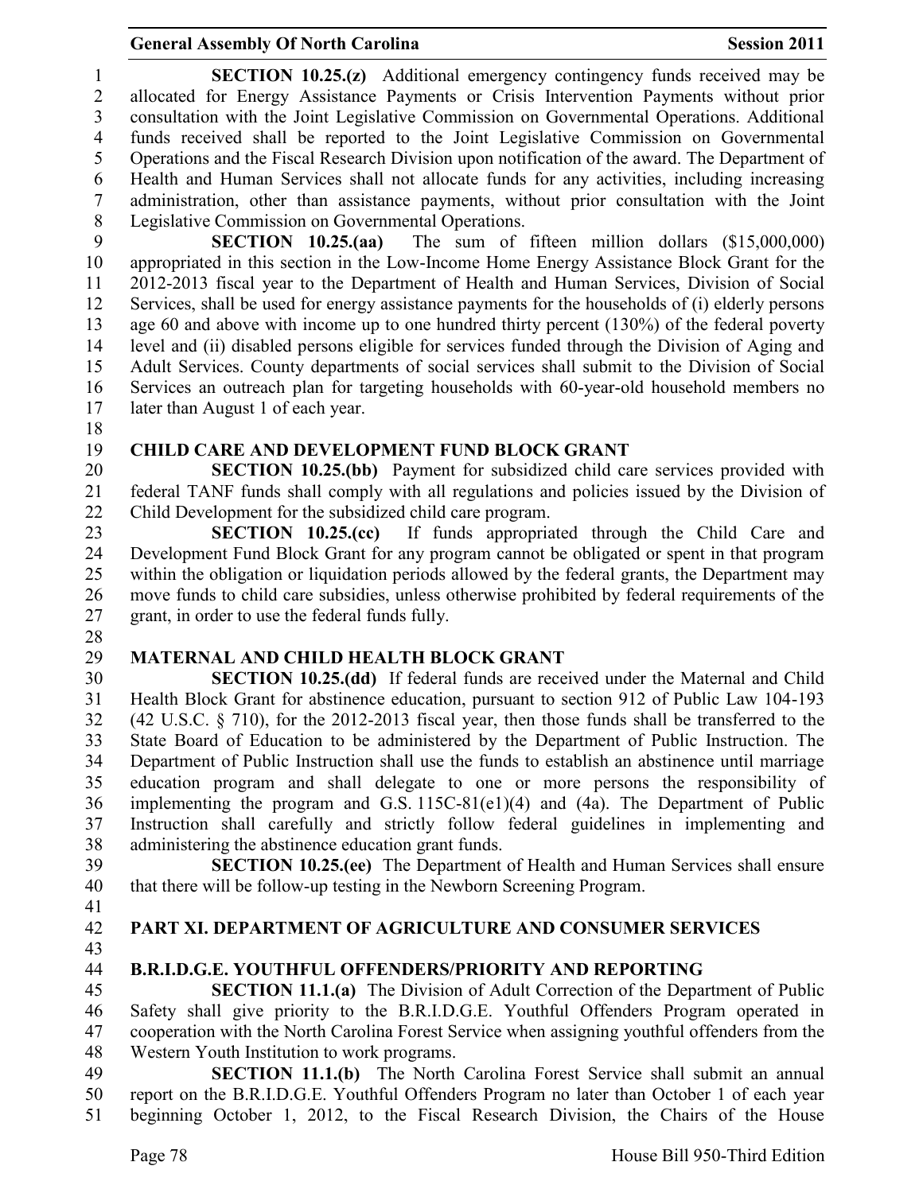**SECTION 10.25.(z)** Additional emergency contingency funds received may be allocated for Energy Assistance Payments or Crisis Intervention Payments without prior consultation with the Joint Legislative Commission on Governmental Operations. Additional funds received shall be reported to the Joint Legislative Commission on Governmental Operations and the Fiscal Research Division upon notification of the award. The Department of Health and Human Services shall not allocate funds for any activities, including increasing administration, other than assistance payments, without prior consultation with the Joint Legislative Commission on Governmental Operations.

**SECTION 10.25.(aa)** The sum of fifteen million dollars ($15,000,000) appropriated in this section in the Low-Income Home Energy Assistance Block Grant for the 2012-2013 fiscal year to the Department of Health and Human Services, Division of Social Services, shall be used for energy assistance payments for the households of (i) elderly persons age 60 and above with income up to one hundred thirty percent (130%) of the federal poverty level and (ii) disabled persons eligible for services funded through the Division of Aging and Adult Services. County departments of social services shall submit to the Division of Social Services an outreach plan for targeting households with 60-year-old household members no later than August 1 of each year.

## CHILD CARE AND DEVELOPMENT FUND BLOCK GRANT

**SECTION 10.25.(bb)** Payment for subsidized child care services provided with federal TANF funds shall comply with all regulations and policies issued by the Division of Child Development for the subsidized child care program.

**SECTION 10.25.(cc)** If funds appropriated through the Child Care and Development Fund Block Grant for any program cannot be obligated or spent in that program within the obligation or liquidation periods allowed by the federal grants, the Department may move funds to child care subsidies, unless otherwise prohibited by federal requirements of the grant, in order to use the federal funds fully.

## MATERNAL AND CHILD HEALTH BLOCK GRANT

**SECTION 10.25.(dd)** If federal funds are received under the Maternal and Child Health Block Grant for abstinence education, pursuant to section 912 of Public Law 104-193 (42 U.S.C. § 710), for the 2012-2013 fiscal year, then those funds shall be transferred to the State Board of Education to be administered by the Department of Public Instruction. The Department of Public Instruction shall use the funds to establish an abstinence until marriage education program and shall delegate to one or more persons the responsibility of implementing the program and G.S. 115C-81(e1)(4) and (4a). The Department of Public Instruction shall carefully and strictly follow federal guidelines in implementing and administering the abstinence education grant funds.

**SECTION 10.25.(ee)** The Department of Health and Human Services shall ensure that there will be follow-up testing in the Newborn Screening Program.

# PART XI. DEPARTMENT OF AGRICULTURE AND CONSUMER SERVICES

## B.R.I.D.G.E. YOUTHFUL OFFENDERS/PRIORITY AND REPORTING

**SECTION 11.1.(a)** The Division of Adult Correction of the Department of Public Safety shall give priority to the B.R.I.D.G.E. Youthful Offenders Program operated in cooperation with the North Carolina Forest Service when assigning youthful offenders from the Western Youth Institution to work programs.

**SECTION 11.1.(b)** The North Carolina Forest Service shall submit an annual report on the B.R.I.D.G.E. Youthful Offenders Program no later than October 1 of each year beginning October 1, 2012, to the Fiscal Research Division, the Chairs of the House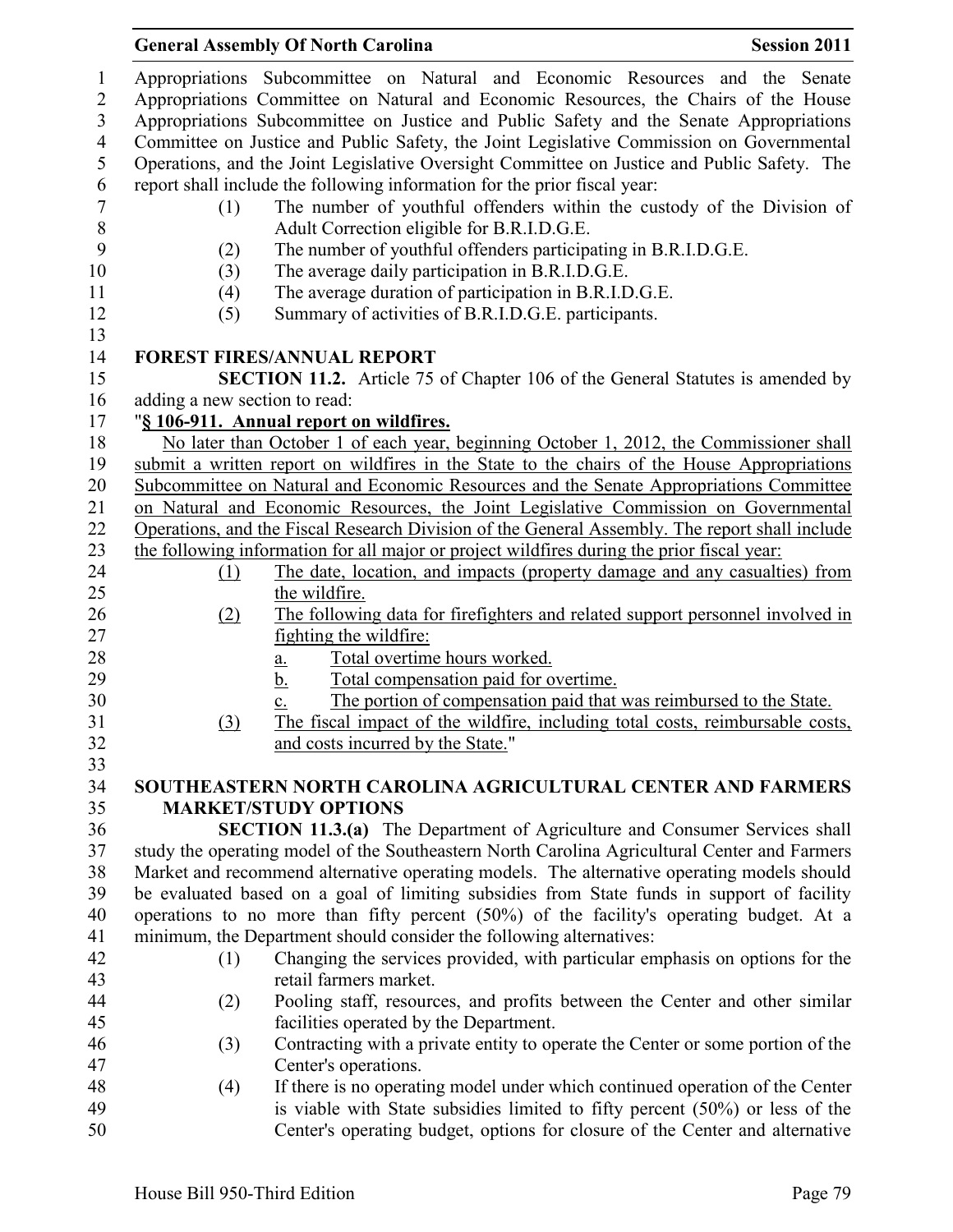Appropriations Subcommittee on Natural and Economic Resources and the Senate Appropriations Committee on Natural and Economic Resources, the Chairs of the House Appropriations Subcommittee on Justice and Public Safety and the Senate Appropriations Committee on Justice and Public Safety, the Joint Legislative Commission on Governmental Operations, and the Joint Legislative Oversight Committee on Justice and Public Safety. The report shall include the following information for the prior fiscal year:

(1) The number of youthful offenders within the custody of the Division of Adult Correction eligible for B.R.I.D.G.E.
(2) The number of youthful offenders participating in B.R.I.D.G.E.
(3) The average daily participation in B.R.I.D.G.E.
(4) The average duration of participation in B.R.I.D.G.E.
(5) Summary of activities of B.R.I.D.G.E. participants.

**FOREST FIRES/ANNUAL REPORT**

**SECTION 11.2.** Article 75 of Chapter 106 of the General Statutes is amended by adding a new section to read:

"**§ 106-911. Annual report on wildfires.**

No later than October 1 of each year, beginning October 1, 2012, the Commissioner shall submit a written report on wildfires in the State to the chairs of the House Appropriations Subcommittee on Natural and Economic Resources and the Senate Appropriations Committee on Natural and Economic Resources, the Joint Legislative Commission on Governmental Operations, and the Fiscal Research Division of the General Assembly. The report shall include the following information for all major or project wildfires during the prior fiscal year:

(1) The date, location, and impacts (property damage and any casualties) from the wildfire.
(2) The following data for firefighters and related support personnel involved in fighting the wildfire:
  a. Total overtime hours worked.
  b. Total compensation paid for overtime.
  c. The portion of compensation paid that was reimbursed to the State.
(3) The fiscal impact of the wildfire, including total costs, reimbursable costs, and costs incurred by the State."

**SOUTHEASTERN NORTH CAROLINA AGRICULTURAL CENTER AND FARMERS MARKET/STUDY OPTIONS**

**SECTION 11.3.(a)** The Department of Agriculture and Consumer Services shall study the operating model of the Southeastern North Carolina Agricultural Center and Farmers Market and recommend alternative operating models. The alternative operating models should be evaluated based on a goal of limiting subsidies from State funds in support of facility operations to no more than fifty percent (50%) of the facility's operating budget. At a minimum, the Department should consider the following alternatives:

(1) Changing the services provided, with particular emphasis on options for the retail farmers market.
(2) Pooling staff, resources, and profits between the Center and other similar facilities operated by the Department.
(3) Contracting with a private entity to operate the Center or some portion of the Center's operations.
(4) If there is no operating model under which continued operation of the Center is viable with State subsidies limited to fifty percent (50%) or less of the Center's operating budget, options for closure of the Center and alternative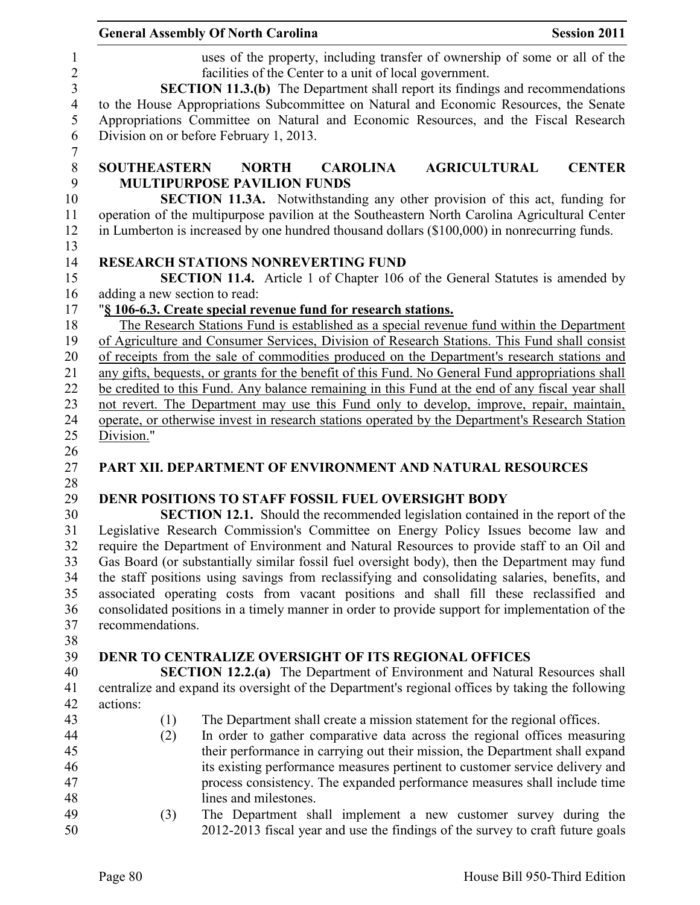uses of the property, including transfer of ownership of some or all of the facilities of the Center to a unit of local government.

**SECTION 11.3.(b)** The Department shall report its findings and recommendations to the House Appropriations Subcommittee on Natural and Economic Resources, the Senate Appropriations Committee on Natural and Economic Resources, and the Fiscal Research Division on or before February 1, 2013.

**SOUTHEASTERN NORTH CAROLINA AGRICULTURAL CENTER MULTIPURPOSE PAVILION FUNDS**

**SECTION 11.3A.** Notwithstanding any other provision of this act, funding for operation of the multipurpose pavilion at the Southeastern North Carolina Agricultural Center in Lumberton is increased by one hundred thousand dollars ($100,000) in nonrecurring funds.

**RESEARCH STATIONS NONREVERTING FUND**

**SECTION 11.4.** Article 1 of Chapter 106 of the General Statutes is amended by adding a new section to read:

"**§ 106-6.3. Create special revenue fund for research stations.**

The Research Stations Fund is established as a special revenue fund within the Department of Agriculture and Consumer Services, Division of Research Stations. This Fund shall consist of receipts from the sale of commodities produced on the Department's research stations and any gifts, bequests, or grants for the benefit of this Fund. No General Fund appropriations shall be credited to this Fund. Any balance remaining in this Fund at the end of any fiscal year shall not revert. The Department may use this Fund only to develop, improve, repair, maintain, operate, or otherwise invest in research stations operated by the Department's Research Station Division."

## PART XII. DEPARTMENT OF ENVIRONMENT AND NATURAL RESOURCES

**DENR POSITIONS TO STAFF FOSSIL FUEL OVERSIGHT BODY**

**SECTION 12.1.** Should the recommended legislation contained in the report of the Legislative Research Commission's Committee on Energy Policy Issues become law and require the Department of Environment and Natural Resources to provide staff to an Oil and Gas Board (or substantially similar fossil fuel oversight body), then the Department may fund the staff positions using savings from reclassifying and consolidating salaries, benefits, and associated operating costs from vacant positions and shall fill these reclassified and consolidated positions in a timely manner in order to provide support for implementation of the recommendations.

**DENR TO CENTRALIZE OVERSIGHT OF ITS REGIONAL OFFICES**

**SECTION 12.2.(a)** The Department of Environment and Natural Resources shall centralize and expand its oversight of the Department's regional offices by taking the following actions:

(1) The Department shall create a mission statement for the regional offices.

(2) In order to gather comparative data across the regional offices measuring their performance in carrying out their mission, the Department shall expand its existing performance measures pertinent to customer service delivery and process consistency. The expanded performance measures shall include time lines and milestones.

(3) The Department shall implement a new customer survey during the 2012-2013 fiscal year and use the findings of the survey to craft future goals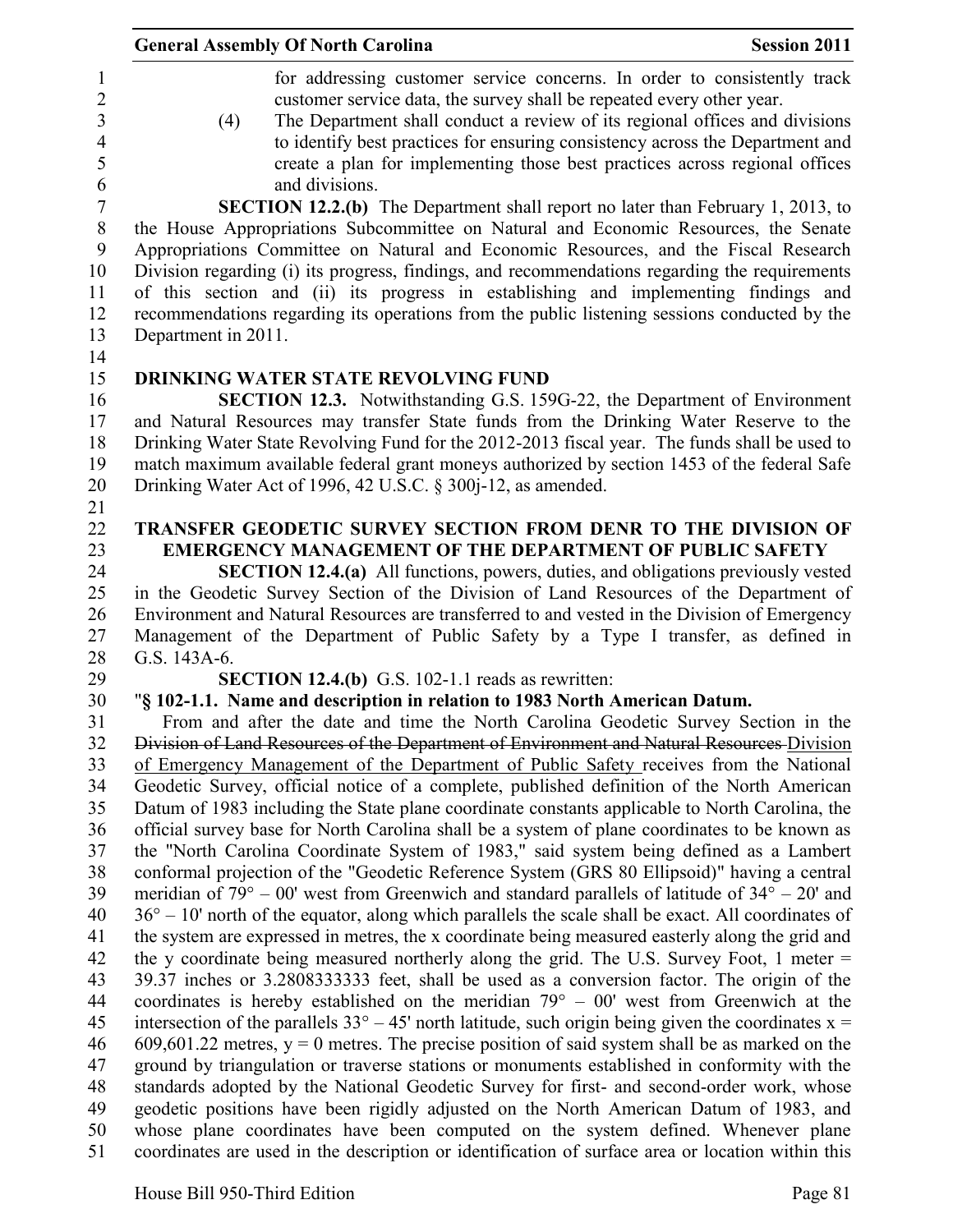for addressing customer service concerns. In order to consistently track customer service data, the survey shall be repeated every other year.

(4) The Department shall conduct a review of its regional offices and divisions to identify best practices for ensuring consistency across the Department and create a plan for implementing those best practices across regional offices and divisions.

**SECTION 12.2.(b)** The Department shall report no later than February 1, 2013, to the House Appropriations Subcommittee on Natural and Economic Resources, the Senate Appropriations Committee on Natural and Economic Resources, and the Fiscal Research Division regarding (i) its progress, findings, and recommendations regarding the requirements of this section and (ii) its progress in establishing and implementing findings and recommendations regarding its operations from the public listening sessions conducted by the Department in 2011.

**DRINKING WATER STATE REVOLVING FUND**

**SECTION 12.3.** Notwithstanding G.S. 159G-22, the Department of Environment and Natural Resources may transfer State funds from the Drinking Water Reserve to the Drinking Water State Revolving Fund for the 2012-2013 fiscal year. The funds shall be used to match maximum available federal grant moneys authorized by section 1453 of the federal Safe Drinking Water Act of 1996, 42 U.S.C. § 300j-12, as amended.

**TRANSFER GEODETIC SURVEY SECTION FROM DENR TO THE DIVISION OF EMERGENCY MANAGEMENT OF THE DEPARTMENT OF PUBLIC SAFETY**

**SECTION 12.4.(a)** All functions, powers, duties, and obligations previously vested in the Geodetic Survey Section of the Division of Land Resources of the Department of Environment and Natural Resources are transferred to and vested in the Division of Emergency Management of the Department of Public Safety by a Type I transfer, as defined in G.S. 143A-6.

**SECTION 12.4.(b)** G.S. 102-1.1 reads as rewritten:

"**§ 102-1.1. Name and description in relation to 1983 North American Datum.**

From and after the date and time the North Carolina Geodetic Survey Section in the ~~Division of Land Resources of the Department of Environment and Natural Resources~~ Division of Emergency Management of the Department of Public Safety receives from the National Geodetic Survey, official notice of a complete, published definition of the North American Datum of 1983 including the State plane coordinate constants applicable to North Carolina, the official survey base for North Carolina shall be a system of plane coordinates to be known as the "North Carolina Coordinate System of 1983," said system being defined as a Lambert conformal projection of the "Geodetic Reference System (GRS 80 Ellipsoid)" having a central meridian of 79° – 00' west from Greenwich and standard parallels of latitude of 34° – 20' and 36° – 10' north of the equator, along which parallels the scale shall be exact. All coordinates of the system are expressed in metres, the x coordinate being measured easterly along the grid and the y coordinate being measured northerly along the grid. The U.S. Survey Foot, 1 meter = 39.37 inches or 3.2808333333 feet, shall be used as a conversion factor. The origin of the coordinates is hereby established on the meridian 79° – 00' west from Greenwich at the intersection of the parallels 33° – 45' north latitude, such origin being given the coordinates x = 609,601.22 metres, y = 0 metres. The precise position of said system shall be as marked on the ground by triangulation or traverse stations or monuments established in conformity with the standards adopted by the National Geodetic Survey for first- and second-order work, whose geodetic positions have been rigidly adjusted on the North American Datum of 1983, and whose plane coordinates have been computed on the system defined. Whenever plane coordinates are used in the description or identification of surface area or location within this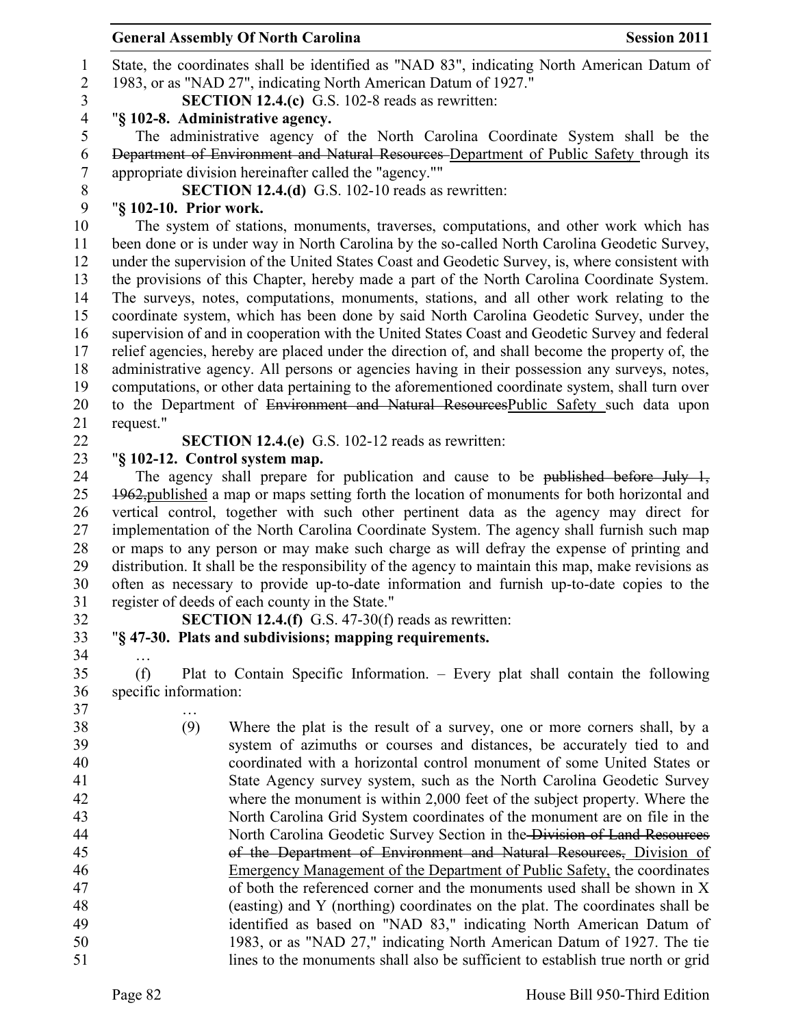State, the coordinates shall be identified as "NAD 83", indicating North American Datum of 1983, or as "NAD 27", indicating North American Datum of 1927."

**SECTION 12.4.(c)** G.S. 102-8 reads as rewritten:

"**§ 102-8. Administrative agency.**

The administrative agency of the North Carolina Coordinate System shall be the ~~Department of Environment and Natural Resources~~ Department of Public Safety through its appropriate division hereinafter called the "agency.""

**SECTION 12.4.(d)** G.S. 102-10 reads as rewritten:

"**§ 102-10. Prior work.**

The system of stations, monuments, traverses, computations, and other work which has been done or is under way in North Carolina by the so-called North Carolina Geodetic Survey, under the supervision of the United States Coast and Geodetic Survey, is, where consistent with the provisions of this Chapter, hereby made a part of the North Carolina Coordinate System. The surveys, notes, computations, monuments, stations, and all other work relating to the coordinate system, which has been done by said North Carolina Geodetic Survey, under the supervision of and in cooperation with the United States Coast and Geodetic Survey and federal relief agencies, hereby are placed under the direction of, and shall become the property of, the administrative agency. All persons or agencies having in their possession any surveys, notes, computations, or other data pertaining to the aforementioned coordinate system, shall turn over to the Department of ~~Environment and Natural Resources~~Public Safety such data upon request."

**SECTION 12.4.(e)** G.S. 102-12 reads as rewritten:

"**§ 102-12. Control system map.**

The agency shall prepare for publication and cause to be ~~published before July 1, 1962,~~published a map or maps setting forth the location of monuments for both horizontal and vertical control, together with such other pertinent data as the agency may direct for implementation of the North Carolina Coordinate System. The agency shall furnish such map or maps to any person or may make such charge as will defray the expense of printing and distribution. It shall be the responsibility of the agency to maintain this map, make revisions as often as necessary to provide up-to-date information and furnish up-to-date copies to the register of deeds of each county in the State."

**SECTION 12.4.(f)** G.S. 47-30(f) reads as rewritten:

"**§ 47-30. Plats and subdivisions; mapping requirements.**

…

(f) Plat to Contain Specific Information. – Every plat shall contain the following specific information:

…

(9) Where the plat is the result of a survey, one or more corners shall, by a system of azimuths or courses and distances, be accurately tied to and coordinated with a horizontal control monument of some United States or State Agency survey system, such as the North Carolina Geodetic Survey where the monument is within 2,000 feet of the subject property. Where the North Carolina Grid System coordinates of the monument are on file in the North Carolina Geodetic Survey Section in the ~~Division of Land Resources of the Department of Environment and Natural Resources,~~ Division of Emergency Management of the Department of Public Safety, the coordinates of both the referenced corner and the monuments used shall be shown in X (easting) and Y (northing) coordinates on the plat. The coordinates shall be identified as based on "NAD 83," indicating North American Datum of 1983, or as "NAD 27," indicating North American Datum of 1927. The tie lines to the monuments shall also be sufficient to establish true north or grid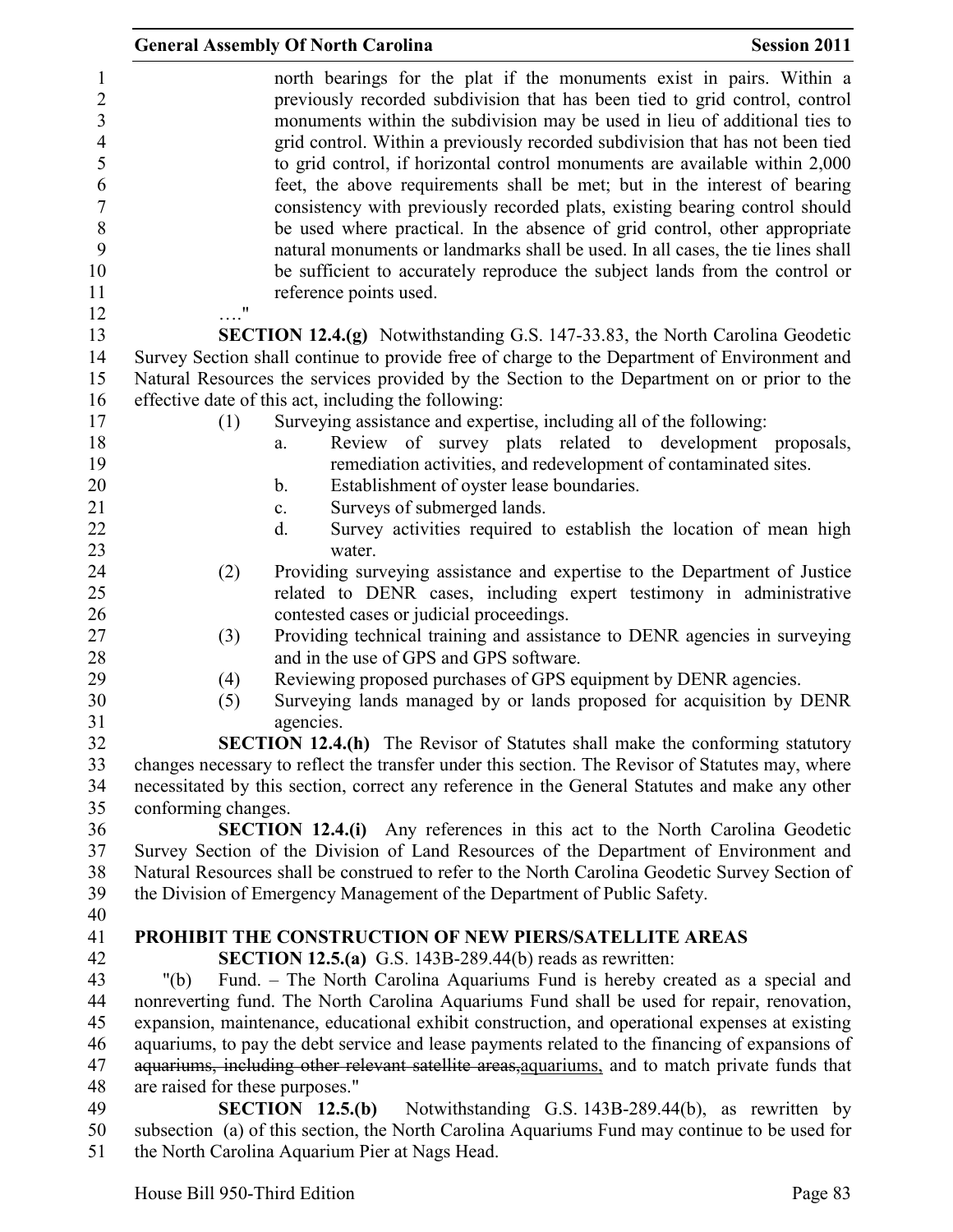north bearings for the plat if the monuments exist in pairs. Within a previously recorded subdivision that has been tied to grid control, control monuments within the subdivision may be used in lieu of additional ties to grid control. Within a previously recorded subdivision that has not been tied to grid control, if horizontal control monuments are available within 2,000 feet, the above requirements shall be met; but in the interest of bearing consistency with previously recorded plats, existing bearing control should be used where practical. In the absence of grid control, other appropriate natural monuments or landmarks shall be used. In all cases, the tie lines shall be sufficient to accurately reproduce the subject lands from the control or reference points used.

…."

**SECTION 12.4.(g)** Notwithstanding G.S. 147-33.83, the North Carolina Geodetic Survey Section shall continue to provide free of charge to the Department of Environment and Natural Resources the services provided by the Section to the Department on or prior to the effective date of this act, including the following:

(1) Surveying assistance and expertise, including all of the following:
   a. Review of survey plats related to development proposals, remediation activities, and redevelopment of contaminated sites.
   b. Establishment of oyster lease boundaries.
   c. Surveys of submerged lands.
   d. Survey activities required to establish the location of mean high water.

(2) Providing surveying assistance and expertise to the Department of Justice related to DENR cases, including expert testimony in administrative contested cases or judicial proceedings.

(3) Providing technical training and assistance to DENR agencies in surveying and in the use of GPS and GPS software.

(4) Reviewing proposed purchases of GPS equipment by DENR agencies.

(5) Surveying lands managed by or lands proposed for acquisition by DENR agencies.

**SECTION 12.4.(h)** The Revisor of Statutes shall make the conforming statutory changes necessary to reflect the transfer under this section. The Revisor of Statutes may, where necessitated by this section, correct any reference in the General Statutes and make any other conforming changes.

**SECTION 12.4.(i)** Any references in this act to the North Carolina Geodetic Survey Section of the Division of Land Resources of the Department of Environment and Natural Resources shall be construed to refer to the North Carolina Geodetic Survey Section of the Division of Emergency Management of the Department of Public Safety.

**PROHIBIT THE CONSTRUCTION OF NEW PIERS/SATELLITE AREAS**

**SECTION 12.5.(a)** G.S. 143B-289.44(b) reads as rewritten:

"(b) Fund. – The North Carolina Aquariums Fund is hereby created as a special and nonreverting fund. The North Carolina Aquariums Fund shall be used for repair, renovation, expansion, maintenance, educational exhibit construction, and operational expenses at existing aquariums, to pay the debt service and lease payments related to the financing of expansions of ~~aquariums, including other relevant satellite areas,~~aquariums, and to match private funds that are raised for these purposes."

**SECTION 12.5.(b)** Notwithstanding G.S. 143B-289.44(b), as rewritten by subsection (a) of this section, the North Carolina Aquariums Fund may continue to be used for the North Carolina Aquarium Pier at Nags Head.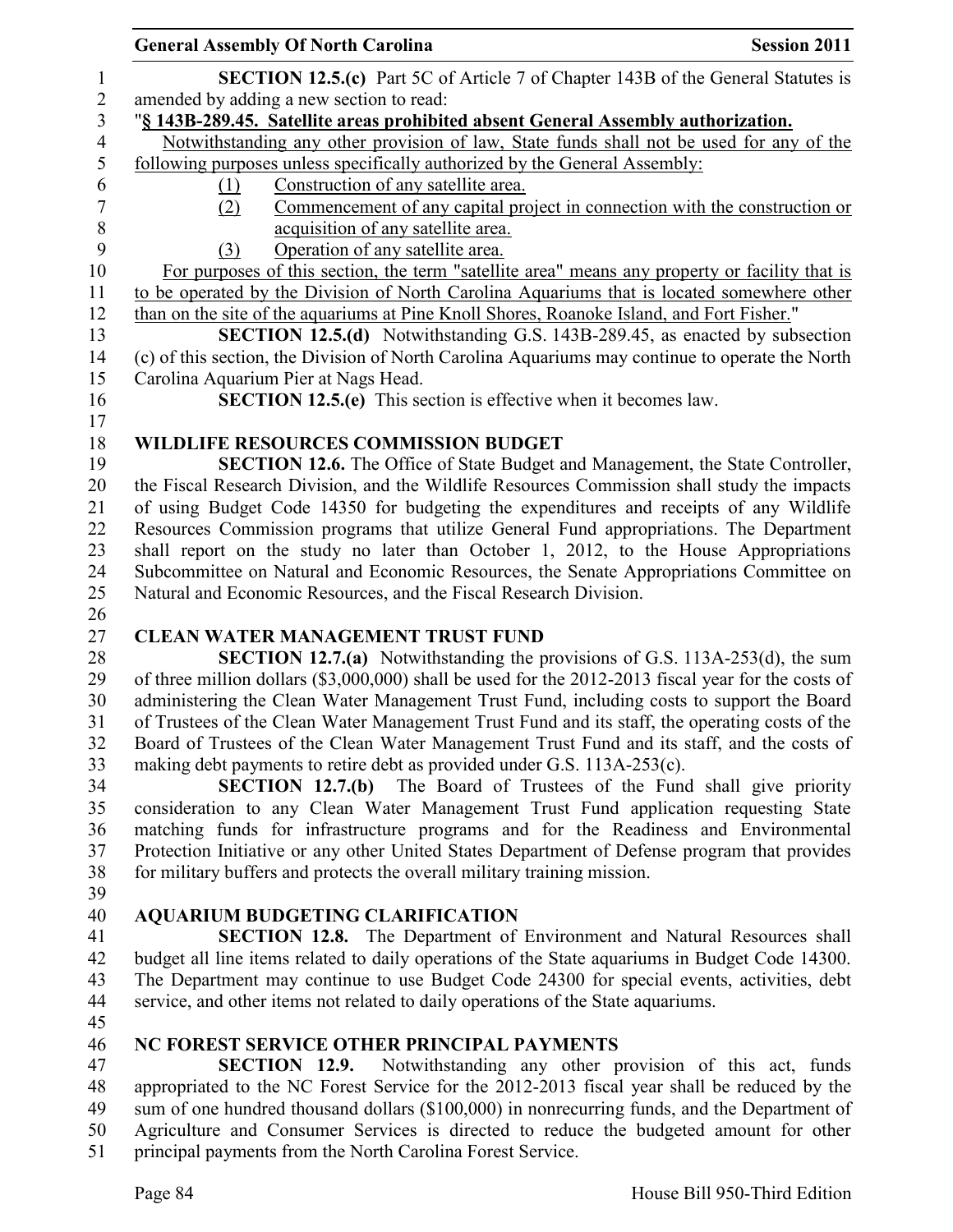**SECTION 12.5.(c)** Part 5C of Article 7 of Chapter 143B of the General Statutes is amended by adding a new section to read:

"**§ 143B-289.45. Satellite areas prohibited absent General Assembly authorization.**

Notwithstanding any other provision of law, State funds shall not be used for any of the following purposes unless specifically authorized by the General Assembly:

(1) Construction of any satellite area.

(2) Commencement of any capital project in connection with the construction or acquisition of any satellite area.

(3) Operation of any satellite area.

For purposes of this section, the term "satellite area" means any property or facility that is to be operated by the Division of North Carolina Aquariums that is located somewhere other than on the site of the aquariums at Pine Knoll Shores, Roanoke Island, and Fort Fisher."

**SECTION 12.5.(d)** Notwithstanding G.S. 143B-289.45, as enacted by subsection (c) of this section, the Division of North Carolina Aquariums may continue to operate the North Carolina Aquarium Pier at Nags Head.

**SECTION 12.5.(e)** This section is effective when it becomes law.

## WILDLIFE RESOURCES COMMISSION BUDGET

**SECTION 12.6.** The Office of State Budget and Management, the State Controller, the Fiscal Research Division, and the Wildlife Resources Commission shall study the impacts of using Budget Code 14350 for budgeting the expenditures and receipts of any Wildlife Resources Commission programs that utilize General Fund appropriations. The Department shall report on the study no later than October 1, 2012, to the House Appropriations Subcommittee on Natural and Economic Resources, the Senate Appropriations Committee on Natural and Economic Resources, and the Fiscal Research Division.

## CLEAN WATER MANAGEMENT TRUST FUND

**SECTION 12.7.(a)** Notwithstanding the provisions of G.S. 113A-253(d), the sum of three million dollars ($3,000,000) shall be used for the 2012-2013 fiscal year for the costs of administering the Clean Water Management Trust Fund, including costs to support the Board of Trustees of the Clean Water Management Trust Fund and its staff, the operating costs of the Board of Trustees of the Clean Water Management Trust Fund and its staff, and the costs of making debt payments to retire debt as provided under G.S. 113A-253(c).

**SECTION 12.7.(b)** The Board of Trustees of the Fund shall give priority consideration to any Clean Water Management Trust Fund application requesting State matching funds for infrastructure programs and for the Readiness and Environmental Protection Initiative or any other United States Department of Defense program that provides for military buffers and protects the overall military training mission.

## AQUARIUM BUDGETING CLARIFICATION

**SECTION 12.8.** The Department of Environment and Natural Resources shall budget all line items related to daily operations of the State aquariums in Budget Code 14300. The Department may continue to use Budget Code 24300 for special events, activities, debt service, and other items not related to daily operations of the State aquariums.

## NC FOREST SERVICE OTHER PRINCIPAL PAYMENTS

**SECTION 12.9.** Notwithstanding any other provision of this act, funds appropriated to the NC Forest Service for the 2012-2013 fiscal year shall be reduced by the sum of one hundred thousand dollars ($100,000) in nonrecurring funds, and the Department of Agriculture and Consumer Services is directed to reduce the budgeted amount for other principal payments from the North Carolina Forest Service.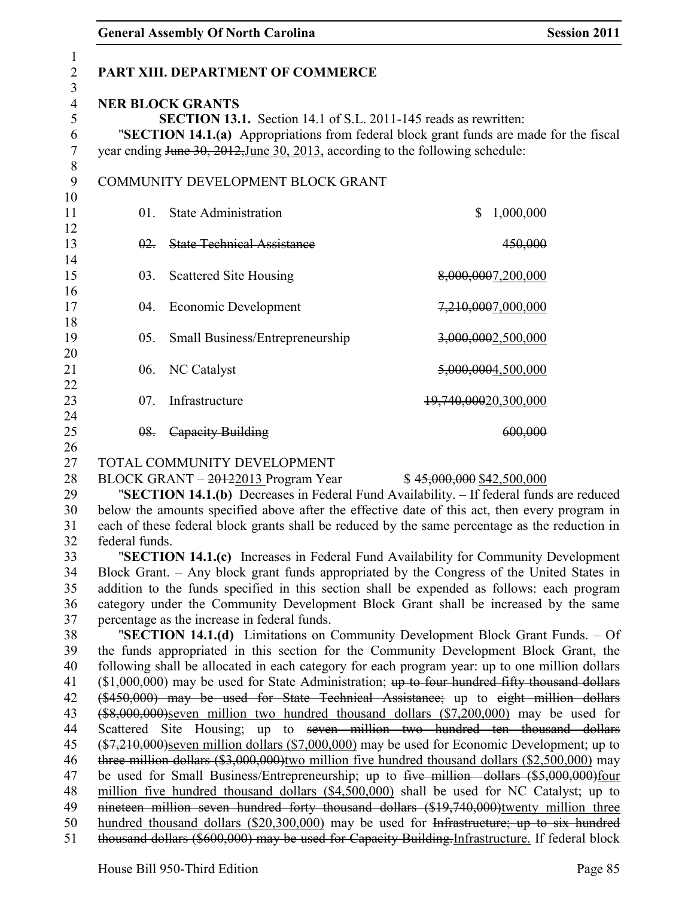## PART XIII. DEPARTMENT OF COMMERCE

### NER BLOCK GRANTS

**SECTION 13.1.** Section 14.1 of S.L. 2011-145 reads as rewritten:

"**SECTION 14.1.(a)** Appropriations from federal block grant funds are made for the fiscal year ending ~~June 30, 2012,~~June 30, 2013, according to the following schedule:

COMMUNITY DEVELOPMENT BLOCK GRANT

| | | |
|---|---|---|
| 01. | State Administration | $ 1,000,000 |
| ~~02.~~ | ~~State Technical Assistance~~ | ~~450,000~~ |
| 03. | Scattered Site Housing | ~~8,000,000~~7,200,000 |
| 04. | Economic Development | ~~7,210,000~~7,000,000 |
| 05. | Small Business/Entrepreneurship | ~~3,000,000~~2,500,000 |
| 06. | NC Catalyst | ~~5,000,000~~4,500,000 |
| 07. | Infrastructure | ~~19,740,000~~20,300,000 |
| ~~08.~~ | ~~Capacity Building~~ | ~~600,000~~ |

TOTAL COMMUNITY DEVELOPMENT BLOCK GRANT – ~~2012~~2013 Program Year $ ~~45,000,000~~ $42,500,000

"**SECTION 14.1.(b)** Decreases in Federal Fund Availability. – If federal funds are reduced below the amounts specified above after the effective date of this act, then every program in each of these federal block grants shall be reduced by the same percentage as the reduction in federal funds.

"**SECTION 14.1.(c)** Increases in Federal Fund Availability for Community Development Block Grant. – Any block grant funds appropriated by the Congress of the United States in addition to the funds specified in this section shall be expended as follows: each program category under the Community Development Block Grant shall be increased by the same percentage as the increase in federal funds.

"**SECTION 14.1.(d)** Limitations on Community Development Block Grant Funds. – Of the funds appropriated in this section for the Community Development Block Grant, the following shall be allocated in each category for each program year: up to one million dollars ($1,000,000) may be used for State Administration; ~~up to four hundred fifty thousand dollars ($450,000) may be used for State Technical Assistance;~~ up to ~~eight million dollars ($8,000,000)~~seven million two hundred thousand dollars ($7,200,000) may be used for Scattered Site Housing; up to ~~seven million two hundred ten thousand dollars ($7,210,000)~~seven million dollars ($7,000,000) may be used for Economic Development; up to ~~three million dollars ($3,000,000)~~two million five hundred thousand dollars ($2,500,000) may be used for Small Business/Entrepreneurship; up to ~~five million dollars ($5,000,000)~~four million five hundred thousand dollars ($4,500,000) shall be used for NC Catalyst; up to ~~nineteen million seven hundred forty thousand dollars ($19,740,000)~~twenty million three hundred thousand dollars ($20,300,000) may be used for ~~Infrastructure; up to six hundred thousand dollars ($600,000) may be used for Capacity Building.~~Infrastructure. If federal block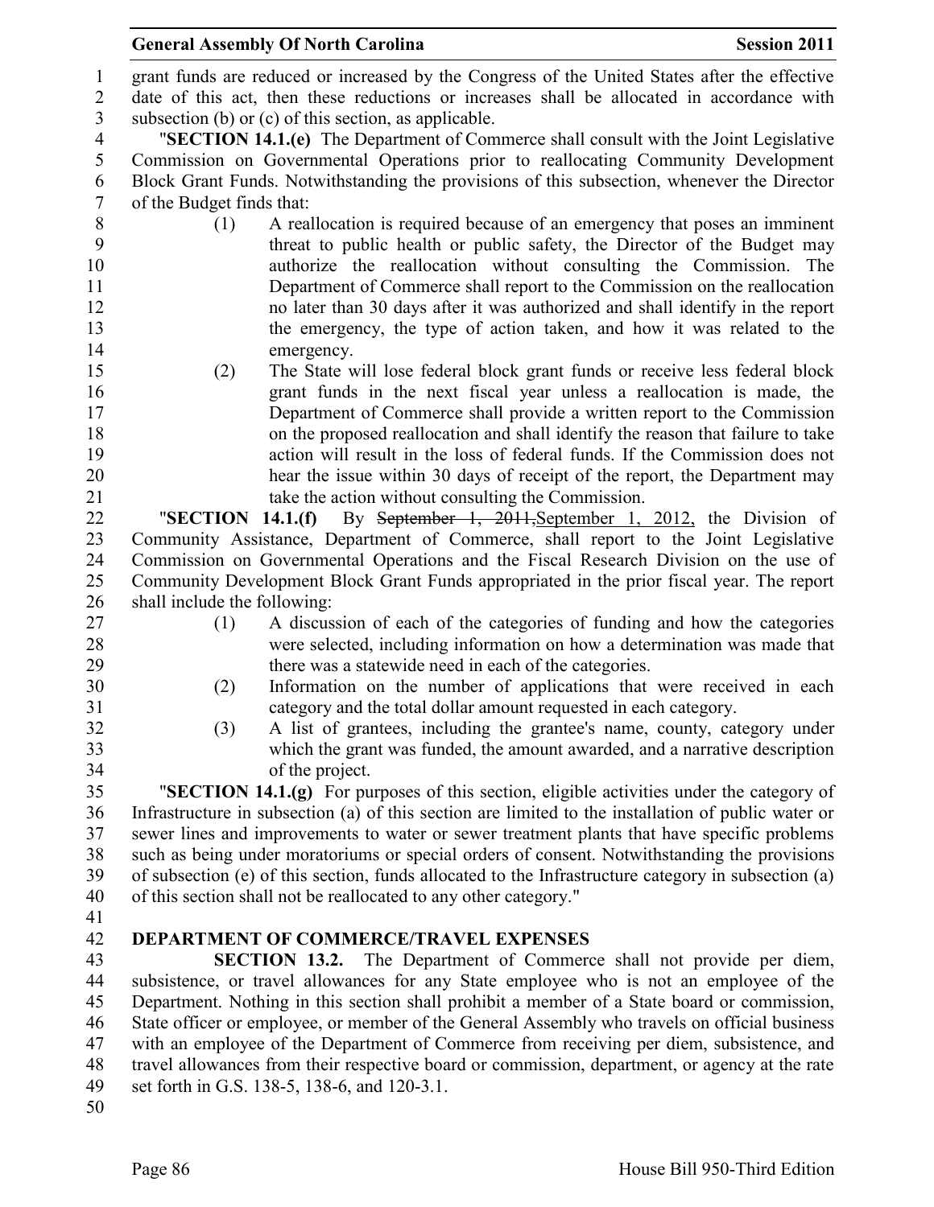grant funds are reduced or increased by the Congress of the United States after the effective date of this act, then these reductions or increases shall be allocated in accordance with subsection (b) or (c) of this section, as applicable.

"**SECTION 14.1.(e)** The Department of Commerce shall consult with the Joint Legislative Commission on Governmental Operations prior to reallocating Community Development Block Grant Funds. Notwithstanding the provisions of this subsection, whenever the Director of the Budget finds that:

(1) A reallocation is required because of an emergency that poses an imminent threat to public health or public safety, the Director of the Budget may authorize the reallocation without consulting the Commission. The Department of Commerce shall report to the Commission on the reallocation no later than 30 days after it was authorized and shall identify in the report the emergency, the type of action taken, and how it was related to the emergency.

(2) The State will lose federal block grant funds or receive less federal block grant funds in the next fiscal year unless a reallocation is made, the Department of Commerce shall provide a written report to the Commission on the proposed reallocation and shall identify the reason that failure to take action will result in the loss of federal funds. If the Commission does not hear the issue within 30 days of receipt of the report, the Department may take the action without consulting the Commission.

"**SECTION 14.1.(f)** By ~~September 1, 2011,~~September 1, 2012, the Division of Community Assistance, Department of Commerce, shall report to the Joint Legislative Commission on Governmental Operations and the Fiscal Research Division on the use of Community Development Block Grant Funds appropriated in the prior fiscal year. The report shall include the following:

(1) A discussion of each of the categories of funding and how the categories were selected, including information on how a determination was made that there was a statewide need in each of the categories.

(2) Information on the number of applications that were received in each category and the total dollar amount requested in each category.

(3) A list of grantees, including the grantee's name, county, category under which the grant was funded, the amount awarded, and a narrative description of the project.

"**SECTION 14.1.(g)** For purposes of this section, eligible activities under the category of Infrastructure in subsection (a) of this section are limited to the installation of public water or sewer lines and improvements to water or sewer treatment plants that have specific problems such as being under moratoriums or special orders of consent. Notwithstanding the provisions of subsection (e) of this section, funds allocated to the Infrastructure category in subsection (a) of this section shall not be reallocated to any other category."

**DEPARTMENT OF COMMERCE/TRAVEL EXPENSES**

**SECTION 13.2.** The Department of Commerce shall not provide per diem, subsistence, or travel allowances for any State employee who is not an employee of the Department. Nothing in this section shall prohibit a member of a State board or commission, State officer or employee, or member of the General Assembly who travels on official business with an employee of the Department of Commerce from receiving per diem, subsistence, and travel allowances from their respective board or commission, department, or agency at the rate set forth in G.S. 138-5, 138-6, and 120-3.1.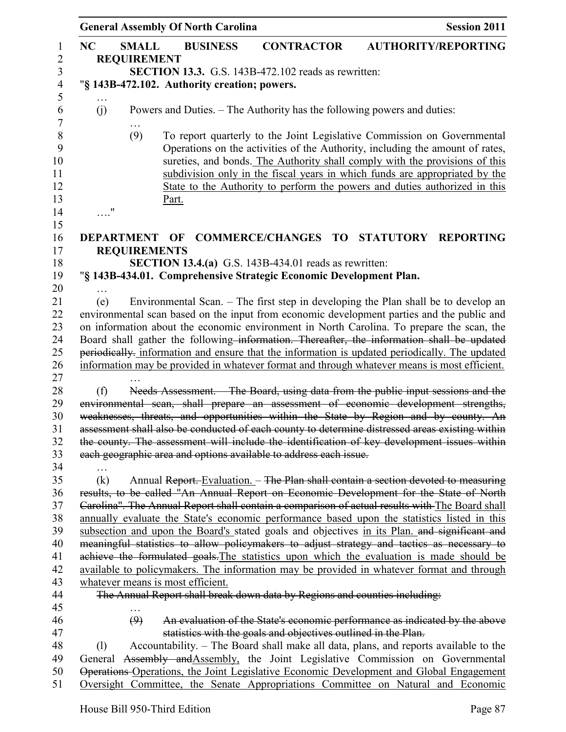**NC SMALL BUSINESS CONTRACTOR AUTHORITY/REPORTING REQUIREMENT**

**SECTION 13.3.** G.S. 143B-472.102 reads as rewritten:

"**§ 143B-472.102. Authority creation; powers.**

…

(j) Powers and Duties. – The Authority has the following powers and duties:

…

(9) To report quarterly to the Joint Legislative Commission on Governmental Operations on the activities of the Authority, including the amount of rates, sureties, and bonds. The Authority shall comply with the provisions of this subdivision only in the fiscal years in which funds are appropriated by the State to the Authority to perform the powers and duties authorized in this Part.

…."

**DEPARTMENT OF COMMERCE/CHANGES TO STATUTORY REPORTING REQUIREMENTS**

**SECTION 13.4.(a)** G.S. 143B-434.01 reads as rewritten:

"**§ 143B-434.01. Comprehensive Strategic Economic Development Plan.**

…

(e) Environmental Scan. – The first step in developing the Plan shall be to develop an environmental scan based on the input from economic development parties and the public and on information about the economic environment in North Carolina. To prepare the scan, the Board shall gather the following ~~information. Thereafter, the information shall be updated periodically.~~ information and ensure that the information is updated periodically. The updated information may be provided in whatever format and through whatever means is most efficient.

…

(f) ~~Needs Assessment. – The Board, using data from the public input sessions and the environmental scan, shall prepare an assessment of economic development strengths, weaknesses, threats, and opportunities within the State by Region and by county. An assessment shall also be conducted of each county to determine distressed areas existing within the county. The assessment will include the identification of key development issues within each geographic area and options available to address each issue.~~

…

(k) Annual ~~Report.~~ Evaluation. – ~~The Plan shall contain a section devoted to measuring results, to be called "An Annual Report on Economic Development for the State of North Carolina". The Annual Report shall contain a comparison of actual results with~~ The Board shall annually evaluate the State's economic performance based upon the statistics listed in this subsection and upon the Board's stated goals and objectives in its Plan. ~~and significant and meaningful statistics to allow policymakers to adjust strategy and tactics as necessary to achieve the formulated goals.~~ The statistics upon which the evaluation is made should be available to policymakers. The information may be provided in whatever format and through whatever means is most efficient.

~~The Annual Report shall break down data by Regions and counties including:~~

…

~~(9) An evaluation of the State's economic performance as indicated by the above statistics with the goals and objectives outlined in the Plan.~~

(l) Accountability. – The Board shall make all data, plans, and reports available to the General ~~Assembly and~~ Assembly, the Joint Legislative Commission on Governmental ~~Operations~~ Operations, the Joint Legislative Economic Development and Global Engagement Oversight Committee, the Senate Appropriations Committee on Natural and Economic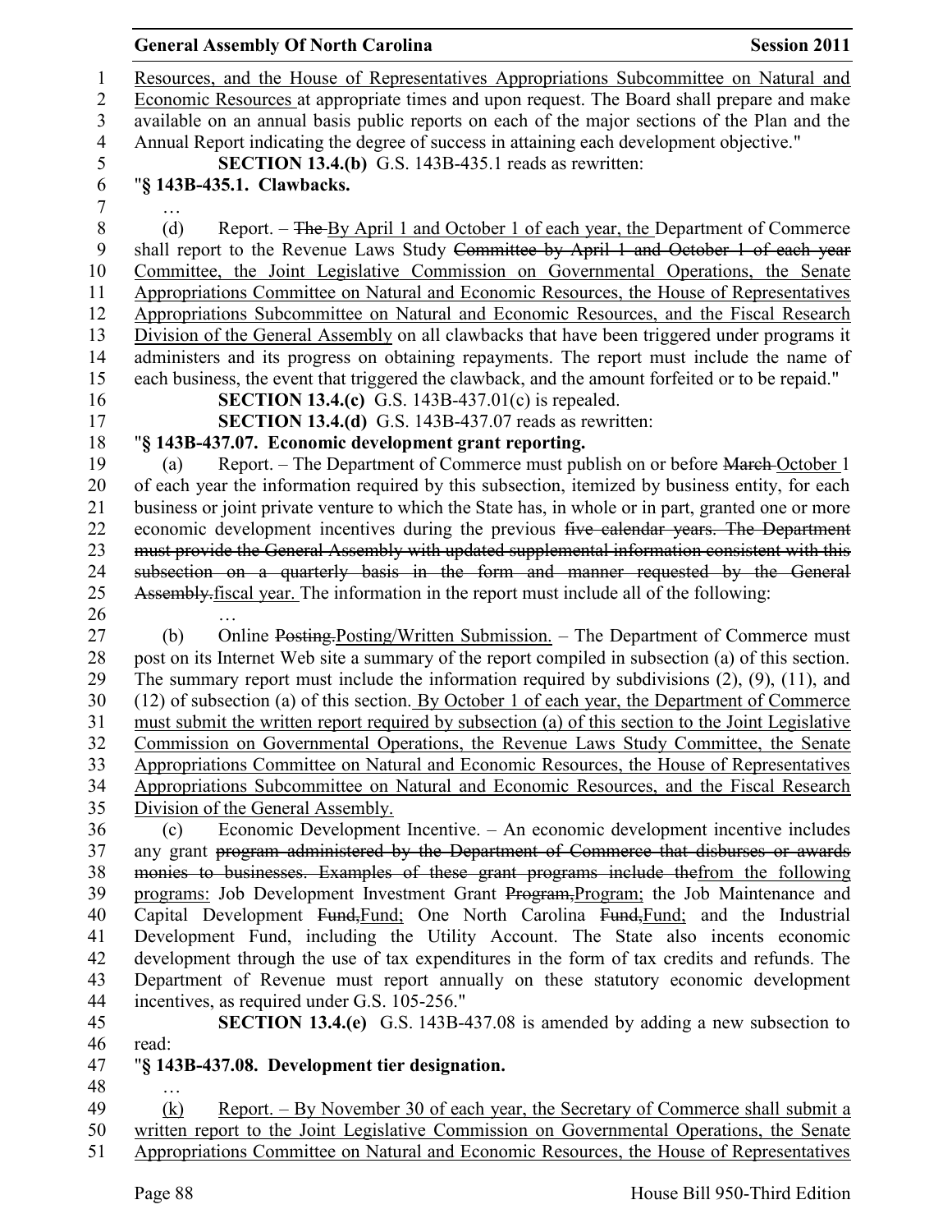Resources, and the House of Representatives Appropriations Subcommittee on Natural and Economic Resources at appropriate times and upon request. The Board shall prepare and make available on an annual basis public reports on each of the major sections of the Plan and the Annual Report indicating the degree of success in attaining each development objective."

**SECTION 13.4.(b)** G.S. 143B-435.1 reads as rewritten:

"**§ 143B-435.1. Clawbacks.**

…

(d) Report. – ~~The~~ By April 1 and October 1 of each year, the Department of Commerce shall report to the Revenue Laws Study ~~Committee by April 1 and October 1 of each year~~ Committee, the Joint Legislative Commission on Governmental Operations, the Senate Appropriations Committee on Natural and Economic Resources, the House of Representatives Appropriations Subcommittee on Natural and Economic Resources, and the Fiscal Research Division of the General Assembly on all clawbacks that have been triggered under programs it administers and its progress on obtaining repayments. The report must include the name of each business, the event that triggered the clawback, and the amount forfeited or to be repaid."

**SECTION 13.4.(c)** G.S. 143B-437.01(c) is repealed.

**SECTION 13.4.(d)** G.S. 143B-437.07 reads as rewritten:

"**§ 143B-437.07. Economic development grant reporting.**

(a) Report. – The Department of Commerce must publish on or before ~~March~~ October 1 of each year the information required by this subsection, itemized by business entity, for each business or joint private venture to which the State has, in whole or in part, granted one or more economic development incentives during the previous ~~five calendar years. The Department must provide the General Assembly with updated supplemental information consistent with this subsection on a quarterly basis in the form and manner requested by the General Assembly.~~ fiscal year. The information in the report must include all of the following:

…

(b) Online ~~Posting.~~ Posting/Written Submission. – The Department of Commerce must post on its Internet Web site a summary of the report compiled in subsection (a) of this section. The summary report must include the information required by subdivisions (2), (9), (11), and (12) of subsection (a) of this section. By October 1 of each year, the Department of Commerce must submit the written report required by subsection (a) of this section to the Joint Legislative Commission on Governmental Operations, the Revenue Laws Study Committee, the Senate Appropriations Committee on Natural and Economic Resources, the House of Representatives Appropriations Subcommittee on Natural and Economic Resources, and the Fiscal Research Division of the General Assembly.

(c) Economic Development Incentive. – An economic development incentive includes any grant ~~program administered by the Department of Commerce that disburses or awards monies to businesses. Examples of these grant programs include the~~ from the following programs: Job Development Investment Grant ~~Program,~~ Program; the Job Maintenance and Capital Development ~~Fund,~~ Fund; One North Carolina ~~Fund,~~ Fund; and the Industrial Development Fund, including the Utility Account. The State also incents economic development through the use of tax expenditures in the form of tax credits and refunds. The Department of Revenue must report annually on these statutory economic development incentives, as required under G.S. 105-256."

**SECTION 13.4.(e)** G.S. 143B-437.08 is amended by adding a new subsection to read:

"**§ 143B-437.08. Development tier designation.**

…

(k) Report. – By November 30 of each year, the Secretary of Commerce shall submit a written report to the Joint Legislative Commission on Governmental Operations, the Senate Appropriations Committee on Natural and Economic Resources, the House of Representatives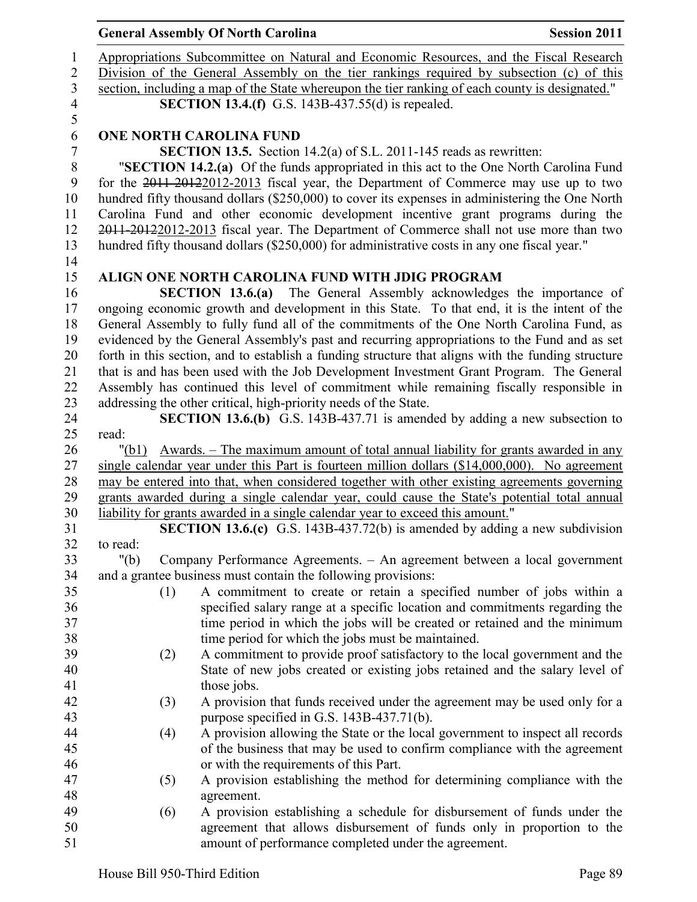Appropriations Subcommittee on Natural and Economic Resources, and the Fiscal Research Division of the General Assembly on the tier rankings required by subsection (c) of this section, including a map of the State whereupon the tier ranking of each county is designated."

**SECTION 13.4.(f)** G.S. 143B-437.55(d) is repealed.

**ONE NORTH CAROLINA FUND**

**SECTION 13.5.** Section 14.2(a) of S.L. 2011-145 reads as rewritten:

"**SECTION 14.2.(a)** Of the funds appropriated in this act to the One North Carolina Fund for the ~~2011-2012~~2012-2013 fiscal year, the Department of Commerce may use up to two hundred fifty thousand dollars ($250,000) to cover its expenses in administering the One North Carolina Fund and other economic development incentive grant programs during the ~~2011-2012~~2012-2013 fiscal year. The Department of Commerce shall not use more than two hundred fifty thousand dollars ($250,000) for administrative costs in any one fiscal year."

**ALIGN ONE NORTH CAROLINA FUND WITH JDIG PROGRAM**

**SECTION 13.6.(a)** The General Assembly acknowledges the importance of ongoing economic growth and development in this State. To that end, it is the intent of the General Assembly to fully fund all of the commitments of the One North Carolina Fund, as evidenced by the General Assembly's past and recurring appropriations to the Fund and as set forth in this section, and to establish a funding structure that aligns with the funding structure that is and has been used with the Job Development Investment Grant Program. The General Assembly has continued this level of commitment while remaining fiscally responsible in addressing the other critical, high-priority needs of the State.

**SECTION 13.6.(b)** G.S. 143B-437.71 is amended by adding a new subsection to read:

"<u>(b1) Awards. – The maximum amount of total annual liability for grants awarded in any single calendar year under this Part is fourteen million dollars ($14,000,000). No agreement may be entered into that, when considered together with other existing agreements governing grants awarded during a single calendar year, could cause the State's potential total annual liability for grants awarded in a single calendar year to exceed this amount.</u>"

**SECTION 13.6.(c)** G.S. 143B-437.72(b) is amended by adding a new subdivision to read:

"(b) Company Performance Agreements. – An agreement between a local government and a grantee business must contain the following provisions:

(1) A commitment to create or retain a specified number of jobs within a specified salary range at a specific location and commitments regarding the time period in which the jobs will be created or retained and the minimum time period for which the jobs must be maintained.

(2) A commitment to provide proof satisfactory to the local government and the State of new jobs created or existing jobs retained and the salary level of those jobs.

(3) A provision that funds received under the agreement may be used only for a purpose specified in G.S. 143B-437.71(b).

(4) A provision allowing the State or the local government to inspect all records of the business that may be used to confirm compliance with the agreement or with the requirements of this Part.

(5) A provision establishing the method for determining compliance with the agreement.

(6) A provision establishing a schedule for disbursement of funds under the agreement that allows disbursement of funds only in proportion to the amount of performance completed under the agreement.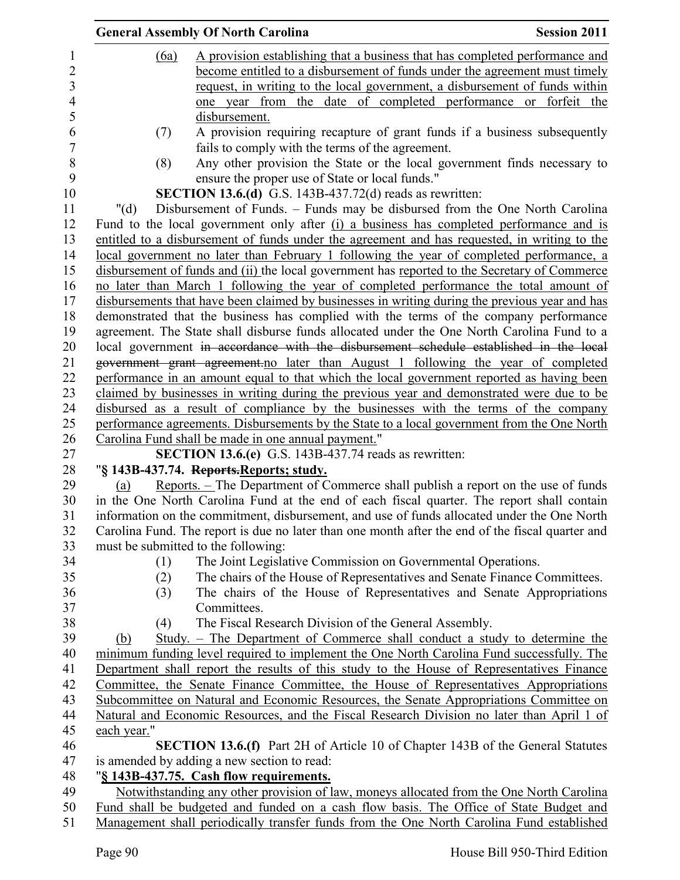(6a) A provision establishing that a business that has completed performance and become entitled to a disbursement of funds under the agreement must timely request, in writing to the local government, a disbursement of funds within one year from the date of completed performance or forfeit the disbursement.

(7) A provision requiring recapture of grant funds if a business subsequently fails to comply with the terms of the agreement.

(8) Any other provision the State or the local government finds necessary to ensure the proper use of State or local funds."

**SECTION 13.6.(d)** G.S. 143B-437.72(d) reads as rewritten:

"(d) Disbursement of Funds. – Funds may be disbursed from the One North Carolina Fund to the local government only after (i) a business has completed performance and is entitled to a disbursement of funds under the agreement and has requested, in writing to the local government no later than February 1 following the year of completed performance, a disbursement of funds and (ii) the local government has reported to the Secretary of Commerce no later than March 1 following the year of completed performance the total amount of disbursements that have been claimed by businesses in writing during the previous year and has demonstrated that the business has complied with the terms of the company performance agreement. The State shall disburse funds allocated under the One North Carolina Fund to a local government ~~in accordance with the disbursement schedule established in the local government grant agreement.~~no later than August 1 following the year of completed performance in an amount equal to that which the local government reported as having been claimed by businesses in writing during the previous year and demonstrated were due to be disbursed as a result of compliance by the businesses with the terms of the company performance agreements. Disbursements by the State to a local government from the One North Carolina Fund shall be made in one annual payment."

**SECTION 13.6.(e)** G.S. 143B-437.74 reads as rewritten:

"**§ 143B-437.74. ~~Reports.~~Reports; study.**

(a) Reports. – The Department of Commerce shall publish a report on the use of funds in the One North Carolina Fund at the end of each fiscal quarter. The report shall contain information on the commitment, disbursement, and use of funds allocated under the One North Carolina Fund. The report is due no later than one month after the end of the fiscal quarter and must be submitted to the following:

(1) The Joint Legislative Commission on Governmental Operations.

(2) The chairs of the House of Representatives and Senate Finance Committees.

(3) The chairs of the House of Representatives and Senate Appropriations Committees.

(4) The Fiscal Research Division of the General Assembly.

(b) Study. – The Department of Commerce shall conduct a study to determine the minimum funding level required to implement the One North Carolina Fund successfully. The Department shall report the results of this study to the House of Representatives Finance Committee, the Senate Finance Committee, the House of Representatives Appropriations Subcommittee on Natural and Economic Resources, the Senate Appropriations Committee on Natural and Economic Resources, and the Fiscal Research Division no later than April 1 of each year."

**SECTION 13.6.(f)** Part 2H of Article 10 of Chapter 143B of the General Statutes is amended by adding a new section to read:

"**§ 143B-437.75. Cash flow requirements.**

Notwithstanding any other provision of law, moneys allocated from the One North Carolina Fund shall be budgeted and funded on a cash flow basis. The Office of State Budget and Management shall periodically transfer funds from the One North Carolina Fund established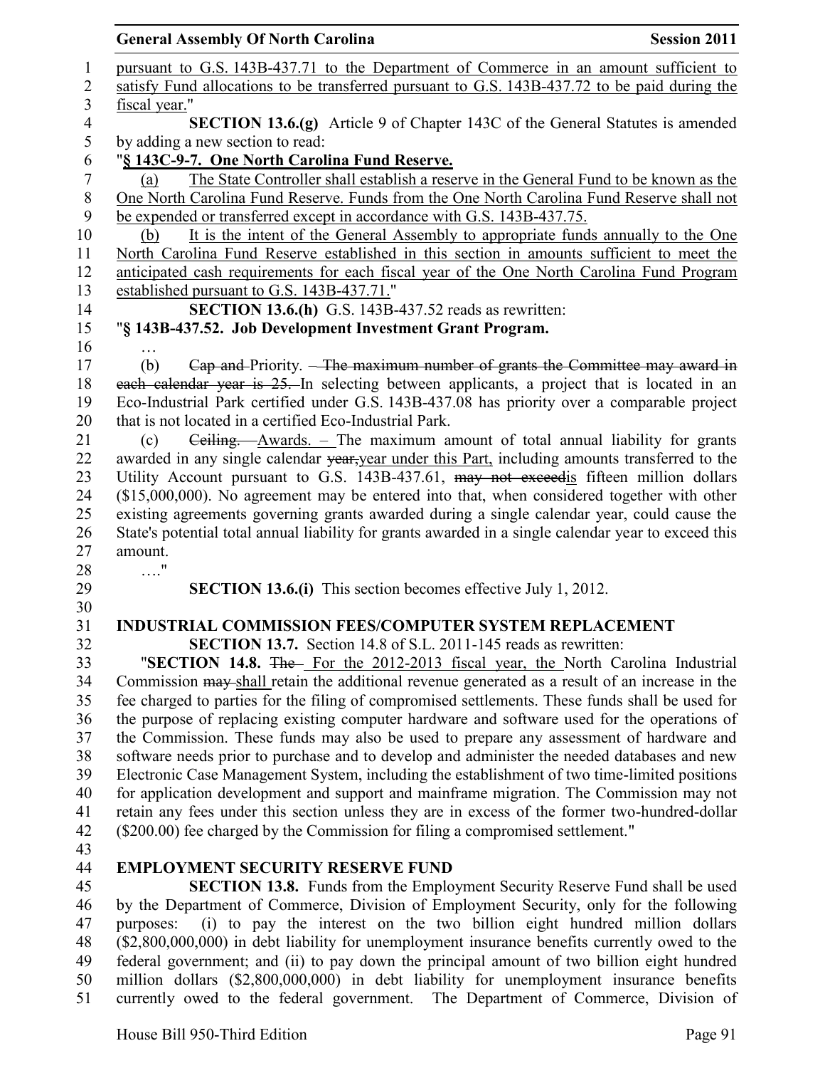pursuant to G.S. 143B-437.71 to the Department of Commerce in an amount sufficient to satisfy Fund allocations to be transferred pursuant to G.S. 143B-437.72 to be paid during the fiscal year."

**SECTION 13.6.(g)** Article 9 of Chapter 143C of the General Statutes is amended by adding a new section to read:

"**§ 143C-9-7. One North Carolina Fund Reserve.**

(a) The State Controller shall establish a reserve in the General Fund to be known as the One North Carolina Fund Reserve. Funds from the One North Carolina Fund Reserve shall not be expended or transferred except in accordance with G.S. 143B-437.75.

(b) It is the intent of the General Assembly to appropriate funds annually to the One North Carolina Fund Reserve established in this section in amounts sufficient to meet the anticipated cash requirements for each fiscal year of the One North Carolina Fund Program established pursuant to G.S. 143B-437.71."

**SECTION 13.6.(h)** G.S. 143B-437.52 reads as rewritten:

"**§ 143B-437.52. Job Development Investment Grant Program.**

…

(b) ~~Cap and~~ Priority. – ~~The maximum number of grants the Committee may award in each calendar year is 25.~~ In selecting between applicants, a project that is located in an Eco-Industrial Park certified under G.S. 143B-437.08 has priority over a comparable project that is not located in a certified Eco-Industrial Park.

(c) ~~Ceiling.~~ Awards. – The maximum amount of total annual liability for grants awarded in any single calendar ~~year,~~year under this Part, including amounts transferred to the Utility Account pursuant to G.S. 143B-437.61, ~~may not exceed~~is fifteen million dollars ($15,000,000). No agreement may be entered into that, when considered together with other existing agreements governing grants awarded during a single calendar year, could cause the State's potential total annual liability for grants awarded in a single calendar year to exceed this amount.

…."

**SECTION 13.6.(i)** This section becomes effective July 1, 2012.

**INDUSTRIAL COMMISSION FEES/COMPUTER SYSTEM REPLACEMENT**

**SECTION 13.7.** Section 14.8 of S.L. 2011-145 reads as rewritten:

"**SECTION 14.8.** ~~The~~ For the 2012-2013 fiscal year, the North Carolina Industrial Commission ~~may~~ shall retain the additional revenue generated as a result of an increase in the fee charged to parties for the filing of compromised settlements. These funds shall be used for the purpose of replacing existing computer hardware and software used for the operations of the Commission. These funds may also be used to prepare any assessment of hardware and software needs prior to purchase and to develop and administer the needed databases and new Electronic Case Management System, including the establishment of two time-limited positions for application development and support and mainframe migration. The Commission may not retain any fees under this section unless they are in excess of the former two-hundred-dollar ($200.00) fee charged by the Commission for filing a compromised settlement."

**EMPLOYMENT SECURITY RESERVE FUND**

**SECTION 13.8.** Funds from the Employment Security Reserve Fund shall be used by the Department of Commerce, Division of Employment Security, only for the following purposes: (i) to pay the interest on the two billion eight hundred million dollars ($2,800,000,000) in debt liability for unemployment insurance benefits currently owed to the federal government; and (ii) to pay down the principal amount of two billion eight hundred million dollars ($2,800,000,000) in debt liability for unemployment insurance benefits currently owed to the federal government. The Department of Commerce, Division of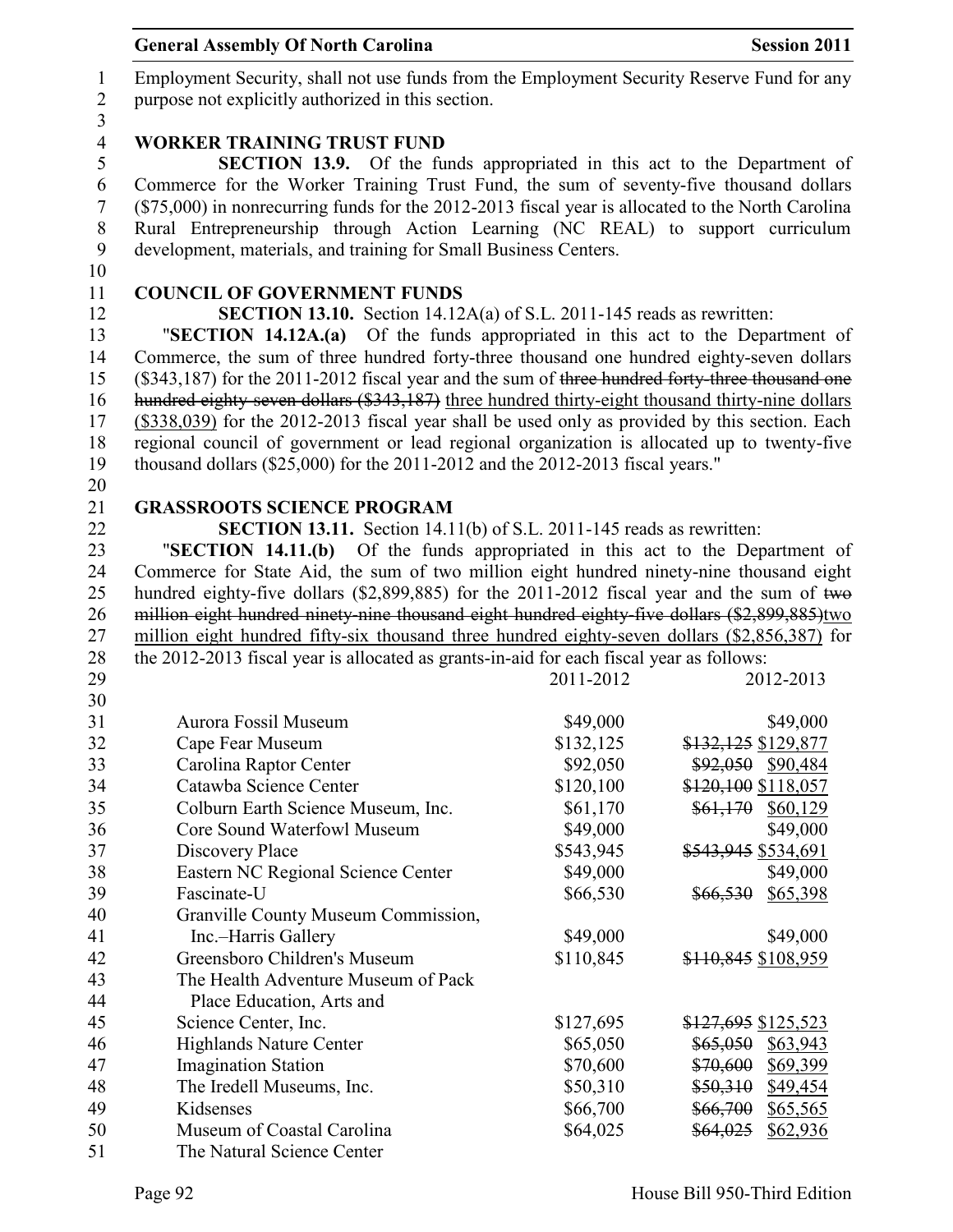Employment Security, shall not use funds from the Employment Security Reserve Fund for any purpose not explicitly authorized in this section.

**WORKER TRAINING TRUST FUND**

**SECTION 13.9.** Of the funds appropriated in this act to the Department of Commerce for the Worker Training Trust Fund, the sum of seventy-five thousand dollars ($75,000) in nonrecurring funds for the 2012-2013 fiscal year is allocated to the North Carolina Rural Entrepreneurship through Action Learning (NC REAL) to support curriculum development, materials, and training for Small Business Centers.

**COUNCIL OF GOVERNMENT FUNDS**

**SECTION 13.10.** Section 14.12A(a) of S.L. 2011-145 reads as rewritten:

"**SECTION 14.12A.(a)** Of the funds appropriated in this act to the Department of Commerce, the sum of three hundred forty-three thousand one hundred eighty-seven dollars ($343,187) for the 2011-2012 fiscal year and the sum of ~~three hundred forty-three thousand one hundred eighty-seven dollars ($343,187)~~ <u>three hundred thirty-eight thousand thirty-nine dollars ($338,039)</u> for the 2012-2013 fiscal year shall be used only as provided by this section. Each regional council of government or lead regional organization is allocated up to twenty-five thousand dollars ($25,000) for the 2011-2012 and the 2012-2013 fiscal years."

**GRASSROOTS SCIENCE PROGRAM**

**SECTION 13.11.** Section 14.11(b) of S.L. 2011-145 reads as rewritten:

"**SECTION 14.11.(b)** Of the funds appropriated in this act to the Department of Commerce for State Aid, the sum of two million eight hundred ninety-nine thousand eight hundred eighty-five dollars ($2,899,885) for the 2011-2012 fiscal year and the sum of ~~two million eight hundred ninety-nine thousand eight hundred eighty-five dollars ($2,899,885)~~<u>two million eight hundred fifty-six thousand three hundred eighty-seven dollars ($2,856,387)</u> for the 2012-2013 fiscal year is allocated as grants-in-aid for each fiscal year as follows:

| | 2011-2012 | 2012-2013 |
|---|---|---|
| Aurora Fossil Museum | $49,000 | $49,000 |
| Cape Fear Museum | $132,125 | ~~$132,125~~ <u>$129,877</u> |
| Carolina Raptor Center | $92,050 | ~~$92,050~~ <u>$90,484</u> |
| Catawba Science Center | $120,100 | ~~$120,100~~ <u>$118,057</u> |
| Colburn Earth Science Museum, Inc. | $61,170 | ~~$61,170~~ <u>$60,129</u> |
| Core Sound Waterfowl Museum | $49,000 | $49,000 |
| Discovery Place | $543,945 | ~~$543,945~~ <u>$534,691</u> |
| Eastern NC Regional Science Center | $49,000 | $49,000 |
| Fascinate-U | $66,530 | ~~$66,530~~ <u>$65,398</u> |
| Granville County Museum Commission, Inc.–Harris Gallery | $49,000 | $49,000 |
| Greensboro Children's Museum | $110,845 | ~~$110,845~~ <u>$108,959</u> |
| The Health Adventure Museum of Pack Place Education, Arts and Science Center, Inc. | $127,695 | ~~$127,695~~ <u>$125,523</u> |
| Highlands Nature Center | $65,050 | ~~$65,050~~ <u>$63,943</u> |
| Imagination Station | $70,600 | ~~$70,600~~ <u>$69,399</u> |
| The Iredell Museums, Inc. | $50,310 | ~~$50,310~~ <u>$49,454</u> |
| Kidsenses | $66,700 | ~~$66,700~~ <u>$65,565</u> |
| Museum of Coastal Carolina | $64,025 | ~~$64,025~~ <u>$62,936</u> |
| The Natural Science Center | | |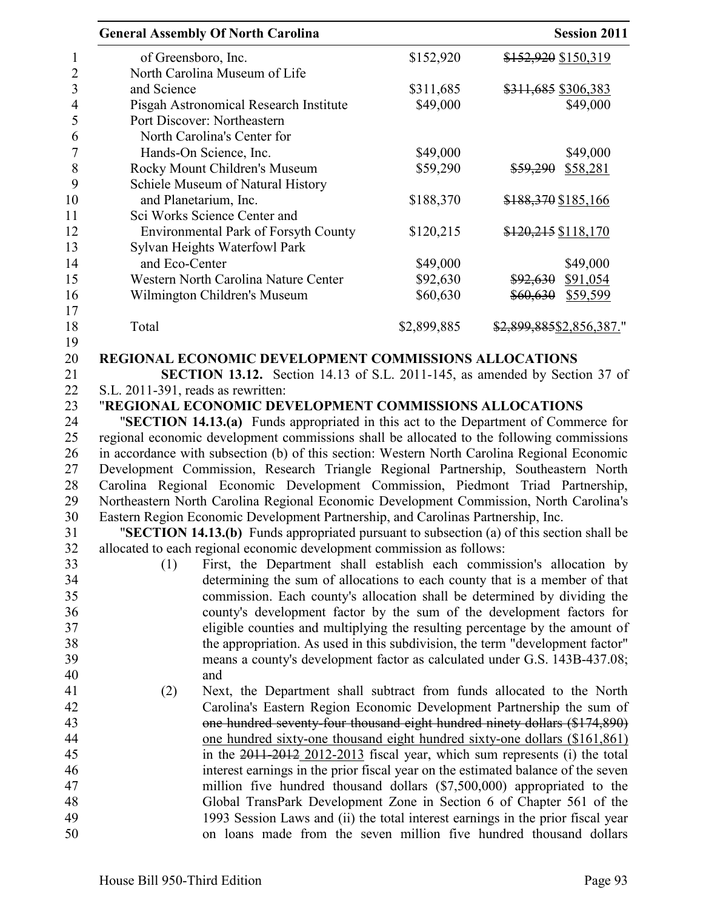| | | |
|---|---|---|
| of Greensboro, Inc. | $152,920 | ~~$152,920~~ $150,319 |
| North Carolina Museum of Life and Science | $311,685 | ~~$311,685~~ $306,383 |
| Pisgah Astronomical Research Institute | $49,000 | $49,000 |
| Port Discover: Northeastern North Carolina's Center for Hands-On Science, Inc. | $49,000 | $49,000 |
| Rocky Mount Children's Museum | $59,290 | ~~$59,290~~ $58,281 |
| Schiele Museum of Natural History and Planetarium, Inc. | $188,370 | ~~$188,370~~ $185,166 |
| Sci Works Science Center and Environmental Park of Forsyth County | $120,215 | ~~$120,215~~ $118,170 |
| Sylvan Heights Waterfowl Park and Eco-Center | $49,000 | $49,000 |
| Western North Carolina Nature Center | $92,630 | ~~$92,630~~ $91,054 |
| Wilmington Children's Museum | $60,630 | ~~$60,630~~ $59,599 |
| Total | $2,899,885 | ~~$2,899,885~~$2,856,387." |

**REGIONAL ECONOMIC DEVELOPMENT COMMISSIONS ALLOCATIONS**

**SECTION 13.12.** Section 14.13 of S.L. 2011-145, as amended by Section 37 of S.L. 2011-391, reads as rewritten:

"**REGIONAL ECONOMIC DEVELOPMENT COMMISSIONS ALLOCATIONS**

"**SECTION 14.13.(a)** Funds appropriated in this act to the Department of Commerce for regional economic development commissions shall be allocated to the following commissions in accordance with subsection (b) of this section: Western North Carolina Regional Economic Development Commission, Research Triangle Regional Partnership, Southeastern North Carolina Regional Economic Development Commission, Piedmont Triad Partnership, Northeastern North Carolina Regional Economic Development Commission, North Carolina's Eastern Region Economic Development Partnership, and Carolinas Partnership, Inc.

"**SECTION 14.13.(b)** Funds appropriated pursuant to subsection (a) of this section shall be allocated to each regional economic development commission as follows:

(1) First, the Department shall establish each commission's allocation by determining the sum of allocations to each county that is a member of that commission. Each county's allocation shall be determined by dividing the county's development factor by the sum of the development factors for eligible counties and multiplying the resulting percentage by the amount of the appropriation. As used in this subdivision, the term "development factor" means a county's development factor as calculated under G.S. 143B-437.08; and

(2) Next, the Department shall subtract from funds allocated to the North Carolina's Eastern Region Economic Development Partnership the sum of ~~one hundred seventy-four thousand eight hundred ninety dollars ($174,890)~~ <u>one hundred sixty-one thousand eight hundred sixty-one dollars ($161,861)</u> in the ~~2011-2012~~ <u>2012-2013</u> fiscal year, which sum represents (i) the total interest earnings in the prior fiscal year on the estimated balance of the seven million five hundred thousand dollars ($7,500,000) appropriated to the Global TransPark Development Zone in Section 6 of Chapter 561 of the 1993 Session Laws and (ii) the total interest earnings in the prior fiscal year on loans made from the seven million five hundred thousand dollars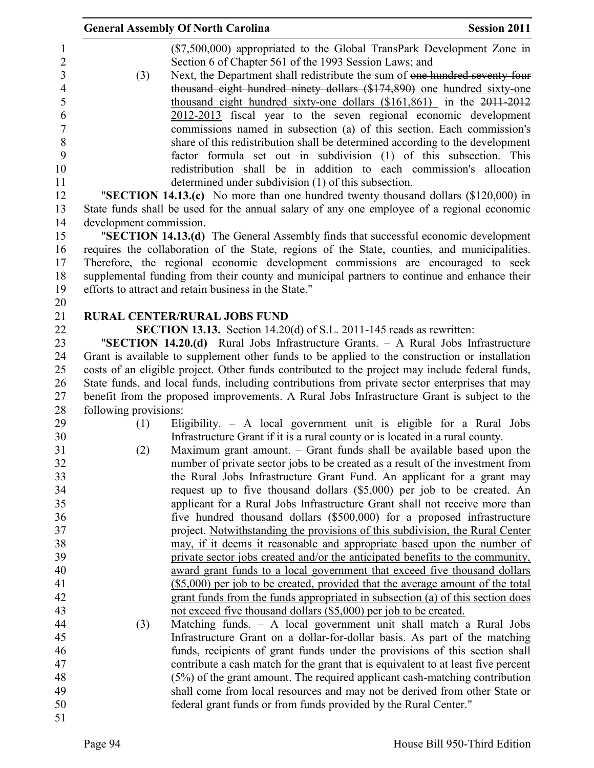($7,500,000) appropriated to the Global TransPark Development Zone in Section 6 of Chapter 561 of the 1993 Session Laws; and

(3) Next, the Department shall redistribute the sum of ~~one hundred seventy-four thousand eight hundred ninety dollars ($174,890)~~ <u>one hundred sixty-one thousand eight hundred sixty-one dollars ($161,861)</u> in the ~~2011-2012~~ <u>2012-2013</u> fiscal year to the seven regional economic development commissions named in subsection (a) of this section. Each commission's share of this redistribution shall be determined according to the development factor formula set out in subdivision (1) of this subsection. This redistribution shall be in addition to each commission's allocation determined under subdivision (1) of this subsection.

"**SECTION 14.13.(c)** No more than one hundred twenty thousand dollars ($120,000) in State funds shall be used for the annual salary of any one employee of a regional economic development commission.

"**SECTION 14.13.(d)** The General Assembly finds that successful economic development requires the collaboration of the State, regions of the State, counties, and municipalities. Therefore, the regional economic development commissions are encouraged to seek supplemental funding from their county and municipal partners to continue and enhance their efforts to attract and retain business in the State."

**RURAL CENTER/RURAL JOBS FUND**

**SECTION 13.13.** Section 14.20(d) of S.L. 2011-145 reads as rewritten:

"**SECTION 14.20.(d)** Rural Jobs Infrastructure Grants. – A Rural Jobs Infrastructure Grant is available to supplement other funds to be applied to the construction or installation costs of an eligible project. Other funds contributed to the project may include federal funds, State funds, and local funds, including contributions from private sector enterprises that may benefit from the proposed improvements. A Rural Jobs Infrastructure Grant is subject to the following provisions:

(1) Eligibility. – A local government unit is eligible for a Rural Jobs Infrastructure Grant if it is a rural county or is located in a rural county.

(2) Maximum grant amount. – Grant funds shall be available based upon the number of private sector jobs to be created as a result of the investment from the Rural Jobs Infrastructure Grant Fund. An applicant for a grant may request up to five thousand dollars ($5,000) per job to be created. An applicant for a Rural Jobs Infrastructure Grant shall not receive more than five hundred thousand dollars ($500,000) for a proposed infrastructure project. <u>Notwithstanding the provisions of this subdivision, the Rural Center may, if it deems it reasonable and appropriate based upon the number of private sector jobs created and/or the anticipated benefits to the community, award grant funds to a local government that exceed five thousand dollars ($5,000) per job to be created, provided that the average amount of the total grant funds from the funds appropriated in subsection (a) of this section does not exceed five thousand dollars ($5,000) per job to be created.</u>

(3) Matching funds. – A local government unit shall match a Rural Jobs Infrastructure Grant on a dollar-for-dollar basis. As part of the matching funds, recipients of grant funds under the provisions of this section shall contribute a cash match for the grant that is equivalent to at least five percent (5%) of the grant amount. The required applicant cash-matching contribution shall come from local resources and may not be derived from other State or federal grant funds or from funds provided by the Rural Center."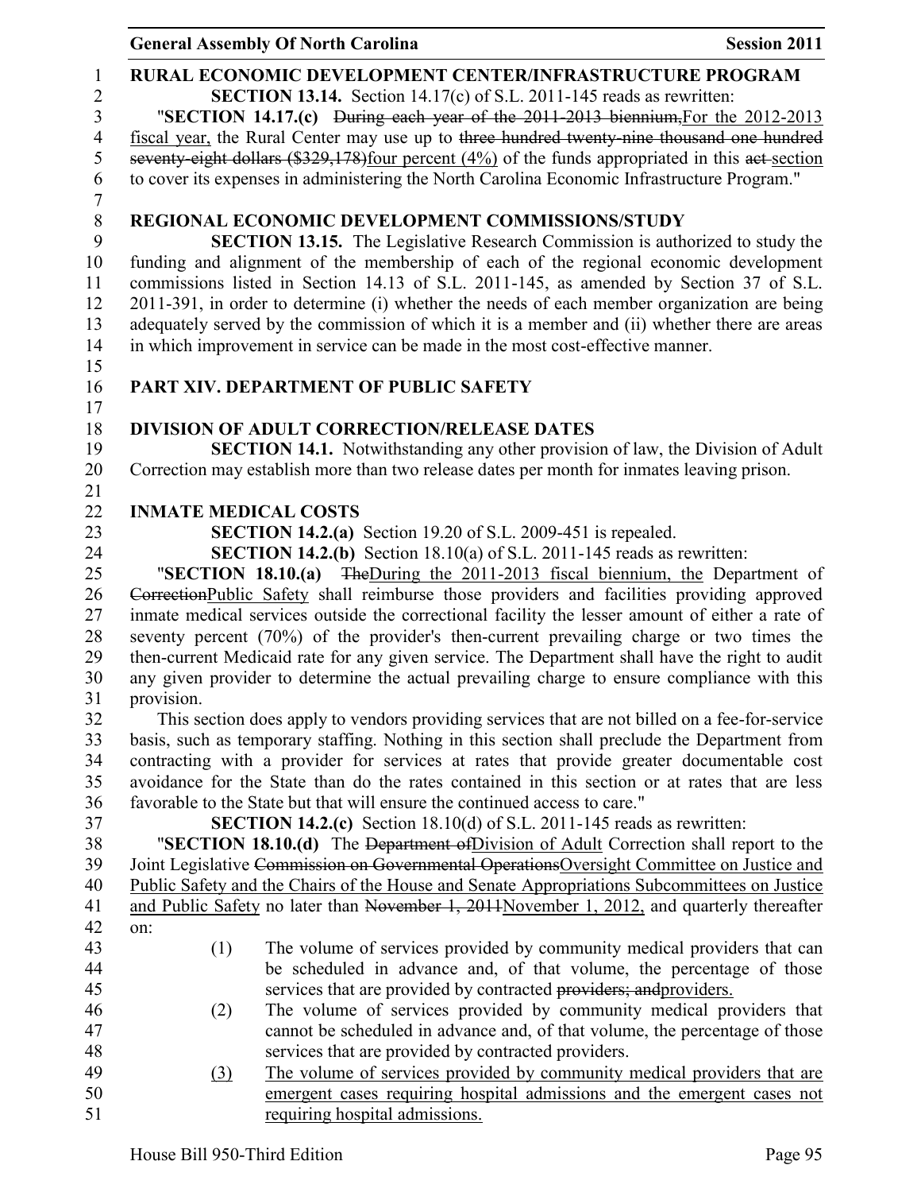**RURAL ECONOMIC DEVELOPMENT CENTER/INFRASTRUCTURE PROGRAM**

**SECTION 13.14.** Section 14.17(c) of S.L. 2011-145 reads as rewritten:

"**SECTION 14.17.(c)** ~~During each year of the 2011-2013 biennium,~~For the 2012-2013 fiscal year, the Rural Center may use up to ~~three hundred twenty-nine thousand one hundred seventy-eight dollars ($329,178)~~four percent (4%) of the funds appropriated in this ~~act~~ section to cover its expenses in administering the North Carolina Economic Infrastructure Program."

**REGIONAL ECONOMIC DEVELOPMENT COMMISSIONS/STUDY**

**SECTION 13.15.** The Legislative Research Commission is authorized to study the funding and alignment of the membership of each of the regional economic development commissions listed in Section 14.13 of S.L. 2011-145, as amended by Section 37 of S.L. 2011-391, in order to determine (i) whether the needs of each member organization are being adequately served by the commission of which it is a member and (ii) whether there are areas in which improvement in service can be made in the most cost-effective manner.

## PART XIV. DEPARTMENT OF PUBLIC SAFETY

**DIVISION OF ADULT CORRECTION/RELEASE DATES**

**SECTION 14.1.** Notwithstanding any other provision of law, the Division of Adult Correction may establish more than two release dates per month for inmates leaving prison.

**INMATE MEDICAL COSTS**

**SECTION 14.2.(a)** Section 19.20 of S.L. 2009-451 is repealed.

**SECTION 14.2.(b)** Section 18.10(a) of S.L. 2011-145 reads as rewritten:

"**SECTION 18.10.(a)** ~~The~~During the 2011-2013 fiscal biennium, the Department of ~~Correction~~Public Safety shall reimburse those providers and facilities providing approved inmate medical services outside the correctional facility the lesser amount of either a rate of seventy percent (70%) of the provider's then-current prevailing charge or two times the then-current Medicaid rate for any given service. The Department shall have the right to audit any given provider to determine the actual prevailing charge to ensure compliance with this provision.

This section does apply to vendors providing services that are not billed on a fee-for-service basis, such as temporary staffing. Nothing in this section shall preclude the Department from contracting with a provider for services at rates that provide greater documentable cost avoidance for the State than do the rates contained in this section or at rates that are less favorable to the State but that will ensure the continued access to care."

**SECTION 14.2.(c)** Section 18.10(d) of S.L. 2011-145 reads as rewritten:

"**SECTION 18.10.(d)** The ~~Department of~~Division of Adult Correction shall report to the Joint Legislative ~~Commission on Governmental Operations~~Oversight Committee on Justice and Public Safety and the Chairs of the House and Senate Appropriations Subcommittees on Justice and Public Safety no later than ~~November 1, 2011~~November 1, 2012, and quarterly thereafter on:

(1) The volume of services provided by community medical providers that can be scheduled in advance and, of that volume, the percentage of those services that are provided by contracted ~~providers; and~~providers.

(2) The volume of services provided by community medical providers that cannot be scheduled in advance and, of that volume, the percentage of those services that are provided by contracted providers.

(3) The volume of services provided by community medical providers that are emergent cases requiring hospital admissions and the emergent cases not requiring hospital admissions.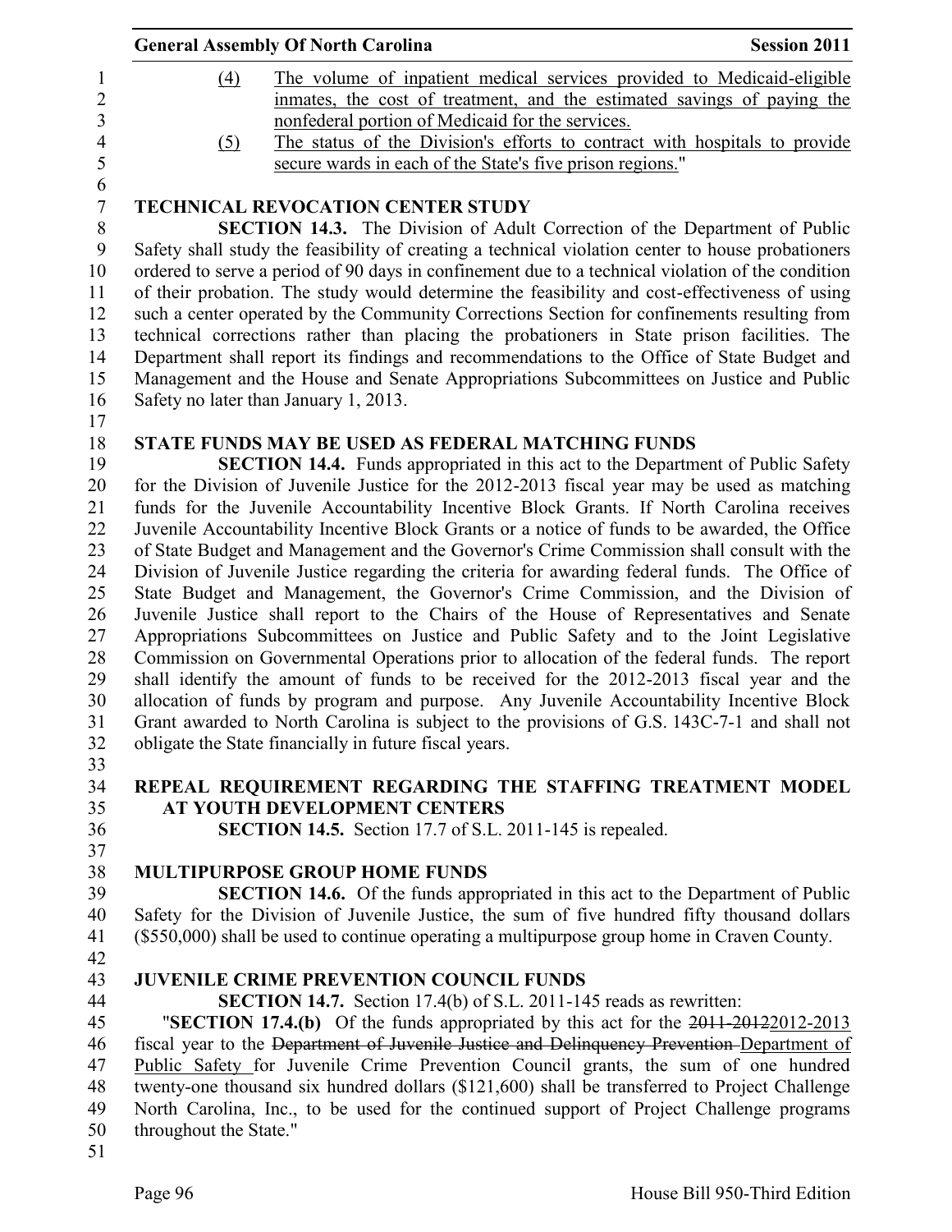(4) The volume of inpatient medical services provided to Medicaid-eligible inmates, the cost of treatment, and the estimated savings of paying the nonfederal portion of Medicaid for the services.

(5) The status of the Division's efforts to contract with hospitals to provide secure wards in each of the State's five prison regions."

**TECHNICAL REVOCATION CENTER STUDY**

**SECTION 14.3.** The Division of Adult Correction of the Department of Public Safety shall study the feasibility of creating a technical violation center to house probationers ordered to serve a period of 90 days in confinement due to a technical violation of the condition of their probation. The study would determine the feasibility and cost-effectiveness of using such a center operated by the Community Corrections Section for confinements resulting from technical corrections rather than placing the probationers in State prison facilities. The Department shall report its findings and recommendations to the Office of State Budget and Management and the House and Senate Appropriations Subcommittees on Justice and Public Safety no later than January 1, 2013.

**STATE FUNDS MAY BE USED AS FEDERAL MATCHING FUNDS**

**SECTION 14.4.** Funds appropriated in this act to the Department of Public Safety for the Division of Juvenile Justice for the 2012-2013 fiscal year may be used as matching funds for the Juvenile Accountability Incentive Block Grants. If North Carolina receives Juvenile Accountability Incentive Block Grants or a notice of funds to be awarded, the Office of State Budget and Management and the Governor's Crime Commission shall consult with the Division of Juvenile Justice regarding the criteria for awarding federal funds. The Office of State Budget and Management, the Governor's Crime Commission, and the Division of Juvenile Justice shall report to the Chairs of the House of Representatives and Senate Appropriations Subcommittees on Justice and Public Safety and to the Joint Legislative Commission on Governmental Operations prior to allocation of the federal funds. The report shall identify the amount of funds to be received for the 2012-2013 fiscal year and the allocation of funds by program and purpose. Any Juvenile Accountability Incentive Block Grant awarded to North Carolina is subject to the provisions of G.S. 143C-7-1 and shall not obligate the State financially in future fiscal years.

**REPEAL REQUIREMENT REGARDING THE STAFFING TREATMENT MODEL AT YOUTH DEVELOPMENT CENTERS**

**SECTION 14.5.** Section 17.7 of S.L. 2011-145 is repealed.

**MULTIPURPOSE GROUP HOME FUNDS**

**SECTION 14.6.** Of the funds appropriated in this act to the Department of Public Safety for the Division of Juvenile Justice, the sum of five hundred fifty thousand dollars ($550,000) shall be used to continue operating a multipurpose group home in Craven County.

**JUVENILE CRIME PREVENTION COUNCIL FUNDS**

**SECTION 14.7.** Section 17.4(b) of S.L. 2011-145 reads as rewritten:

"**SECTION 17.4.(b)** Of the funds appropriated by this act for the ~~2011-2012~~2012-2013 fiscal year to the ~~Department of Juvenile Justice and Delinquency Prevention~~ Department of Public Safety for Juvenile Crime Prevention Council grants, the sum of one hundred twenty-one thousand six hundred dollars ($121,600) shall be transferred to Project Challenge North Carolina, Inc., to be used for the continued support of Project Challenge programs throughout the State."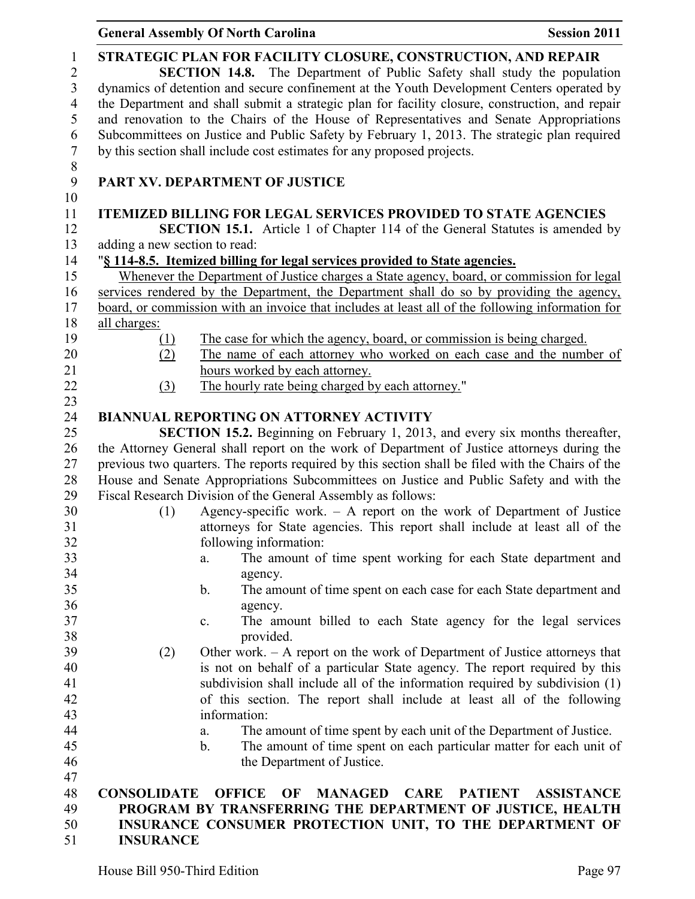**STRATEGIC PLAN FOR FACILITY CLOSURE, CONSTRUCTION, AND REPAIR**

**SECTION 14.8.** The Department of Public Safety shall study the population dynamics of detention and secure confinement at the Youth Development Centers operated by the Department and shall submit a strategic plan for facility closure, construction, and repair and renovation to the Chairs of the House of Representatives and Senate Appropriations Subcommittees on Justice and Public Safety by February 1, 2013. The strategic plan required by this section shall include cost estimates for any proposed projects.

**PART XV. DEPARTMENT OF JUSTICE**

**ITEMIZED BILLING FOR LEGAL SERVICES PROVIDED TO STATE AGENCIES**

**SECTION 15.1.** Article 1 of Chapter 114 of the General Statutes is amended by adding a new section to read:

"**§ 114-8.5. Itemized billing for legal services provided to State agencies.**

Whenever the Department of Justice charges a State agency, board, or commission for legal services rendered by the Department, the Department shall do so by providing the agency, board, or commission with an invoice that includes at least all of the following information for all charges:

(1) The case for which the agency, board, or commission is being charged.

(2) The name of each attorney who worked on each case and the number of hours worked by each attorney.

(3) The hourly rate being charged by each attorney."

**BIANNUAL REPORTING ON ATTORNEY ACTIVITY**

**SECTION 15.2.** Beginning on February 1, 2013, and every six months thereafter, the Attorney General shall report on the work of Department of Justice attorneys during the previous two quarters. The reports required by this section shall be filed with the Chairs of the House and Senate Appropriations Subcommittees on Justice and Public Safety and with the Fiscal Research Division of the General Assembly as follows:

(1) Agency-specific work. – A report on the work of Department of Justice attorneys for State agencies. This report shall include at least all of the following information:

a. The amount of time spent working for each State department and agency.

b. The amount of time spent on each case for each State department and agency.

c. The amount billed to each State agency for the legal services provided.

(2) Other work. – A report on the work of Department of Justice attorneys that is not on behalf of a particular State agency. The report required by this subdivision shall include all of the information required by subdivision (1) of this section. The report shall include at least all of the following information:

a. The amount of time spent by each unit of the Department of Justice.

b. The amount of time spent on each particular matter for each unit of the Department of Justice.

**CONSOLIDATE OFFICE OF MANAGED CARE PATIENT ASSISTANCE PROGRAM BY TRANSFERRING THE DEPARTMENT OF JUSTICE, HEALTH INSURANCE CONSUMER PROTECTION UNIT, TO THE DEPARTMENT OF INSURANCE**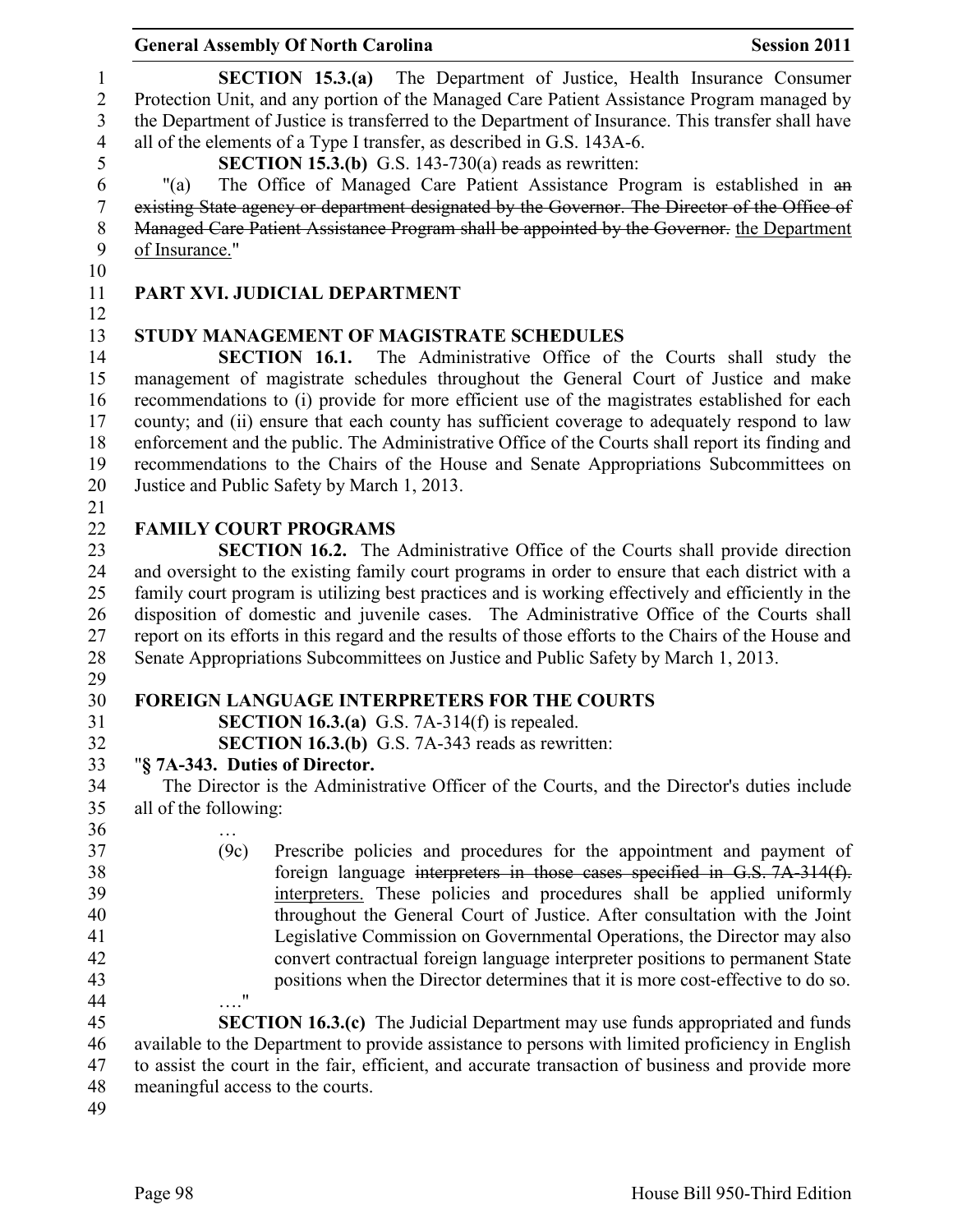**SECTION 15.3.(a)** The Department of Justice, Health Insurance Consumer Protection Unit, and any portion of the Managed Care Patient Assistance Program managed by the Department of Justice is transferred to the Department of Insurance. This transfer shall have all of the elements of a Type I transfer, as described in G.S. 143A-6.

**SECTION 15.3.(b)** G.S. 143-730(a) reads as rewritten:

"(a) The Office of Managed Care Patient Assistance Program is established in ~~an existing State agency or department designated by the Governor. The Director of the Office of Managed Care Patient Assistance Program shall be appointed by the Governor.~~ the Department of Insurance."

## PART XVI. JUDICIAL DEPARTMENT

### STUDY MANAGEMENT OF MAGISTRATE SCHEDULES

**SECTION 16.1.** The Administrative Office of the Courts shall study the management of magistrate schedules throughout the General Court of Justice and make recommendations to (i) provide for more efficient use of the magistrates established for each county; and (ii) ensure that each county has sufficient coverage to adequately respond to law enforcement and the public. The Administrative Office of the Courts shall report its finding and recommendations to the Chairs of the House and Senate Appropriations Subcommittees on Justice and Public Safety by March 1, 2013.

### FAMILY COURT PROGRAMS

**SECTION 16.2.** The Administrative Office of the Courts shall provide direction and oversight to the existing family court programs in order to ensure that each district with a family court program is utilizing best practices and is working effectively and efficiently in the disposition of domestic and juvenile cases. The Administrative Office of the Courts shall report on its efforts in this regard and the results of those efforts to the Chairs of the House and Senate Appropriations Subcommittees on Justice and Public Safety by March 1, 2013.

### FOREIGN LANGUAGE INTERPRETERS FOR THE COURTS

**SECTION 16.3.(a)** G.S. 7A-314(f) is repealed.

**SECTION 16.3.(b)** G.S. 7A-343 reads as rewritten:

"**§ 7A-343. Duties of Director.**

The Director is the Administrative Officer of the Courts, and the Director's duties include all of the following:

…

(9c) Prescribe policies and procedures for the appointment and payment of foreign language ~~interpreters in those cases specified in G.S. 7A-314(f).~~ interpreters. These policies and procedures shall be applied uniformly throughout the General Court of Justice. After consultation with the Joint Legislative Commission on Governmental Operations, the Director may also convert contractual foreign language interpreter positions to permanent State positions when the Director determines that it is more cost-effective to do so.

…."

**SECTION 16.3.(c)** The Judicial Department may use funds appropriated and funds available to the Department to provide assistance to persons with limited proficiency in English to assist the court in the fair, efficient, and accurate transaction of business and provide more meaningful access to the courts.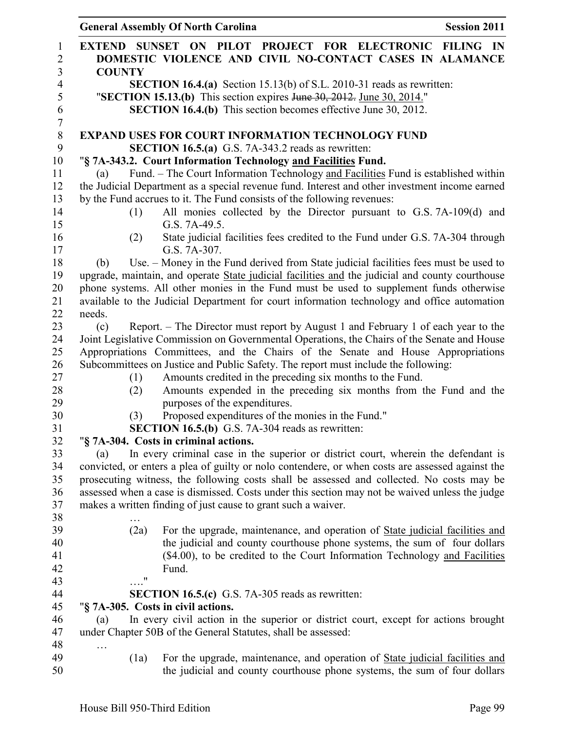**EXTEND SUNSET ON PILOT PROJECT FOR ELECTRONIC FILING IN DOMESTIC VIOLENCE AND CIVIL NO-CONTACT CASES IN ALAMANCE COUNTY**

**SECTION 16.4.(a)** Section 15.13(b) of S.L. 2010-31 reads as rewritten:

"**SECTION 15.13.(b)** This section expires ~~June 30, 2012.~~ June 30, 2014."

**SECTION 16.4.(b)** This section becomes effective June 30, 2012.

**EXPAND USES FOR COURT INFORMATION TECHNOLOGY FUND**

**SECTION 16.5.(a)** G.S. 7A-343.2 reads as rewritten:

"**§ 7A-343.2. Court Information Technology and Facilities Fund.**

(a) Fund. – The Court Information Technology and Facilities Fund is established within the Judicial Department as a special revenue fund. Interest and other investment income earned by the Fund accrues to it. The Fund consists of the following revenues:

(1) All monies collected by the Director pursuant to G.S. 7A-109(d) and G.S. 7A-49.5.

(2) State judicial facilities fees credited to the Fund under G.S. 7A-304 through G.S. 7A-307.

(b) Use. – Money in the Fund derived from State judicial facilities fees must be used to upgrade, maintain, and operate State judicial facilities and the judicial and county courthouse phone systems. All other monies in the Fund must be used to supplement funds otherwise available to the Judicial Department for court information technology and office automation needs.

(c) Report. – The Director must report by August 1 and February 1 of each year to the Joint Legislative Commission on Governmental Operations, the Chairs of the Senate and House Appropriations Committees, and the Chairs of the Senate and House Appropriations Subcommittees on Justice and Public Safety. The report must include the following:

(1) Amounts credited in the preceding six months to the Fund.

(2) Amounts expended in the preceding six months from the Fund and the purposes of the expenditures.

(3) Proposed expenditures of the monies in the Fund."

**SECTION 16.5.(b)** G.S. 7A-304 reads as rewritten:

"**§ 7A-304. Costs in criminal actions.**

(a) In every criminal case in the superior or district court, wherein the defendant is convicted, or enters a plea of guilty or nolo contendere, or when costs are assessed against the prosecuting witness, the following costs shall be assessed and collected. No costs may be assessed when a case is dismissed. Costs under this section may not be waived unless the judge makes a written finding of just cause to grant such a waiver.

…

(2a) For the upgrade, maintenance, and operation of State judicial facilities and the judicial and county courthouse phone systems, the sum of four dollars ($4.00), to be credited to the Court Information Technology and Facilities Fund.

…."

**SECTION 16.5.(c)** G.S. 7A-305 reads as rewritten:

"**§ 7A-305. Costs in civil actions.**

(a) In every civil action in the superior or district court, except for actions brought under Chapter 50B of the General Statutes, shall be assessed:

…

(1a) For the upgrade, maintenance, and operation of State judicial facilities and the judicial and county courthouse phone systems, the sum of four dollars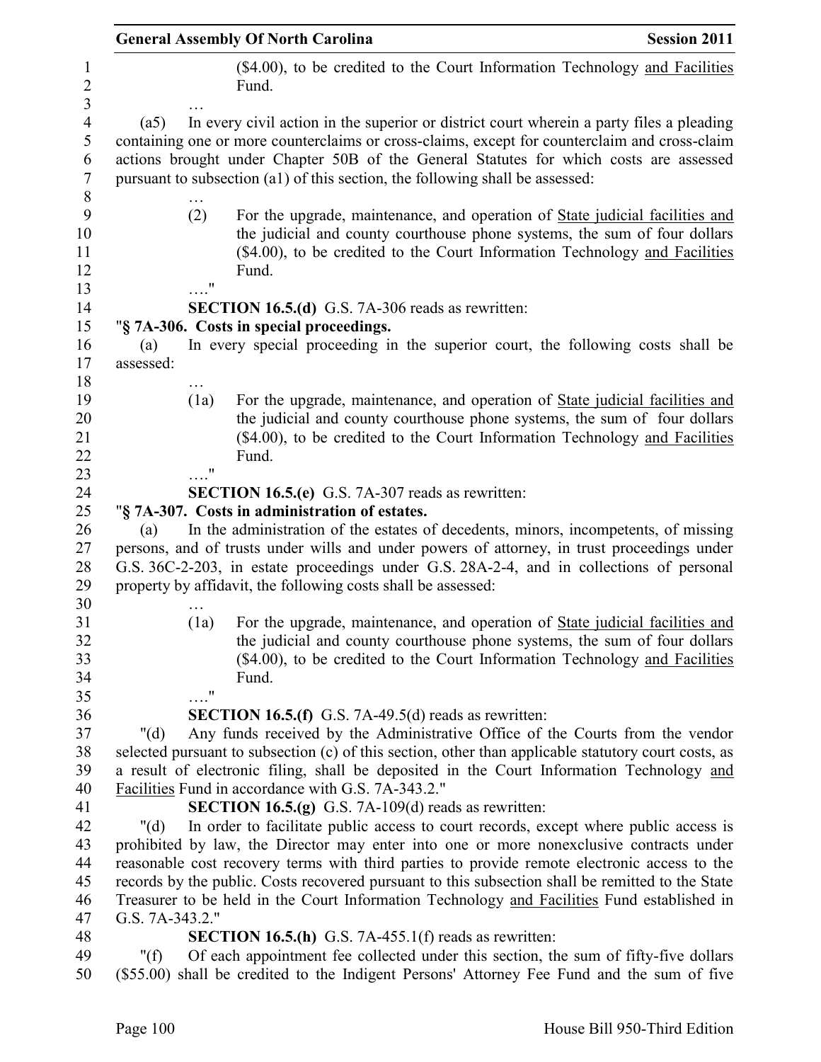($4.00), to be credited to the Court Information Technology and Facilities Fund.

…

(a5) In every civil action in the superior or district court wherein a party files a pleading containing one or more counterclaims or cross-claims, except for counterclaim and cross-claim actions brought under Chapter 50B of the General Statutes for which costs are assessed pursuant to subsection (a1) of this section, the following shall be assessed:

…

(2) For the upgrade, maintenance, and operation of State judicial facilities and the judicial and county courthouse phone systems, the sum of four dollars ($4.00), to be credited to the Court Information Technology and Facilities Fund.

…."

**SECTION 16.5.(d)** G.S. 7A-306 reads as rewritten:

"**§ 7A-306. Costs in special proceedings.**

(a) In every special proceeding in the superior court, the following costs shall be assessed:

…

(1a) For the upgrade, maintenance, and operation of State judicial facilities and the judicial and county courthouse phone systems, the sum of four dollars ($4.00), to be credited to the Court Information Technology and Facilities Fund.

…."

**SECTION 16.5.(e)** G.S. 7A-307 reads as rewritten:

"**§ 7A-307. Costs in administration of estates.**

(a) In the administration of the estates of decedents, minors, incompetents, of missing persons, and of trusts under wills and under powers of attorney, in trust proceedings under G.S. 36C-2-203, in estate proceedings under G.S. 28A-2-4, and in collections of personal property by affidavit, the following costs shall be assessed:

…

(1a) For the upgrade, maintenance, and operation of State judicial facilities and the judicial and county courthouse phone systems, the sum of four dollars ($4.00), to be credited to the Court Information Technology and Facilities Fund.

…."

**SECTION 16.5.(f)** G.S. 7A-49.5(d) reads as rewritten:

"(d) Any funds received by the Administrative Office of the Courts from the vendor selected pursuant to subsection (c) of this section, other than applicable statutory court costs, as a result of electronic filing, shall be deposited in the Court Information Technology and Facilities Fund in accordance with G.S. 7A-343.2."

**SECTION 16.5.(g)** G.S. 7A-109(d) reads as rewritten:

"(d) In order to facilitate public access to court records, except where public access is prohibited by law, the Director may enter into one or more nonexclusive contracts under reasonable cost recovery terms with third parties to provide remote electronic access to the records by the public. Costs recovered pursuant to this subsection shall be remitted to the State Treasurer to be held in the Court Information Technology and Facilities Fund established in G.S. 7A-343.2."

**SECTION 16.5.(h)** G.S. 7A-455.1(f) reads as rewritten:

"(f) Of each appointment fee collected under this section, the sum of fifty-five dollars ($55.00) shall be credited to the Indigent Persons' Attorney Fee Fund and the sum of five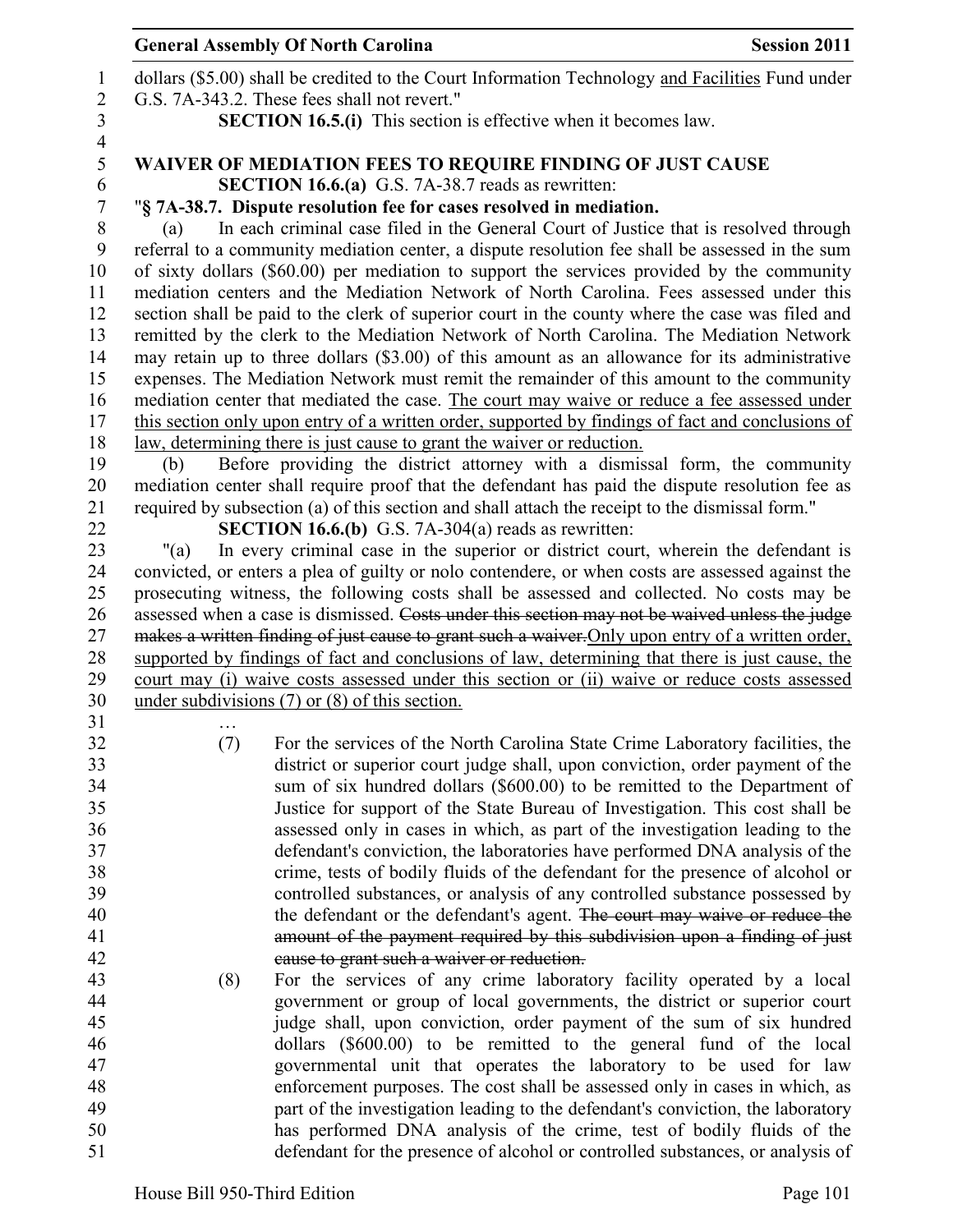dollars ($5.00) shall be credited to the Court Information Technology <u>and Facilities</u> Fund under G.S. 7A-343.2. These fees shall not revert."

**SECTION 16.5.(i)** This section is effective when it becomes law.

**WAIVER OF MEDIATION FEES TO REQUIRE FINDING OF JUST CAUSE**

**SECTION 16.6.(a)** G.S. 7A-38.7 reads as rewritten:

"**§ 7A-38.7. Dispute resolution fee for cases resolved in mediation.**

(a) In each criminal case filed in the General Court of Justice that is resolved through referral to a community mediation center, a dispute resolution fee shall be assessed in the sum of sixty dollars ($60.00) per mediation to support the services provided by the community mediation centers and the Mediation Network of North Carolina. Fees assessed under this section shall be paid to the clerk of superior court in the county where the case was filed and remitted by the clerk to the Mediation Network of North Carolina. The Mediation Network may retain up to three dollars ($3.00) of this amount as an allowance for its administrative expenses. The Mediation Network must remit the remainder of this amount to the community mediation center that mediated the case. <u>The court may waive or reduce a fee assessed under this section only upon entry of a written order, supported by findings of fact and conclusions of law, determining there is just cause to grant the waiver or reduction.</u>

(b) Before providing the district attorney with a dismissal form, the community mediation center shall require proof that the defendant has paid the dispute resolution fee as required by subsection (a) of this section and shall attach the receipt to the dismissal form."

**SECTION 16.6.(b)** G.S. 7A-304(a) reads as rewritten:

"(a) In every criminal case in the superior or district court, wherein the defendant is convicted, or enters a plea of guilty or nolo contendere, or when costs are assessed against the prosecuting witness, the following costs shall be assessed and collected. No costs may be assessed when a case is dismissed. ~~Costs under this section may not be waived unless the judge makes a written finding of just cause to grant such a waiver.~~<u>Only upon entry of a written order, supported by findings of fact and conclusions of law, determining that there is just cause, the court may (i) waive costs assessed under this section or (ii) waive or reduce costs assessed under subdivisions (7) or (8) of this section.</u>

…

(7) For the services of the North Carolina State Crime Laboratory facilities, the district or superior court judge shall, upon conviction, order payment of the sum of six hundred dollars ($600.00) to be remitted to the Department of Justice for support of the State Bureau of Investigation. This cost shall be assessed only in cases in which, as part of the investigation leading to the defendant's conviction, the laboratories have performed DNA analysis of the crime, tests of bodily fluids of the defendant for the presence of alcohol or controlled substances, or analysis of any controlled substance possessed by the defendant or the defendant's agent. ~~The court may waive or reduce the amount of the payment required by this subdivision upon a finding of just cause to grant such a waiver or reduction.~~

(8) For the services of any crime laboratory facility operated by a local government or group of local governments, the district or superior court judge shall, upon conviction, order payment of the sum of six hundred dollars ($600.00) to be remitted to the general fund of the local governmental unit that operates the laboratory to be used for law enforcement purposes. The cost shall be assessed only in cases in which, as part of the investigation leading to the defendant's conviction, the laboratory has performed DNA analysis of the crime, test of bodily fluids of the defendant for the presence of alcohol or controlled substances, or analysis of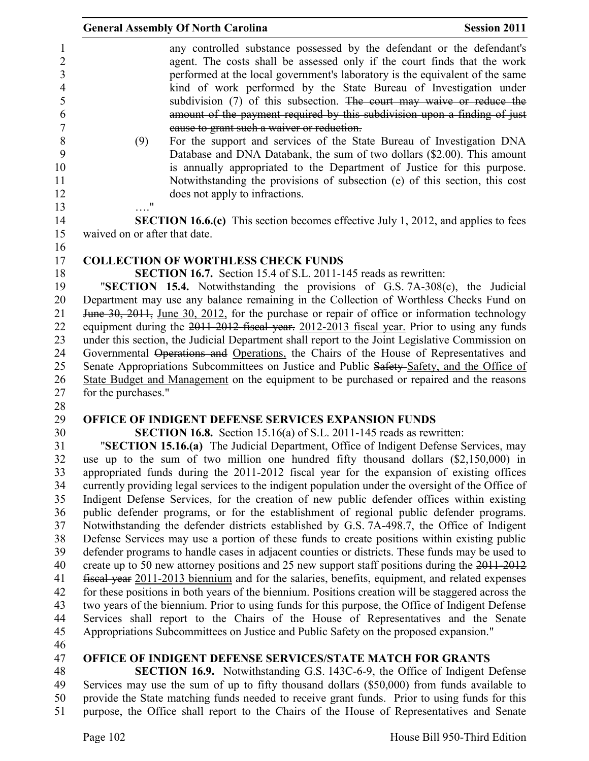any controlled substance possessed by the defendant or the defendant's agent. The costs shall be assessed only if the court finds that the work performed at the local government's laboratory is the equivalent of the same kind of work performed by the State Bureau of Investigation under subdivision (7) of this subsection. ~~The court may waive or reduce the amount of the payment required by this subdivision upon a finding of just cause to grant such a waiver or reduction.~~

(9) For the support and services of the State Bureau of Investigation DNA Database and DNA Databank, the sum of two dollars ($2.00). This amount is annually appropriated to the Department of Justice for this purpose. Notwithstanding the provisions of subsection (e) of this section, this cost does not apply to infractions.

…."

**SECTION 16.6.(c)** This section becomes effective July 1, 2012, and applies to fees waived on or after that date.

**COLLECTION OF WORTHLESS CHECK FUNDS**

**SECTION 16.7.** Section 15.4 of S.L. 2011-145 reads as rewritten:

"**SECTION 15.4.** Notwithstanding the provisions of G.S. 7A-308(c), the Judicial Department may use any balance remaining in the Collection of Worthless Checks Fund on ~~June 30, 2011,~~ June 30, 2012, for the purchase or repair of office or information technology equipment during the ~~2011-2012 fiscal year.~~ 2012-2013 fiscal year. Prior to using any funds under this section, the Judicial Department shall report to the Joint Legislative Commission on Governmental ~~Operations and~~ Operations, the Chairs of the House of Representatives and Senate Appropriations Subcommittees on Justice and Public ~~Safety~~ Safety, and the Office of State Budget and Management on the equipment to be purchased or repaired and the reasons for the purchases."

**OFFICE OF INDIGENT DEFENSE SERVICES EXPANSION FUNDS**

**SECTION 16.8.** Section 15.16(a) of S.L. 2011-145 reads as rewritten:

"**SECTION 15.16.(a)** The Judicial Department, Office of Indigent Defense Services, may use up to the sum of two million one hundred fifty thousand dollars ($2,150,000) in appropriated funds during the 2011-2012 fiscal year for the expansion of existing offices currently providing legal services to the indigent population under the oversight of the Office of Indigent Defense Services, for the creation of new public defender offices within existing public defender programs, or for the establishment of regional public defender programs. Notwithstanding the defender districts established by G.S. 7A-498.7, the Office of Indigent Defense Services may use a portion of these funds to create positions within existing public defender programs to handle cases in adjacent counties or districts. These funds may be used to create up to 50 new attorney positions and 25 new support staff positions during the ~~2011-2012 fiscal year~~ 2011-2013 biennium and for the salaries, benefits, equipment, and related expenses for these positions in both years of the biennium. Positions creation will be staggered across the two years of the biennium. Prior to using funds for this purpose, the Office of Indigent Defense Services shall report to the Chairs of the House of Representatives and the Senate Appropriations Subcommittees on Justice and Public Safety on the proposed expansion."

**OFFICE OF INDIGENT DEFENSE SERVICES/STATE MATCH FOR GRANTS**

**SECTION 16.9.** Notwithstanding G.S. 143C-6-9, the Office of Indigent Defense Services may use the sum of up to fifty thousand dollars ($50,000) from funds available to provide the State matching funds needed to receive grant funds. Prior to using funds for this purpose, the Office shall report to the Chairs of the House of Representatives and Senate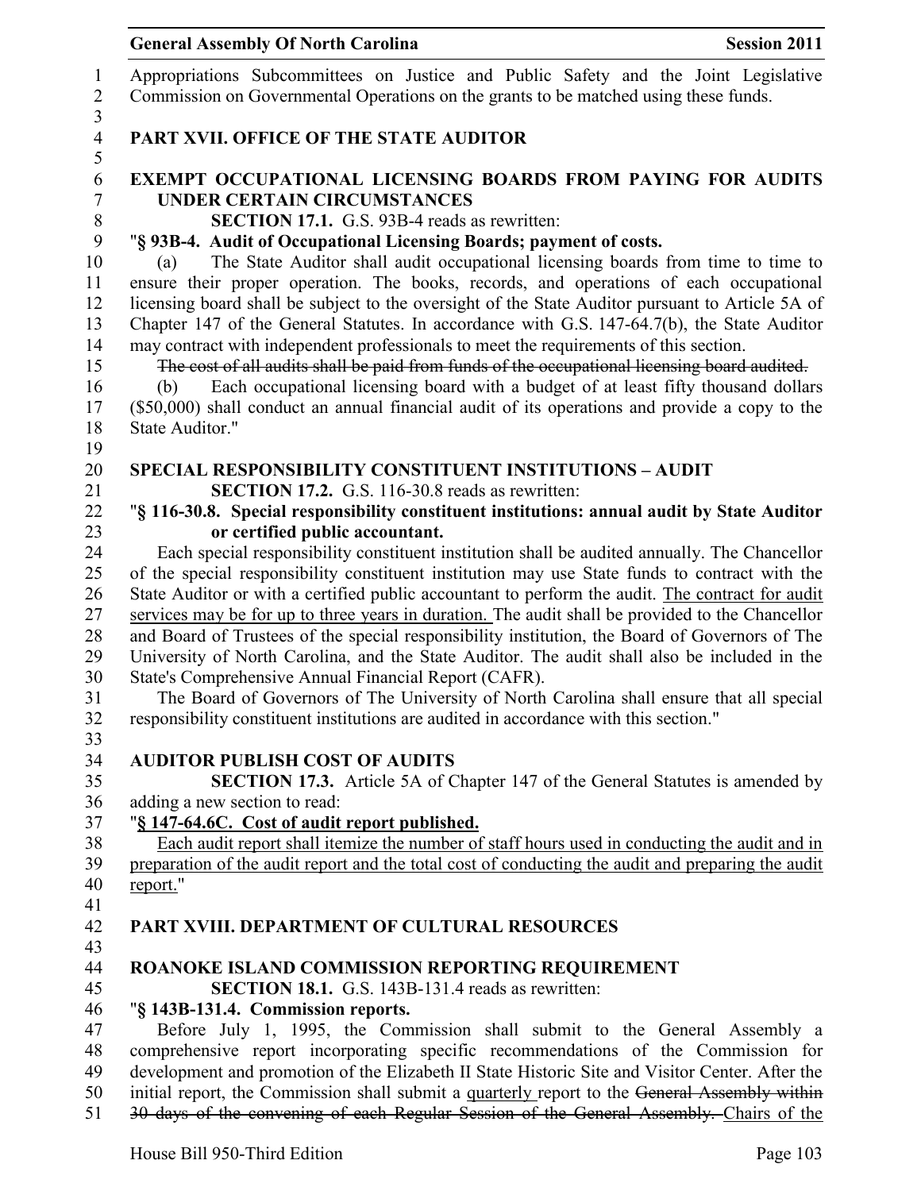Appropriations Subcommittees on Justice and Public Safety and the Joint Legislative Commission on Governmental Operations on the grants to be matched using these funds.

## PART XVII. OFFICE OF THE STATE AUDITOR

### EXEMPT OCCUPATIONAL LICENSING BOARDS FROM PAYING FOR AUDITS UNDER CERTAIN CIRCUMSTANCES

**SECTION 17.1.** G.S. 93B-4 reads as rewritten:

"**§ 93B-4. Audit of Occupational Licensing Boards; payment of costs.**

(a) The State Auditor shall audit occupational licensing boards from time to time to ensure their proper operation. The books, records, and operations of each occupational licensing board shall be subject to the oversight of the State Auditor pursuant to Article 5A of Chapter 147 of the General Statutes. In accordance with G.S. 147-64.7(b), the State Auditor may contract with independent professionals to meet the requirements of this section.

~~The cost of all audits shall be paid from funds of the occupational licensing board audited.~~

(b) Each occupational licensing board with a budget of at least fifty thousand dollars ($50,000) shall conduct an annual financial audit of its operations and provide a copy to the State Auditor."

### SPECIAL RESPONSIBILITY CONSTITUENT INSTITUTIONS – AUDIT

**SECTION 17.2.** G.S. 116-30.8 reads as rewritten:

"**§ 116-30.8. Special responsibility constituent institutions: annual audit by State Auditor or certified public accountant.**

Each special responsibility constituent institution shall be audited annually. The Chancellor of the special responsibility constituent institution may use State funds to contract with the State Auditor or with a certified public accountant to perform the audit. <u>The contract for audit services may be for up to three years in duration.</u> The audit shall be provided to the Chancellor and Board of Trustees of the special responsibility institution, the Board of Governors of The University of North Carolina, and the State Auditor. The audit shall also be included in the State's Comprehensive Annual Financial Report (CAFR).

The Board of Governors of The University of North Carolina shall ensure that all special responsibility constituent institutions are audited in accordance with this section."

### AUDITOR PUBLISH COST OF AUDITS

**SECTION 17.3.** Article 5A of Chapter 147 of the General Statutes is amended by adding a new section to read:

"**<u>§ 147-64.6C. Cost of audit report published.</u>**

<u>Each audit report shall itemize the number of staff hours used in conducting the audit and in preparation of the audit report and the total cost of conducting the audit and preparing the audit report.</u>"

## PART XVIII. DEPARTMENT OF CULTURAL RESOURCES

### ROANOKE ISLAND COMMISSION REPORTING REQUIREMENT

**SECTION 18.1.** G.S. 143B-131.4 reads as rewritten:

"**§ 143B-131.4. Commission reports.**

Before July 1, 1995, the Commission shall submit to the General Assembly a comprehensive report incorporating specific recommendations of the Commission for development and promotion of the Elizabeth II State Historic Site and Visitor Center. After the initial report, the Commission shall submit a <u>quarterly</u> report to the ~~General Assembly within 30 days of the convening of each Regular Session of the General Assembly.~~ Chairs of the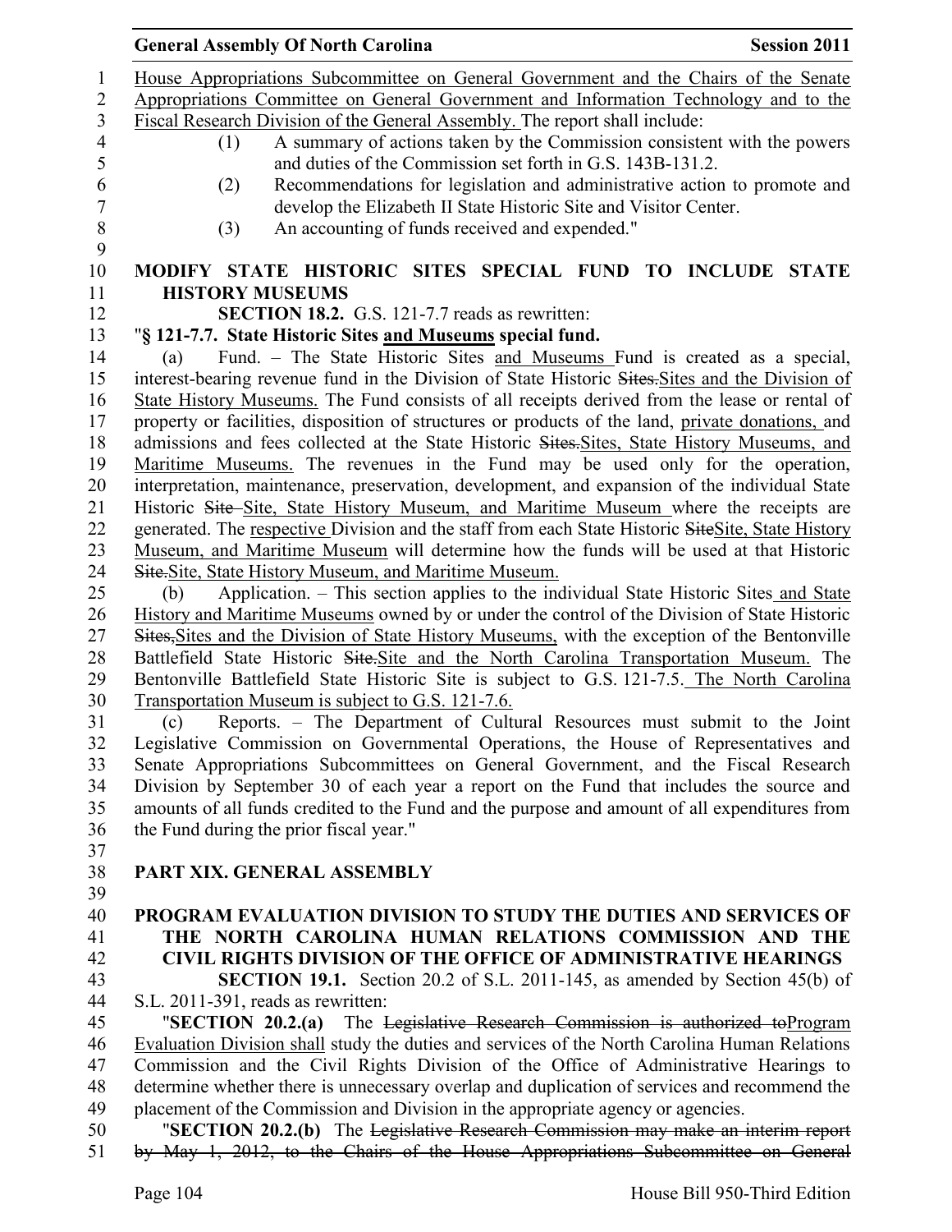House Appropriations Subcommittee on General Government and the Chairs of the Senate Appropriations Committee on General Government and Information Technology and to the Fiscal Research Division of the General Assembly. The report shall include:

(1) A summary of actions taken by the Commission consistent with the powers and duties of the Commission set forth in G.S. 143B-131.2.

(2) Recommendations for legislation and administrative action to promote and develop the Elizabeth II State Historic Site and Visitor Center.

(3) An accounting of funds received and expended."

**MODIFY STATE HISTORIC SITES SPECIAL FUND TO INCLUDE STATE HISTORY MUSEUMS**

**SECTION 18.2.** G.S. 121-7.7 reads as rewritten:

"**§ 121-7.7. State Historic Sites and Museums special fund.**

(a) Fund. – The State Historic Sites and Museums Fund is created as a special, interest-bearing revenue fund in the Division of State Historic ~~Sites.~~Sites and the Division of State History Museums. The Fund consists of all receipts derived from the lease or rental of property or facilities, disposition of structures or products of the land, private donations, and admissions and fees collected at the State Historic ~~Sites.~~Sites, State History Museums, and Maritime Museums. The revenues in the Fund may be used only for the operation, interpretation, maintenance, preservation, development, and expansion of the individual State Historic ~~Site~~ Site, State History Museum, and Maritime Museum where the receipts are generated. The respective Division and the staff from each State Historic ~~Site~~Site, State History Museum, and Maritime Museum will determine how the funds will be used at that Historic ~~Site.~~Site, State History Museum, and Maritime Museum.

(b) Application. – This section applies to the individual State Historic Sites and State History and Maritime Museums owned by or under the control of the Division of State Historic ~~Sites,~~Sites and the Division of State History Museums, with the exception of the Bentonville Battlefield State Historic ~~Site.~~Site and the North Carolina Transportation Museum. The Bentonville Battlefield State Historic Site is subject to G.S. 121-7.5. The North Carolina Transportation Museum is subject to G.S. 121-7.6.

(c) Reports. – The Department of Cultural Resources must submit to the Joint Legislative Commission on Governmental Operations, the House of Representatives and Senate Appropriations Subcommittees on General Government, and the Fiscal Research Division by September 30 of each year a report on the Fund that includes the source and amounts of all funds credited to the Fund and the purpose and amount of all expenditures from the Fund during the prior fiscal year."

**PART XIX. GENERAL ASSEMBLY**

**PROGRAM EVALUATION DIVISION TO STUDY THE DUTIES AND SERVICES OF THE NORTH CAROLINA HUMAN RELATIONS COMMISSION AND THE CIVIL RIGHTS DIVISION OF THE OFFICE OF ADMINISTRATIVE HEARINGS**

**SECTION 19.1.** Section 20.2 of S.L. 2011-145, as amended by Section 45(b) of S.L. 2011-391, reads as rewritten:

"**SECTION 20.2.(a)** The ~~Legislative Research Commission is authorized to~~Program Evaluation Division shall study the duties and services of the North Carolina Human Relations Commission and the Civil Rights Division of the Office of Administrative Hearings to determine whether there is unnecessary overlap and duplication of services and recommend the placement of the Commission and Division in the appropriate agency or agencies.

"**SECTION 20.2.(b)** The ~~Legislative Research Commission may make an interim report by May 1, 2012, to the Chairs of the House Appropriations Subcommittee on General~~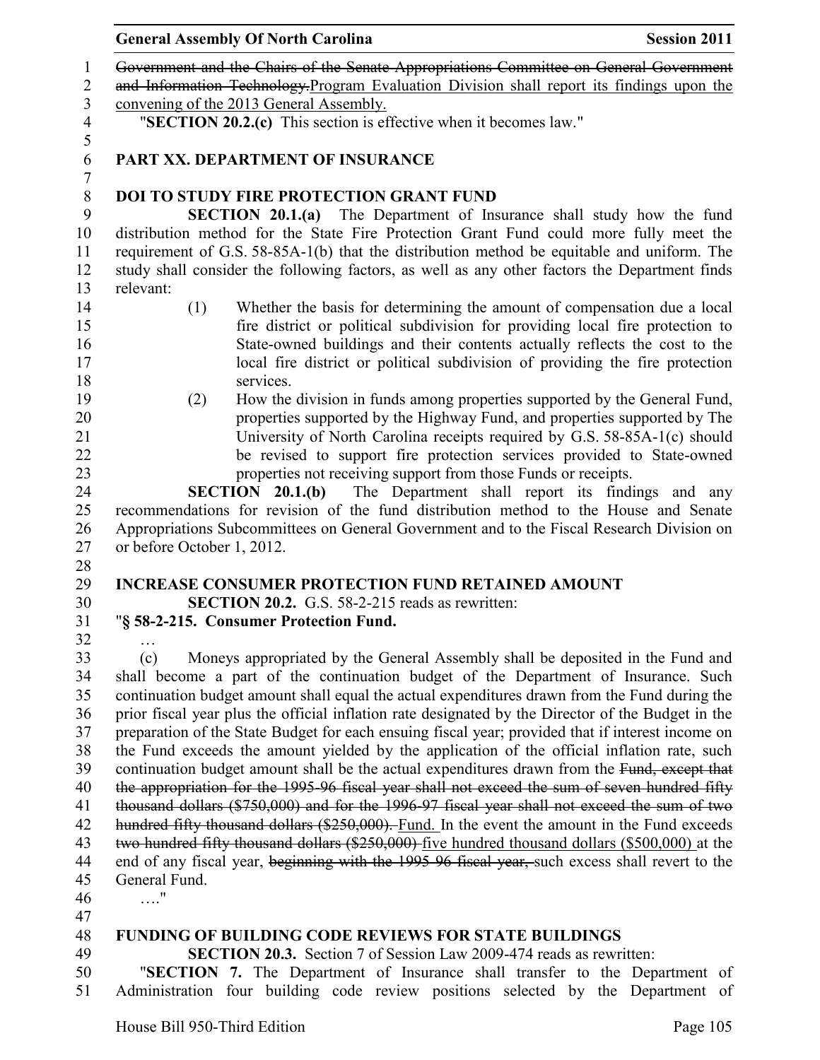~~Government and the Chairs of the Senate Appropriations Committee on General Government and Information Technology.~~Program Evaluation Division shall report its findings upon the convening of the 2013 General Assembly.

"**SECTION 20.2.(c)** This section is effective when it becomes law."

## PART XX. DEPARTMENT OF INSURANCE

### DOI TO STUDY FIRE PROTECTION GRANT FUND

**SECTION 20.1.(a)** The Department of Insurance shall study how the fund distribution method for the State Fire Protection Grant Fund could more fully meet the requirement of G.S. 58-85A-1(b) that the distribution method be equitable and uniform. The study shall consider the following factors, as well as any other factors the Department finds relevant:

(1) Whether the basis for determining the amount of compensation due a local fire district or political subdivision for providing local fire protection to State-owned buildings and their contents actually reflects the cost to the local fire district or political subdivision of providing the fire protection services.

(2) How the division in funds among properties supported by the General Fund, properties supported by the Highway Fund, and properties supported by The University of North Carolina receipts required by G.S. 58-85A-1(c) should be revised to support fire protection services provided to State-owned properties not receiving support from those Funds or receipts.

**SECTION 20.1.(b)** The Department shall report its findings and any recommendations for revision of the fund distribution method to the House and Senate Appropriations Subcommittees on General Government and to the Fiscal Research Division on or before October 1, 2012.

### INCREASE CONSUMER PROTECTION FUND RETAINED AMOUNT

**SECTION 20.2.** G.S. 58-2-215 reads as rewritten:

"**§ 58-2-215. Consumer Protection Fund.**

…

(c) Moneys appropriated by the General Assembly shall be deposited in the Fund and shall become a part of the continuation budget of the Department of Insurance. Such continuation budget amount shall equal the actual expenditures drawn from the Fund during the prior fiscal year plus the official inflation rate designated by the Director of the Budget in the preparation of the State Budget for each ensuing fiscal year; provided that if interest income on the Fund exceeds the amount yielded by the application of the official inflation rate, such continuation budget amount shall be the actual expenditures drawn from the ~~Fund, except that the appropriation for the 1995-96 fiscal year shall not exceed the sum of seven hundred fifty thousand dollars ($750,000) and for the 1996-97 fiscal year shall not exceed the sum of two hundred fifty thousand dollars ($250,000).~~ Fund. In the event the amount in the Fund exceeds ~~two hundred fifty thousand dollars ($250,000)~~ five hundred thousand dollars ($500,000) at the end of any fiscal year, ~~beginning with the 1995-96 fiscal year,~~ such excess shall revert to the General Fund.

…."

### FUNDING OF BUILDING CODE REVIEWS FOR STATE BUILDINGS

**SECTION 20.3.** Section 7 of Session Law 2009-474 reads as rewritten:

"**SECTION 7.** The Department of Insurance shall transfer to the Department of Administration four building code review positions selected by the Department of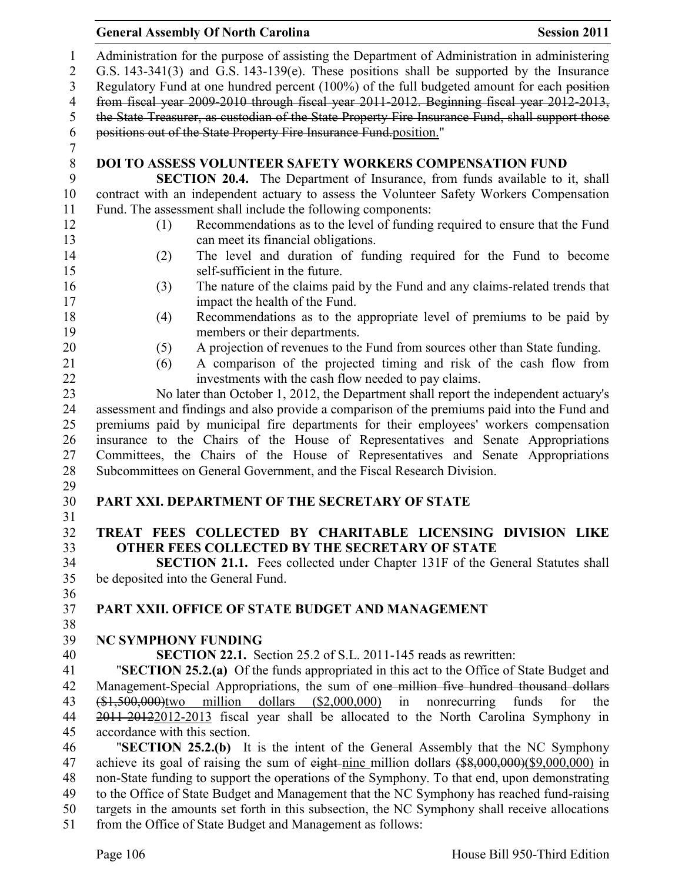Administration for the purpose of assisting the Department of Administration in administering G.S. 143-341(3) and G.S. 143-139(e). These positions shall be supported by the Insurance Regulatory Fund at one hundred percent (100%) of the full budgeted amount for each ~~position from fiscal year 2009-2010 through fiscal year 2011-2012. Beginning fiscal year 2012-2013, the State Treasurer, as custodian of the State Property Fire Insurance Fund, shall support those positions out of the State Property Fire Insurance Fund.~~position."

## DOI TO ASSESS VOLUNTEER SAFETY WORKERS COMPENSATION FUND

**SECTION 20.4.** The Department of Insurance, from funds available to it, shall contract with an independent actuary to assess the Volunteer Safety Workers Compensation Fund. The assessment shall include the following components:

(1) Recommendations as to the level of funding required to ensure that the Fund can meet its financial obligations.

(2) The level and duration of funding required for the Fund to become self-sufficient in the future.

(3) The nature of the claims paid by the Fund and any claims-related trends that impact the health of the Fund.

(4) Recommendations as to the appropriate level of premiums to be paid by members or their departments.

(5) A projection of revenues to the Fund from sources other than State funding.

(6) A comparison of the projected timing and risk of the cash flow from investments with the cash flow needed to pay claims.

No later than October 1, 2012, the Department shall report the independent actuary's assessment and findings and also provide a comparison of the premiums paid into the Fund and premiums paid by municipal fire departments for their employees' workers compensation insurance to the Chairs of the House of Representatives and Senate Appropriations Committees, the Chairs of the House of Representatives and Senate Appropriations Subcommittees on General Government, and the Fiscal Research Division.

# PART XXI. DEPARTMENT OF THE SECRETARY OF STATE

## TREAT FEES COLLECTED BY CHARITABLE LICENSING DIVISION LIKE OTHER FEES COLLECTED BY THE SECRETARY OF STATE

**SECTION 21.1.** Fees collected under Chapter 131F of the General Statutes shall be deposited into the General Fund.

# PART XXII. OFFICE OF STATE BUDGET AND MANAGEMENT

## NC SYMPHONY FUNDING

**SECTION 22.1.** Section 25.2 of S.L. 2011-145 reads as rewritten:

"**SECTION 25.2.(a)** Of the funds appropriated in this act to the Office of State Budget and Management-Special Appropriations, the sum of ~~one million five hundred thousand dollars ($1,500,000)~~two million dollars ($2,000,000) in nonrecurring funds for the ~~2011-2012~~2012-2013 fiscal year shall be allocated to the North Carolina Symphony in accordance with this section.

"**SECTION 25.2.(b)** It is the intent of the General Assembly that the NC Symphony achieve its goal of raising the sum of ~~eight~~ nine million dollars ~~($8,000,000)~~($9,000,000) in non-State funding to support the operations of the Symphony. To that end, upon demonstrating to the Office of State Budget and Management that the NC Symphony has reached fund-raising targets in the amounts set forth in this subsection, the NC Symphony shall receive allocations from the Office of State Budget and Management as follows: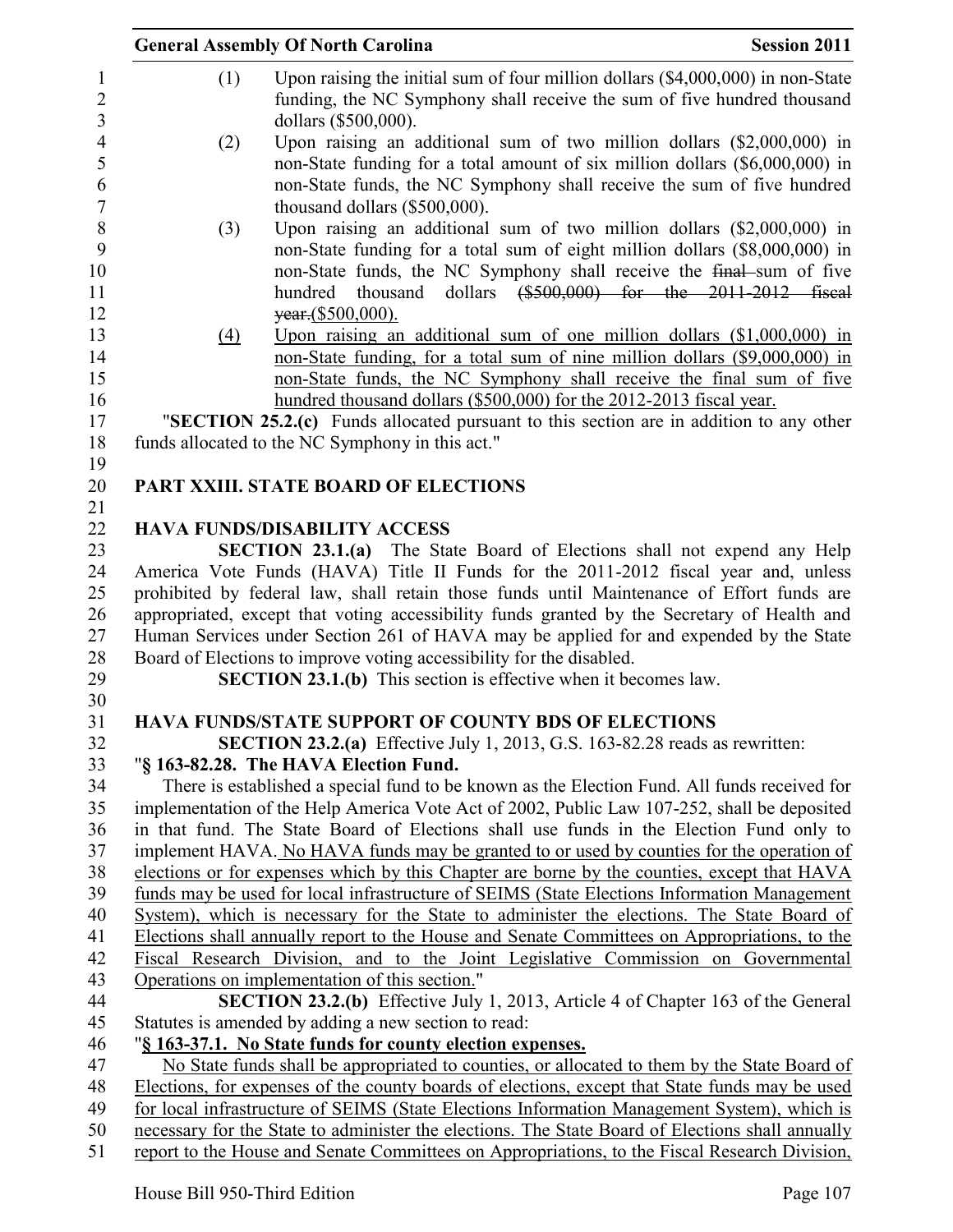(1) Upon raising the initial sum of four million dollars ($4,000,000) in non-State funding, the NC Symphony shall receive the sum of five hundred thousand dollars ($500,000).

(2) Upon raising an additional sum of two million dollars ($2,000,000) in non-State funding for a total amount of six million dollars ($6,000,000) in non-State funds, the NC Symphony shall receive the sum of five hundred thousand dollars ($500,000).

(3) Upon raising an additional sum of two million dollars ($2,000,000) in non-State funding for a total sum of eight million dollars ($8,000,000) in non-State funds, the NC Symphony shall receive the ~~final~~ sum of five hundred thousand dollars ~~($500,000) for the 2011-2012 fiscal year.~~($500,000).

<u>(4) Upon raising an additional sum of one million dollars ($1,000,000) in non-State funding, for a total sum of nine million dollars ($9,000,000) in non-State funds, the NC Symphony shall receive the final sum of five hundred thousand dollars ($500,000) for the 2012-2013 fiscal year.</u>

"**SECTION 25.2.(c)** Funds allocated pursuant to this section are in addition to any other funds allocated to the NC Symphony in this act."

## PART XXIII. STATE BOARD OF ELECTIONS

### HAVA FUNDS/DISABILITY ACCESS

**SECTION 23.1.(a)** The State Board of Elections shall not expend any Help America Vote Funds (HAVA) Title II Funds for the 2011-2012 fiscal year and, unless prohibited by federal law, shall retain those funds until Maintenance of Effort funds are appropriated, except that voting accessibility funds granted by the Secretary of Health and Human Services under Section 261 of HAVA may be applied for and expended by the State Board of Elections to improve voting accessibility for the disabled.

**SECTION 23.1.(b)** This section is effective when it becomes law.

### HAVA FUNDS/STATE SUPPORT OF COUNTY BDS OF ELECTIONS

**SECTION 23.2.(a)** Effective July 1, 2013, G.S. 163-82.28 reads as rewritten:

"**§ 163-82.28. The HAVA Election Fund.**

There is established a special fund to be known as the Election Fund. All funds received for implementation of the Help America Vote Act of 2002, Public Law 107-252, shall be deposited in that fund. The State Board of Elections shall use funds in the Election Fund only to implement HAVA. <u>No HAVA funds may be granted to or used by counties for the operation of elections or for expenses which by this Chapter are borne by the counties, except that HAVA funds may be used for local infrastructure of SEIMS (State Elections Information Management System), which is necessary for the State to administer the elections. The State Board of Elections shall annually report to the House and Senate Committees on Appropriations, to the Fiscal Research Division, and to the Joint Legislative Commission on Governmental Operations on implementation of this section.</u>"

**SECTION 23.2.(b)** Effective July 1, 2013, Article 4 of Chapter 163 of the General Statutes is amended by adding a new section to read:

"<u>**§ 163-37.1. No State funds for county election expenses.**</u>

<u>No State funds shall be appropriated to counties, or allocated to them by the State Board of Elections, for expenses of the county boards of elections, except that State funds may be used for local infrastructure of SEIMS (State Elections Information Management System), which is necessary for the State to administer the elections. The State Board of Elections shall annually report to the House and Senate Committees on Appropriations, to the Fiscal Research Division,</u>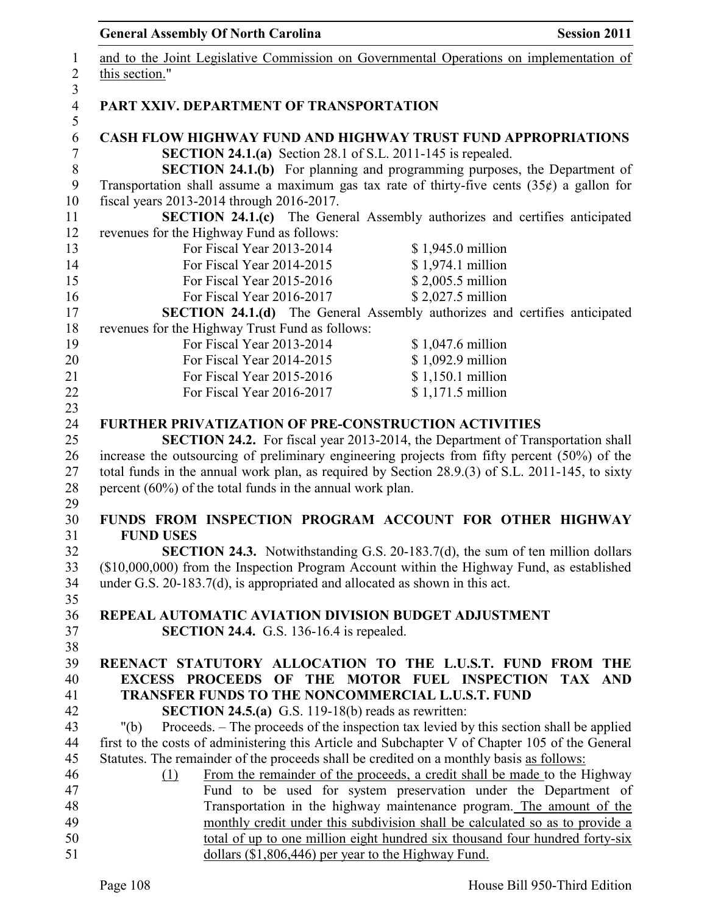and to the Joint Legislative Commission on Governmental Operations on implementation of this section."

## PART XXIV. DEPARTMENT OF TRANSPORTATION

### CASH FLOW HIGHWAY FUND AND HIGHWAY TRUST FUND APPROPRIATIONS

**SECTION 24.1.(a)** Section 28.1 of S.L. 2011-145 is repealed.

**SECTION 24.1.(b)** For planning and programming purposes, the Department of Transportation shall assume a maximum gas tax rate of thirty-five cents (35¢) a gallon for fiscal years 2013-2014 through 2016-2017.

**SECTION 24.1.(c)** The General Assembly authorizes and certifies anticipated revenues for the Highway Fund as follows:

| | |
|---|---|
| For Fiscal Year 2013-2014 | $ 1,945.0 million |
| For Fiscal Year 2014-2015 | $ 1,974.1 million |
| For Fiscal Year 2015-2016 | $ 2,005.5 million |
| For Fiscal Year 2016-2017 | $ 2,027.5 million |

**SECTION 24.1.(d)** The General Assembly authorizes and certifies anticipated revenues for the Highway Trust Fund as follows:

| | |
|---|---|
| For Fiscal Year 2013-2014 | $ 1,047.6 million |
| For Fiscal Year 2014-2015 | $ 1,092.9 million |
| For Fiscal Year 2015-2016 | $ 1,150.1 million |
| For Fiscal Year 2016-2017 | $ 1,171.5 million |

### FURTHER PRIVATIZATION OF PRE-CONSTRUCTION ACTIVITIES

**SECTION 24.2.** For fiscal year 2013-2014, the Department of Transportation shall increase the outsourcing of preliminary engineering projects from fifty percent (50%) of the total funds in the annual work plan, as required by Section 28.9.(3) of S.L. 2011-145, to sixty percent (60%) of the total funds in the annual work plan.

### FUNDS FROM INSPECTION PROGRAM ACCOUNT FOR OTHER HIGHWAY FUND USES

**SECTION 24.3.** Notwithstanding G.S. 20-183.7(d), the sum of ten million dollars ($10,000,000) from the Inspection Program Account within the Highway Fund, as established under G.S. 20-183.7(d), is appropriated and allocated as shown in this act.

### REPEAL AUTOMATIC AVIATION DIVISION BUDGET ADJUSTMENT

**SECTION 24.4.** G.S. 136-16.4 is repealed.

### REENACT STATUTORY ALLOCATION TO THE L.U.S.T. FUND FROM THE EXCESS PROCEEDS OF THE MOTOR FUEL INSPECTION TAX AND TRANSFER FUNDS TO THE NONCOMMERCIAL L.U.S.T. FUND

**SECTION 24.5.(a)** G.S. 119-18(b) reads as rewritten:

"(b) Proceeds. – The proceeds of the inspection tax levied by this section shall be applied first to the costs of administering this Article and Subchapter V of Chapter 105 of the General Statutes. The remainder of the proceeds shall be credited on a monthly basis as follows:

(1) From the remainder of the proceeds, a credit shall be made to the Highway Fund to be used for system preservation under the Department of Transportation in the highway maintenance program. The amount of the monthly credit under this subdivision shall be calculated so as to provide a total of up to one million eight hundred six thousand four hundred forty-six dollars ($1,806,446) per year to the Highway Fund.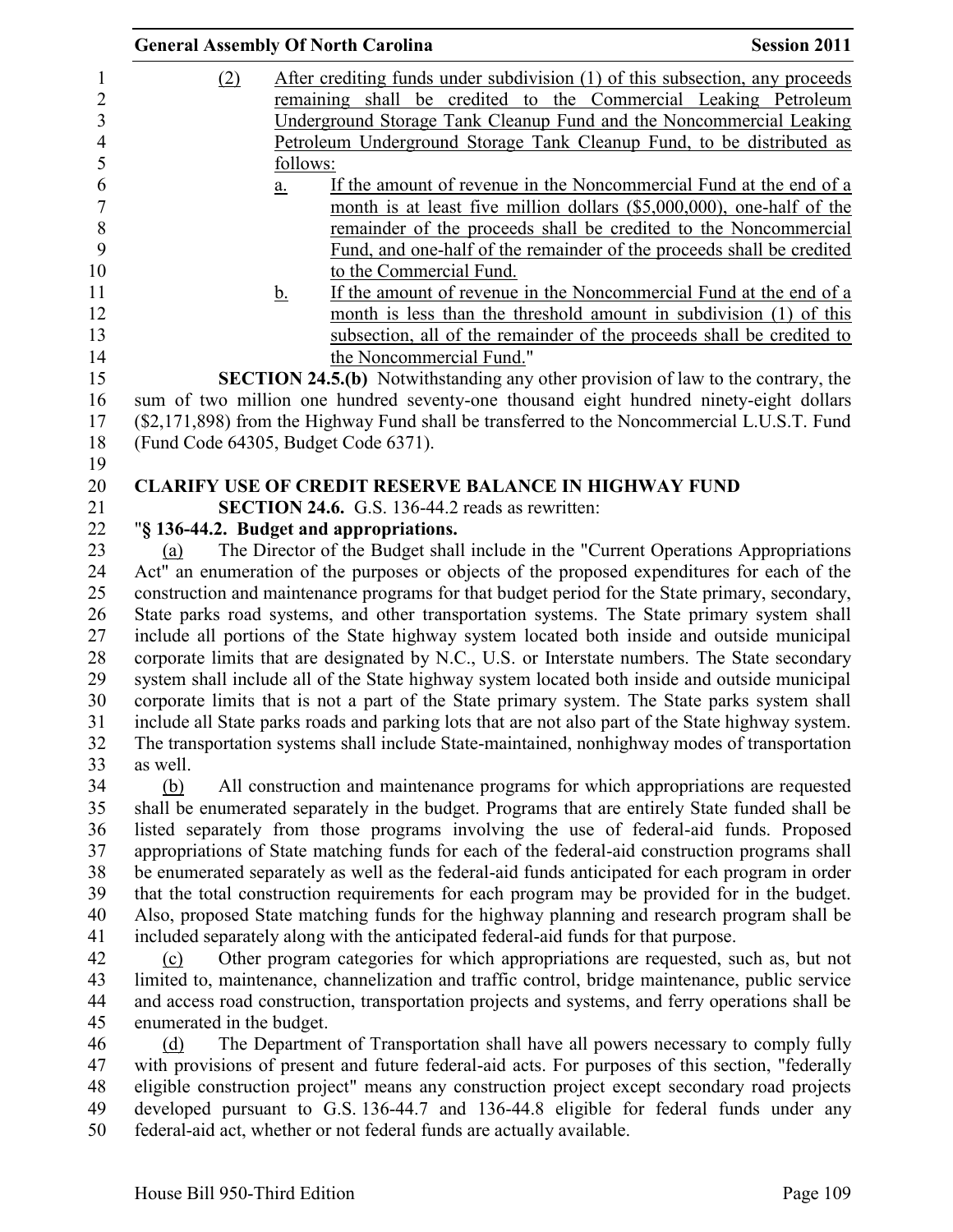(2) After crediting funds under subdivision (1) of this subsection, any proceeds remaining shall be credited to the Commercial Leaking Petroleum Underground Storage Tank Cleanup Fund and the Noncommercial Leaking Petroleum Underground Storage Tank Cleanup Fund, to be distributed as follows:

a. If the amount of revenue in the Noncommercial Fund at the end of a month is at least five million dollars ($5,000,000), one-half of the remainder of the proceeds shall be credited to the Noncommercial Fund, and one-half of the remainder of the proceeds shall be credited to the Commercial Fund.

b. If the amount of revenue in the Noncommercial Fund at the end of a month is less than the threshold amount in subdivision (1) of this subsection, all of the remainder of the proceeds shall be credited to the Noncommercial Fund."

**SECTION 24.5.(b)** Notwithstanding any other provision of law to the contrary, the sum of two million one hundred seventy-one thousand eight hundred ninety-eight dollars ($2,171,898) from the Highway Fund shall be transferred to the Noncommercial L.U.S.T. Fund (Fund Code 64305, Budget Code 6371).

**CLARIFY USE OF CREDIT RESERVE BALANCE IN HIGHWAY FUND**

**SECTION 24.6.** G.S. 136-44.2 reads as rewritten:

"**§ 136-44.2. Budget and appropriations.**

(a) The Director of the Budget shall include in the "Current Operations Appropriations Act" an enumeration of the purposes or objects of the proposed expenditures for each of the construction and maintenance programs for that budget period for the State primary, secondary, State parks road systems, and other transportation systems. The State primary system shall include all portions of the State highway system located both inside and outside municipal corporate limits that are designated by N.C., U.S. or Interstate numbers. The State secondary system shall include all of the State highway system located both inside and outside municipal corporate limits that is not a part of the State primary system. The State parks system shall include all State parks roads and parking lots that are not also part of the State highway system. The transportation systems shall include State-maintained, nonhighway modes of transportation as well.

(b) All construction and maintenance programs for which appropriations are requested shall be enumerated separately in the budget. Programs that are entirely State funded shall be listed separately from those programs involving the use of federal-aid funds. Proposed appropriations of State matching funds for each of the federal-aid construction programs shall be enumerated separately as well as the federal-aid funds anticipated for each program in order that the total construction requirements for each program may be provided for in the budget. Also, proposed State matching funds for the highway planning and research program shall be included separately along with the anticipated federal-aid funds for that purpose.

(c) Other program categories for which appropriations are requested, such as, but not limited to, maintenance, channelization and traffic control, bridge maintenance, public service and access road construction, transportation projects and systems, and ferry operations shall be enumerated in the budget.

(d) The Department of Transportation shall have all powers necessary to comply fully with provisions of present and future federal-aid acts. For purposes of this section, "federally eligible construction project" means any construction project except secondary road projects developed pursuant to G.S. 136-44.7 and 136-44.8 eligible for federal funds under any federal-aid act, whether or not federal funds are actually available.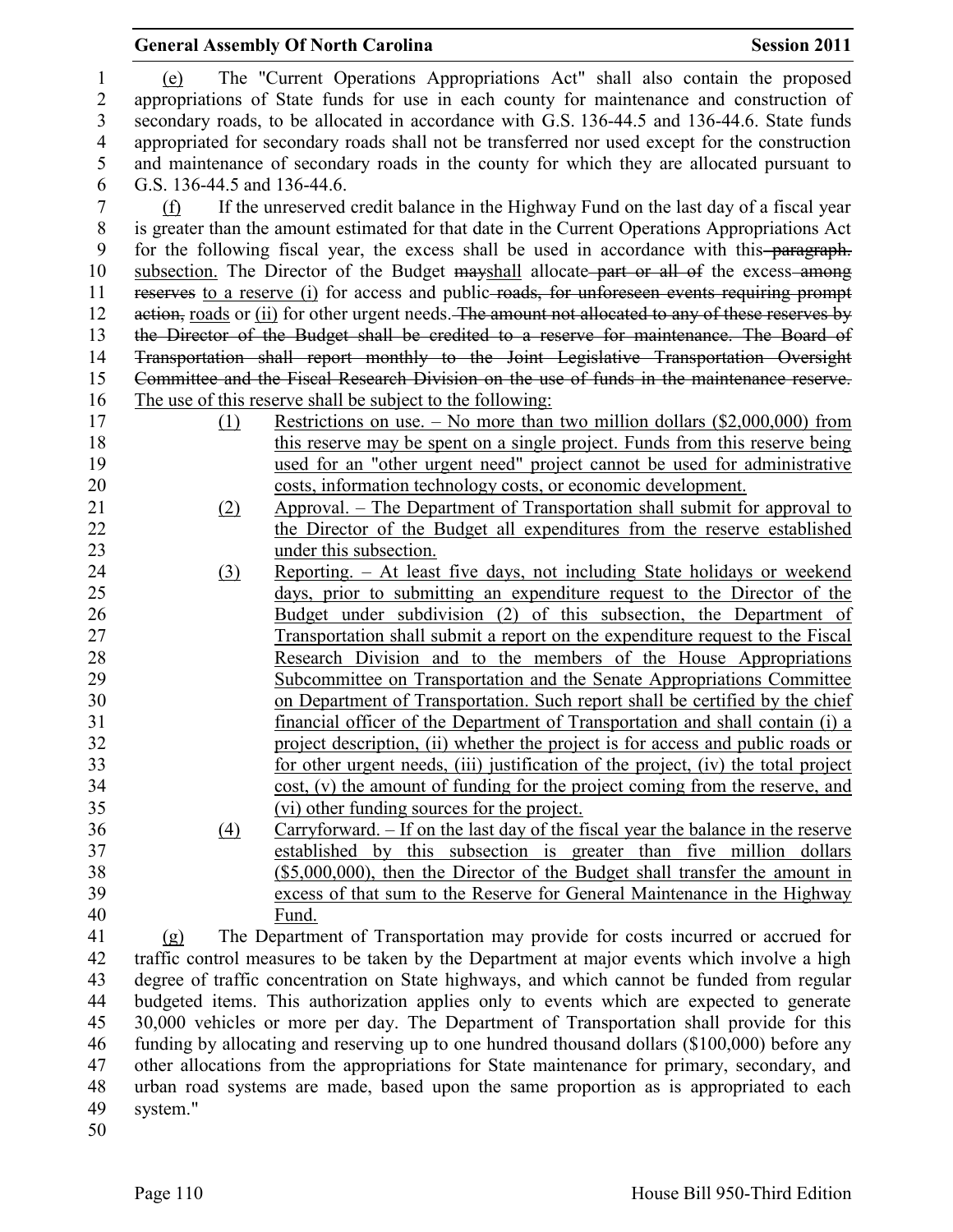(e) The "Current Operations Appropriations Act" shall also contain the proposed appropriations of State funds for use in each county for maintenance and construction of secondary roads, to be allocated in accordance with G.S. 136-44.5 and 136-44.6. State funds appropriated for secondary roads shall not be transferred nor used except for the construction and maintenance of secondary roads in the county for which they are allocated pursuant to G.S. 136-44.5 and 136-44.6.

(f) If the unreserved credit balance in the Highway Fund on the last day of a fiscal year is greater than the amount estimated for that date in the Current Operations Appropriations Act for the following fiscal year, the excess shall be used in accordance with this ~~paragraph.~~ subsection. The Director of the Budget ~~may~~shall allocate ~~part or all of~~ the excess ~~among reserves~~ to a reserve (i) for access and public ~~roads, for unforeseen events requiring prompt action,~~ roads or (ii) for other urgent needs. ~~The amount not allocated to any of these reserves by the Director of the Budget shall be credited to a reserve for maintenance. The Board of Transportation shall report monthly to the Joint Legislative Transportation Oversight Committee and the Fiscal Research Division on the use of funds in the maintenance reserve.~~ The use of this reserve shall be subject to the following:

(1) Restrictions on use. – No more than two million dollars ($2,000,000) from this reserve may be spent on a single project. Funds from this reserve being used for an "other urgent need" project cannot be used for administrative costs, information technology costs, or economic development.

(2) Approval. – The Department of Transportation shall submit for approval to the Director of the Budget all expenditures from the reserve established under this subsection.

(3) Reporting. – At least five days, not including State holidays or weekend days, prior to submitting an expenditure request to the Director of the Budget under subdivision (2) of this subsection, the Department of Transportation shall submit a report on the expenditure request to the Fiscal Research Division and to the members of the House Appropriations Subcommittee on Transportation and the Senate Appropriations Committee on Department of Transportation. Such report shall be certified by the chief financial officer of the Department of Transportation and shall contain (i) a project description, (ii) whether the project is for access and public roads or for other urgent needs, (iii) justification of the project, (iv) the total project cost, (v) the amount of funding for the project coming from the reserve, and (vi) other funding sources for the project.

(4) Carryforward. – If on the last day of the fiscal year the balance in the reserve established by this subsection is greater than five million dollars ($5,000,000), then the Director of the Budget shall transfer the amount in excess of that sum to the Reserve for General Maintenance in the Highway Fund.

(g) The Department of Transportation may provide for costs incurred or accrued for traffic control measures to be taken by the Department at major events which involve a high degree of traffic concentration on State highways, and which cannot be funded from regular budgeted items. This authorization applies only to events which are expected to generate 30,000 vehicles or more per day. The Department of Transportation shall provide for this funding by allocating and reserving up to one hundred thousand dollars ($100,000) before any other allocations from the appropriations for State maintenance for primary, secondary, and urban road systems are made, based upon the same proportion as is appropriated to each system."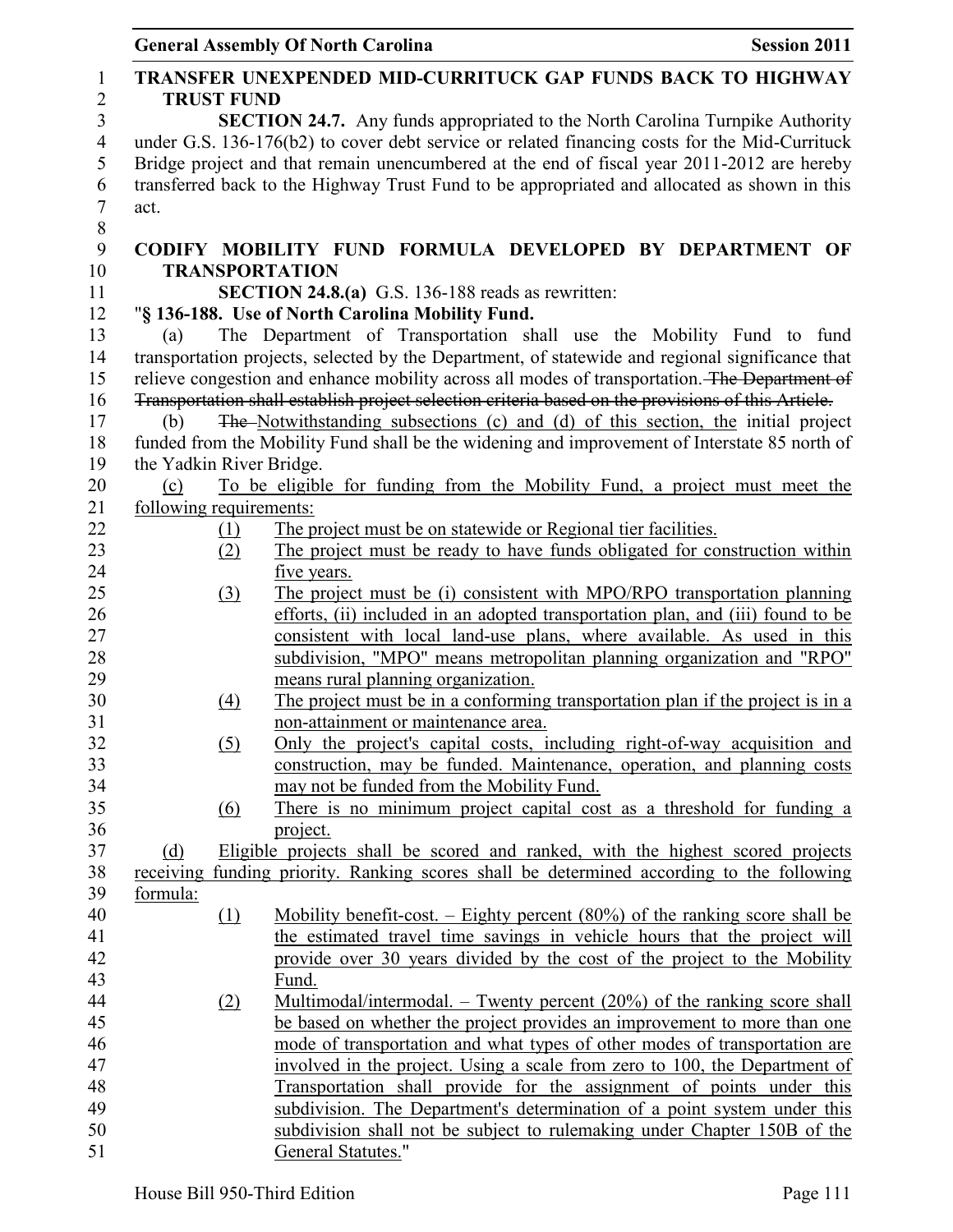**TRANSFER UNEXPENDED MID-CURRITUCK GAP FUNDS BACK TO HIGHWAY TRUST FUND**

**SECTION 24.7.** Any funds appropriated to the North Carolina Turnpike Authority under G.S. 136-176(b2) to cover debt service or related financing costs for the Mid-Currituck Bridge project and that remain unencumbered at the end of fiscal year 2011-2012 are hereby transferred back to the Highway Trust Fund to be appropriated and allocated as shown in this act.

**CODIFY MOBILITY FUND FORMULA DEVELOPED BY DEPARTMENT OF TRANSPORTATION**

**SECTION 24.8.(a)** G.S. 136-188 reads as rewritten:

"**§ 136-188. Use of North Carolina Mobility Fund.**

(a) The Department of Transportation shall use the Mobility Fund to fund transportation projects, selected by the Department, of statewide and regional significance that relieve congestion and enhance mobility across all modes of transportation. ~~The Department of Transportation shall establish project selection criteria based on the provisions of this Article.~~

(b) ~~The~~ Notwithstanding subsections (c) and (d) of this section, the initial project funded from the Mobility Fund shall be the widening and improvement of Interstate 85 north of the Yadkin River Bridge.

(c) To be eligible for funding from the Mobility Fund, a project must meet the following requirements:

(1) The project must be on statewide or Regional tier facilities.

(2) The project must be ready to have funds obligated for construction within five years.

(3) The project must be (i) consistent with MPO/RPO transportation planning efforts, (ii) included in an adopted transportation plan, and (iii) found to be consistent with local land-use plans, where available. As used in this subdivision, "MPO" means metropolitan planning organization and "RPO" means rural planning organization.

(4) The project must be in a conforming transportation plan if the project is in a non-attainment or maintenance area.

(5) Only the project's capital costs, including right-of-way acquisition and construction, may be funded. Maintenance, operation, and planning costs may not be funded from the Mobility Fund.

(6) There is no minimum project capital cost as a threshold for funding a project.

(d) Eligible projects shall be scored and ranked, with the highest scored projects receiving funding priority. Ranking scores shall be determined according to the following formula:

(1) Mobility benefit-cost. – Eighty percent (80%) of the ranking score shall be the estimated travel time savings in vehicle hours that the project will provide over 30 years divided by the cost of the project to the Mobility Fund.

(2) Multimodal/intermodal. – Twenty percent (20%) of the ranking score shall be based on whether the project provides an improvement to more than one mode of transportation and what types of other modes of transportation are involved in the project. Using a scale from zero to 100, the Department of Transportation shall provide for the assignment of points under this subdivision. The Department's determination of a point system under this subdivision shall not be subject to rulemaking under Chapter 150B of the General Statutes."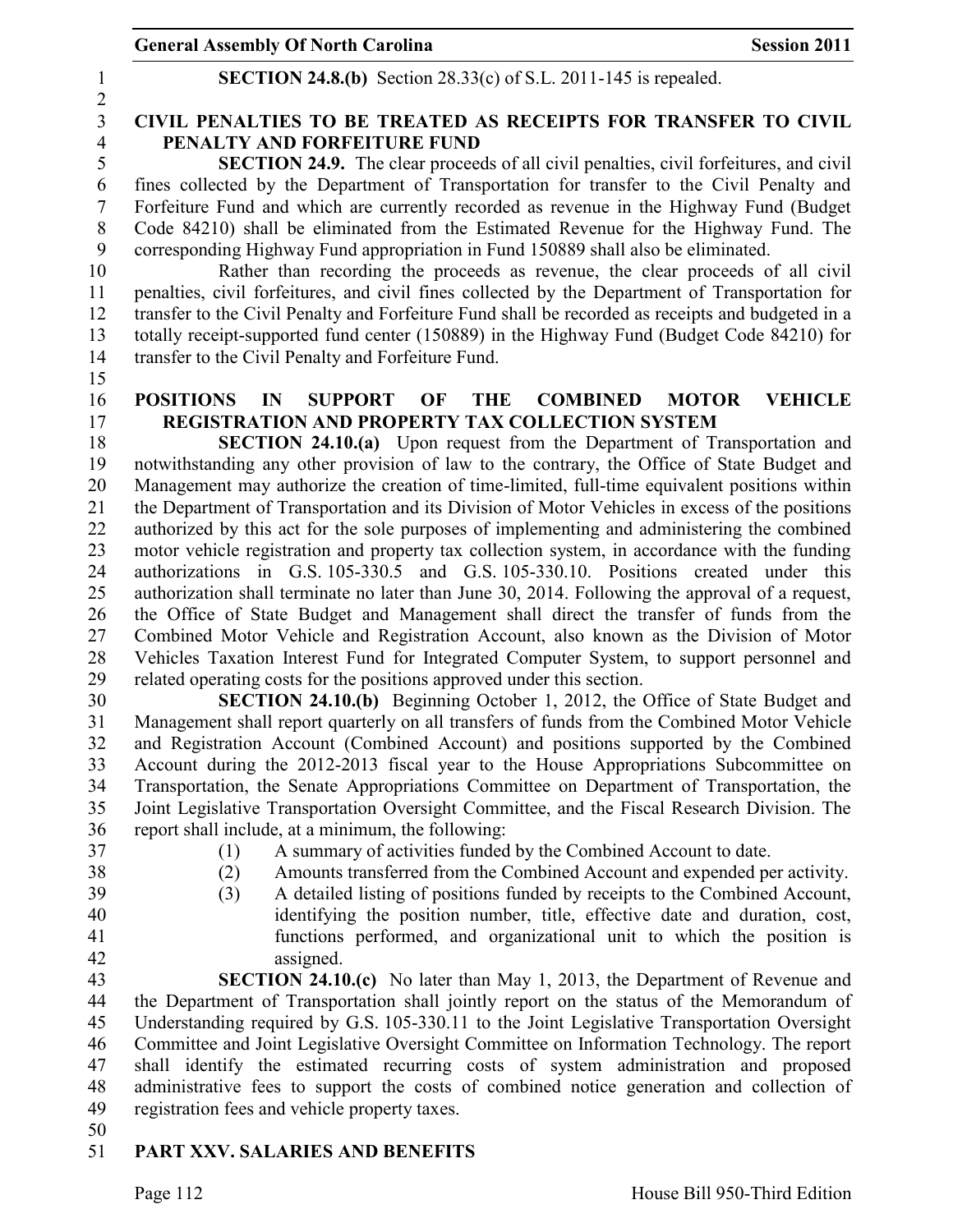**SECTION 24.8.(b)** Section 28.33(c) of S.L. 2011-145 is repealed.

## CIVIL PENALTIES TO BE TREATED AS RECEIPTS FOR TRANSFER TO CIVIL PENALTY AND FORFEITURE FUND

**SECTION 24.9.** The clear proceeds of all civil penalties, civil forfeitures, and civil fines collected by the Department of Transportation for transfer to the Civil Penalty and Forfeiture Fund and which are currently recorded as revenue in the Highway Fund (Budget Code 84210) shall be eliminated from the Estimated Revenue for the Highway Fund. The corresponding Highway Fund appropriation in Fund 150889 shall also be eliminated.

Rather than recording the proceeds as revenue, the clear proceeds of all civil penalties, civil forfeitures, and civil fines collected by the Department of Transportation for transfer to the Civil Penalty and Forfeiture Fund shall be recorded as receipts and budgeted in a totally receipt-supported fund center (150889) in the Highway Fund (Budget Code 84210) for transfer to the Civil Penalty and Forfeiture Fund.

## POSITIONS IN SUPPORT OF THE COMBINED MOTOR VEHICLE REGISTRATION AND PROPERTY TAX COLLECTION SYSTEM

**SECTION 24.10.(a)** Upon request from the Department of Transportation and notwithstanding any other provision of law to the contrary, the Office of State Budget and Management may authorize the creation of time-limited, full-time equivalent positions within the Department of Transportation and its Division of Motor Vehicles in excess of the positions authorized by this act for the sole purposes of implementing and administering the combined motor vehicle registration and property tax collection system, in accordance with the funding authorizations in G.S. 105-330.5 and G.S. 105-330.10. Positions created under this authorization shall terminate no later than June 30, 2014. Following the approval of a request, the Office of State Budget and Management shall direct the transfer of funds from the Combined Motor Vehicle and Registration Account, also known as the Division of Motor Vehicles Taxation Interest Fund for Integrated Computer System, to support personnel and related operating costs for the positions approved under this section.

**SECTION 24.10.(b)** Beginning October 1, 2012, the Office of State Budget and Management shall report quarterly on all transfers of funds from the Combined Motor Vehicle and Registration Account (Combined Account) and positions supported by the Combined Account during the 2012-2013 fiscal year to the House Appropriations Subcommittee on Transportation, the Senate Appropriations Committee on Department of Transportation, the Joint Legislative Transportation Oversight Committee, and the Fiscal Research Division. The report shall include, at a minimum, the following:

(1) A summary of activities funded by the Combined Account to date.
(2) Amounts transferred from the Combined Account and expended per activity.
(3) A detailed listing of positions funded by receipts to the Combined Account, identifying the position number, title, effective date and duration, cost, functions performed, and organizational unit to which the position is assigned.

**SECTION 24.10.(c)** No later than May 1, 2013, the Department of Revenue and the Department of Transportation shall jointly report on the status of the Memorandum of Understanding required by G.S. 105-330.11 to the Joint Legislative Transportation Oversight Committee and Joint Legislative Oversight Committee on Information Technology. The report shall identify the estimated recurring costs of system administration and proposed administrative fees to support the costs of combined notice generation and collection of registration fees and vehicle property taxes.

# PART XXV. SALARIES AND BENEFITS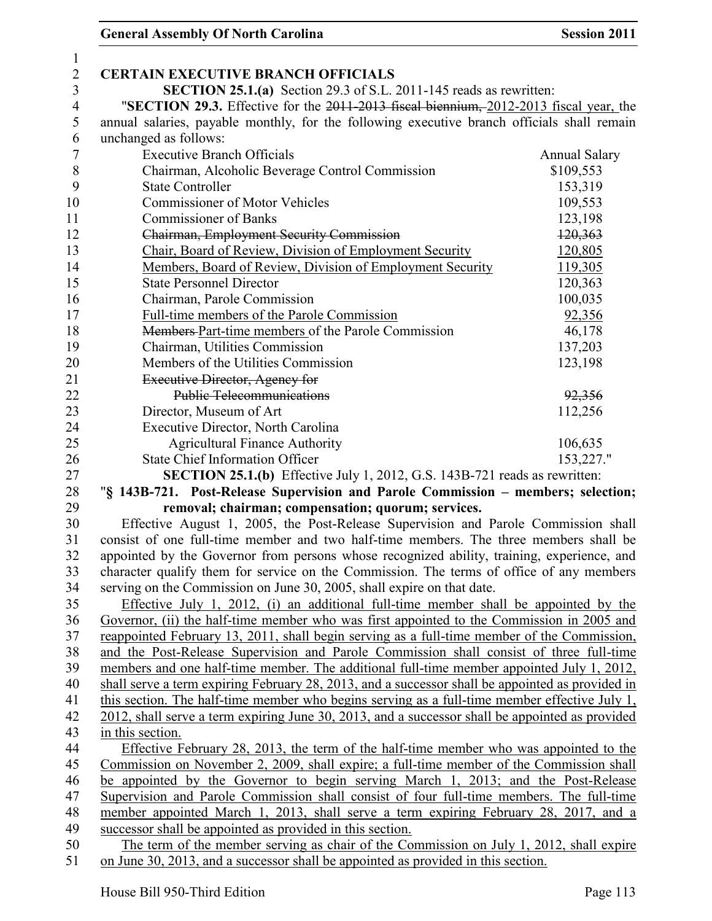**CERTAIN EXECUTIVE BRANCH OFFICIALS**

**SECTION 25.1.(a)** Section 29.3 of S.L. 2011-145 reads as rewritten:

"**SECTION 29.3.** Effective for the ~~2011-2013 fiscal biennium,~~ 2012-2013 fiscal year, the annual salaries, payable monthly, for the following executive branch officials shall remain unchanged as follows:

| Executive Branch Officials | Annual Salary |
|---|---|
| Chairman, Alcoholic Beverage Control Commission | $109,553 |
| State Controller | 153,319 |
| Commissioner of Motor Vehicles | 109,553 |
| Commissioner of Banks | 123,198 |
| ~~Chairman, Employment Security Commission~~ | ~~120,363~~ |
| Chair, Board of Review, Division of Employment Security | 120,805 |
| Members, Board of Review, Division of Employment Security | 119,305 |
| State Personnel Director | 120,363 |
| Chairman, Parole Commission | 100,035 |
| Full-time members of the Parole Commission | 92,356 |
| ~~Members~~ Part-time members of the Parole Commission | 46,178 |
| Chairman, Utilities Commission | 137,203 |
| Members of the Utilities Commission | 123,198 |
| ~~Executive Director, Agency for Public Telecommunications~~ | ~~92,356~~ |
| Director, Museum of Art | 112,256 |
| Executive Director, North Carolina Agricultural Finance Authority | 106,635 |
| State Chief Information Officer | 153,227." |

**SECTION 25.1.(b)** Effective July 1, 2012, G.S. 143B-721 reads as rewritten:

"**§ 143B-721. Post-Release Supervision and Parole Commission – members; selection; removal; chairman; compensation; quorum; services.**

Effective August 1, 2005, the Post-Release Supervision and Parole Commission shall consist of one full-time member and two half-time members. The three members shall be appointed by the Governor from persons whose recognized ability, training, experience, and character qualify them for service on the Commission. The terms of office of any members serving on the Commission on June 30, 2005, shall expire on that date.

Effective July 1, 2012, (i) an additional full-time member shall be appointed by the Governor, (ii) the half-time member who was first appointed to the Commission in 2005 and reappointed February 13, 2011, shall begin serving as a full-time member of the Commission, and the Post-Release Supervision and Parole Commission shall consist of three full-time members and one half-time member. The additional full-time member appointed July 1, 2012, shall serve a term expiring February 28, 2013, and a successor shall be appointed as provided in this section. The half-time member who begins serving as a full-time member effective July 1, 2012, shall serve a term expiring June 30, 2013, and a successor shall be appointed as provided in this section.

Effective February 28, 2013, the term of the half-time member who was appointed to the Commission on November 2, 2009, shall expire; a full-time member of the Commission shall be appointed by the Governor to begin serving March 1, 2013; and the Post-Release Supervision and Parole Commission shall consist of four full-time members. The full-time member appointed March 1, 2013, shall serve a term expiring February 28, 2017, and a successor shall be appointed as provided in this section.

The term of the member serving as chair of the Commission on July 1, 2012, shall expire on June 30, 2013, and a successor shall be appointed as provided in this section.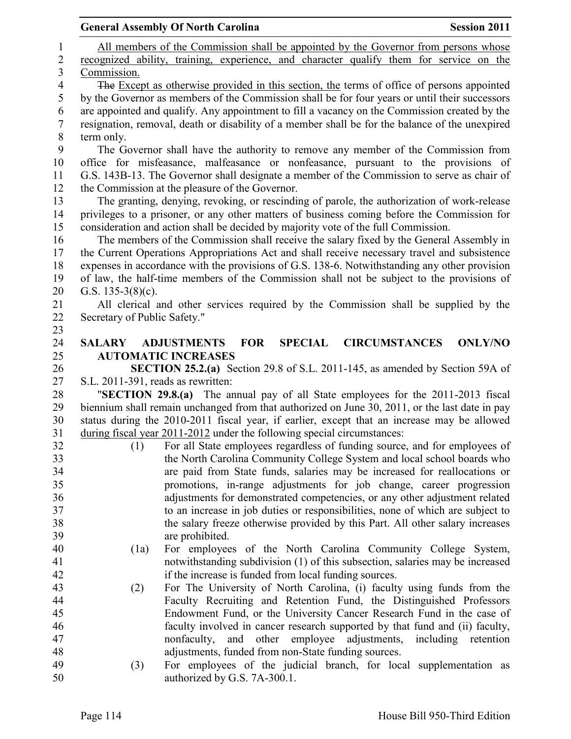All members of the Commission shall be appointed by the Governor from persons whose recognized ability, training, experience, and character qualify them for service on the Commission.

~~The~~ Except as otherwise provided in this section, the terms of office of persons appointed by the Governor as members of the Commission shall be for four years or until their successors are appointed and qualify. Any appointment to fill a vacancy on the Commission created by the resignation, removal, death or disability of a member shall be for the balance of the unexpired term only.

The Governor shall have the authority to remove any member of the Commission from office for misfeasance, malfeasance or nonfeasance, pursuant to the provisions of G.S. 143B-13. The Governor shall designate a member of the Commission to serve as chair of the Commission at the pleasure of the Governor.

The granting, denying, revoking, or rescinding of parole, the authorization of work-release privileges to a prisoner, or any other matters of business coming before the Commission for consideration and action shall be decided by majority vote of the full Commission.

The members of the Commission shall receive the salary fixed by the General Assembly in the Current Operations Appropriations Act and shall receive necessary travel and subsistence expenses in accordance with the provisions of G.S. 138-6. Notwithstanding any other provision of law, the half-time members of the Commission shall not be subject to the provisions of G.S. 135-3(8)(c).

All clerical and other services required by the Commission shall be supplied by the Secretary of Public Safety."

**SALARY ADJUSTMENTS FOR SPECIAL CIRCUMSTANCES ONLY/NO AUTOMATIC INCREASES**

**SECTION 25.2.(a)** Section 29.8 of S.L. 2011-145, as amended by Section 59A of S.L. 2011-391, reads as rewritten:

"**SECTION 29.8.(a)** The annual pay of all State employees for the 2011-2013 fiscal biennium shall remain unchanged from that authorized on June 30, 2011, or the last date in pay status during the 2010-2011 fiscal year, if earlier, except that an increase may be allowed during fiscal year 2011-2012 under the following special circumstances:

(1) For all State employees regardless of funding source, and for employees of the North Carolina Community College System and local school boards who are paid from State funds, salaries may be increased for reallocations or promotions, in-range adjustments for job change, career progression adjustments for demonstrated competencies, or any other adjustment related to an increase in job duties or responsibilities, none of which are subject to the salary freeze otherwise provided by this Part. All other salary increases are prohibited.

(1a) For employees of the North Carolina Community College System, notwithstanding subdivision (1) of this subsection, salaries may be increased if the increase is funded from local funding sources.

(2) For The University of North Carolina, (i) faculty using funds from the Faculty Recruiting and Retention Fund, the Distinguished Professors Endowment Fund, or the University Cancer Research Fund in the case of faculty involved in cancer research supported by that fund and (ii) faculty, nonfaculty, and other employee adjustments, including retention adjustments, funded from non-State funding sources.

(3) For employees of the judicial branch, for local supplementation as authorized by G.S. 7A-300.1.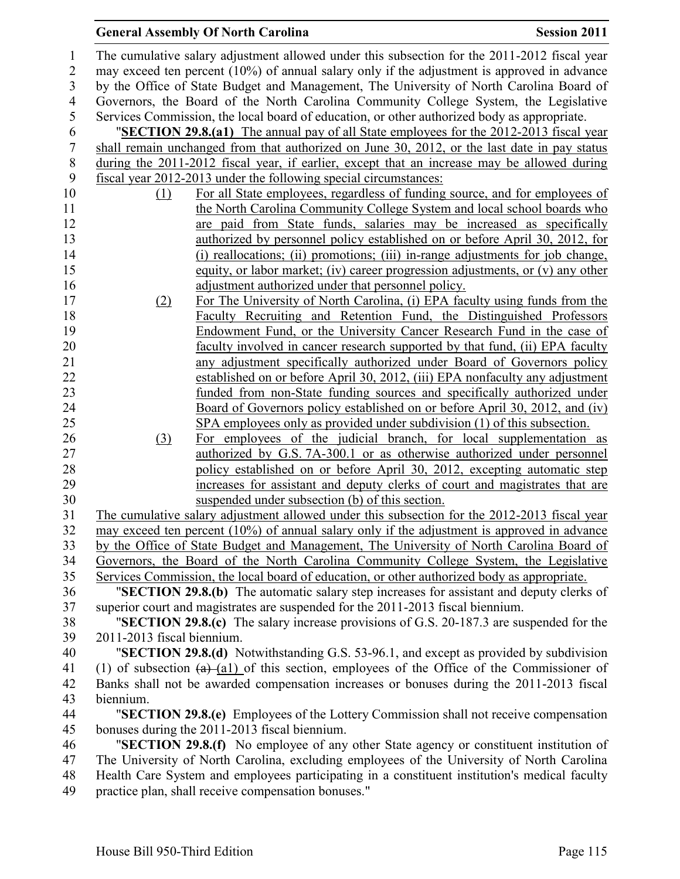The cumulative salary adjustment allowed under this subsection for the 2011-2012 fiscal year may exceed ten percent (10%) of annual salary only if the adjustment is approved in advance by the Office of State Budget and Management, The University of North Carolina Board of Governors, the Board of the North Carolina Community College System, the Legislative Services Commission, the local board of education, or other authorized body as appropriate.

"**SECTION 29.8.(a1)** The annual pay of all State employees for the 2012-2013 fiscal year shall remain unchanged from that authorized on June 30, 2012, or the last date in pay status during the 2011-2012 fiscal year, if earlier, except that an increase may be allowed during fiscal year 2012-2013 under the following special circumstances:

(1) For all State employees, regardless of funding source, and for employees of the North Carolina Community College System and local school boards who are paid from State funds, salaries may be increased as specifically authorized by personnel policy established on or before April 30, 2012, for (i) reallocations; (ii) promotions; (iii) in-range adjustments for job change, equity, or labor market; (iv) career progression adjustments, or (v) any other adjustment authorized under that personnel policy.

(2) For The University of North Carolina, (i) EPA faculty using funds from the Faculty Recruiting and Retention Fund, the Distinguished Professors Endowment Fund, or the University Cancer Research Fund in the case of faculty involved in cancer research supported by that fund, (ii) EPA faculty any adjustment specifically authorized under Board of Governors policy established on or before April 30, 2012, (iii) EPA nonfaculty any adjustment funded from non-State funding sources and specifically authorized under Board of Governors policy established on or before April 30, 2012, and (iv) SPA employees only as provided under subdivision (1) of this subsection.

(3) For employees of the judicial branch, for local supplementation as authorized by G.S. 7A-300.1 or as otherwise authorized under personnel policy established on or before April 30, 2012, excepting automatic step increases for assistant and deputy clerks of court and magistrates that are suspended under subsection (b) of this section.

The cumulative salary adjustment allowed under this subsection for the 2012-2013 fiscal year may exceed ten percent (10%) of annual salary only if the adjustment is approved in advance by the Office of State Budget and Management, The University of North Carolina Board of Governors, the Board of the North Carolina Community College System, the Legislative Services Commission, the local board of education, or other authorized body as appropriate.

"**SECTION 29.8.(b)** The automatic salary step increases for assistant and deputy clerks of superior court and magistrates are suspended for the 2011-2013 fiscal biennium.

"**SECTION 29.8.(c)** The salary increase provisions of G.S. 20-187.3 are suspended for the 2011-2013 fiscal biennium.

"**SECTION 29.8.(d)** Notwithstanding G.S. 53-96.1, and except as provided by subdivision (1) of subsection ~~(a)~~ (a1) of this section, employees of the Office of the Commissioner of Banks shall not be awarded compensation increases or bonuses during the 2011-2013 fiscal biennium.

"**SECTION 29.8.(e)** Employees of the Lottery Commission shall not receive compensation bonuses during the 2011-2013 fiscal biennium.

"**SECTION 29.8.(f)** No employee of any other State agency or constituent institution of The University of North Carolina, excluding employees of the University of North Carolina Health Care System and employees participating in a constituent institution's medical faculty practice plan, shall receive compensation bonuses."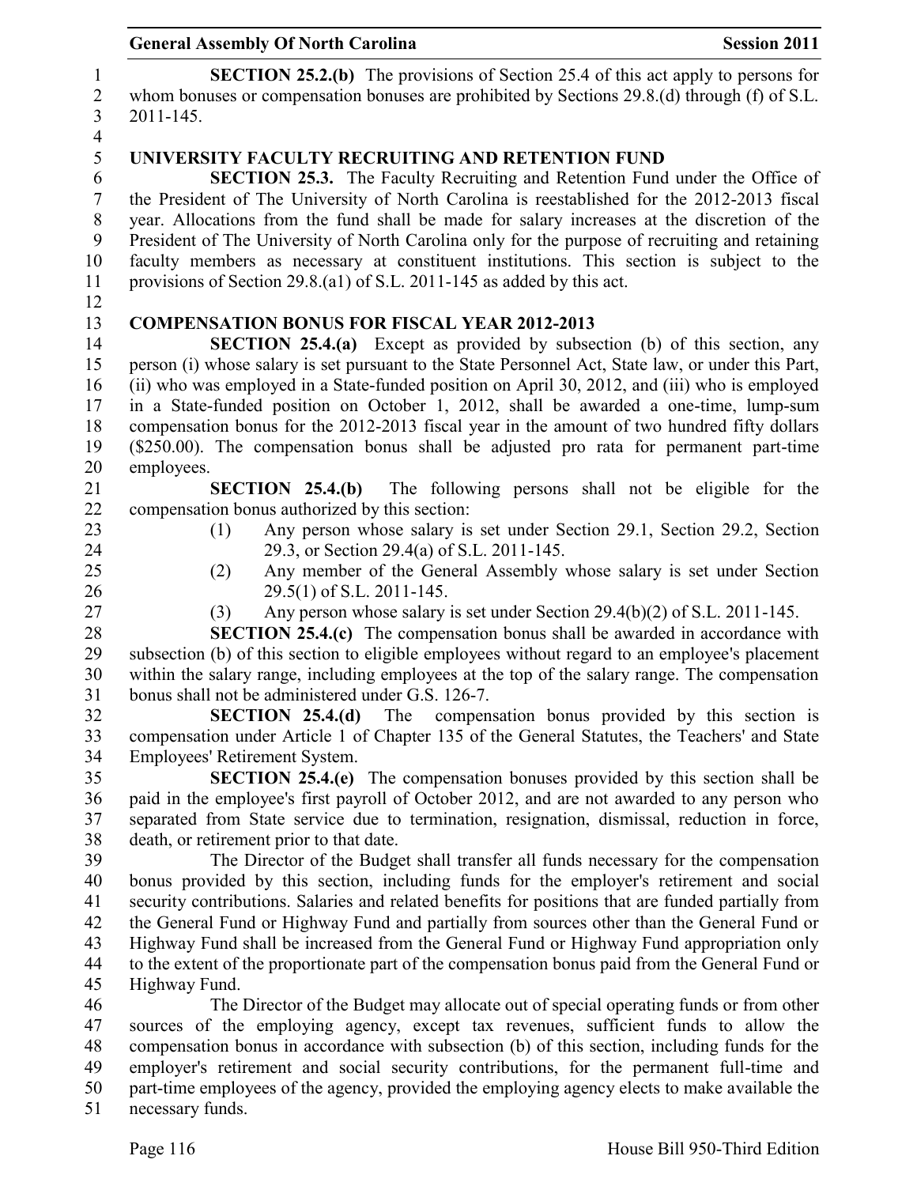**SECTION 25.2.(b)** The provisions of Section 25.4 of this act apply to persons for whom bonuses or compensation bonuses are prohibited by Sections 29.8.(d) through (f) of S.L. 2011-145.

## UNIVERSITY FACULTY RECRUITING AND RETENTION FUND

**SECTION 25.3.** The Faculty Recruiting and Retention Fund under the Office of the President of The University of North Carolina is reestablished for the 2012-2013 fiscal year. Allocations from the fund shall be made for salary increases at the discretion of the President of The University of North Carolina only for the purpose of recruiting and retaining faculty members as necessary at constituent institutions. This section is subject to the provisions of Section 29.8.(a1) of S.L. 2011-145 as added by this act.

## COMPENSATION BONUS FOR FISCAL YEAR 2012-2013

**SECTION 25.4.(a)** Except as provided by subsection (b) of this section, any person (i) whose salary is set pursuant to the State Personnel Act, State law, or under this Part, (ii) who was employed in a State-funded position on April 30, 2012, and (iii) who is employed in a State-funded position on October 1, 2012, shall be awarded a one-time, lump-sum compensation bonus for the 2012-2013 fiscal year in the amount of two hundred fifty dollars ($250.00). The compensation bonus shall be adjusted pro rata for permanent part-time employees.

**SECTION 25.4.(b)** The following persons shall not be eligible for the compensation bonus authorized by this section:

(1) Any person whose salary is set under Section 29.1, Section 29.2, Section 29.3, or Section 29.4(a) of S.L. 2011-145.

(2) Any member of the General Assembly whose salary is set under Section 29.5(1) of S.L. 2011-145.

(3) Any person whose salary is set under Section 29.4(b)(2) of S.L. 2011-145.

**SECTION 25.4.(c)** The compensation bonus shall be awarded in accordance with subsection (b) of this section to eligible employees without regard to an employee's placement within the salary range, including employees at the top of the salary range. The compensation bonus shall not be administered under G.S. 126-7.

**SECTION 25.4.(d)** The compensation bonus provided by this section is compensation under Article 1 of Chapter 135 of the General Statutes, the Teachers' and State Employees' Retirement System.

**SECTION 25.4.(e)** The compensation bonuses provided by this section shall be paid in the employee's first payroll of October 2012, and are not awarded to any person who separated from State service due to termination, resignation, dismissal, reduction in force, death, or retirement prior to that date.

The Director of the Budget shall transfer all funds necessary for the compensation bonus provided by this section, including funds for the employer's retirement and social security contributions. Salaries and related benefits for positions that are funded partially from the General Fund or Highway Fund and partially from sources other than the General Fund or Highway Fund shall be increased from the General Fund or Highway Fund appropriation only to the extent of the proportionate part of the compensation bonus paid from the General Fund or Highway Fund.

The Director of the Budget may allocate out of special operating funds or from other sources of the employing agency, except tax revenues, sufficient funds to allow the compensation bonus in accordance with subsection (b) of this section, including funds for the employer's retirement and social security contributions, for the permanent full-time and part-time employees of the agency, provided the employing agency elects to make available the necessary funds.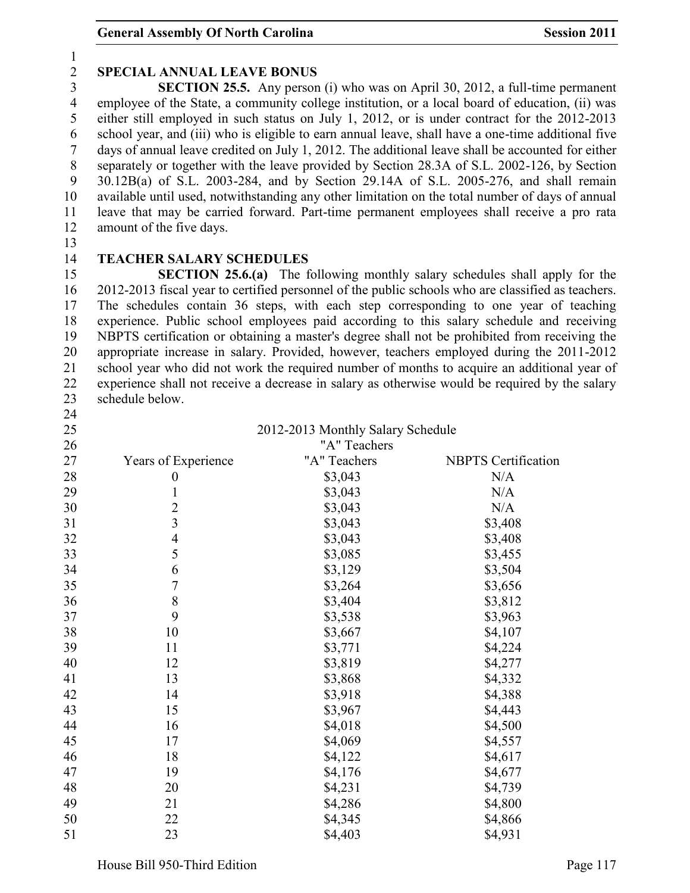## SPECIAL ANNUAL LEAVE BONUS

**SECTION 25.5.** Any person (i) who was on April 30, 2012, a full-time permanent employee of the State, a community college institution, or a local board of education, (ii) was either still employed in such status on July 1, 2012, or is under contract for the 2012-2013 school year, and (iii) who is eligible to earn annual leave, shall have a one-time additional five days of annual leave credited on July 1, 2012. The additional leave shall be accounted for either separately or together with the leave provided by Section 28.3A of S.L. 2002-126, by Section 30.12B(a) of S.L. 2003-284, and by Section 29.14A of S.L. 2005-276, and shall remain available until used, notwithstanding any other limitation on the total number of days of annual leave that may be carried forward. Part-time permanent employees shall receive a pro rata amount of the five days.

## TEACHER SALARY SCHEDULES

**SECTION 25.6.(a)** The following monthly salary schedules shall apply for the 2012-2013 fiscal year to certified personnel of the public schools who are classified as teachers. The schedules contain 36 steps, with each step corresponding to one year of teaching experience. Public school employees paid according to this salary schedule and receiving NBPTS certification or obtaining a master's degree shall not be prohibited from receiving the appropriate increase in salary. Provided, however, teachers employed during the 2011-2012 school year who did not work the required number of months to acquire an additional year of experience shall not receive a decrease in salary as otherwise would be required by the salary schedule below.

2012-2013 Monthly Salary Schedule

"A" Teachers

| Years of Experience | "A" Teachers | NBPTS Certification |
|---|---|---|
| 0 | $3,043 | N/A |
| 1 | $3,043 | N/A |
| 2 | $3,043 | N/A |
| 3 | $3,043 | $3,408 |
| 4 | $3,043 | $3,408 |
| 5 | $3,085 | $3,455 |
| 6 | $3,129 | $3,504 |
| 7 | $3,264 | $3,656 |
| 8 | $3,404 | $3,812 |
| 9 | $3,538 | $3,963 |
| 10 | $3,667 | $4,107 |
| 11 | $3,771 | $4,224 |
| 12 | $3,819 | $4,277 |
| 13 | $3,868 | $4,332 |
| 14 | $3,918 | $4,388 |
| 15 | $3,967 | $4,443 |
| 16 | $4,018 | $4,500 |
| 17 | $4,069 | $4,557 |
| 18 | $4,122 | $4,617 |
| 19 | $4,176 | $4,677 |
| 20 | $4,231 | $4,739 |
| 21 | $4,286 | $4,800 |
| 22 | $4,345 | $4,866 |
| 23 | $4,403 | $4,931 |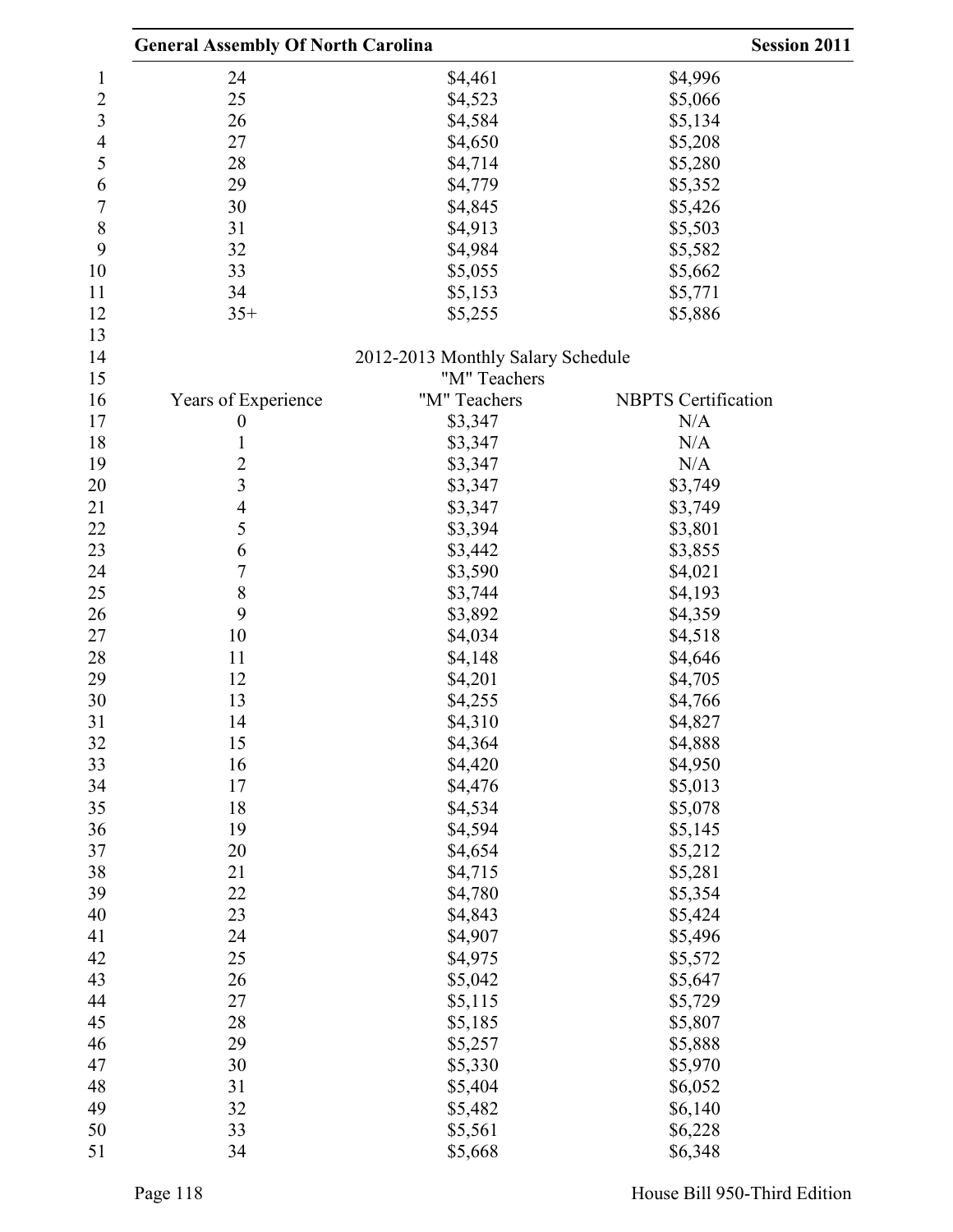| | | |
|---|---|---|
| 24 | $4,461 | $4,996 |
| 25 | $4,523 | $5,066 |
| 26 | $4,584 | $5,134 |
| 27 | $4,650 | $5,208 |
| 28 | $4,714 | $5,280 |
| 29 | $4,779 | $5,352 |
| 30 | $4,845 | $5,426 |
| 31 | $4,913 | $5,503 |
| 32 | $4,984 | $5,582 |
| 33 | $5,055 | $5,662 |
| 34 | $5,153 | $5,771 |
| 35+ | $5,255 | $5,886 |

2012-2013 Monthly Salary Schedule
"M" Teachers

| Years of Experience | "M" Teachers | NBPTS Certification |
|---|---|---|
| 0 | $3,347 | N/A |
| 1 | $3,347 | N/A |
| 2 | $3,347 | N/A |
| 3 | $3,347 | $3,749 |
| 4 | $3,347 | $3,749 |
| 5 | $3,394 | $3,801 |
| 6 | $3,442 | $3,855 |
| 7 | $3,590 | $4,021 |
| 8 | $3,744 | $4,193 |
| 9 | $3,892 | $4,359 |
| 10 | $4,034 | $4,518 |
| 11 | $4,148 | $4,646 |
| 12 | $4,201 | $4,705 |
| 13 | $4,255 | $4,766 |
| 14 | $4,310 | $4,827 |
| 15 | $4,364 | $4,888 |
| 16 | $4,420 | $4,950 |
| 17 | $4,476 | $5,013 |
| 18 | $4,534 | $5,078 |
| 19 | $4,594 | $5,145 |
| 20 | $4,654 | $5,212 |
| 21 | $4,715 | $5,281 |
| 22 | $4,780 | $5,354 |
| 23 | $4,843 | $5,424 |
| 24 | $4,907 | $5,496 |
| 25 | $4,975 | $5,572 |
| 26 | $5,042 | $5,647 |
| 27 | $5,115 | $5,729 |
| 28 | $5,185 | $5,807 |
| 29 | $5,257 | $5,888 |
| 30 | $5,330 | $5,970 |
| 31 | $5,404 | $6,052 |
| 32 | $5,482 | $6,140 |
| 33 | $5,561 | $6,228 |
| 34 | $5,668 | $6,348 |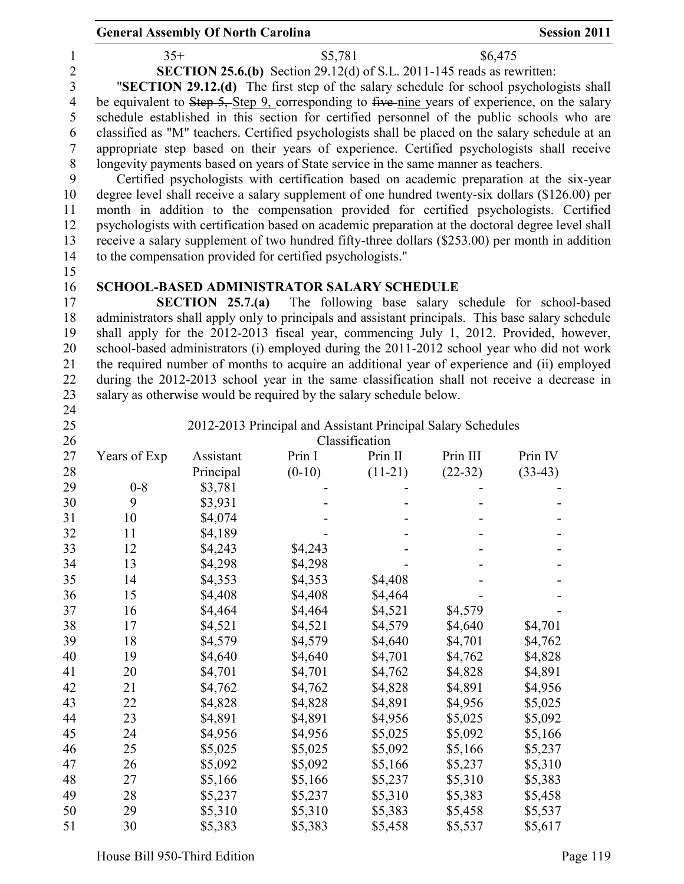| 35+ | $5,781 | $6,475 |
|---|---|---|

**SECTION 25.6.(b)** Section 29.12(d) of S.L. 2011-145 reads as rewritten:

"**SECTION 29.12.(d)** The first step of the salary schedule for school psychologists shall be equivalent to ~~Step 5,~~ Step 9, corresponding to ~~five~~ nine years of experience, on the salary schedule established in this section for certified personnel of the public schools who are classified as "M" teachers. Certified psychologists shall be placed on the salary schedule at an appropriate step based on their years of experience. Certified psychologists shall receive longevity payments based on years of State service in the same manner as teachers.

Certified psychologists with certification based on academic preparation at the six-year degree level shall receive a salary supplement of one hundred twenty-six dollars ($126.00) per month in addition to the compensation provided for certified psychologists. Certified psychologists with certification based on academic preparation at the doctoral degree level shall receive a salary supplement of two hundred fifty-three dollars ($253.00) per month in addition to the compensation provided for certified psychologists."

## SCHOOL-BASED ADMINISTRATOR SALARY SCHEDULE

**SECTION 25.7.(a)** The following base salary schedule for school-based administrators shall apply only to principals and assistant principals. This base salary schedule shall apply for the 2012-2013 fiscal year, commencing July 1, 2012. Provided, however, school-based administrators (i) employed during the 2011-2012 school year who did not work the required number of months to acquire an additional year of experience and (ii) employed during the 2012-2013 school year in the same classification shall not receive a decrease in salary as otherwise would be required by the salary schedule below.

2012-2013 Principal and Assistant Principal Salary Schedules

Classification

| Years of Exp | Assistant Principal | Prin I (0-10) | Prin II (11-21) | Prin III (22-32) | Prin IV (33-43) |
|---|---|---|---|---|---|
| 0-8 | $3,781 | - | - | - | - |
| 9 | $3,931 | - | - | - | - |
| 10 | $4,074 | - | - | - | - |
| 11 | $4,189 | - | - | - | - |
| 12 | $4,243 | $4,243 | - | - | - |
| 13 | $4,298 | $4,298 | - | - | - |
| 14 | $4,353 | $4,353 | $4,408 | - | - |
| 15 | $4,408 | $4,408 | $4,464 | - | - |
| 16 | $4,464 | $4,464 | $4,521 | $4,579 | - |
| 17 | $4,521 | $4,521 | $4,579 | $4,640 | $4,701 |
| 18 | $4,579 | $4,579 | $4,640 | $4,701 | $4,762 |
| 19 | $4,640 | $4,640 | $4,701 | $4,762 | $4,828 |
| 20 | $4,701 | $4,701 | $4,762 | $4,828 | $4,891 |
| 21 | $4,762 | $4,762 | $4,828 | $4,891 | $4,956 |
| 22 | $4,828 | $4,828 | $4,891 | $4,956 | $5,025 |
| 23 | $4,891 | $4,891 | $4,956 | $5,025 | $5,092 |
| 24 | $4,956 | $4,956 | $5,025 | $5,092 | $5,166 |
| 25 | $5,025 | $5,025 | $5,092 | $5,166 | $5,237 |
| 26 | $5,092 | $5,092 | $5,166 | $5,237 | $5,310 |
| 27 | $5,166 | $5,166 | $5,237 | $5,310 | $5,383 |
| 28 | $5,237 | $5,237 | $5,310 | $5,383 | $5,458 |
| 29 | $5,310 | $5,310 | $5,383 | $5,458 | $5,537 |
| 30 | $5,383 | $5,383 | $5,458 | $5,537 | $5,617 |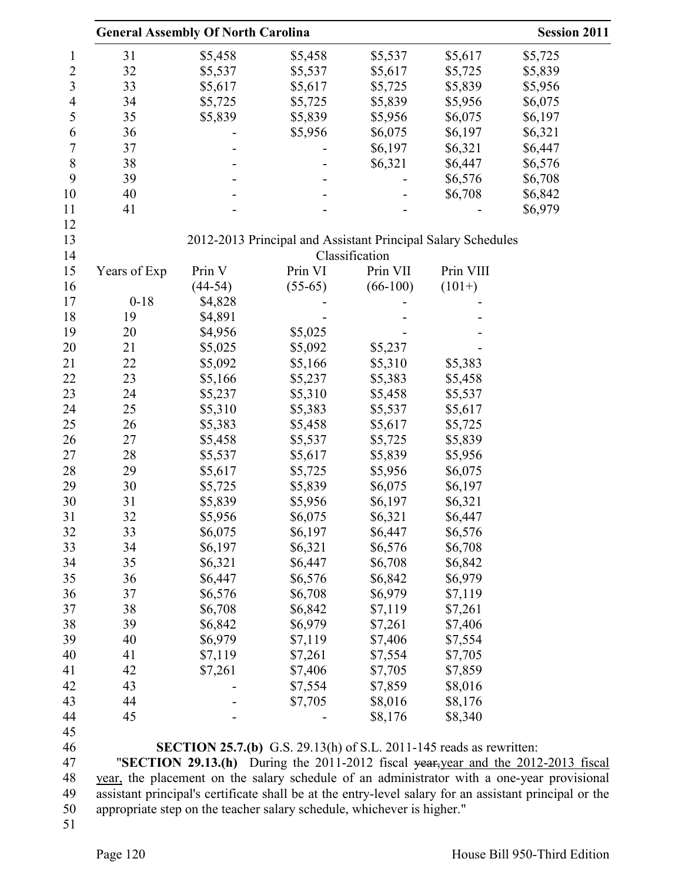| | | | | | |
|---|---|---|---|---|---|
| 31 | $5,458 | $5,458 | $5,537 | $5,617 | $5,725 |
| 32 | $5,537 | $5,537 | $5,617 | $5,725 | $5,839 |
| 33 | $5,617 | $5,617 | $5,725 | $5,839 | $5,956 |
| 34 | $5,725 | $5,725 | $5,839 | $5,956 | $6,075 |
| 35 | $5,839 | $5,839 | $5,956 | $6,075 | $6,197 |
| 36 | - | $5,956 | $6,075 | $6,197 | $6,321 |
| 37 | - | - | $6,197 | $6,321 | $6,447 |
| 38 | - | - | $6,321 | $6,447 | $6,576 |
| 39 | - | - | - | $6,576 | $6,708 |
| 40 | - | - | - | $6,708 | $6,842 |
| 41 | - | - | - | - | $6,979 |

2012-2013 Principal and Assistant Principal Salary Schedules

Classification

| Years of Exp | Prin V (44-54) | Prin VI (55-65) | Prin VII (66-100) | Prin VIII (101+) |
|---|---|---|---|---|
| 0-18 | $4,828 | - | - | - |
| 19 | $4,891 | - | - | - |
| 20 | $4,956 | $5,025 | - | - |
| 21 | $5,025 | $5,092 | $5,237 | - |
| 22 | $5,092 | $5,166 | $5,310 | $5,383 |
| 23 | $5,166 | $5,237 | $5,383 | $5,458 |
| 24 | $5,237 | $5,310 | $5,458 | $5,537 |
| 25 | $5,310 | $5,383 | $5,537 | $5,617 |
| 26 | $5,383 | $5,458 | $5,617 | $5,725 |
| 27 | $5,458 | $5,537 | $5,725 | $5,839 |
| 28 | $5,537 | $5,617 | $5,839 | $5,956 |
| 29 | $5,617 | $5,725 | $5,956 | $6,075 |
| 30 | $5,725 | $5,839 | $6,075 | $6,197 |
| 31 | $5,839 | $5,956 | $6,197 | $6,321 |
| 32 | $5,956 | $6,075 | $6,321 | $6,447 |
| 33 | $6,075 | $6,197 | $6,447 | $6,576 |
| 34 | $6,197 | $6,321 | $6,576 | $6,708 |
| 35 | $6,321 | $6,447 | $6,708 | $6,842 |
| 36 | $6,447 | $6,576 | $6,842 | $6,979 |
| 37 | $6,576 | $6,708 | $6,979 | $7,119 |
| 38 | $6,708 | $6,842 | $7,119 | $7,261 |
| 39 | $6,842 | $6,979 | $7,261 | $7,406 |
| 40 | $6,979 | $7,119 | $7,406 | $7,554 |
| 41 | $7,119 | $7,261 | $7,554 | $7,705 |
| 42 | $7,261 | $7,406 | $7,705 | $7,859 |
| 43 | - | $7,554 | $7,859 | $8,016 |
| 44 | - | $7,705 | $8,016 | $8,176 |
| 45 | - | - | $8,176 | $8,340 |

**SECTION 25.7.(b)** G.S. 29.13(h) of S.L. 2011-145 reads as rewritten:

"**SECTION 29.13.(h)** During the 2011-2012 fiscal ~~year,~~year and the 2012-2013 fiscal year, the placement on the salary schedule of an administrator with a one-year provisional assistant principal's certificate shall be at the entry-level salary for an assistant principal or the appropriate step on the teacher salary schedule, whichever is higher."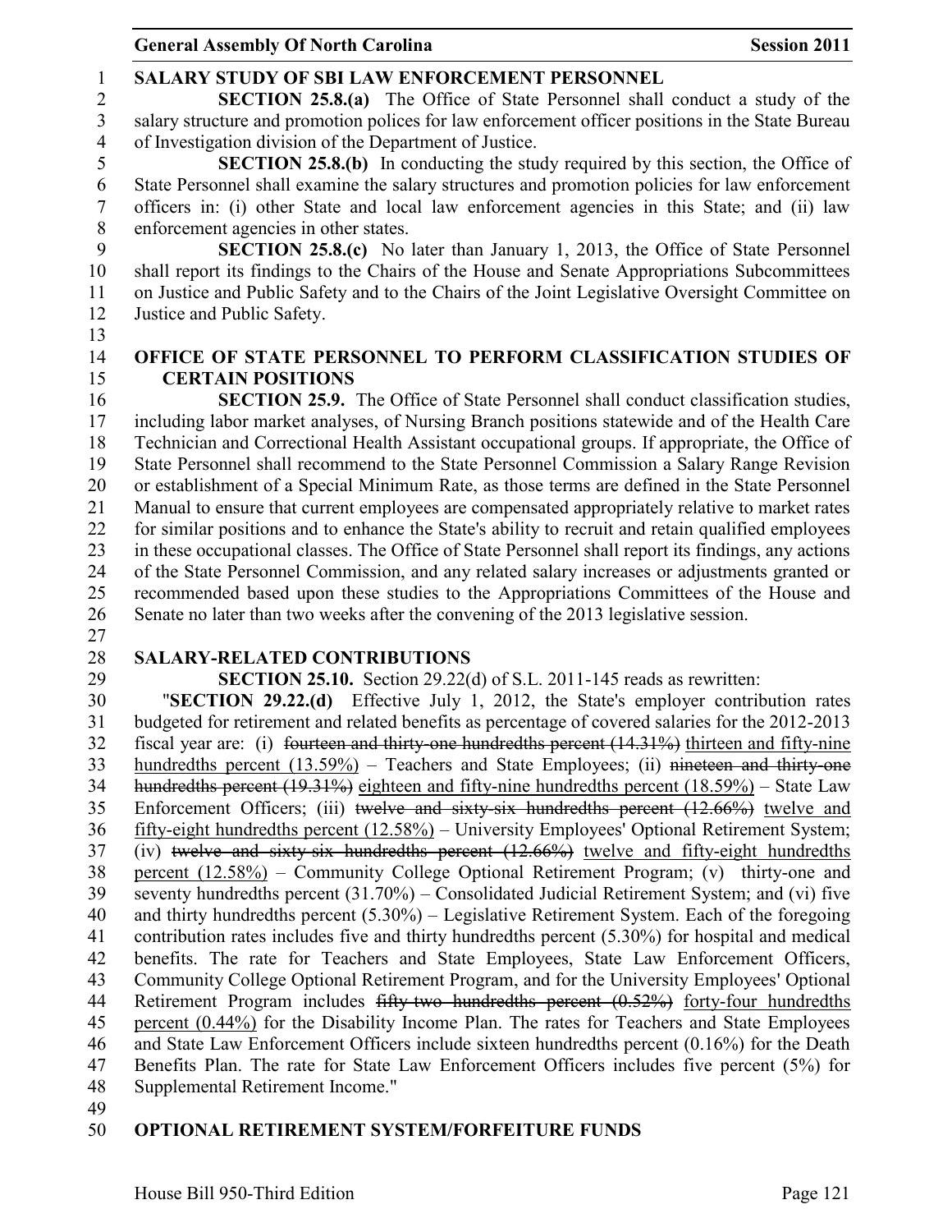**SALARY STUDY OF SBI LAW ENFORCEMENT PERSONNEL**

**SECTION 25.8.(a)** The Office of State Personnel shall conduct a study of the salary structure and promotion polices for law enforcement officer positions in the State Bureau of Investigation division of the Department of Justice.

**SECTION 25.8.(b)** In conducting the study required by this section, the Office of State Personnel shall examine the salary structures and promotion policies for law enforcement officers in: (i) other State and local law enforcement agencies in this State; and (ii) law enforcement agencies in other states.

**SECTION 25.8.(c)** No later than January 1, 2013, the Office of State Personnel shall report its findings to the Chairs of the House and Senate Appropriations Subcommittees on Justice and Public Safety and to the Chairs of the Joint Legislative Oversight Committee on Justice and Public Safety.

**OFFICE OF STATE PERSONNEL TO PERFORM CLASSIFICATION STUDIES OF CERTAIN POSITIONS**

**SECTION 25.9.** The Office of State Personnel shall conduct classification studies, including labor market analyses, of Nursing Branch positions statewide and of the Health Care Technician and Correctional Health Assistant occupational groups. If appropriate, the Office of State Personnel shall recommend to the State Personnel Commission a Salary Range Revision or establishment of a Special Minimum Rate, as those terms are defined in the State Personnel Manual to ensure that current employees are compensated appropriately relative to market rates for similar positions and to enhance the State's ability to recruit and retain qualified employees in these occupational classes. The Office of State Personnel shall report its findings, any actions of the State Personnel Commission, and any related salary increases or adjustments granted or recommended based upon these studies to the Appropriations Committees of the House and Senate no later than two weeks after the convening of the 2013 legislative session.

**SALARY-RELATED CONTRIBUTIONS**

**SECTION 25.10.** Section 29.22(d) of S.L. 2011-145 reads as rewritten:

"**SECTION 29.22.(d)** Effective July 1, 2012, the State's employer contribution rates budgeted for retirement and related benefits as percentage of covered salaries for the 2012-2013 fiscal year are: (i) ~~fourteen and thirty-one hundredths percent (14.31%)~~ thirteen and fifty-nine hundredths percent (13.59%) – Teachers and State Employees; (ii) ~~nineteen and thirty-one hundredths percent (19.31%)~~ eighteen and fifty-nine hundredths percent (18.59%) – State Law Enforcement Officers; (iii) ~~twelve and sixty-six hundredths percent (12.66%)~~ twelve and fifty-eight hundredths percent (12.58%) – University Employees' Optional Retirement System; (iv) ~~twelve and sixty-six hundredths percent (12.66%)~~ twelve and fifty-eight hundredths percent (12.58%) – Community College Optional Retirement Program; (v) thirty-one and seventy hundredths percent (31.70%) – Consolidated Judicial Retirement System; and (vi) five and thirty hundredths percent (5.30%) – Legislative Retirement System. Each of the foregoing contribution rates includes five and thirty hundredths percent (5.30%) for hospital and medical benefits. The rate for Teachers and State Employees, State Law Enforcement Officers, Community College Optional Retirement Program, and for the University Employees' Optional Retirement Program includes ~~fifty-two hundredths percent (0.52%)~~ forty-four hundredths percent (0.44%) for the Disability Income Plan. The rates for Teachers and State Employees and State Law Enforcement Officers include sixteen hundredths percent (0.16%) for the Death Benefits Plan. The rate for State Law Enforcement Officers includes five percent (5%) for Supplemental Retirement Income."

**OPTIONAL RETIREMENT SYSTEM/FORFEITURE FUNDS**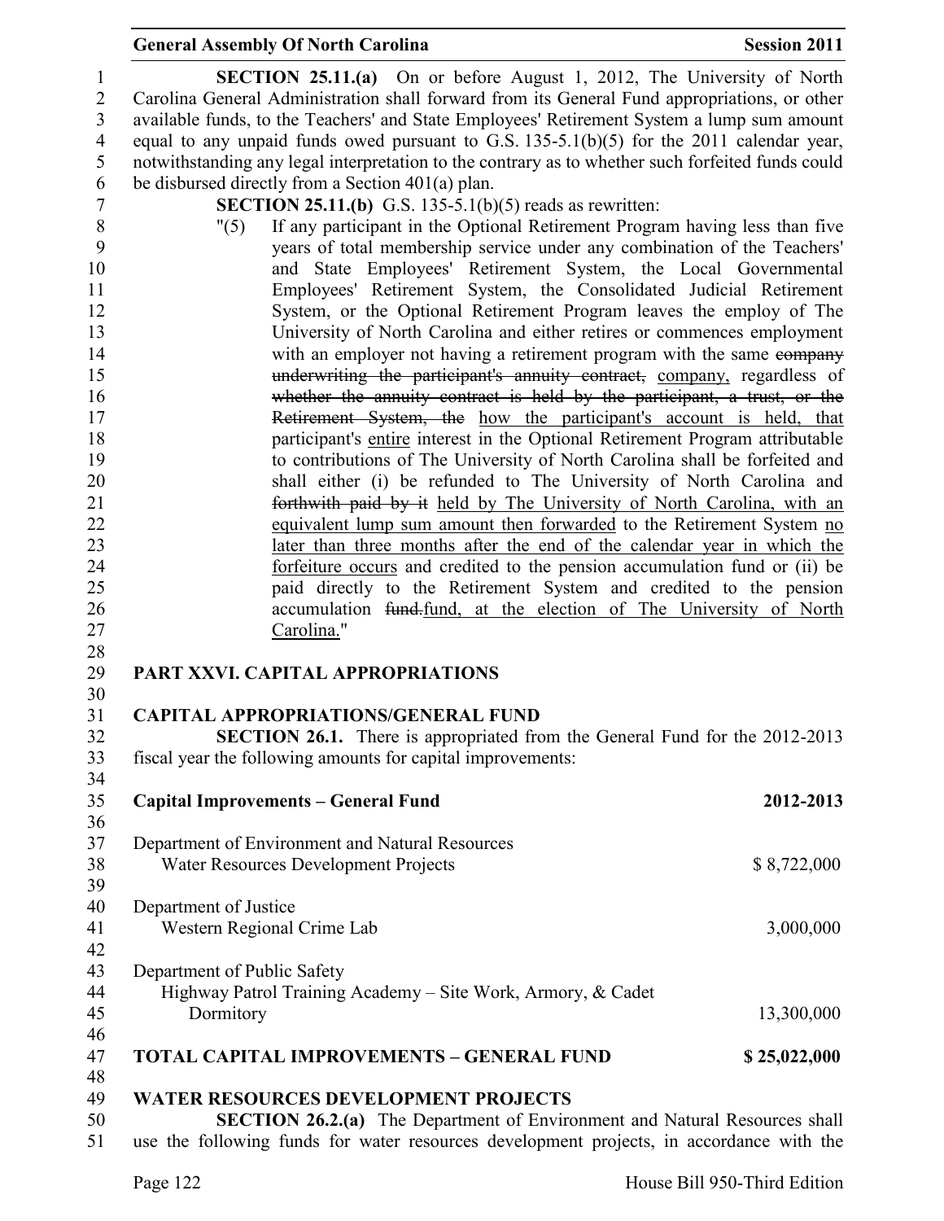**SECTION 25.11.(a)** On or before August 1, 2012, The University of North Carolina General Administration shall forward from its General Fund appropriations, or other available funds, to the Teachers' and State Employees' Retirement System a lump sum amount equal to any unpaid funds owed pursuant to G.S. 135-5.1(b)(5) for the 2011 calendar year, notwithstanding any legal interpretation to the contrary as to whether such forfeited funds could be disbursed directly from a Section 401(a) plan.

**SECTION 25.11.(b)** G.S. 135-5.1(b)(5) reads as rewritten:

"(5) If any participant in the Optional Retirement Program having less than five years of total membership service under any combination of the Teachers' and State Employees' Retirement System, the Local Governmental Employees' Retirement System, the Consolidated Judicial Retirement System, or the Optional Retirement Program leaves the employ of The University of North Carolina and either retires or commences employment with an employer not having a retirement program with the same ~~company underwriting the participant's annuity contract,~~ company, regardless of ~~whether the annuity contract is held by the participant, a trust, or the Retirement System, the~~ how the participant's account is held, that participant's entire interest in the Optional Retirement Program attributable to contributions of The University of North Carolina shall be forfeited and shall either (i) be refunded to The University of North Carolina and ~~forthwith paid by it~~ held by The University of North Carolina, with an equivalent lump sum amount then forwarded to the Retirement System no later than three months after the end of the calendar year in which the forfeiture occurs and credited to the pension accumulation fund or (ii) be paid directly to the Retirement System and credited to the pension accumulation ~~fund.~~fund, at the election of The University of North Carolina."

## PART XXVI. CAPITAL APPROPRIATIONS

### CAPITAL APPROPRIATIONS/GENERAL FUND

**SECTION 26.1.** There is appropriated from the General Fund for the 2012-2013 fiscal year the following amounts for capital improvements:

| **Capital Improvements – General Fund** | **2012-2013** |
|---|---|
| Department of Environment and Natural Resources | |
| Water Resources Development Projects | $ 8,722,000 |
| Department of Justice | |
| Western Regional Crime Lab | 3,000,000 |
| Department of Public Safety | |
| Highway Patrol Training Academy – Site Work, Armory, & Cadet Dormitory | 13,300,000 |
| **TOTAL CAPITAL IMPROVEMENTS – GENERAL FUND** | **$ 25,022,000** |

### WATER RESOURCES DEVELOPMENT PROJECTS

**SECTION 26.2.(a)** The Department of Environment and Natural Resources shall use the following funds for water resources development projects, in accordance with the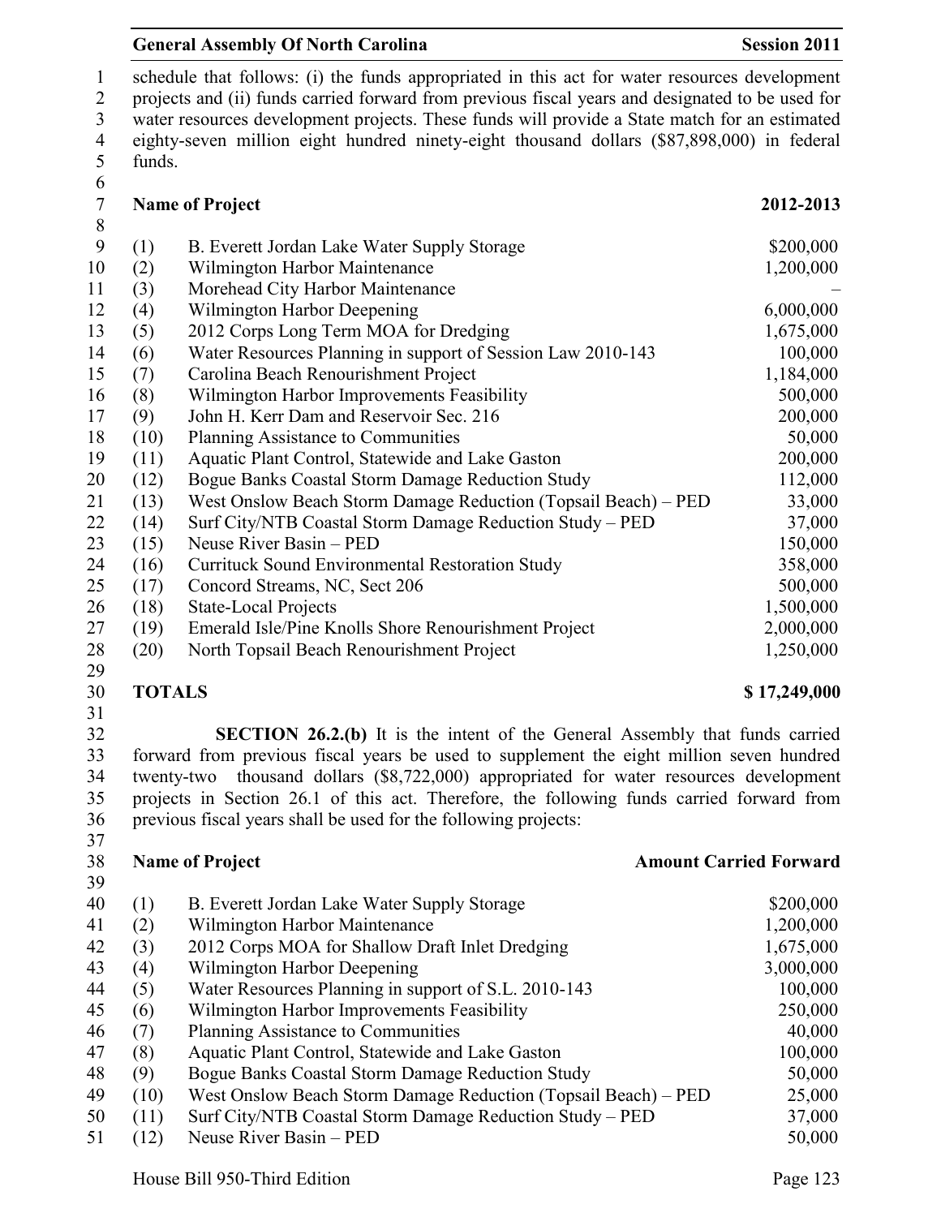schedule that follows: (i) the funds appropriated in this act for water resources development projects and (ii) funds carried forward from previous fiscal years and designated to be used for water resources development projects. These funds will provide a State match for an estimated eighty-seven million eight hundred ninety-eight thousand dollars ($87,898,000) in federal funds.

| | Name of Project | 2012-2013 |
|---|---|---|
| (1) | B. Everett Jordan Lake Water Supply Storage | $200,000 |
| (2) | Wilmington Harbor Maintenance | 1,200,000 |
| (3) | Morehead City Harbor Maintenance | – |
| (4) | Wilmington Harbor Deepening | 6,000,000 |
| (5) | 2012 Corps Long Term MOA for Dredging | 1,675,000 |
| (6) | Water Resources Planning in support of Session Law 2010-143 | 100,000 |
| (7) | Carolina Beach Renourishment Project | 1,184,000 |
| (8) | Wilmington Harbor Improvements Feasibility | 500,000 |
| (9) | John H. Kerr Dam and Reservoir Sec. 216 | 200,000 |
| (10) | Planning Assistance to Communities | 50,000 |
| (11) | Aquatic Plant Control, Statewide and Lake Gaston | 200,000 |
| (12) | Bogue Banks Coastal Storm Damage Reduction Study | 112,000 |
| (13) | West Onslow Beach Storm Damage Reduction (Topsail Beach) – PED | 33,000 |
| (14) | Surf City/NTB Coastal Storm Damage Reduction Study – PED | 37,000 |
| (15) | Neuse River Basin – PED | 150,000 |
| (16) | Currituck Sound Environmental Restoration Study | 358,000 |
| (17) | Concord Streams, NC, Sect 206 | 500,000 |
| (18) | State-Local Projects | 1,500,000 |
| (19) | Emerald Isle/Pine Knolls Shore Renourishment Project | 2,000,000 |
| (20) | North Topsail Beach Renourishment Project | 1,250,000 |
| **TOTALS** | | **$ 17,249,000** |

**SECTION 26.2.(b)** It is the intent of the General Assembly that funds carried forward from previous fiscal years be used to supplement the eight million seven hundred twenty-two thousand dollars ($8,722,000) appropriated for water resources development projects in Section 26.1 of this act. Therefore, the following funds carried forward from previous fiscal years shall be used for the following projects:

| | Name of Project | Amount Carried Forward |
|---|---|---|
| (1) | B. Everett Jordan Lake Water Supply Storage | $200,000 |
| (2) | Wilmington Harbor Maintenance | 1,200,000 |
| (3) | 2012 Corps MOA for Shallow Draft Inlet Dredging | 1,675,000 |
| (4) | Wilmington Harbor Deepening | 3,000,000 |
| (5) | Water Resources Planning in support of S.L. 2010-143 | 100,000 |
| (6) | Wilmington Harbor Improvements Feasibility | 250,000 |
| (7) | Planning Assistance to Communities | 40,000 |
| (8) | Aquatic Plant Control, Statewide and Lake Gaston | 100,000 |
| (9) | Bogue Banks Coastal Storm Damage Reduction Study | 50,000 |
| (10) | West Onslow Beach Storm Damage Reduction (Topsail Beach) – PED | 25,000 |
| (11) | Surf City/NTB Coastal Storm Damage Reduction Study – PED | 37,000 |
| (12) | Neuse River Basin – PED | 50,000 |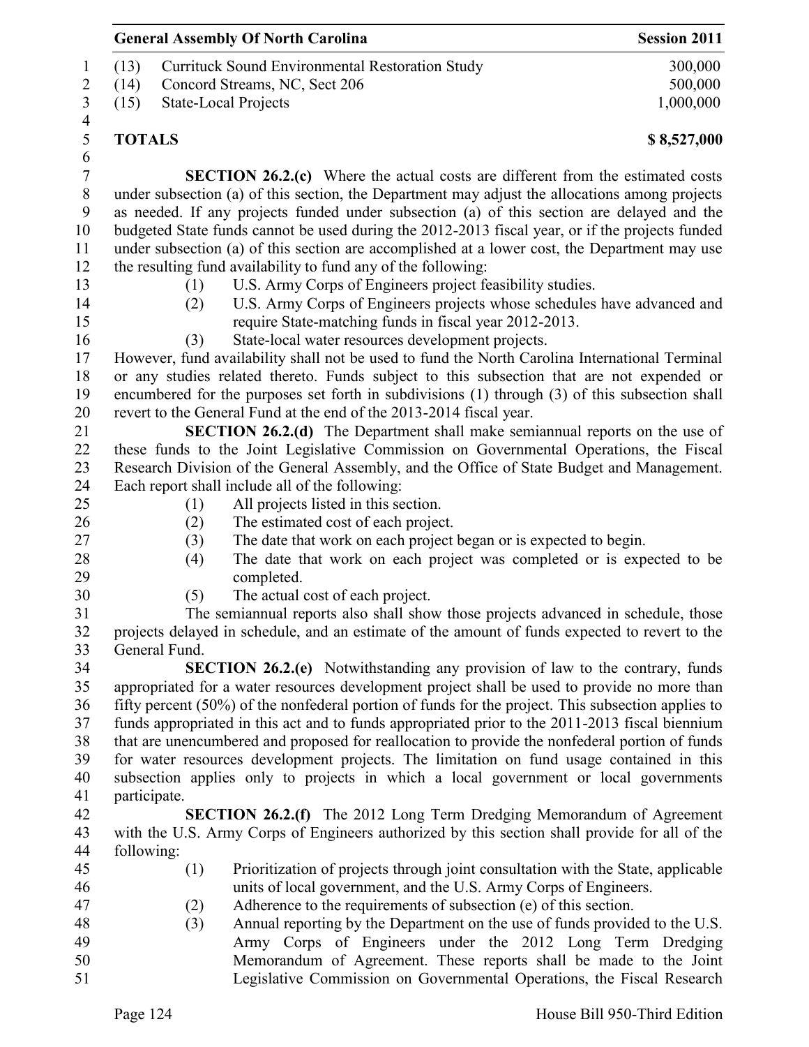| | | |
|---|---|---|
| (13) | Currituck Sound Environmental Restoration Study | 300,000 |
| (14) | Concord Streams, NC, Sect 206 | 500,000 |
| (15) | State-Local Projects | 1,000,000 |
| **TOTALS** | | **$ 8,527,000** |

**SECTION 26.2.(c)** Where the actual costs are different from the estimated costs under subsection (a) of this section, the Department may adjust the allocations among projects as needed. If any projects funded under subsection (a) of this section are delayed and the budgeted State funds cannot be used during the 2012-2013 fiscal year, or if the projects funded under subsection (a) of this section are accomplished at a lower cost, the Department may use the resulting fund availability to fund any of the following:

(1) U.S. Army Corps of Engineers project feasibility studies.
(2) U.S. Army Corps of Engineers projects whose schedules have advanced and require State-matching funds in fiscal year 2012-2013.
(3) State-local water resources development projects.

However, fund availability shall not be used to fund the North Carolina International Terminal or any studies related thereto. Funds subject to this subsection that are not expended or encumbered for the purposes set forth in subdivisions (1) through (3) of this subsection shall revert to the General Fund at the end of the 2013-2014 fiscal year.

**SECTION 26.2.(d)** The Department shall make semiannual reports on the use of these funds to the Joint Legislative Commission on Governmental Operations, the Fiscal Research Division of the General Assembly, and the Office of State Budget and Management. Each report shall include all of the following:

(1) All projects listed in this section.
(2) The estimated cost of each project.
(3) The date that work on each project began or is expected to begin.
(4) The date that work on each project was completed or is expected to be completed.
(5) The actual cost of each project.

The semiannual reports also shall show those projects advanced in schedule, those projects delayed in schedule, and an estimate of the amount of funds expected to revert to the General Fund.

**SECTION 26.2.(e)** Notwithstanding any provision of law to the contrary, funds appropriated for a water resources development project shall be used to provide no more than fifty percent (50%) of the nonfederal portion of funds for the project. This subsection applies to funds appropriated in this act and to funds appropriated prior to the 2011-2013 fiscal biennium that are unencumbered and proposed for reallocation to provide the nonfederal portion of funds for water resources development projects. The limitation on fund usage contained in this subsection applies only to projects in which a local government or local governments participate.

**SECTION 26.2.(f)** The 2012 Long Term Dredging Memorandum of Agreement with the U.S. Army Corps of Engineers authorized by this section shall provide for all of the following:

(1) Prioritization of projects through joint consultation with the State, applicable units of local government, and the U.S. Army Corps of Engineers.
(2) Adherence to the requirements of subsection (e) of this section.
(3) Annual reporting by the Department on the use of funds provided to the U.S. Army Corps of Engineers under the 2012 Long Term Dredging Memorandum of Agreement. These reports shall be made to the Joint Legislative Commission on Governmental Operations, the Fiscal Research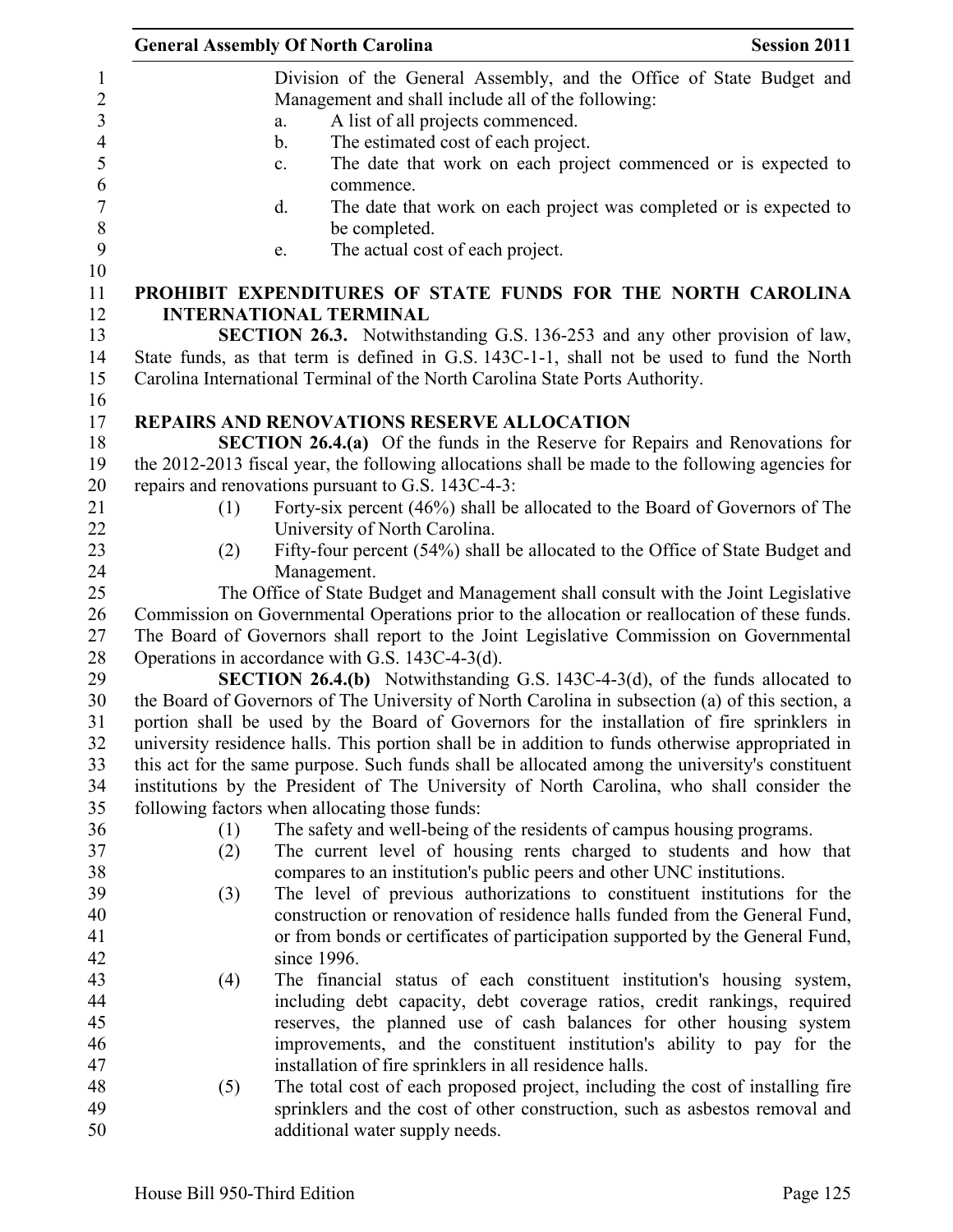Division of the General Assembly, and the Office of State Budget and Management and shall include all of the following:

a. A list of all projects commenced.
b. The estimated cost of each project.
c. The date that work on each project commenced or is expected to commence.
d. The date that work on each project was completed or is expected to be completed.
e. The actual cost of each project.

## PROHIBIT EXPENDITURES OF STATE FUNDS FOR THE NORTH CAROLINA INTERNATIONAL TERMINAL

**SECTION 26.3.** Notwithstanding G.S. 136-253 and any other provision of law, State funds, as that term is defined in G.S. 143C-1-1, shall not be used to fund the North Carolina International Terminal of the North Carolina State Ports Authority.

## REPAIRS AND RENOVATIONS RESERVE ALLOCATION

**SECTION 26.4.(a)** Of the funds in the Reserve for Repairs and Renovations for the 2012-2013 fiscal year, the following allocations shall be made to the following agencies for repairs and renovations pursuant to G.S. 143C-4-3:

(1) Forty-six percent (46%) shall be allocated to the Board of Governors of The University of North Carolina.

(2) Fifty-four percent (54%) shall be allocated to the Office of State Budget and Management.

The Office of State Budget and Management shall consult with the Joint Legislative Commission on Governmental Operations prior to the allocation or reallocation of these funds. The Board of Governors shall report to the Joint Legislative Commission on Governmental Operations in accordance with G.S. 143C-4-3(d).

**SECTION 26.4.(b)** Notwithstanding G.S. 143C-4-3(d), of the funds allocated to the Board of Governors of The University of North Carolina in subsection (a) of this section, a portion shall be used by the Board of Governors for the installation of fire sprinklers in university residence halls. This portion shall be in addition to funds otherwise appropriated in this act for the same purpose. Such funds shall be allocated among the university's constituent institutions by the President of The University of North Carolina, who shall consider the following factors when allocating those funds:

(1) The safety and well-being of the residents of campus housing programs.

(2) The current level of housing rents charged to students and how that compares to an institution's public peers and other UNC institutions.

(3) The level of previous authorizations to constituent institutions for the construction or renovation of residence halls funded from the General Fund, or from bonds or certificates of participation supported by the General Fund, since 1996.

(4) The financial status of each constituent institution's housing system, including debt capacity, debt coverage ratios, credit rankings, required reserves, the planned use of cash balances for other housing system improvements, and the constituent institution's ability to pay for the installation of fire sprinklers in all residence halls.

(5) The total cost of each proposed project, including the cost of installing fire sprinklers and the cost of other construction, such as asbestos removal and additional water supply needs.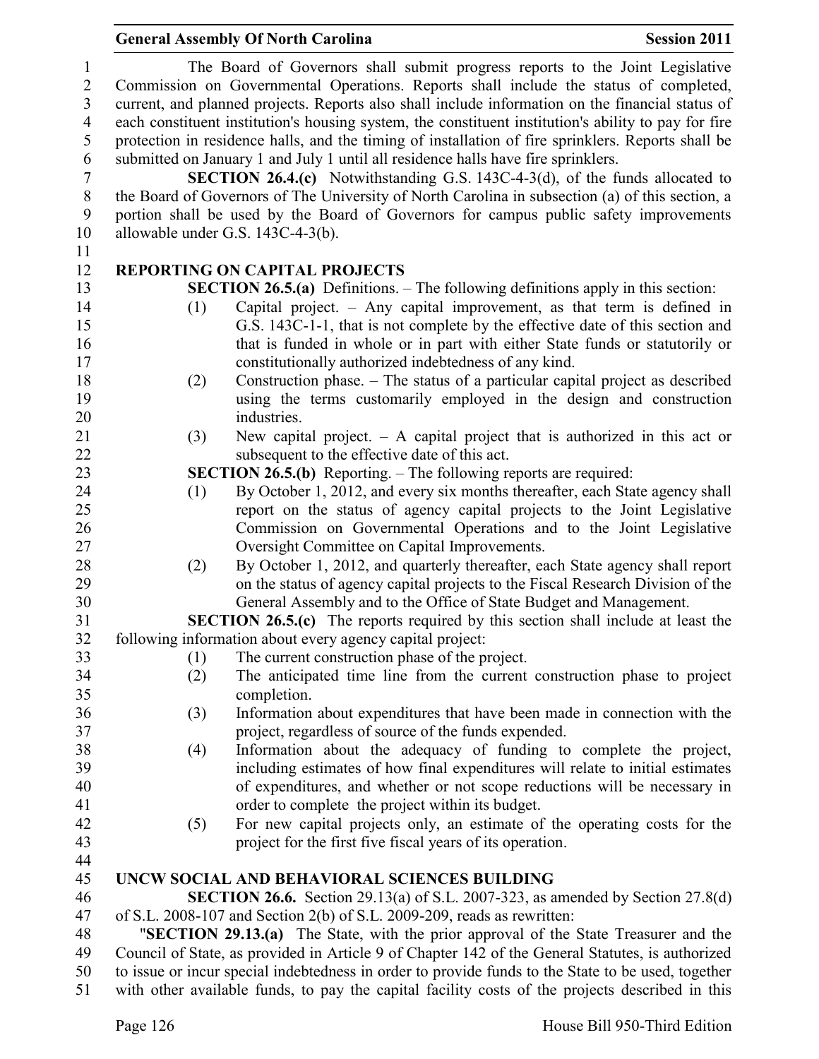The Board of Governors shall submit progress reports to the Joint Legislative Commission on Governmental Operations. Reports shall include the status of completed, current, and planned projects. Reports also shall include information on the financial status of each constituent institution's housing system, the constituent institution's ability to pay for fire protection in residence halls, and the timing of installation of fire sprinklers. Reports shall be submitted on January 1 and July 1 until all residence halls have fire sprinklers.

**SECTION 26.4.(c)** Notwithstanding G.S. 143C-4-3(d), of the funds allocated to the Board of Governors of The University of North Carolina in subsection (a) of this section, a portion shall be used by the Board of Governors for campus public safety improvements allowable under G.S. 143C-4-3(b).

## REPORTING ON CAPITAL PROJECTS

**SECTION 26.5.(a)** Definitions. – The following definitions apply in this section:

(1) Capital project. – Any capital improvement, as that term is defined in G.S. 143C-1-1, that is not complete by the effective date of this section and that is funded in whole or in part with either State funds or statutorily or constitutionally authorized indebtedness of any kind.

(2) Construction phase. – The status of a particular capital project as described using the terms customarily employed in the design and construction industries.

(3) New capital project. – A capital project that is authorized in this act or subsequent to the effective date of this act.

**SECTION 26.5.(b)** Reporting. – The following reports are required:

(1) By October 1, 2012, and every six months thereafter, each State agency shall report on the status of agency capital projects to the Joint Legislative Commission on Governmental Operations and to the Joint Legislative Oversight Committee on Capital Improvements.

(2) By October 1, 2012, and quarterly thereafter, each State agency shall report on the status of agency capital projects to the Fiscal Research Division of the General Assembly and to the Office of State Budget and Management.

**SECTION 26.5.(c)** The reports required by this section shall include at least the following information about every agency capital project:

(1) The current construction phase of the project.

(2) The anticipated time line from the current construction phase to project completion.

(3) Information about expenditures that have been made in connection with the project, regardless of source of the funds expended.

(4) Information about the adequacy of funding to complete the project, including estimates of how final expenditures will relate to initial estimates of expenditures, and whether or not scope reductions will be necessary in order to complete the project within its budget.

(5) For new capital projects only, an estimate of the operating costs for the project for the first five fiscal years of its operation.

## UNCW SOCIAL AND BEHAVIORAL SCIENCES BUILDING

**SECTION 26.6.** Section 29.13(a) of S.L. 2007-323, as amended by Section 27.8(d) of S.L. 2008-107 and Section 2(b) of S.L. 2009-209, reads as rewritten:

"**SECTION 29.13.(a)** The State, with the prior approval of the State Treasurer and the Council of State, as provided in Article 9 of Chapter 142 of the General Statutes, is authorized to issue or incur special indebtedness in order to provide funds to the State to be used, together with other available funds, to pay the capital facility costs of the projects described in this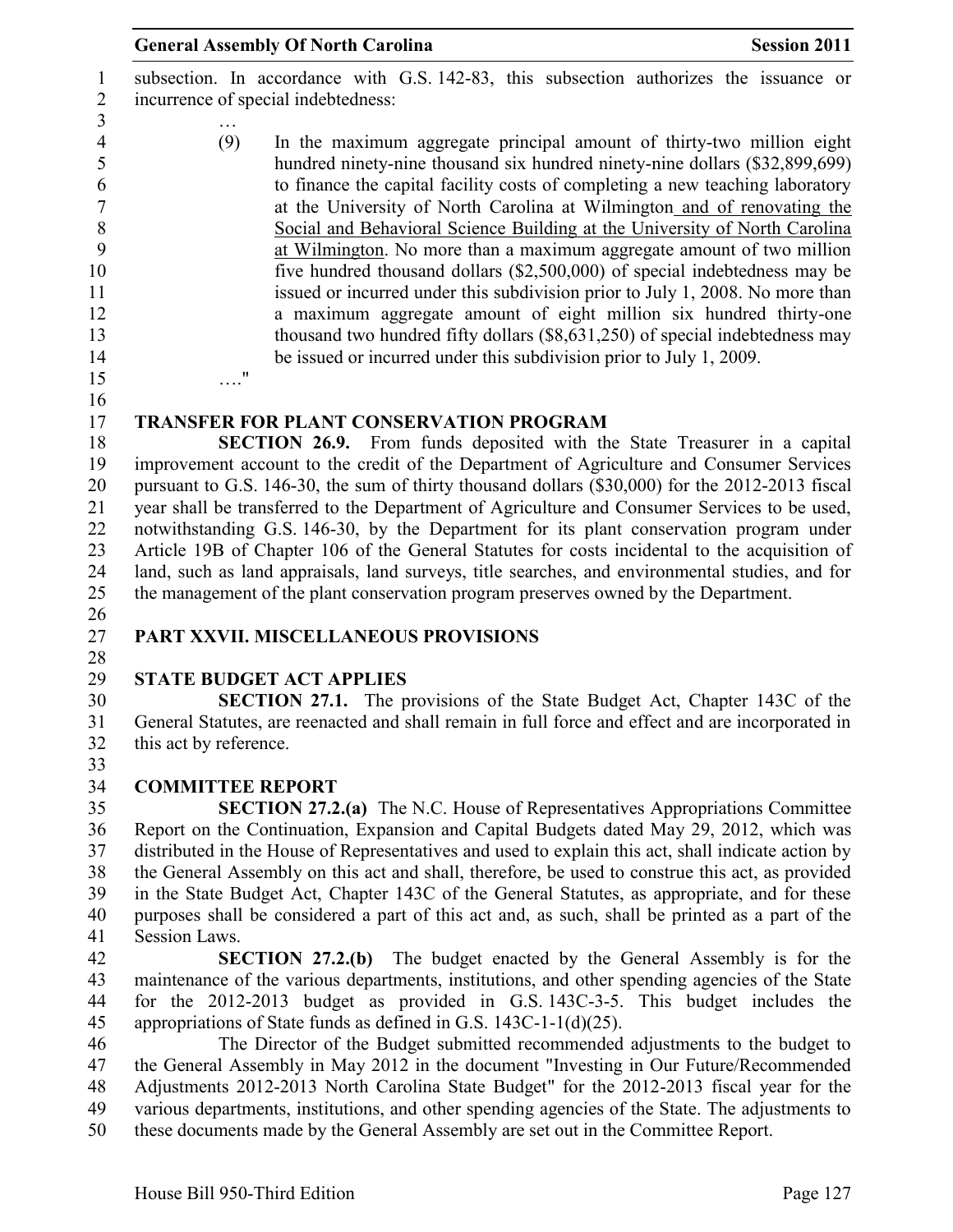subsection. In accordance with G.S. 142-83, this subsection authorizes the issuance or incurrence of special indebtedness:

…

(9) In the maximum aggregate principal amount of thirty-two million eight hundred ninety-nine thousand six hundred ninety-nine dollars ($32,899,699) to finance the capital facility costs of completing a new teaching laboratory at the University of North Carolina at Wilmington and of renovating the Social and Behavioral Science Building at the University of North Carolina at Wilmington. No more than a maximum aggregate amount of two million five hundred thousand dollars ($2,500,000) of special indebtedness may be issued or incurred under this subdivision prior to July 1, 2008. No more than a maximum aggregate amount of eight million six hundred thirty-one thousand two hundred fifty dollars ($8,631,250) of special indebtedness may be issued or incurred under this subdivision prior to July 1, 2009.

…."

**TRANSFER FOR PLANT CONSERVATION PROGRAM**

**SECTION 26.9.** From funds deposited with the State Treasurer in a capital improvement account to the credit of the Department of Agriculture and Consumer Services pursuant to G.S. 146-30, the sum of thirty thousand dollars ($30,000) for the 2012-2013 fiscal year shall be transferred to the Department of Agriculture and Consumer Services to be used, notwithstanding G.S. 146-30, by the Department for its plant conservation program under Article 19B of Chapter 106 of the General Statutes for costs incidental to the acquisition of land, such as land appraisals, land surveys, title searches, and environmental studies, and for the management of the plant conservation program preserves owned by the Department.

## PART XXVII. MISCELLANEOUS PROVISIONS

**STATE BUDGET ACT APPLIES**

**SECTION 27.1.** The provisions of the State Budget Act, Chapter 143C of the General Statutes, are reenacted and shall remain in full force and effect and are incorporated in this act by reference.

**COMMITTEE REPORT**

**SECTION 27.2.(a)** The N.C. House of Representatives Appropriations Committee Report on the Continuation, Expansion and Capital Budgets dated May 29, 2012, which was distributed in the House of Representatives and used to explain this act, shall indicate action by the General Assembly on this act and shall, therefore, be used to construe this act, as provided in the State Budget Act, Chapter 143C of the General Statutes, as appropriate, and for these purposes shall be considered a part of this act and, as such, shall be printed as a part of the Session Laws.

**SECTION 27.2.(b)** The budget enacted by the General Assembly is for the maintenance of the various departments, institutions, and other spending agencies of the State for the 2012-2013 budget as provided in G.S. 143C-3-5. This budget includes the appropriations of State funds as defined in G.S. 143C-1-1(d)(25).

The Director of the Budget submitted recommended adjustments to the budget to the General Assembly in May 2012 in the document "Investing in Our Future/Recommended Adjustments 2012-2013 North Carolina State Budget" for the 2012-2013 fiscal year for the various departments, institutions, and other spending agencies of the State. The adjustments to these documents made by the General Assembly are set out in the Committee Report.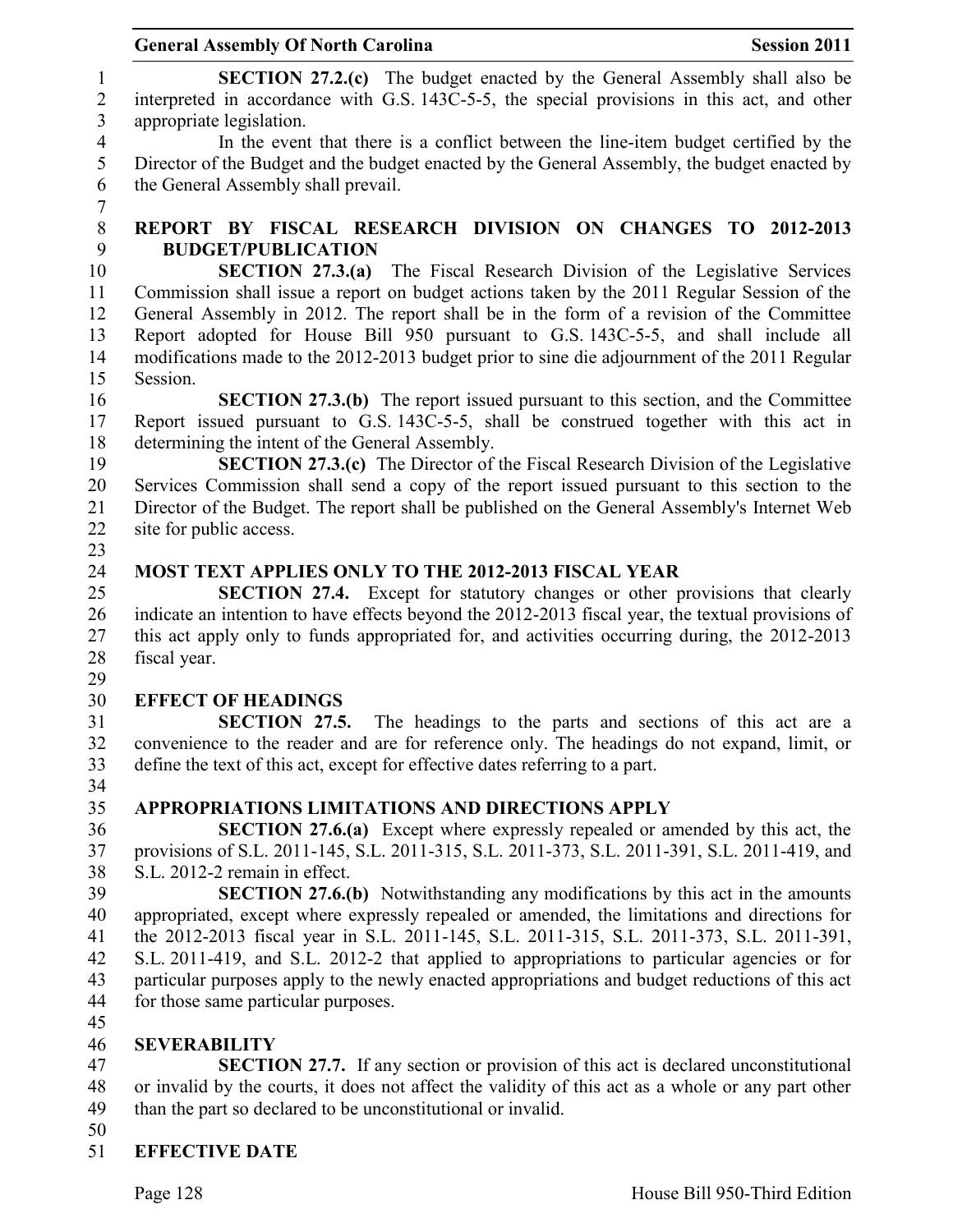**SECTION 27.2.(c)** The budget enacted by the General Assembly shall also be interpreted in accordance with G.S. 143C-5-5, the special provisions in this act, and other appropriate legislation.

In the event that there is a conflict between the line-item budget certified by the Director of the Budget and the budget enacted by the General Assembly, the budget enacted by the General Assembly shall prevail.

## REPORT BY FISCAL RESEARCH DIVISION ON CHANGES TO 2012-2013 BUDGET/PUBLICATION

**SECTION 27.3.(a)** The Fiscal Research Division of the Legislative Services Commission shall issue a report on budget actions taken by the 2011 Regular Session of the General Assembly in 2012. The report shall be in the form of a revision of the Committee Report adopted for House Bill 950 pursuant to G.S. 143C-5-5, and shall include all modifications made to the 2012-2013 budget prior to sine die adjournment of the 2011 Regular Session.

**SECTION 27.3.(b)** The report issued pursuant to this section, and the Committee Report issued pursuant to G.S. 143C-5-5, shall be construed together with this act in determining the intent of the General Assembly.

**SECTION 27.3.(c)** The Director of the Fiscal Research Division of the Legislative Services Commission shall send a copy of the report issued pursuant to this section to the Director of the Budget. The report shall be published on the General Assembly's Internet Web site for public access.

## MOST TEXT APPLIES ONLY TO THE 2012-2013 FISCAL YEAR

**SECTION 27.4.** Except for statutory changes or other provisions that clearly indicate an intention to have effects beyond the 2012-2013 fiscal year, the textual provisions of this act apply only to funds appropriated for, and activities occurring during, the 2012-2013 fiscal year.

## EFFECT OF HEADINGS

**SECTION 27.5.** The headings to the parts and sections of this act are a convenience to the reader and are for reference only. The headings do not expand, limit, or define the text of this act, except for effective dates referring to a part.

## APPROPRIATIONS LIMITATIONS AND DIRECTIONS APPLY

**SECTION 27.6.(a)** Except where expressly repealed or amended by this act, the provisions of S.L. 2011-145, S.L. 2011-315, S.L. 2011-373, S.L. 2011-391, S.L. 2011-419, and S.L. 2012-2 remain in effect.

**SECTION 27.6.(b)** Notwithstanding any modifications by this act in the amounts appropriated, except where expressly repealed or amended, the limitations and directions for the 2012-2013 fiscal year in S.L. 2011-145, S.L. 2011-315, S.L. 2011-373, S.L. 2011-391, S.L. 2011-419, and S.L. 2012-2 that applied to appropriations to particular agencies or for particular purposes apply to the newly enacted appropriations and budget reductions of this act for those same particular purposes.

## SEVERABILITY

**SECTION 27.7.** If any section or provision of this act is declared unconstitutional or invalid by the courts, it does not affect the validity of this act as a whole or any part other than the part so declared to be unconstitutional or invalid.

## EFFECTIVE DATE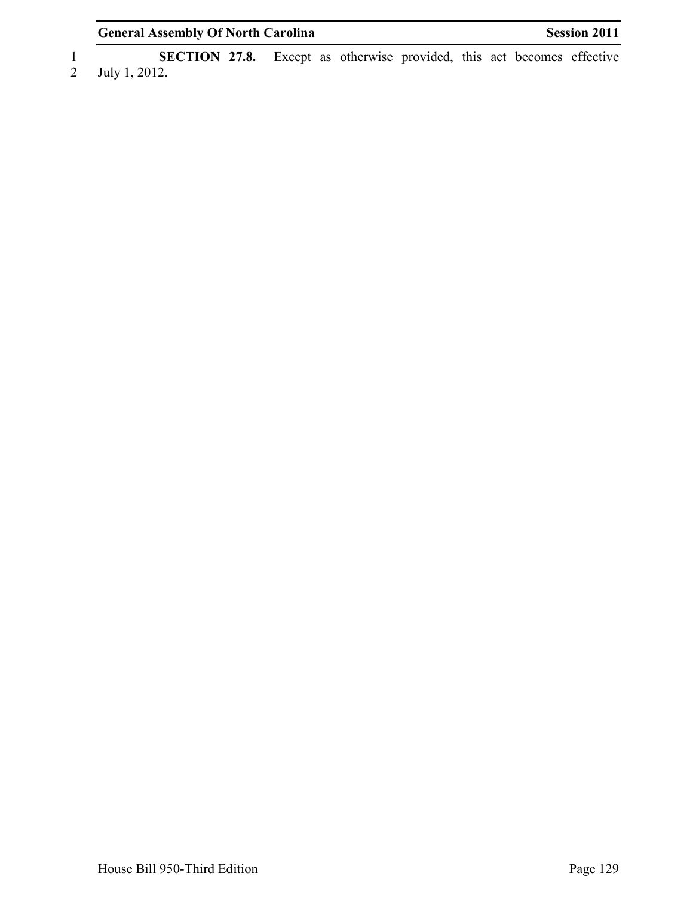**SECTION 27.8.** Except as otherwise provided, this act becomes effective July 1, 2012.